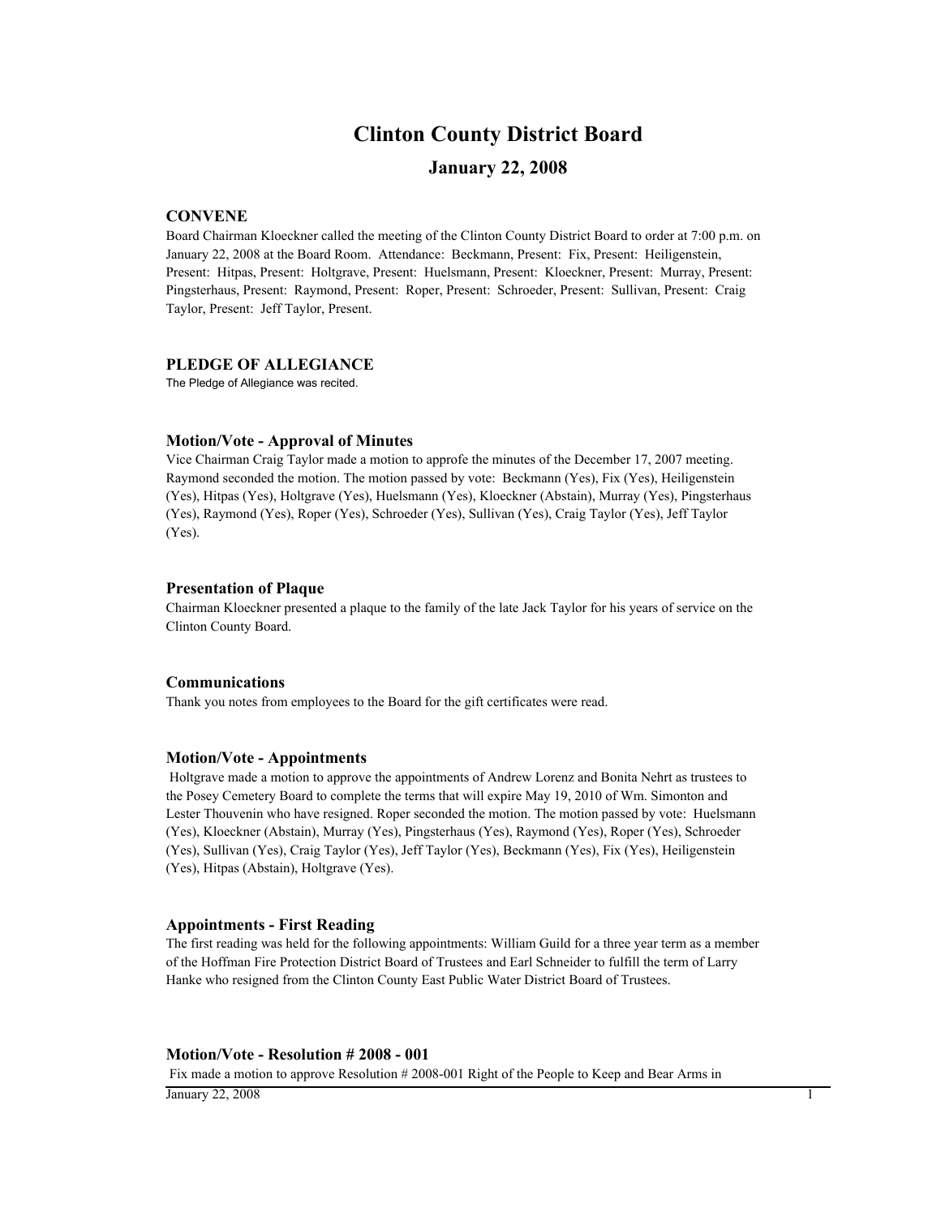# Clinton County District Board

## January 22, 2008

### CONVENE

Board Chairman Kloeckner called the meeting of the Clinton County District Board to order at 7:00 p.m. on January 22, 2008 at the Board Room. Attendance: Beckmann, Present: Fix, Present: Heiligenstein, Present: Hitpas, Present: Holtgrave, Present: Huelsmann, Present: Kloeckner, Present: Murray, Present: Pingsterhaus, Present: Raymond, Present: Roper, Present: Schroeder, Present: Sullivan, Present: Craig Taylor, Present: Jeff Taylor, Present.

### PLEDGE OF ALLEGIANCE

The Pledge of Allegiance was recited.

### Motion/Vote - Approval of Minutes

Vice Chairman Craig Taylor made a motion to approfe the minutes of the December 17, 2007 meeting. Raymond seconded the motion. The motion passed by vote: Beckmann (Yes), Fix (Yes), Heiligenstein (Yes), Hitpas (Yes), Holtgrave (Yes), Huelsmann (Yes), Kloeckner (Abstain), Murray (Yes), Pingsterhaus (Yes), Raymond (Yes), Roper (Yes), Schroeder (Yes), Sullivan (Yes), Craig Taylor (Yes), Jeff Taylor (Yes).

### Presentation of Plaque

Chairman Kloeckner presented a plaque to the family of the late Jack Taylor for his years of service on the Clinton County Board.

### Communications

Thank you notes from employees to the Board for the gift certificates were read.

### Motion/Vote - Appointments

Holtgrave made a motion to approve the appointments of Andrew Lorenz and Bonita Nehrt as trustees to the Posey Cemetery Board to complete the terms that will expire May 19, 2010 of Wm. Simonton and Lester Thouvenin who have resigned. Roper seconded the motion. The motion passed by vote: Huelsmann (Yes), Kloeckner (Abstain), Murray (Yes), Pingsterhaus (Yes), Raymond (Yes), Roper (Yes), Schroeder (Yes), Sullivan (Yes), Craig Taylor (Yes), Jeff Taylor (Yes), Beckmann (Yes), Fix (Yes), Heiligenstein (Yes), Hitpas (Abstain), Holtgrave (Yes).

### Appointments - First Reading

The first reading was held for the following appointments: William Guild for a three year term as a member of the Hoffman Fire Protection District Board of Trustees and Earl Schneider to fulfill the term of Larry Hanke who resigned from the Clinton County East Public Water District Board of Trustees.

### Motion/Vote - Resolution # 2008 - 001

Fix made a motion to approve Resolution # 2008-001 Right of the People to Keep and Bear Arms in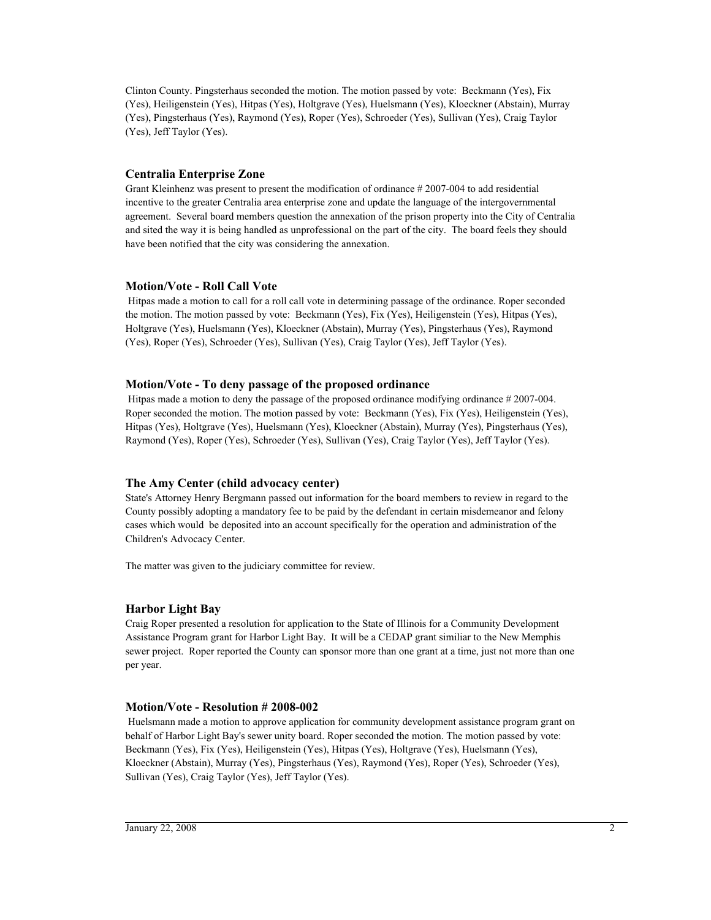Clinton County. Pingsterhaus seconded the motion. The motion passed by vote: Beckmann (Yes), Fix (Yes), Heiligenstein (Yes), Hitpas (Yes), Holtgrave (Yes), Huelsmann (Yes), Kloeckner (Abstain), Murray (Yes), Pingsterhaus (Yes), Raymond (Yes), Roper (Yes), Schroeder (Yes), Sullivan (Yes), Craig Taylor (Yes), Jeff Taylor (Yes).

### Centralia Enterprise Zone

Grant Kleinhenz was present to present the modification of ordinance # 2007-004 to add residential incentive to the greater Centralia area enterprise zone and update the language of the intergovernmental agreement. Several board members question the annexation of the prison property into the City of Centralia and sited the way it is being handled as unprofessional on the part of the city. The board feels they should have been notified that the city was considering the annexation.

### Motion/Vote - Roll Call Vote

Hitpas made a motion to call for a roll call vote in determining passage of the ordinance. Roper seconded the motion. The motion passed by vote: Beckmann (Yes), Fix (Yes), Heiligenstein (Yes), Hitpas (Yes), Holtgrave (Yes), Huelsmann (Yes), Kloeckner (Abstain), Murray (Yes), Pingsterhaus (Yes), Raymond (Yes), Roper (Yes), Schroeder (Yes), Sullivan (Yes), Craig Taylor (Yes), Jeff Taylor (Yes).

### Motion/Vote - To deny passage of the proposed ordinance

Hitpas made a motion to deny the passage of the proposed ordinance modifying ordinance # 2007-004. Roper seconded the motion. The motion passed by vote: Beckmann (Yes), Fix (Yes), Heiligenstein (Yes), Hitpas (Yes), Holtgrave (Yes), Huelsmann (Yes), Kloeckner (Abstain), Murray (Yes), Pingsterhaus (Yes), Raymond (Yes), Roper (Yes), Schroeder (Yes), Sullivan (Yes), Craig Taylor (Yes), Jeff Taylor (Yes).

### The Amy Center (child advocacy center)

State's Attorney Henry Bergmann passed out information for the board members to review in regard to the County possibly adopting a mandatory fee to be paid by the defendant in certain misdemeanor and felony cases which would be deposited into an account specifically for the operation and administration of the Children's Advocacy Center.

The matter was given to the judiciary committee for review.

### Harbor Light Bay

Craig Roper presented a resolution for application to the State of Illinois for a Community Development Assistance Program grant for Harbor Light Bay. It will be a CEDAP grant similiar to the New Memphis sewer project. Roper reported the County can sponsor more than one grant at a time, just not more than one per year.

### Motion/Vote - Resolution # 2008-002

Huelsmann made a motion to approve application for community development assistance program grant on behalf of Harbor Light Bay's sewer unity board. Roper seconded the motion. The motion passed by vote: Beckmann (Yes), Fix (Yes), Heiligenstein (Yes), Hitpas (Yes), Holtgrave (Yes), Huelsmann (Yes), Kloeckner (Abstain), Murray (Yes), Pingsterhaus (Yes), Raymond (Yes), Roper (Yes), Schroeder (Yes), Sullivan (Yes), Craig Taylor (Yes), Jeff Taylor (Yes).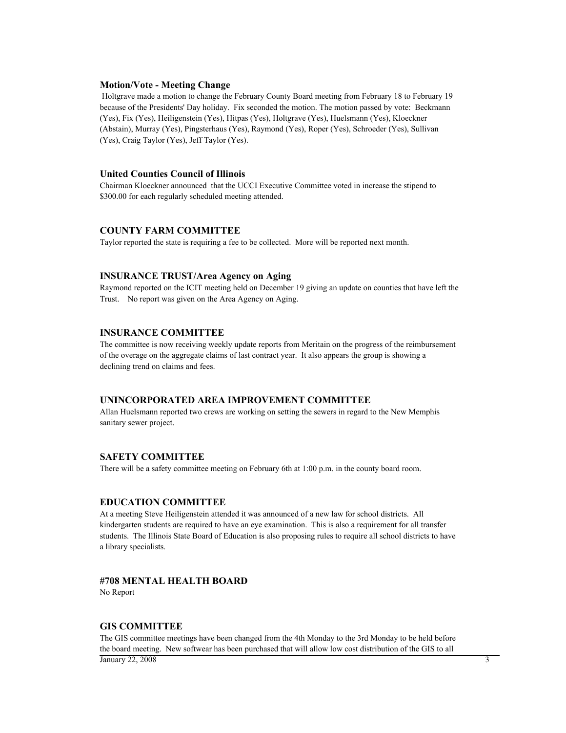### Motion/Vote - Meeting Change

Holtgrave made a motion to change the February County Board meeting from February 18 to February 19 because of the Presidents' Day holiday. Fix seconded the motion. The motion passed by vote: Beckmann (Yes), Fix (Yes), Heiligenstein (Yes), Hitpas (Yes), Holtgrave (Yes), Huelsmann (Yes), Kloeckner (Abstain), Murray (Yes), Pingsterhaus (Yes), Raymond (Yes), Roper (Yes), Schroeder (Yes), Sullivan (Yes), Craig Taylor (Yes), Jeff Taylor (Yes).

### United Counties Council of Illinois

Chairman Kloeckner announced that the UCCI Executive Committee voted in increase the stipend to $300.00 for each regularly scheduled meeting attended.

### COUNTY FARM COMMITTEE

Taylor reported the state is requiring a fee to be collected. More will be reported next month.

### INSURANCE TRUST/Area Agency on Aging

Raymond reported on the ICIT meeting held on December 19 giving an update on counties that have left the Trust. No report was given on the Area Agency on Aging.

### INSURANCE COMMITTEE

The committee is now receiving weekly update reports from Meritain on the progress of the reimbursement of the overage on the aggregate claims of last contract year. It also appears the group is showing a declining trend on claims and fees.

### UNINCORPORATED AREA IMPROVEMENT COMMITTEE

Allan Huelsmann reported two crews are working on setting the sewers in regard to the New Memphis sanitary sewer project.

### SAFETY COMMITTEE

There will be a safety committee meeting on February 6th at 1:00 p.m. in the county board room.

### EDUCATION COMMITTEE

At a meeting Steve Heiligenstein attended it was announced of a new law for school districts. All kindergarten students are required to have an eye examination. This is also a requirement for all transfer students. The Illinois State Board of Education is also proposing rules to require all school districts to have a library specialists.

### #708 MENTAL HEALTH BOARD

No Report

### GIS COMMITTEE

The GIS committee meetings have been changed from the 4th Monday to the 3rd Monday to be held before the board meeting. New softwear has been purchased that will allow low cost distribution of the GIS to all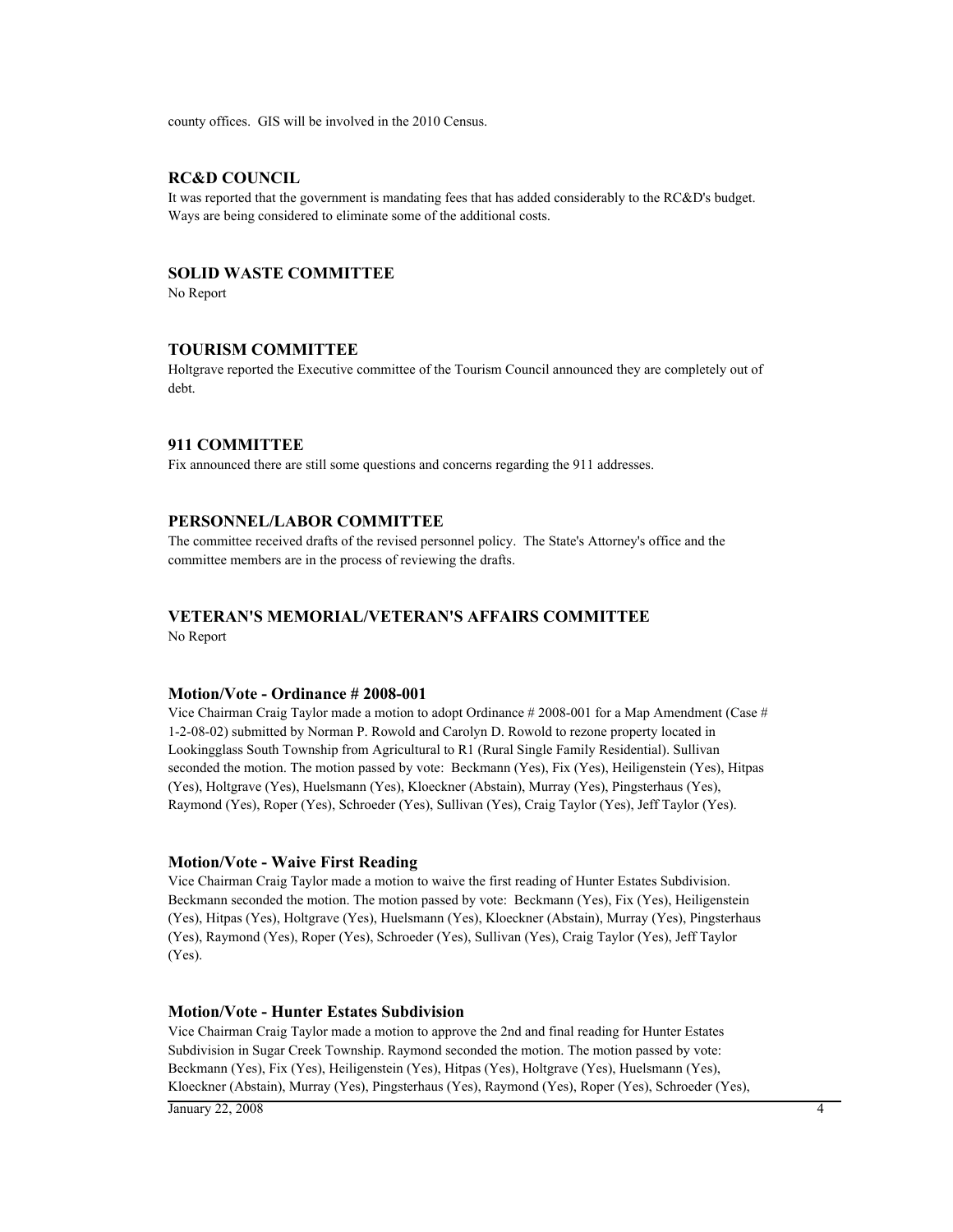county offices. GIS will be involved in the 2010 Census.

### RC&D COUNCIL

It was reported that the government is mandating fees that has added considerably to the RC&D's budget. Ways are being considered to eliminate some of the additional costs.

### SOLID WASTE COMMITTEE

No Report

### TOURISM COMMITTEE

Holtgrave reported the Executive committee of the Tourism Council announced they are completely out of debt.

### 911 COMMITTEE

Fix announced there are still some questions and concerns regarding the 911 addresses.

### PERSONNEL/LABOR COMMITTEE

The committee received drafts of the revised personnel policy. The State's Attorney's office and the committee members are in the process of reviewing the drafts.

### VETERAN'S MEMORIAL/VETERAN'S AFFAIRS COMMITTEE

No Report

#### Motion/Vote - Ordinance # 2008-001

Vice Chairman Craig Taylor made a motion to adopt Ordinance # 2008-001 for a Map Amendment (Case # 1-2-08-02) submitted by Norman P. Rowold and Carolyn D. Rowold to rezone property located in Lookingglass South Township from Agricultural to R1 (Rural Single Family Residential). Sullivan seconded the motion. The motion passed by vote: Beckmann (Yes), Fix (Yes), Heiligenstein (Yes), Hitpas (Yes), Holtgrave (Yes), Huelsmann (Yes), Kloeckner (Abstain), Murray (Yes), Pingsterhaus (Yes), Raymond (Yes), Roper (Yes), Schroeder (Yes), Sullivan (Yes), Craig Taylor (Yes), Jeff Taylor (Yes).

#### Motion/Vote - Waive First Reading

Vice Chairman Craig Taylor made a motion to waive the first reading of Hunter Estates Subdivision. Beckmann seconded the motion. The motion passed by vote: Beckmann (Yes), Fix (Yes), Heiligenstein (Yes), Hitpas (Yes), Holtgrave (Yes), Huelsmann (Yes), Kloeckner (Abstain), Murray (Yes), Pingsterhaus (Yes), Raymond (Yes), Roper (Yes), Schroeder (Yes), Sullivan (Yes), Craig Taylor (Yes), Jeff Taylor (Yes).

#### Motion/Vote - Hunter Estates Subdivision

Vice Chairman Craig Taylor made a motion to approve the 2nd and final reading for Hunter Estates Subdivision in Sugar Creek Township. Raymond seconded the motion. The motion passed by vote: Beckmann (Yes), Fix (Yes), Heiligenstein (Yes), Hitpas (Yes), Holtgrave (Yes), Huelsmann (Yes), Kloeckner (Abstain), Murray (Yes), Pingsterhaus (Yes), Raymond (Yes), Roper (Yes), Schroeder (Yes),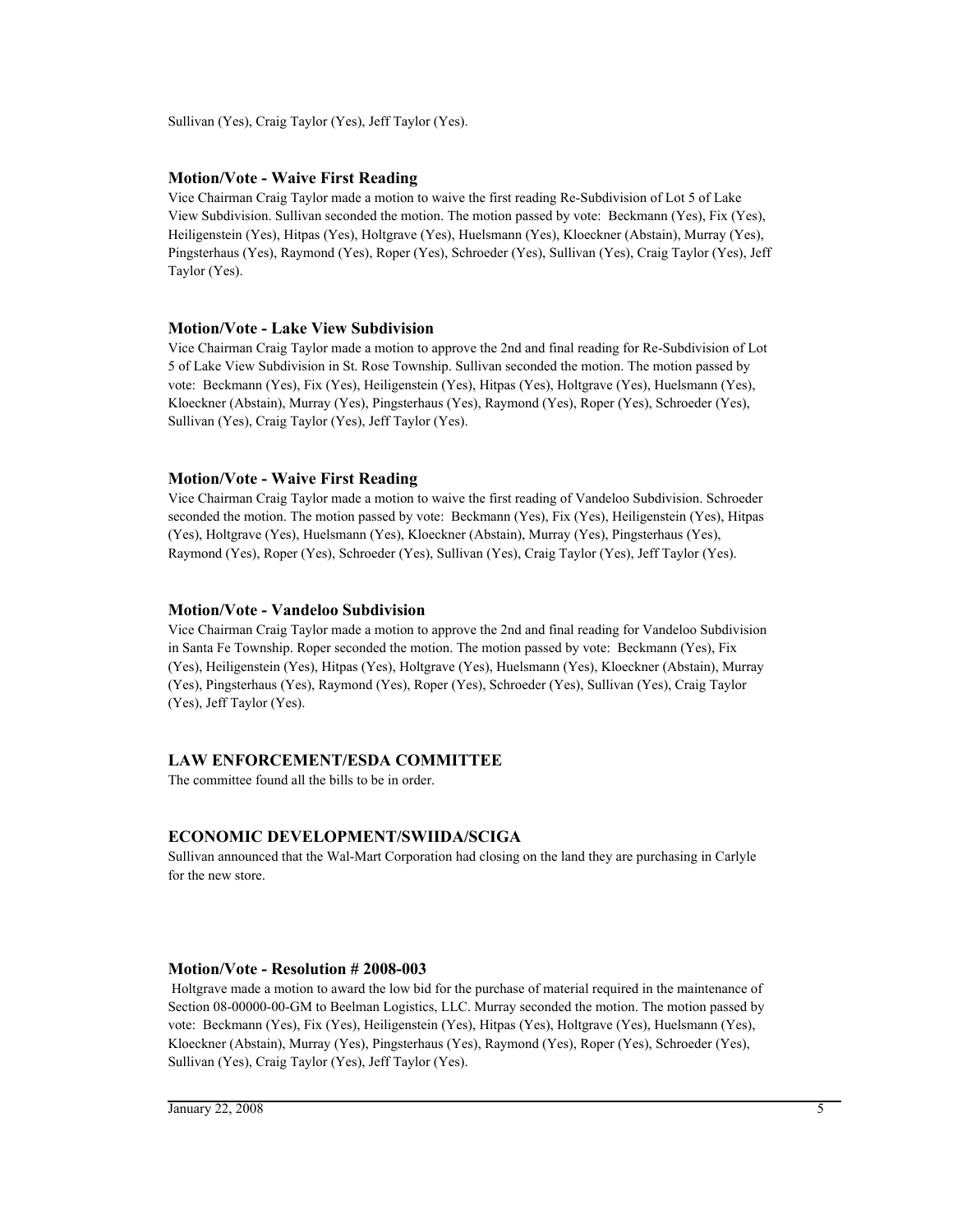Sullivan (Yes), Craig Taylor (Yes), Jeff Taylor (Yes).

### Motion/Vote - Waive First Reading

Vice Chairman Craig Taylor made a motion to waive the first reading Re-Subdivision of Lot 5 of Lake View Subdivision. Sullivan seconded the motion. The motion passed by vote: Beckmann (Yes), Fix (Yes), Heiligenstein (Yes), Hitpas (Yes), Holtgrave (Yes), Huelsmann (Yes), Kloeckner (Abstain), Murray (Yes), Pingsterhaus (Yes), Raymond (Yes), Roper (Yes), Schroeder (Yes), Sullivan (Yes), Craig Taylor (Yes), Jeff Taylor (Yes).

### Motion/Vote - Lake View Subdivision

Vice Chairman Craig Taylor made a motion to approve the 2nd and final reading for Re-Subdivision of Lot 5 of Lake View Subdivision in St. Rose Township. Sullivan seconded the motion. The motion passed by vote: Beckmann (Yes), Fix (Yes), Heiligenstein (Yes), Hitpas (Yes), Holtgrave (Yes), Huelsmann (Yes), Kloeckner (Abstain), Murray (Yes), Pingsterhaus (Yes), Raymond (Yes), Roper (Yes), Schroeder (Yes), Sullivan (Yes), Craig Taylor (Yes), Jeff Taylor (Yes).

### Motion/Vote - Waive First Reading

Vice Chairman Craig Taylor made a motion to waive the first reading of Vandeloo Subdivision. Schroeder seconded the motion. The motion passed by vote: Beckmann (Yes), Fix (Yes), Heiligenstein (Yes), Hitpas (Yes), Holtgrave (Yes), Huelsmann (Yes), Kloeckner (Abstain), Murray (Yes), Pingsterhaus (Yes), Raymond (Yes), Roper (Yes), Schroeder (Yes), Sullivan (Yes), Craig Taylor (Yes), Jeff Taylor (Yes).

### Motion/Vote - Vandeloo Subdivision

Vice Chairman Craig Taylor made a motion to approve the 2nd and final reading for Vandeloo Subdivision in Santa Fe Township. Roper seconded the motion. The motion passed by vote: Beckmann (Yes), Fix (Yes), Heiligenstein (Yes), Hitpas (Yes), Holtgrave (Yes), Huelsmann (Yes), Kloeckner (Abstain), Murray (Yes), Pingsterhaus (Yes), Raymond (Yes), Roper (Yes), Schroeder (Yes), Sullivan (Yes), Craig Taylor (Yes), Jeff Taylor (Yes).

## LAW ENFORCEMENT/ESDA COMMITTEE

The committee found all the bills to be in order.

## ECONOMIC DEVELOPMENT/SWIIDA/SCIGA

Sullivan announced that the Wal-Mart Corporation had closing on the land they are purchasing in Carlyle for the new store.

### Motion/Vote - Resolution # 2008-003

Holtgrave made a motion to award the low bid for the purchase of material required in the maintenance of Section 08-00000-00-GM to Beelman Logistics, LLC. Murray seconded the motion. The motion passed by vote: Beckmann (Yes), Fix (Yes), Heiligenstein (Yes), Hitpas (Yes), Holtgrave (Yes), Huelsmann (Yes), Kloeckner (Abstain), Murray (Yes), Pingsterhaus (Yes), Raymond (Yes), Roper (Yes), Schroeder (Yes), Sullivan (Yes), Craig Taylor (Yes), Jeff Taylor (Yes).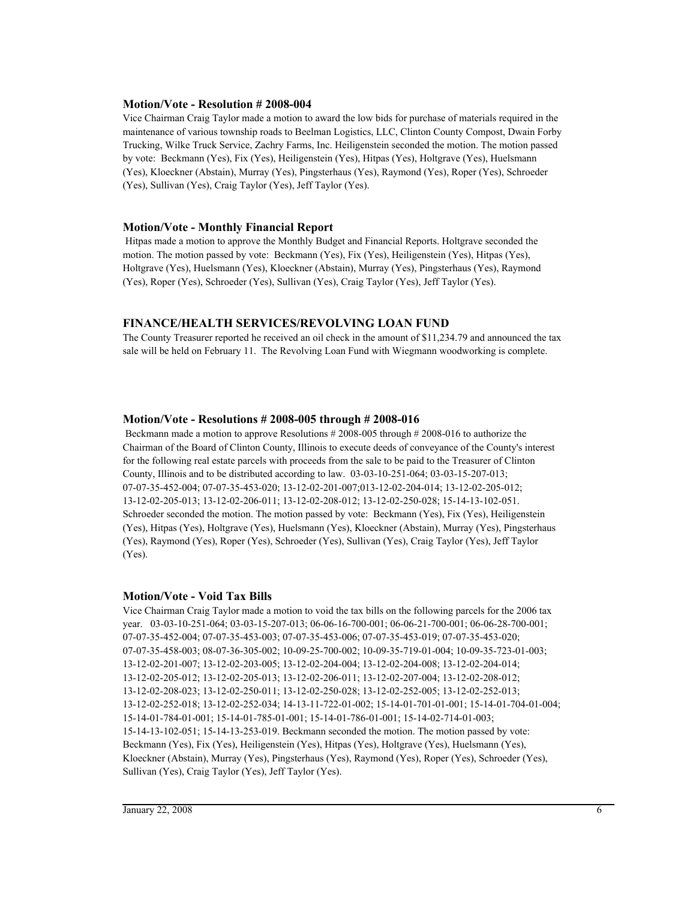### Motion/Vote - Resolution # 2008-004

Vice Chairman Craig Taylor made a motion to award the low bids for purchase of materials required in the maintenance of various township roads to Beelman Logistics, LLC, Clinton County Compost, Dwain Forby Trucking, Wilke Truck Service, Zachry Farms, Inc. Heiligenstein seconded the motion. The motion passed by vote: Beckmann (Yes), Fix (Yes), Heiligenstein (Yes), Hitpas (Yes), Holtgrave (Yes), Huelsmann (Yes), Kloeckner (Abstain), Murray (Yes), Pingsterhaus (Yes), Raymond (Yes), Roper (Yes), Schroeder (Yes), Sullivan (Yes), Craig Taylor (Yes), Jeff Taylor (Yes).

### Motion/Vote - Monthly Financial Report

Hitpas made a motion to approve the Monthly Budget and Financial Reports. Holtgrave seconded the motion. The motion passed by vote: Beckmann (Yes), Fix (Yes), Heiligenstein (Yes), Hitpas (Yes), Holtgrave (Yes), Huelsmann (Yes), Kloeckner (Abstain), Murray (Yes), Pingsterhaus (Yes), Raymond (Yes), Roper (Yes), Schroeder (Yes), Sullivan (Yes), Craig Taylor (Yes), Jeff Taylor (Yes).

### FINANCE/HEALTH SERVICES/REVOLVING LOAN FUND

The County Treasurer reported he received an oil check in the amount of $11,234.79 and announced the tax sale will be held on February 11. The Revolving Loan Fund with Wiegmann woodworking is complete.

### Motion/Vote - Resolutions # 2008-005 through # 2008-016

Beckmann made a motion to approve Resolutions # 2008-005 through # 2008-016 to authorize the Chairman of the Board of Clinton County, Illinois to execute deeds of conveyance of the County's interest for the following real estate parcels with proceeds from the sale to be paid to the Treasurer of Clinton County, Illinois and to be distributed according to law. 03-03-10-251-064; 03-03-15-207-013; 07-07-35-452-004; 07-07-35-453-020; 13-12-02-201-007;013-12-02-204-014; 13-12-02-205-012; 13-12-02-205-013; 13-12-02-206-011; 13-12-02-208-012; 13-12-02-250-028; 15-14-13-102-051. Schroeder seconded the motion. The motion passed by vote: Beckmann (Yes), Fix (Yes), Heiligenstein (Yes), Hitpas (Yes), Holtgrave (Yes), Huelsmann (Yes), Kloeckner (Abstain), Murray (Yes), Pingsterhaus (Yes), Raymond (Yes), Roper (Yes), Schroeder (Yes), Sullivan (Yes), Craig Taylor (Yes), Jeff Taylor (Yes).

### Motion/Vote - Void Tax Bills

Vice Chairman Craig Taylor made a motion to void the tax bills on the following parcels for the 2006 tax year. 03-03-10-251-064; 03-03-15-207-013; 06-06-16-700-001; 06-06-21-700-001; 06-06-28-700-001; 07-07-35-452-004; 07-07-35-453-003; 07-07-35-453-006; 07-07-35-453-019; 07-07-35-453-020; 07-07-35-458-003; 08-07-36-305-002; 10-09-25-700-002; 10-09-35-719-01-004; 10-09-35-723-01-003; 13-12-02-201-007; 13-12-02-203-005; 13-12-02-204-004; 13-12-02-204-008; 13-12-02-204-014; 13-12-02-205-012; 13-12-02-205-013; 13-12-02-206-011; 13-12-02-207-004; 13-12-02-208-012; 13-12-02-208-023; 13-12-02-250-011; 13-12-02-250-028; 13-12-02-252-005; 13-12-02-252-013; 13-12-02-252-018; 13-12-02-252-034; 14-13-11-722-01-002; 15-14-01-701-01-001; 15-14-01-704-01-004; 15-14-01-784-01-001; 15-14-01-785-01-001; 15-14-01-786-01-001; 15-14-02-714-01-003; 15-14-13-102-051; 15-14-13-253-019. Beckmann seconded the motion. The motion passed by vote: Beckmann (Yes), Fix (Yes), Heiligenstein (Yes), Hitpas (Yes), Holtgrave (Yes), Huelsmann (Yes), Kloeckner (Abstain), Murray (Yes), Pingsterhaus (Yes), Raymond (Yes), Roper (Yes), Schroeder (Yes), Sullivan (Yes), Craig Taylor (Yes), Jeff Taylor (Yes).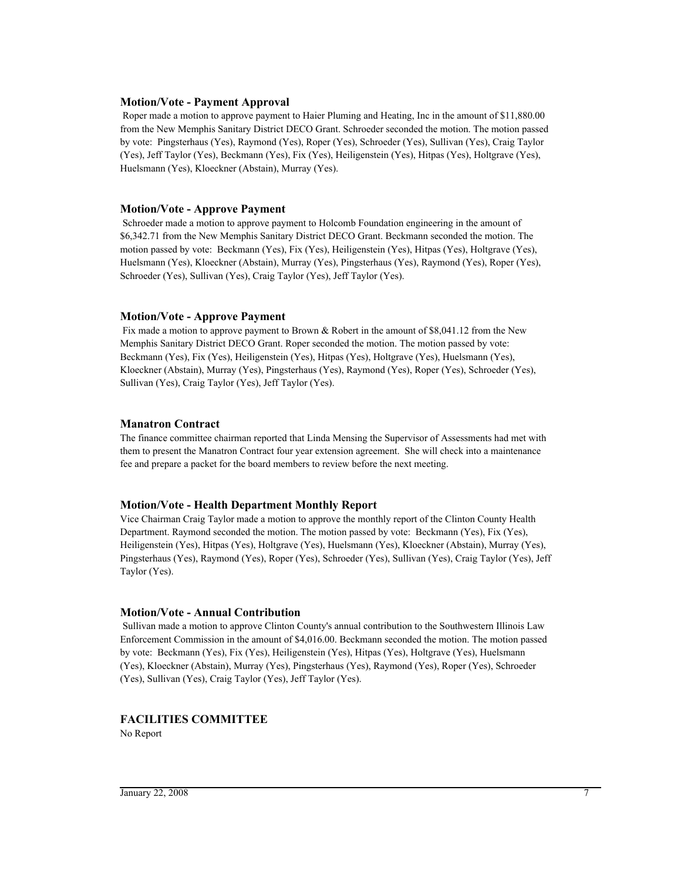### Motion/Vote - Payment Approval

Roper made a motion to approve payment to Haier Pluming and Heating, Inc in the amount of $11,880.00 from the New Memphis Sanitary District DECO Grant. Schroeder seconded the motion. The motion passed by vote: Pingsterhaus (Yes), Raymond (Yes), Roper (Yes), Schroeder (Yes), Sullivan (Yes), Craig Taylor (Yes), Jeff Taylor (Yes), Beckmann (Yes), Fix (Yes), Heiligenstein (Yes), Hitpas (Yes), Holtgrave (Yes), Huelsmann (Yes), Kloeckner (Abstain), Murray (Yes).

### Motion/Vote - Approve Payment

Schroeder made a motion to approve payment to Holcomb Foundation engineering in the amount of $6,342.71 from the New Memphis Sanitary District DECO Grant. Beckmann seconded the motion. The motion passed by vote: Beckmann (Yes), Fix (Yes), Heiligenstein (Yes), Hitpas (Yes), Holtgrave (Yes), Huelsmann (Yes), Kloeckner (Abstain), Murray (Yes), Pingsterhaus (Yes), Raymond (Yes), Roper (Yes), Schroeder (Yes), Sullivan (Yes), Craig Taylor (Yes), Jeff Taylor (Yes).

### Motion/Vote - Approve Payment

Fix made a motion to approve payment to Brown & Robert in the amount of $8,041.12 from the New Memphis Sanitary District DECO Grant. Roper seconded the motion. The motion passed by vote: Beckmann (Yes), Fix (Yes), Heiligenstein (Yes), Hitpas (Yes), Holtgrave (Yes), Huelsmann (Yes), Kloeckner (Abstain), Murray (Yes), Pingsterhaus (Yes), Raymond (Yes), Roper (Yes), Schroeder (Yes), Sullivan (Yes), Craig Taylor (Yes), Jeff Taylor (Yes).

### Manatron Contract

The finance committee chairman reported that Linda Mensing the Supervisor of Assessments had met with them to present the Manatron Contract four year extension agreement. She will check into a maintenance fee and prepare a packet for the board members to review before the next meeting.

### Motion/Vote - Health Department Monthly Report

Vice Chairman Craig Taylor made a motion to approve the monthly report of the Clinton County Health Department. Raymond seconded the motion. The motion passed by vote: Beckmann (Yes), Fix (Yes), Heiligenstein (Yes), Hitpas (Yes), Holtgrave (Yes), Huelsmann (Yes), Kloeckner (Abstain), Murray (Yes), Pingsterhaus (Yes), Raymond (Yes), Roper (Yes), Schroeder (Yes), Sullivan (Yes), Craig Taylor (Yes), Jeff Taylor (Yes).

### Motion/Vote - Annual Contribution

Sullivan made a motion to approve Clinton County's annual contribution to the Southwestern Illinois Law Enforcement Commission in the amount of $4,016.00. Beckmann seconded the motion. The motion passed by vote: Beckmann (Yes), Fix (Yes), Heiligenstein (Yes), Hitpas (Yes), Holtgrave (Yes), Huelsmann (Yes), Kloeckner (Abstain), Murray (Yes), Pingsterhaus (Yes), Raymond (Yes), Roper (Yes), Schroeder (Yes), Sullivan (Yes), Craig Taylor (Yes), Jeff Taylor (Yes).

## FACILITIES COMMITTEE

No Report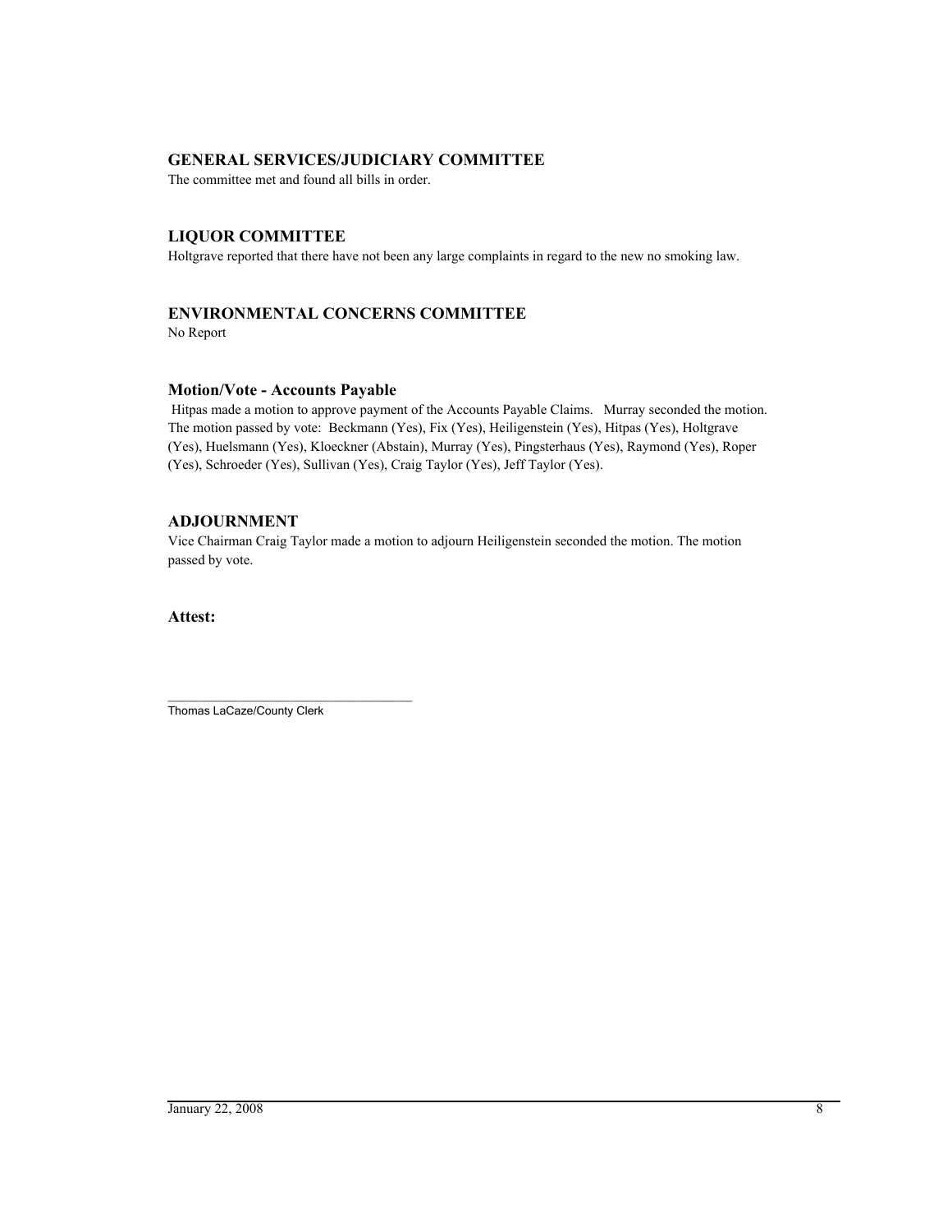## GENERAL SERVICES/JUDICIARY COMMITTEE

The committee met and found all bills in order.

## LIQUOR COMMITTEE

Holtgrave reported that there have not been any large complaints in regard to the new no smoking law.

## ENVIRONMENTAL CONCERNS COMMITTEE

No Report

### Motion/Vote - Accounts Payable

Hitpas made a motion to approve payment of the Accounts Payable Claims. Murray seconded the motion. The motion passed by vote: Beckmann (Yes), Fix (Yes), Heiligenstein (Yes), Hitpas (Yes), Holtgrave (Yes), Huelsmann (Yes), Kloeckner (Abstain), Murray (Yes), Pingsterhaus (Yes), Raymond (Yes), Roper (Yes), Schroeder (Yes), Sullivan (Yes), Craig Taylor (Yes), Jeff Taylor (Yes).

## ADJOURNMENT

Vice Chairman Craig Taylor made a motion to adjourn Heiligenstein seconded the motion. The motion passed by vote.

**Attest:**

_______________________________

Thomas LaCaze/County Clerk

January 22, 2008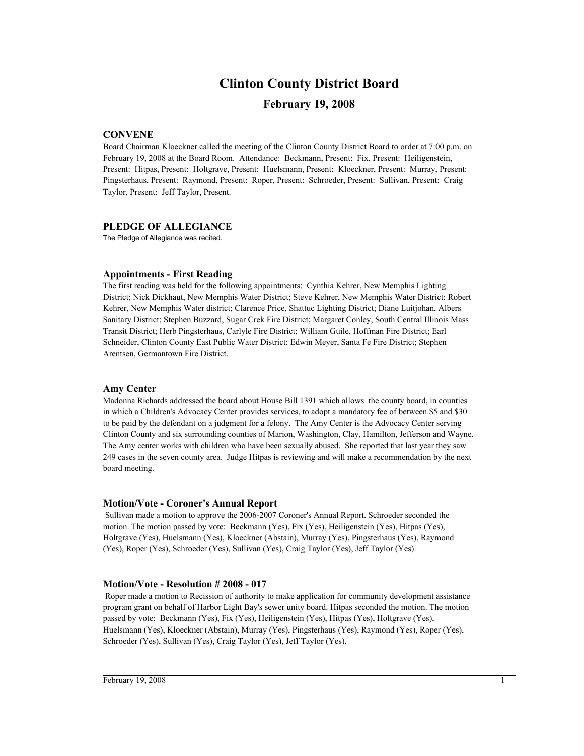# Clinton County District Board

## February 19, 2008

### CONVENE

Board Chairman Kloeckner called the meeting of the Clinton County District Board to order at 7:00 p.m. on February 19, 2008 at the Board Room. Attendance: Beckmann, Present: Fix, Present: Heiligenstein, Present: Hitpas, Present: Holtgrave, Present: Huelsmann, Present: Kloeckner, Present: Murray, Present: Pingsterhaus, Present: Raymond, Present: Roper, Present: Schroeder, Present: Sullivan, Present: Craig Taylor, Present: Jeff Taylor, Present.

### PLEDGE OF ALLEGIANCE

The Pledge of Allegiance was recited.

### Appointments - First Reading

The first reading was held for the following appointments: Cynthia Kehrer, New Memphis Lighting District; Nick Dickhaut, New Memphis Water District; Steve Kehrer, New Memphis Water District; Robert Kehrer, New Memphis Water district; Clarence Price, Shattuc Lighting District; Diane Luitjohan, Albers Sanitary District; Stephen Buzzard, Sugar Crek Fire District; Margaret Conley, South Central Illinois Mass Transit District; Herb Pingsterhaus, Carlyle Fire District; William Guile, Hoffman Fire District; Earl Schneider, Clinton County East Public Water District; Edwin Meyer, Santa Fe Fire District; Stephen Arentsen, Germantown Fire District.

### Amy Center

Madonna Richards addressed the board about House Bill 1391 which allows the county board, in counties in which a Children's Advocacy Center provides services, to adopt a mandatory fee of between $5 and $30 to be paid by the defendant on a judgment for a felony. The Amy Center is the Advocacy Center serving Clinton County and six surrounding counties of Marion, Washington, Clay, Hamilton, Jefferson and Wayne. The Amy center works with children who have been sexually abused. She reported that last year they saw 249 cases in the seven county area. Judge Hitpas is reviewing and will make a recommendation by the next board meeting.

### Motion/Vote - Coroner's Annual Report

Sullivan made a motion to approve the 2006-2007 Coroner's Annual Report. Schroeder seconded the motion. The motion passed by vote: Beckmann (Yes), Fix (Yes), Heiligenstein (Yes), Hitpas (Yes), Holtgrave (Yes), Huelsmann (Yes), Kloeckner (Abstain), Murray (Yes), Pingsterhaus (Yes), Raymond (Yes), Roper (Yes), Schroeder (Yes), Sullivan (Yes), Craig Taylor (Yes), Jeff Taylor (Yes).

### Motion/Vote - Resolution # 2008 - 017

Roper made a motion to Recission of authority to make application for community development assistance program grant on behalf of Harbor Light Bay's sewer unity board. Hitpas seconded the motion. The motion passed by vote: Beckmann (Yes), Fix (Yes), Heiligenstein (Yes), Hitpas (Yes), Holtgrave (Yes), Huelsmann (Yes), Kloeckner (Abstain), Murray (Yes), Pingsterhaus (Yes), Raymond (Yes), Roper (Yes), Schroeder (Yes), Sullivan (Yes), Craig Taylor (Yes), Jeff Taylor (Yes).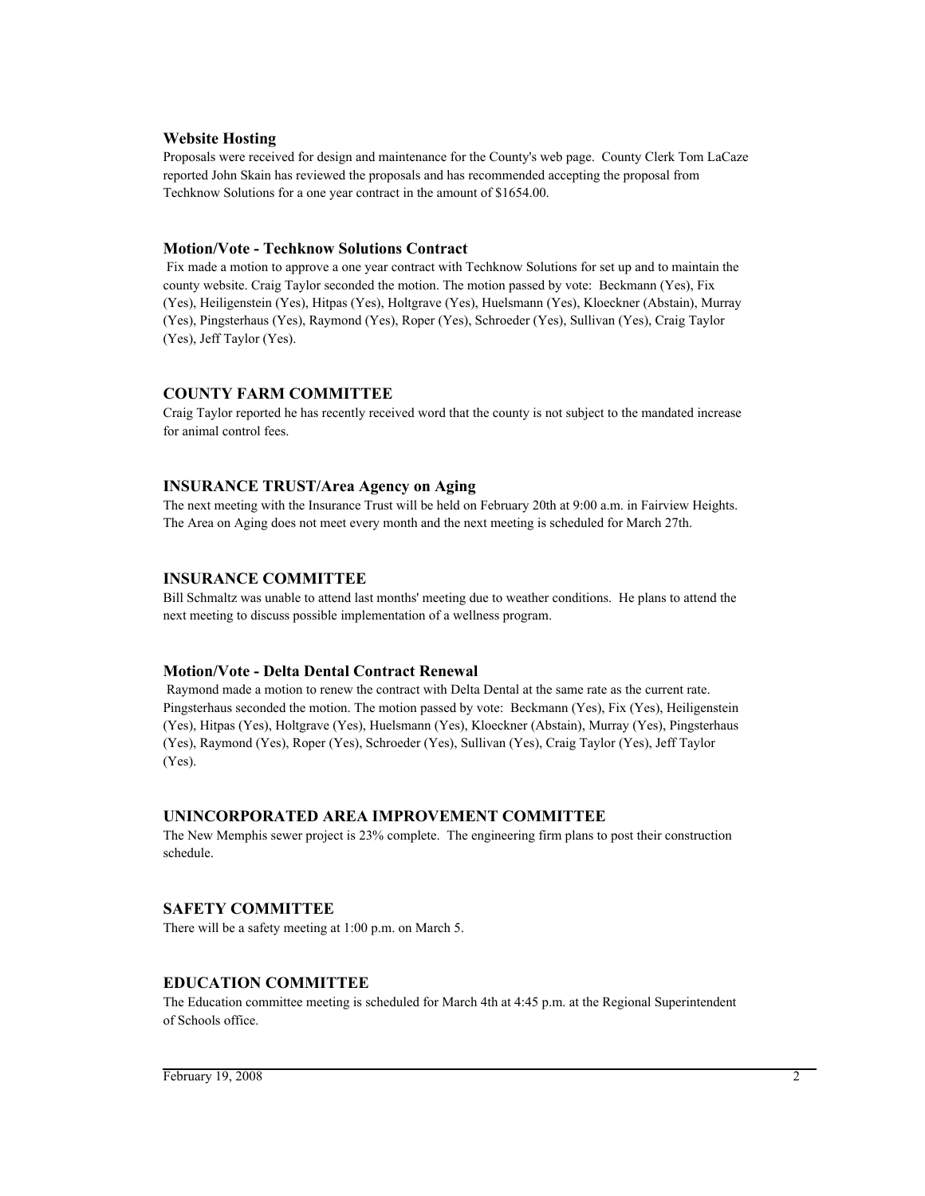### Website Hosting

Proposals were received for design and maintenance for the County's web page. County Clerk Tom LaCaze reported John Skain has reviewed the proposals and has recommended accepting the proposal from Techknow Solutions for a one year contract in the amount of $1654.00.

### Motion/Vote - Techknow Solutions Contract

Fix made a motion to approve a one year contract with Techknow Solutions for set up and to maintain the county website. Craig Taylor seconded the motion. The motion passed by vote: Beckmann (Yes), Fix (Yes), Heiligenstein (Yes), Hitpas (Yes), Holtgrave (Yes), Huelsmann (Yes), Kloeckner (Abstain), Murray (Yes), Pingsterhaus (Yes), Raymond (Yes), Roper (Yes), Schroeder (Yes), Sullivan (Yes), Craig Taylor (Yes), Jeff Taylor (Yes).

### COUNTY FARM COMMITTEE

Craig Taylor reported he has recently received word that the county is not subject to the mandated increase for animal control fees.

### INSURANCE TRUST/Area Agency on Aging

The next meeting with the Insurance Trust will be held on February 20th at 9:00 a.m. in Fairview Heights. The Area on Aging does not meet every month and the next meeting is scheduled for March 27th.

### INSURANCE COMMITTEE

Bill Schmaltz was unable to attend last months' meeting due to weather conditions. He plans to attend the next meeting to discuss possible implementation of a wellness program.

### Motion/Vote - Delta Dental Contract Renewal

Raymond made a motion to renew the contract with Delta Dental at the same rate as the current rate. Pingsterhaus seconded the motion. The motion passed by vote: Beckmann (Yes), Fix (Yes), Heiligenstein (Yes), Hitpas (Yes), Holtgrave (Yes), Huelsmann (Yes), Kloeckner (Abstain), Murray (Yes), Pingsterhaus (Yes), Raymond (Yes), Roper (Yes), Schroeder (Yes), Sullivan (Yes), Craig Taylor (Yes), Jeff Taylor (Yes).

### UNINCORPORATED AREA IMPROVEMENT COMMITTEE

The New Memphis sewer project is 23% complete. The engineering firm plans to post their construction schedule.

### SAFETY COMMITTEE

There will be a safety meeting at 1:00 p.m. on March 5.

### EDUCATION COMMITTEE

The Education committee meeting is scheduled for March 4th at 4:45 p.m. at the Regional Superintendent of Schools office.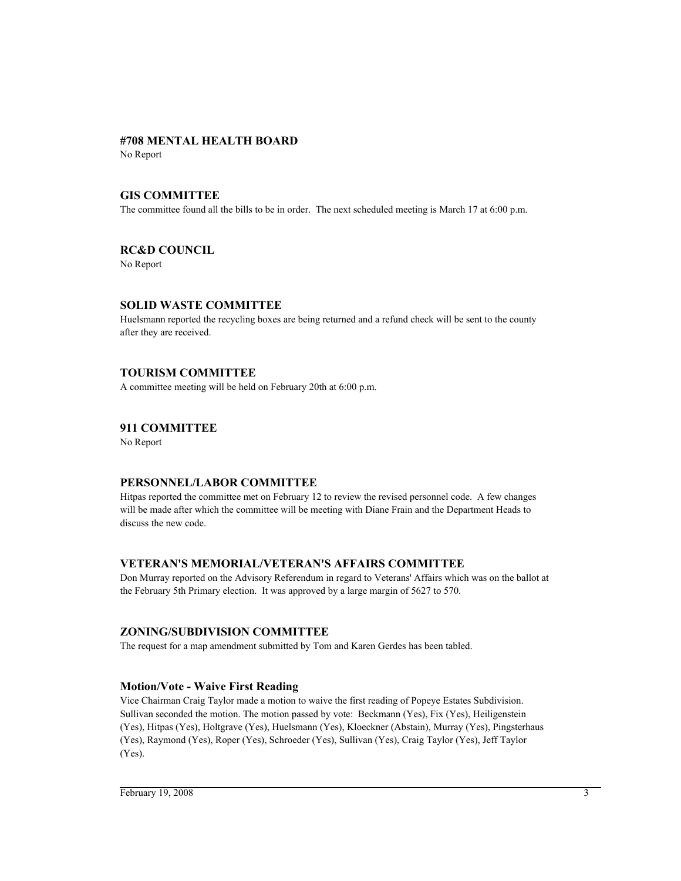### #708 MENTAL HEALTH BOARD

No Report

### GIS COMMITTEE

The committee found all the bills to be in order. The next scheduled meeting is March 17 at 6:00 p.m.

### RC&D COUNCIL

No Report

### SOLID WASTE COMMITTEE

Huelsmann reported the recycling boxes are being returned and a refund check will be sent to the county after they are received.

### TOURISM COMMITTEE

A committee meeting will be held on February 20th at 6:00 p.m.

### 911 COMMITTEE

No Report

### PERSONNEL/LABOR COMMITTEE

Hitpas reported the committee met on February 12 to review the revised personnel code. A few changes will be made after which the committee will be meeting with Diane Frain and the Department Heads to discuss the new code.

### VETERAN'S MEMORIAL/VETERAN'S AFFAIRS COMMITTEE

Don Murray reported on the Advisory Referendum in regard to Veterans' Affairs which was on the ballot at the February 5th Primary election. It was approved by a large margin of 5627 to 570.

### ZONING/SUBDIVISION COMMITTEE

The request for a map amendment submitted by Tom and Karen Gerdes has been tabled.

#### Motion/Vote - Waive First Reading

Vice Chairman Craig Taylor made a motion to waive the first reading of Popeye Estates Subdivision. Sullivan seconded the motion. The motion passed by vote: Beckmann (Yes), Fix (Yes), Heiligenstein (Yes), Hitpas (Yes), Holtgrave (Yes), Huelsmann (Yes), Kloeckner (Abstain), Murray (Yes), Pingsterhaus (Yes), Raymond (Yes), Roper (Yes), Schroeder (Yes), Sullivan (Yes), Craig Taylor (Yes), Jeff Taylor (Yes).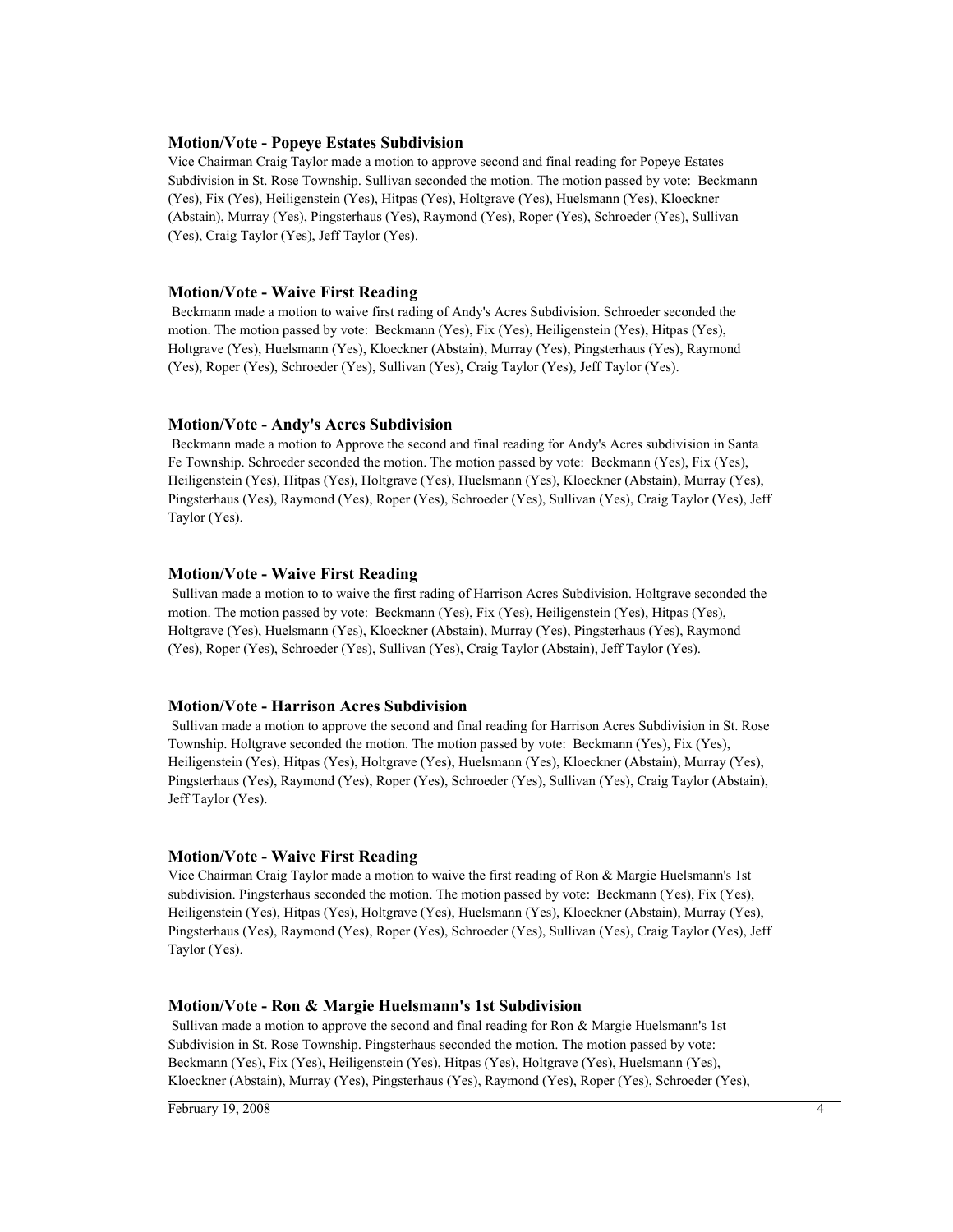#### Motion/Vote - Popeye Estates Subdivision

Vice Chairman Craig Taylor made a motion to approve second and final reading for Popeye Estates Subdivision in St. Rose Township. Sullivan seconded the motion. The motion passed by vote: Beckmann (Yes), Fix (Yes), Heiligenstein (Yes), Hitpas (Yes), Holtgrave (Yes), Huelsmann (Yes), Kloeckner (Abstain), Murray (Yes), Pingsterhaus (Yes), Raymond (Yes), Roper (Yes), Schroeder (Yes), Sullivan (Yes), Craig Taylor (Yes), Jeff Taylor (Yes).

#### Motion/Vote - Waive First Reading

Beckmann made a motion to waive first rading of Andy's Acres Subdivision. Schroeder seconded the motion. The motion passed by vote: Beckmann (Yes), Fix (Yes), Heiligenstein (Yes), Hitpas (Yes), Holtgrave (Yes), Huelsmann (Yes), Kloeckner (Abstain), Murray (Yes), Pingsterhaus (Yes), Raymond (Yes), Roper (Yes), Schroeder (Yes), Sullivan (Yes), Craig Taylor (Yes), Jeff Taylor (Yes).

#### Motion/Vote - Andy's Acres Subdivision

Beckmann made a motion to Approve the second and final reading for Andy's Acres subdivision in Santa Fe Township. Schroeder seconded the motion. The motion passed by vote: Beckmann (Yes), Fix (Yes), Heiligenstein (Yes), Hitpas (Yes), Holtgrave (Yes), Huelsmann (Yes), Kloeckner (Abstain), Murray (Yes), Pingsterhaus (Yes), Raymond (Yes), Roper (Yes), Schroeder (Yes), Sullivan (Yes), Craig Taylor (Yes), Jeff Taylor (Yes).

#### Motion/Vote - Waive First Reading

Sullivan made a motion to to waive the first rading of Harrison Acres Subdivision. Holtgrave seconded the motion. The motion passed by vote: Beckmann (Yes), Fix (Yes), Heiligenstein (Yes), Hitpas (Yes), Holtgrave (Yes), Huelsmann (Yes), Kloeckner (Abstain), Murray (Yes), Pingsterhaus (Yes), Raymond (Yes), Roper (Yes), Schroeder (Yes), Sullivan (Yes), Craig Taylor (Abstain), Jeff Taylor (Yes).

#### Motion/Vote - Harrison Acres Subdivision

Sullivan made a motion to approve the second and final reading for Harrison Acres Subdivision in St. Rose Township. Holtgrave seconded the motion. The motion passed by vote: Beckmann (Yes), Fix (Yes), Heiligenstein (Yes), Hitpas (Yes), Holtgrave (Yes), Huelsmann (Yes), Kloeckner (Abstain), Murray (Yes), Pingsterhaus (Yes), Raymond (Yes), Roper (Yes), Schroeder (Yes), Sullivan (Yes), Craig Taylor (Abstain), Jeff Taylor (Yes).

#### Motion/Vote - Waive First Reading

Vice Chairman Craig Taylor made a motion to waive the first reading of Ron & Margie Huelsmann's 1st subdivision. Pingsterhaus seconded the motion. The motion passed by vote: Beckmann (Yes), Fix (Yes), Heiligenstein (Yes), Hitpas (Yes), Holtgrave (Yes), Huelsmann (Yes), Kloeckner (Abstain), Murray (Yes), Pingsterhaus (Yes), Raymond (Yes), Roper (Yes), Schroeder (Yes), Sullivan (Yes), Craig Taylor (Yes), Jeff Taylor (Yes).

#### Motion/Vote - Ron & Margie Huelsmann's 1st Subdivision

Sullivan made a motion to approve the second and final reading for Ron & Margie Huelsmann's 1st Subdivision in St. Rose Township. Pingsterhaus seconded the motion. The motion passed by vote: Beckmann (Yes), Fix (Yes), Heiligenstein (Yes), Hitpas (Yes), Holtgrave (Yes), Huelsmann (Yes), Kloeckner (Abstain), Murray (Yes), Pingsterhaus (Yes), Raymond (Yes), Roper (Yes), Schroeder (Yes),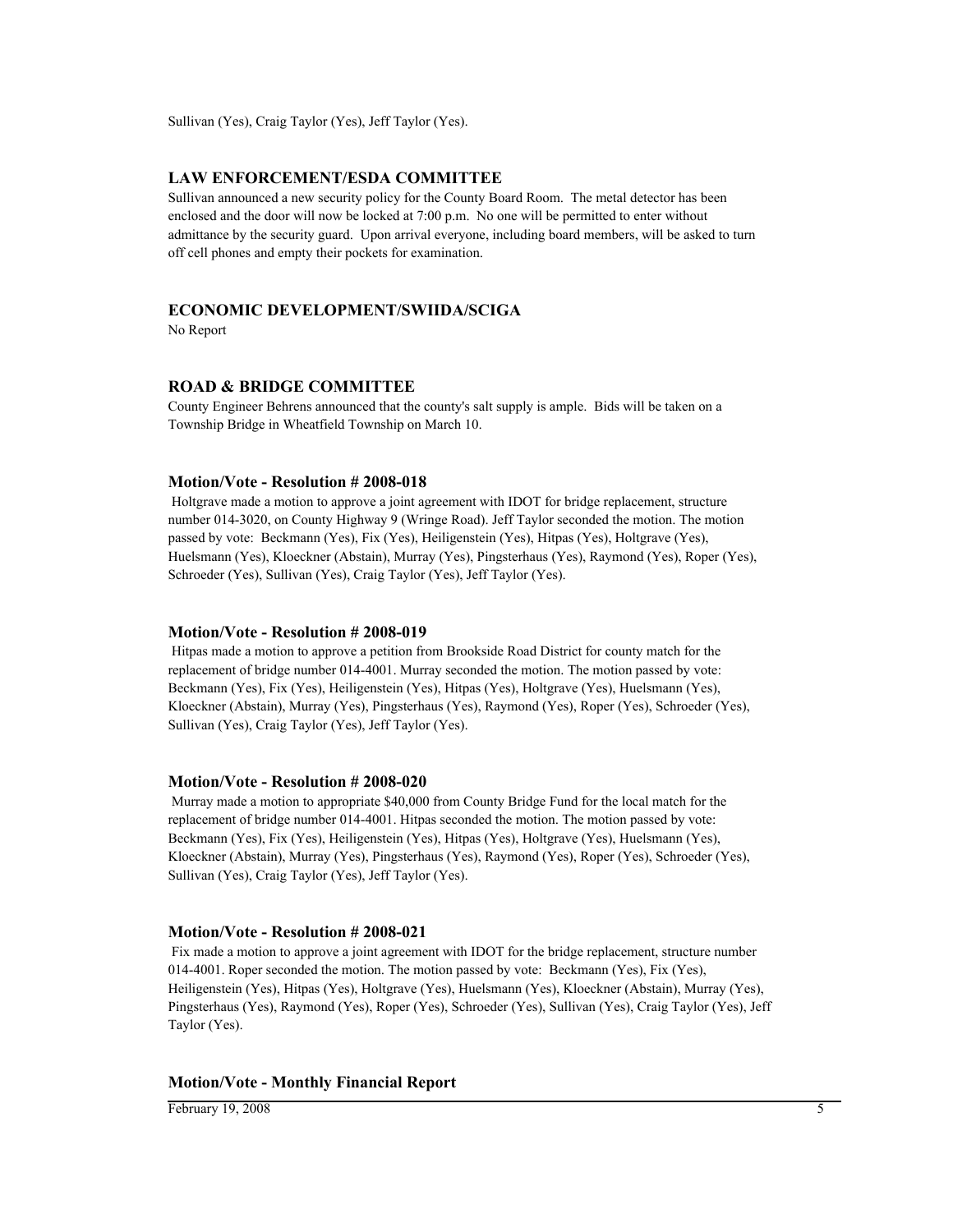Sullivan (Yes), Craig Taylor (Yes), Jeff Taylor (Yes).

### LAW ENFORCEMENT/ESDA COMMITTEE

Sullivan announced a new security policy for the County Board Room. The metal detector has been enclosed and the door will now be locked at 7:00 p.m. No one will be permitted to enter without admittance by the security guard. Upon arrival everyone, including board members, will be asked to turn off cell phones and empty their pockets for examination.

### ECONOMIC DEVELOPMENT/SWIIDA/SCIGA

No Report

### ROAD & BRIDGE COMMITTEE

County Engineer Behrens announced that the county's salt supply is ample. Bids will be taken on a Township Bridge in Wheatfield Township on March 10.

### Motion/Vote - Resolution # 2008-018

Holtgrave made a motion to approve a joint agreement with IDOT for bridge replacement, structure number 014-3020, on County Highway 9 (Wringe Road). Jeff Taylor seconded the motion. The motion passed by vote: Beckmann (Yes), Fix (Yes), Heiligenstein (Yes), Hitpas (Yes), Holtgrave (Yes), Huelsmann (Yes), Kloeckner (Abstain), Murray (Yes), Pingsterhaus (Yes), Raymond (Yes), Roper (Yes), Schroeder (Yes), Sullivan (Yes), Craig Taylor (Yes), Jeff Taylor (Yes).

### Motion/Vote - Resolution # 2008-019

Hitpas made a motion to approve a petition from Brookside Road District for county match for the replacement of bridge number 014-4001. Murray seconded the motion. The motion passed by vote: Beckmann (Yes), Fix (Yes), Heiligenstein (Yes), Hitpas (Yes), Holtgrave (Yes), Huelsmann (Yes), Kloeckner (Abstain), Murray (Yes), Pingsterhaus (Yes), Raymond (Yes), Roper (Yes), Schroeder (Yes), Sullivan (Yes), Craig Taylor (Yes), Jeff Taylor (Yes).

### Motion/Vote - Resolution # 2008-020

Murray made a motion to appropriate $40,000 from County Bridge Fund for the local match for the replacement of bridge number 014-4001. Hitpas seconded the motion. The motion passed by vote: Beckmann (Yes), Fix (Yes), Heiligenstein (Yes), Hitpas (Yes), Holtgrave (Yes), Huelsmann (Yes), Kloeckner (Abstain), Murray (Yes), Pingsterhaus (Yes), Raymond (Yes), Roper (Yes), Schroeder (Yes), Sullivan (Yes), Craig Taylor (Yes), Jeff Taylor (Yes).

### Motion/Vote - Resolution # 2008-021

Fix made a motion to approve a joint agreement with IDOT for the bridge replacement, structure number 014-4001. Roper seconded the motion. The motion passed by vote: Beckmann (Yes), Fix (Yes), Heiligenstein (Yes), Hitpas (Yes), Holtgrave (Yes), Huelsmann (Yes), Kloeckner (Abstain), Murray (Yes), Pingsterhaus (Yes), Raymond (Yes), Roper (Yes), Schroeder (Yes), Sullivan (Yes), Craig Taylor (Yes), Jeff Taylor (Yes).

### Motion/Vote - Monthly Financial Report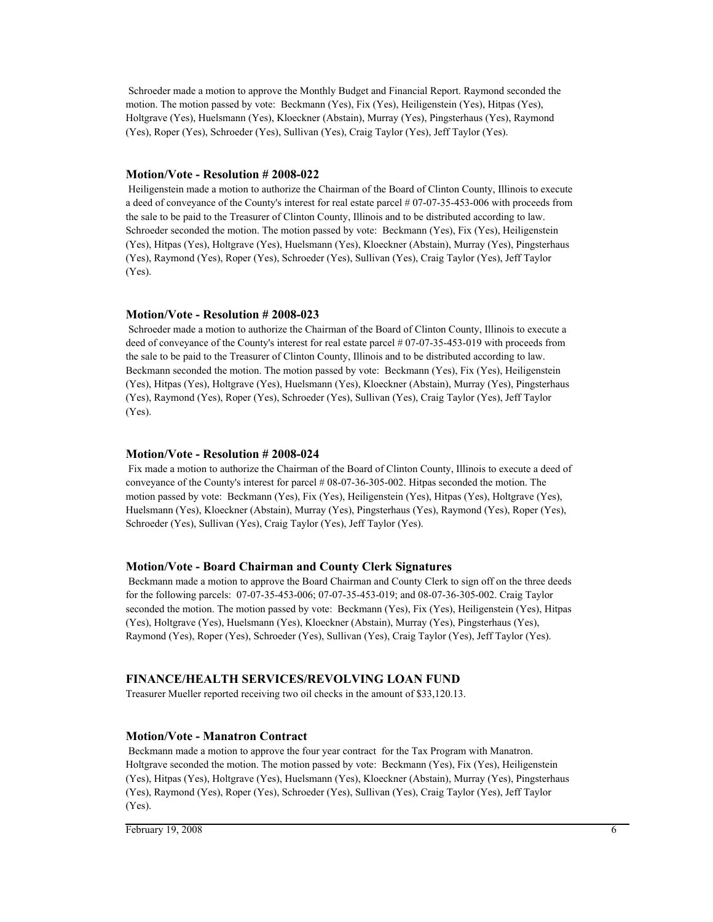Schroeder made a motion to approve the Monthly Budget and Financial Report. Raymond seconded the motion. The motion passed by vote: Beckmann (Yes), Fix (Yes), Heiligenstein (Yes), Hitpas (Yes), Holtgrave (Yes), Huelsmann (Yes), Kloeckner (Abstain), Murray (Yes), Pingsterhaus (Yes), Raymond (Yes), Roper (Yes), Schroeder (Yes), Sullivan (Yes), Craig Taylor (Yes), Jeff Taylor (Yes).

### Motion/Vote - Resolution # 2008-022

Heiligenstein made a motion to authorize the Chairman of the Board of Clinton County, Illinois to execute a deed of conveyance of the County's interest for real estate parcel # 07-07-35-453-006 with proceeds from the sale to be paid to the Treasurer of Clinton County, Illinois and to be distributed according to law. Schroeder seconded the motion. The motion passed by vote: Beckmann (Yes), Fix (Yes), Heiligenstein (Yes), Hitpas (Yes), Holtgrave (Yes), Huelsmann (Yes), Kloeckner (Abstain), Murray (Yes), Pingsterhaus (Yes), Raymond (Yes), Roper (Yes), Schroeder (Yes), Sullivan (Yes), Craig Taylor (Yes), Jeff Taylor (Yes).

### Motion/Vote - Resolution # 2008-023

Schroeder made a motion to authorize the Chairman of the Board of Clinton County, Illinois to execute a deed of conveyance of the County's interest for real estate parcel # 07-07-35-453-019 with proceeds from the sale to be paid to the Treasurer of Clinton County, Illinois and to be distributed according to law. Beckmann seconded the motion. The motion passed by vote: Beckmann (Yes), Fix (Yes), Heiligenstein (Yes), Hitpas (Yes), Holtgrave (Yes), Huelsmann (Yes), Kloeckner (Abstain), Murray (Yes), Pingsterhaus (Yes), Raymond (Yes), Roper (Yes), Schroeder (Yes), Sullivan (Yes), Craig Taylor (Yes), Jeff Taylor (Yes).

### Motion/Vote - Resolution # 2008-024

Fix made a motion to authorize the Chairman of the Board of Clinton County, Illinois to execute a deed of conveyance of the County's interest for parcel # 08-07-36-305-002. Hitpas seconded the motion. The motion passed by vote: Beckmann (Yes), Fix (Yes), Heiligenstein (Yes), Hitpas (Yes), Holtgrave (Yes), Huelsmann (Yes), Kloeckner (Abstain), Murray (Yes), Pingsterhaus (Yes), Raymond (Yes), Roper (Yes), Schroeder (Yes), Sullivan (Yes), Craig Taylor (Yes), Jeff Taylor (Yes).

### Motion/Vote - Board Chairman and County Clerk Signatures

Beckmann made a motion to approve the Board Chairman and County Clerk to sign off on the three deeds for the following parcels: 07-07-35-453-006; 07-07-35-453-019; and 08-07-36-305-002. Craig Taylor seconded the motion. The motion passed by vote: Beckmann (Yes), Fix (Yes), Heiligenstein (Yes), Hitpas (Yes), Holtgrave (Yes), Huelsmann (Yes), Kloeckner (Abstain), Murray (Yes), Pingsterhaus (Yes), Raymond (Yes), Roper (Yes), Schroeder (Yes), Sullivan (Yes), Craig Taylor (Yes), Jeff Taylor (Yes).

## FINANCE/HEALTH SERVICES/REVOLVING LOAN FUND

Treasurer Mueller reported receiving two oil checks in the amount of $33,120.13.

### Motion/Vote - Manatron Contract

Beckmann made a motion to approve the four year contract for the Tax Program with Manatron. Holtgrave seconded the motion. The motion passed by vote: Beckmann (Yes), Fix (Yes), Heiligenstein (Yes), Hitpas (Yes), Holtgrave (Yes), Huelsmann (Yes), Kloeckner (Abstain), Murray (Yes), Pingsterhaus (Yes), Raymond (Yes), Roper (Yes), Schroeder (Yes), Sullivan (Yes), Craig Taylor (Yes), Jeff Taylor (Yes).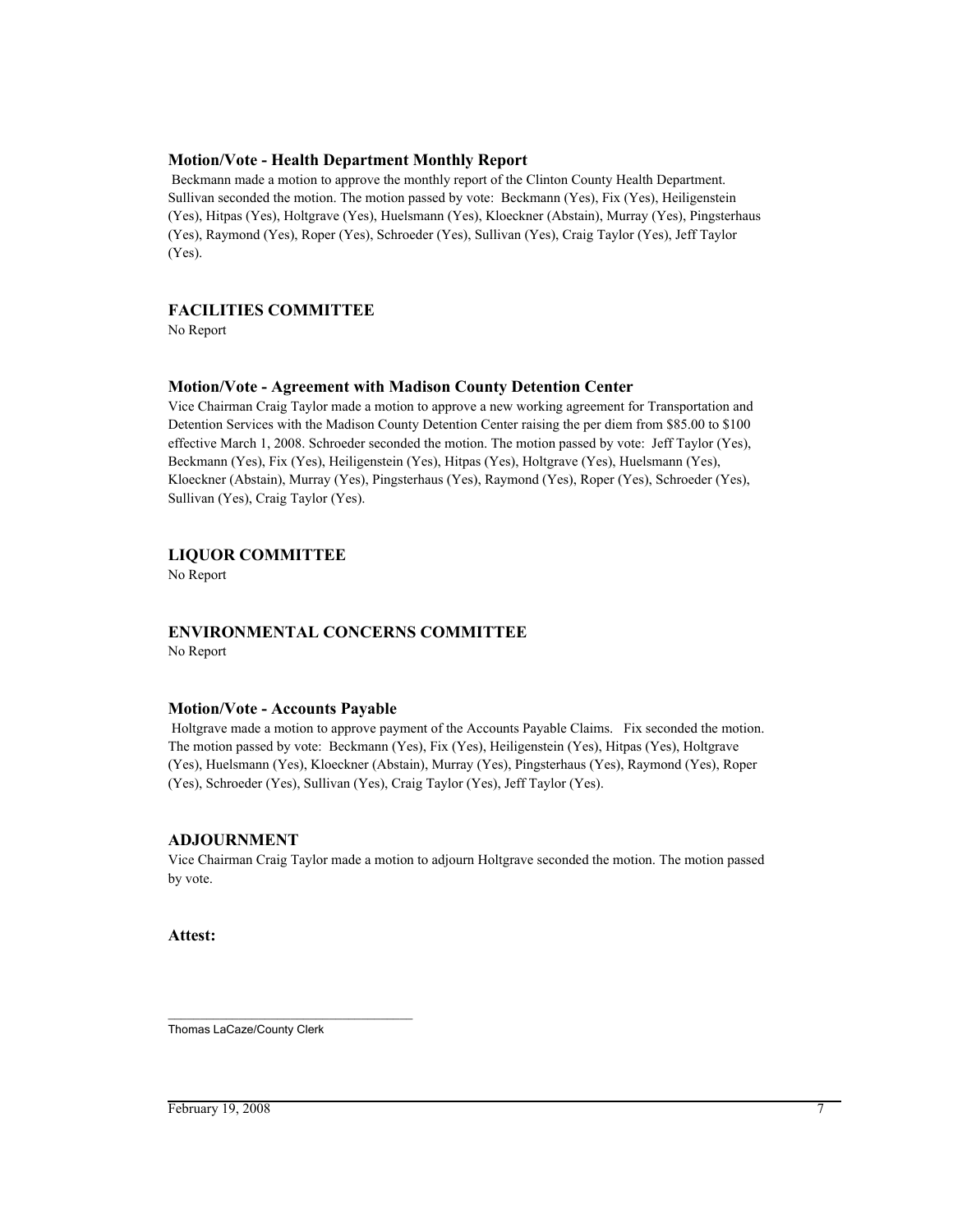### Motion/Vote - Health Department Monthly Report

Beckmann made a motion to approve the monthly report of the Clinton County Health Department. Sullivan seconded the motion. The motion passed by vote: Beckmann (Yes), Fix (Yes), Heiligenstein (Yes), Hitpas (Yes), Holtgrave (Yes), Huelsmann (Yes), Kloeckner (Abstain), Murray (Yes), Pingsterhaus (Yes), Raymond (Yes), Roper (Yes), Schroeder (Yes), Sullivan (Yes), Craig Taylor (Yes), Jeff Taylor (Yes).

## FACILITIES COMMITTEE

No Report

### Motion/Vote - Agreement with Madison County Detention Center

Vice Chairman Craig Taylor made a motion to approve a new working agreement for Transportation and Detention Services with the Madison County Detention Center raising the per diem from $85.00 to $100 effective March 1, 2008. Schroeder seconded the motion. The motion passed by vote: Jeff Taylor (Yes), Beckmann (Yes), Fix (Yes), Heiligenstein (Yes), Hitpas (Yes), Holtgrave (Yes), Huelsmann (Yes), Kloeckner (Abstain), Murray (Yes), Pingsterhaus (Yes), Raymond (Yes), Roper (Yes), Schroeder (Yes), Sullivan (Yes), Craig Taylor (Yes).

## LIQUOR COMMITTEE

No Report

## ENVIRONMENTAL CONCERNS COMMITTEE

No Report

### Motion/Vote - Accounts Payable

Holtgrave made a motion to approve payment of the Accounts Payable Claims. Fix seconded the motion. The motion passed by vote: Beckmann (Yes), Fix (Yes), Heiligenstein (Yes), Hitpas (Yes), Holtgrave (Yes), Huelsmann (Yes), Kloeckner (Abstain), Murray (Yes), Pingsterhaus (Yes), Raymond (Yes), Roper (Yes), Schroeder (Yes), Sullivan (Yes), Craig Taylor (Yes), Jeff Taylor (Yes).

## ADJOURNMENT

Vice Chairman Craig Taylor made a motion to adjourn Holtgrave seconded the motion. The motion passed by vote.

**Attest:**

\_\_\_\_\_\_\_\_\_\_\_\_\_\_\_\_\_\_\_\_\_\_\_\_\_\_\_\_\_\_\_\_\_\_\_\_

Thomas LaCaze/County Clerk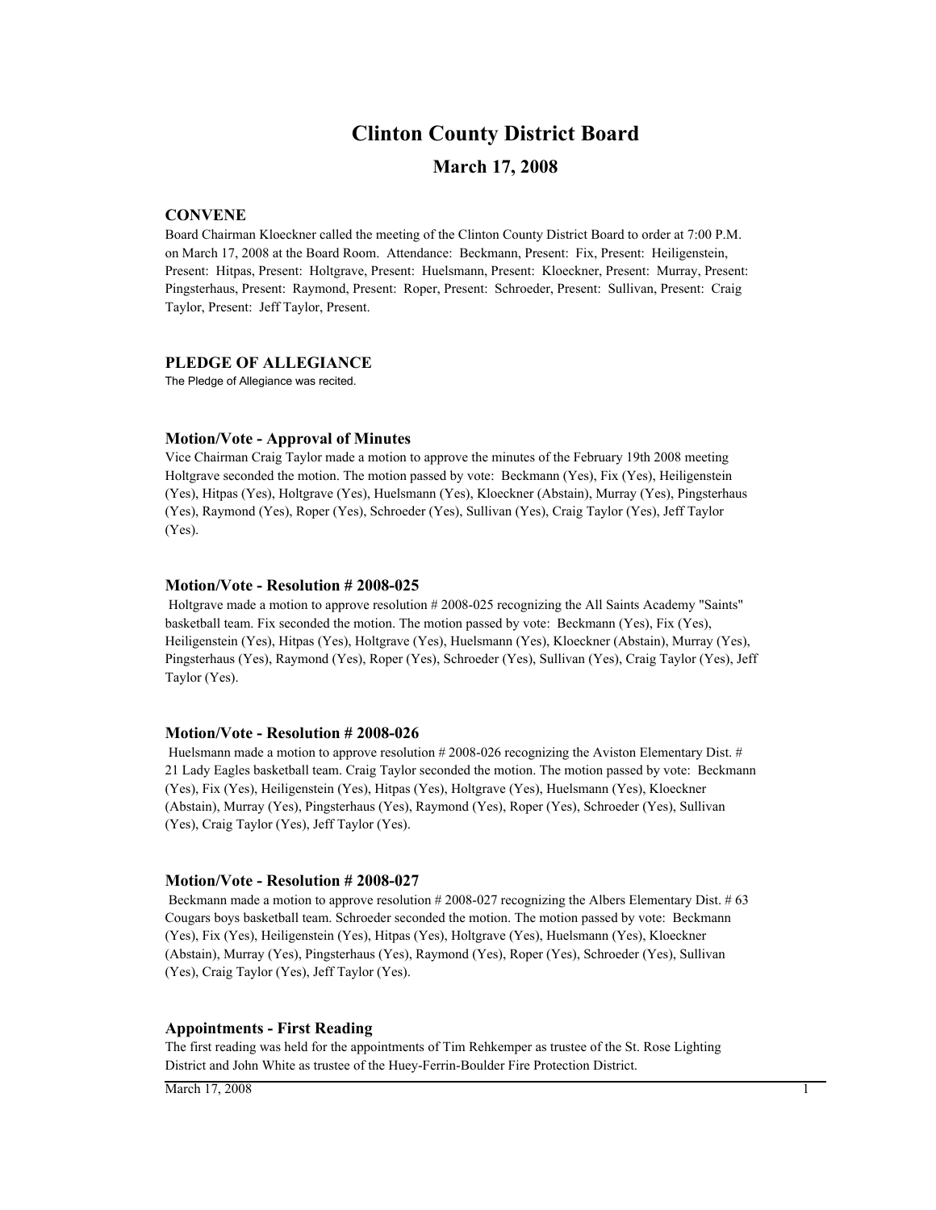# Clinton County District Board

## March 17, 2008

### CONVENE

Board Chairman Kloeckner called the meeting of the Clinton County District Board to order at 7:00 P.M. on March 17, 2008 at the Board Room. Attendance: Beckmann, Present: Fix, Present: Heiligenstein, Present: Hitpas, Present: Holtgrave, Present: Huelsmann, Present: Kloeckner, Present: Murray, Present: Pingsterhaus, Present: Raymond, Present: Roper, Present: Schroeder, Present: Sullivan, Present: Craig Taylor, Present: Jeff Taylor, Present.

### PLEDGE OF ALLEGIANCE

The Pledge of Allegiance was recited.

### Motion/Vote - Approval of Minutes

Vice Chairman Craig Taylor made a motion to approve the minutes of the February 19th 2008 meeting Holtgrave seconded the motion. The motion passed by vote: Beckmann (Yes), Fix (Yes), Heiligenstein (Yes), Hitpas (Yes), Holtgrave (Yes), Huelsmann (Yes), Kloeckner (Abstain), Murray (Yes), Pingsterhaus (Yes), Raymond (Yes), Roper (Yes), Schroeder (Yes), Sullivan (Yes), Craig Taylor (Yes), Jeff Taylor (Yes).

### Motion/Vote - Resolution # 2008-025

Holtgrave made a motion to approve resolution # 2008-025 recognizing the All Saints Academy "Saints" basketball team. Fix seconded the motion. The motion passed by vote: Beckmann (Yes), Fix (Yes), Heiligenstein (Yes), Hitpas (Yes), Holtgrave (Yes), Huelsmann (Yes), Kloeckner (Abstain), Murray (Yes), Pingsterhaus (Yes), Raymond (Yes), Roper (Yes), Schroeder (Yes), Sullivan (Yes), Craig Taylor (Yes), Jeff Taylor (Yes).

### Motion/Vote - Resolution # 2008-026

Huelsmann made a motion to approve resolution # 2008-026 recognizing the Aviston Elementary Dist. # 21 Lady Eagles basketball team. Craig Taylor seconded the motion. The motion passed by vote: Beckmann (Yes), Fix (Yes), Heiligenstein (Yes), Hitpas (Yes), Holtgrave (Yes), Huelsmann (Yes), Kloeckner (Abstain), Murray (Yes), Pingsterhaus (Yes), Raymond (Yes), Roper (Yes), Schroeder (Yes), Sullivan (Yes), Craig Taylor (Yes), Jeff Taylor (Yes).

### Motion/Vote - Resolution # 2008-027

Beckmann made a motion to approve resolution # 2008-027 recognizing the Albers Elementary Dist. # 63 Cougars boys basketball team. Schroeder seconded the motion. The motion passed by vote: Beckmann (Yes), Fix (Yes), Heiligenstein (Yes), Hitpas (Yes), Holtgrave (Yes), Huelsmann (Yes), Kloeckner (Abstain), Murray (Yes), Pingsterhaus (Yes), Raymond (Yes), Roper (Yes), Schroeder (Yes), Sullivan (Yes), Craig Taylor (Yes), Jeff Taylor (Yes).

### Appointments - First Reading

The first reading was held for the appointments of Tim Rehkemper as trustee of the St. Rose Lighting District and John White as trustee of the Huey-Ferrin-Boulder Fire Protection District.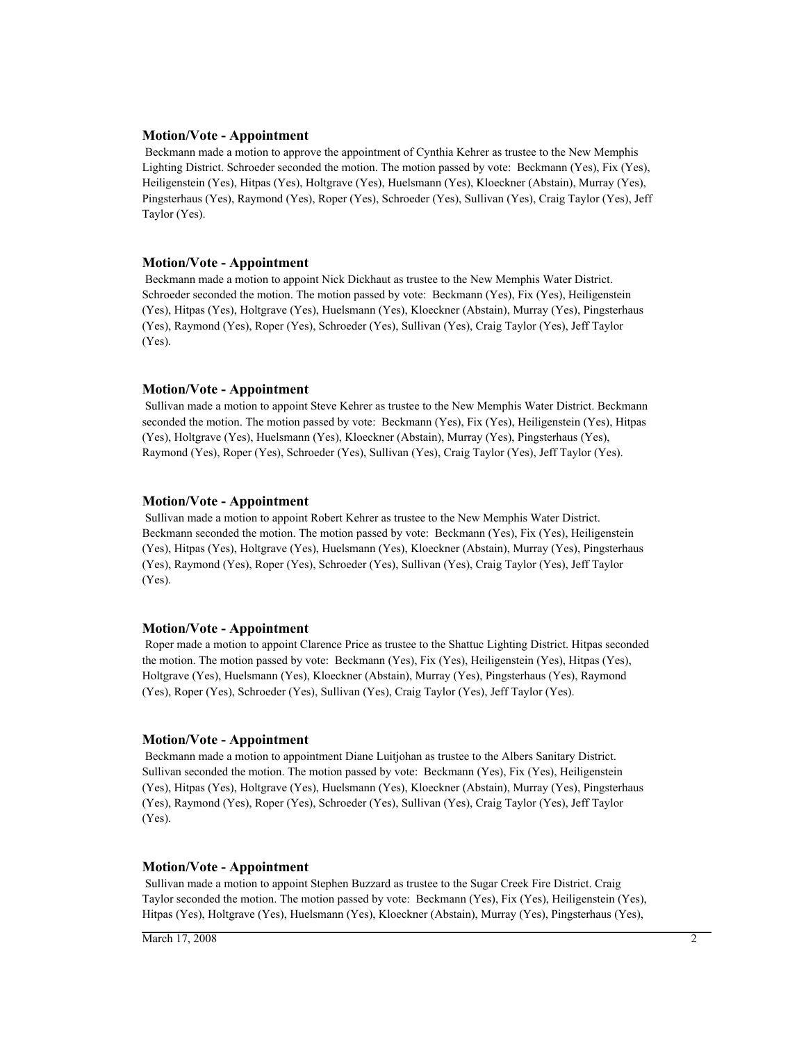### Motion/Vote - Appointment

Beckmann made a motion to approve the appointment of Cynthia Kehrer as trustee to the New Memphis Lighting District. Schroeder seconded the motion. The motion passed by vote: Beckmann (Yes), Fix (Yes), Heiligenstein (Yes), Hitpas (Yes), Holtgrave (Yes), Huelsmann (Yes), Kloeckner (Abstain), Murray (Yes), Pingsterhaus (Yes), Raymond (Yes), Roper (Yes), Schroeder (Yes), Sullivan (Yes), Craig Taylor (Yes), Jeff Taylor (Yes).

### Motion/Vote - Appointment

Beckmann made a motion to appoint Nick Dickhaut as trustee to the New Memphis Water District. Schroeder seconded the motion. The motion passed by vote: Beckmann (Yes), Fix (Yes), Heiligenstein (Yes), Hitpas (Yes), Holtgrave (Yes), Huelsmann (Yes), Kloeckner (Abstain), Murray (Yes), Pingsterhaus (Yes), Raymond (Yes), Roper (Yes), Schroeder (Yes), Sullivan (Yes), Craig Taylor (Yes), Jeff Taylor (Yes).

### Motion/Vote - Appointment

Sullivan made a motion to appoint Steve Kehrer as trustee to the New Memphis Water District. Beckmann seconded the motion. The motion passed by vote: Beckmann (Yes), Fix (Yes), Heiligenstein (Yes), Hitpas (Yes), Holtgrave (Yes), Huelsmann (Yes), Kloeckner (Abstain), Murray (Yes), Pingsterhaus (Yes), Raymond (Yes), Roper (Yes), Schroeder (Yes), Sullivan (Yes), Craig Taylor (Yes), Jeff Taylor (Yes).

### Motion/Vote - Appointment

Sullivan made a motion to appoint Robert Kehrer as trustee to the New Memphis Water District. Beckmann seconded the motion. The motion passed by vote: Beckmann (Yes), Fix (Yes), Heiligenstein (Yes), Hitpas (Yes), Holtgrave (Yes), Huelsmann (Yes), Kloeckner (Abstain), Murray (Yes), Pingsterhaus (Yes), Raymond (Yes), Roper (Yes), Schroeder (Yes), Sullivan (Yes), Craig Taylor (Yes), Jeff Taylor (Yes).

### Motion/Vote - Appointment

Roper made a motion to appoint Clarence Price as trustee to the Shattuc Lighting District. Hitpas seconded the motion. The motion passed by vote: Beckmann (Yes), Fix (Yes), Heiligenstein (Yes), Hitpas (Yes), Holtgrave (Yes), Huelsmann (Yes), Kloeckner (Abstain), Murray (Yes), Pingsterhaus (Yes), Raymond (Yes), Roper (Yes), Schroeder (Yes), Sullivan (Yes), Craig Taylor (Yes), Jeff Taylor (Yes).

### Motion/Vote - Appointment

Beckmann made a motion to appointment Diane Luitjohan as trustee to the Albers Sanitary District. Sullivan seconded the motion. The motion passed by vote: Beckmann (Yes), Fix (Yes), Heiligenstein (Yes), Hitpas (Yes), Holtgrave (Yes), Huelsmann (Yes), Kloeckner (Abstain), Murray (Yes), Pingsterhaus (Yes), Raymond (Yes), Roper (Yes), Schroeder (Yes), Sullivan (Yes), Craig Taylor (Yes), Jeff Taylor (Yes).

### Motion/Vote - Appointment

Sullivan made a motion to appoint Stephen Buzzard as trustee to the Sugar Creek Fire District. Craig Taylor seconded the motion. The motion passed by vote: Beckmann (Yes), Fix (Yes), Heiligenstein (Yes), Hitpas (Yes), Holtgrave (Yes), Huelsmann (Yes), Kloeckner (Abstain), Murray (Yes), Pingsterhaus (Yes),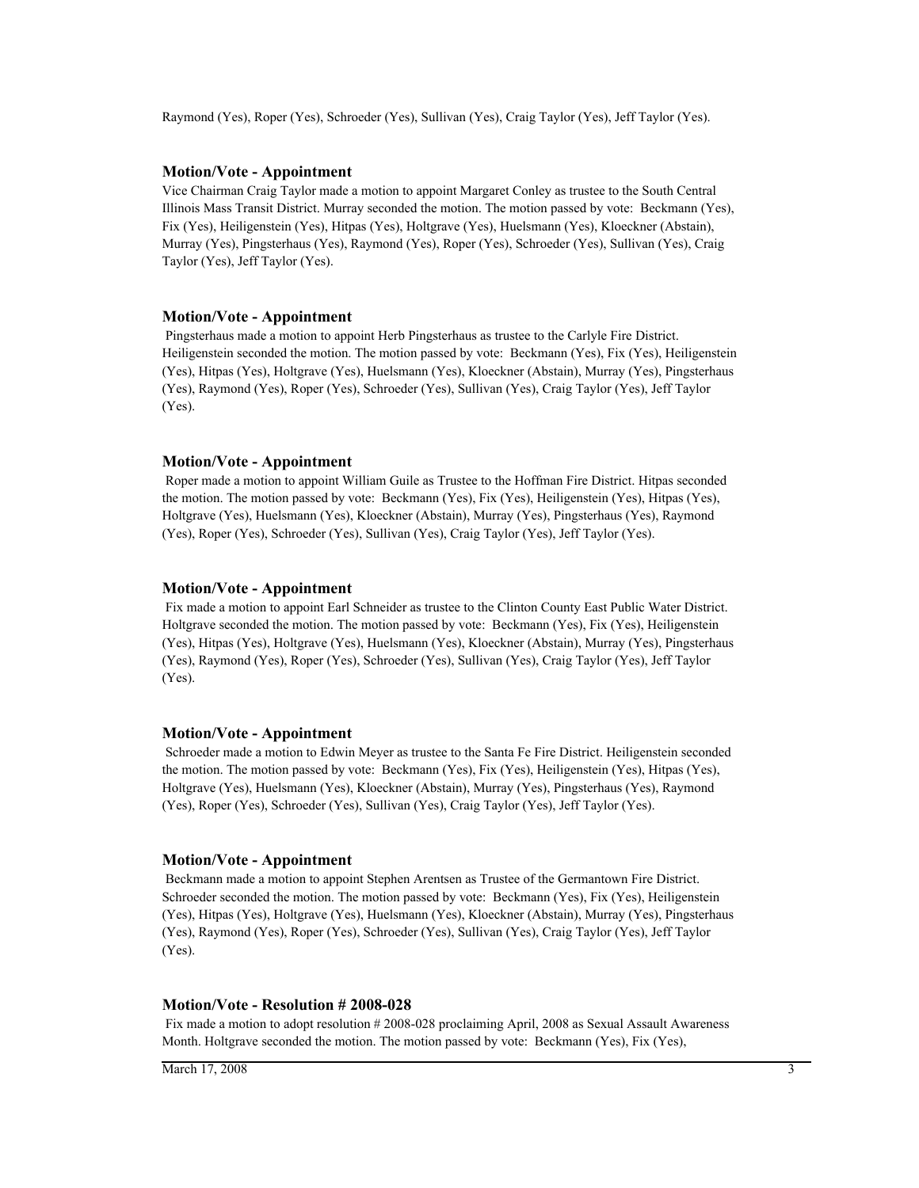Raymond (Yes), Roper (Yes), Schroeder (Yes), Sullivan (Yes), Craig Taylor (Yes), Jeff Taylor (Yes).

### Motion/Vote - Appointment

Vice Chairman Craig Taylor made a motion to appoint Margaret Conley as trustee to the South Central Illinois Mass Transit District. Murray seconded the motion. The motion passed by vote: Beckmann (Yes), Fix (Yes), Heiligenstein (Yes), Hitpas (Yes), Holtgrave (Yes), Huelsmann (Yes), Kloeckner (Abstain), Murray (Yes), Pingsterhaus (Yes), Raymond (Yes), Roper (Yes), Schroeder (Yes), Sullivan (Yes), Craig Taylor (Yes), Jeff Taylor (Yes).

### Motion/Vote - Appointment

Pingsterhaus made a motion to appoint Herb Pingsterhaus as trustee to the Carlyle Fire District. Heiligenstein seconded the motion. The motion passed by vote: Beckmann (Yes), Fix (Yes), Heiligenstein (Yes), Hitpas (Yes), Holtgrave (Yes), Huelsmann (Yes), Kloeckner (Abstain), Murray (Yes), Pingsterhaus (Yes), Raymond (Yes), Roper (Yes), Schroeder (Yes), Sullivan (Yes), Craig Taylor (Yes), Jeff Taylor (Yes).

### Motion/Vote - Appointment

Roper made a motion to appoint William Guile as Trustee to the Hoffman Fire District. Hitpas seconded the motion. The motion passed by vote: Beckmann (Yes), Fix (Yes), Heiligenstein (Yes), Hitpas (Yes), Holtgrave (Yes), Huelsmann (Yes), Kloeckner (Abstain), Murray (Yes), Pingsterhaus (Yes), Raymond (Yes), Roper (Yes), Schroeder (Yes), Sullivan (Yes), Craig Taylor (Yes), Jeff Taylor (Yes).

### Motion/Vote - Appointment

Fix made a motion to appoint Earl Schneider as trustee to the Clinton County East Public Water District. Holtgrave seconded the motion. The motion passed by vote: Beckmann (Yes), Fix (Yes), Heiligenstein (Yes), Hitpas (Yes), Holtgrave (Yes), Huelsmann (Yes), Kloeckner (Abstain), Murray (Yes), Pingsterhaus (Yes), Raymond (Yes), Roper (Yes), Schroeder (Yes), Sullivan (Yes), Craig Taylor (Yes), Jeff Taylor (Yes).

### Motion/Vote - Appointment

Schroeder made a motion to Edwin Meyer as trustee to the Santa Fe Fire District. Heiligenstein seconded the motion. The motion passed by vote: Beckmann (Yes), Fix (Yes), Heiligenstein (Yes), Hitpas (Yes), Holtgrave (Yes), Huelsmann (Yes), Kloeckner (Abstain), Murray (Yes), Pingsterhaus (Yes), Raymond (Yes), Roper (Yes), Schroeder (Yes), Sullivan (Yes), Craig Taylor (Yes), Jeff Taylor (Yes).

### Motion/Vote - Appointment

Beckmann made a motion to appoint Stephen Arentsen as Trustee of the Germantown Fire District. Schroeder seconded the motion. The motion passed by vote: Beckmann (Yes), Fix (Yes), Heiligenstein (Yes), Hitpas (Yes), Holtgrave (Yes), Huelsmann (Yes), Kloeckner (Abstain), Murray (Yes), Pingsterhaus (Yes), Raymond (Yes), Roper (Yes), Schroeder (Yes), Sullivan (Yes), Craig Taylor (Yes), Jeff Taylor (Yes).

### Motion/Vote - Resolution # 2008-028

Fix made a motion to adopt resolution # 2008-028 proclaiming April, 2008 as Sexual Assault Awareness Month. Holtgrave seconded the motion. The motion passed by vote: Beckmann (Yes), Fix (Yes),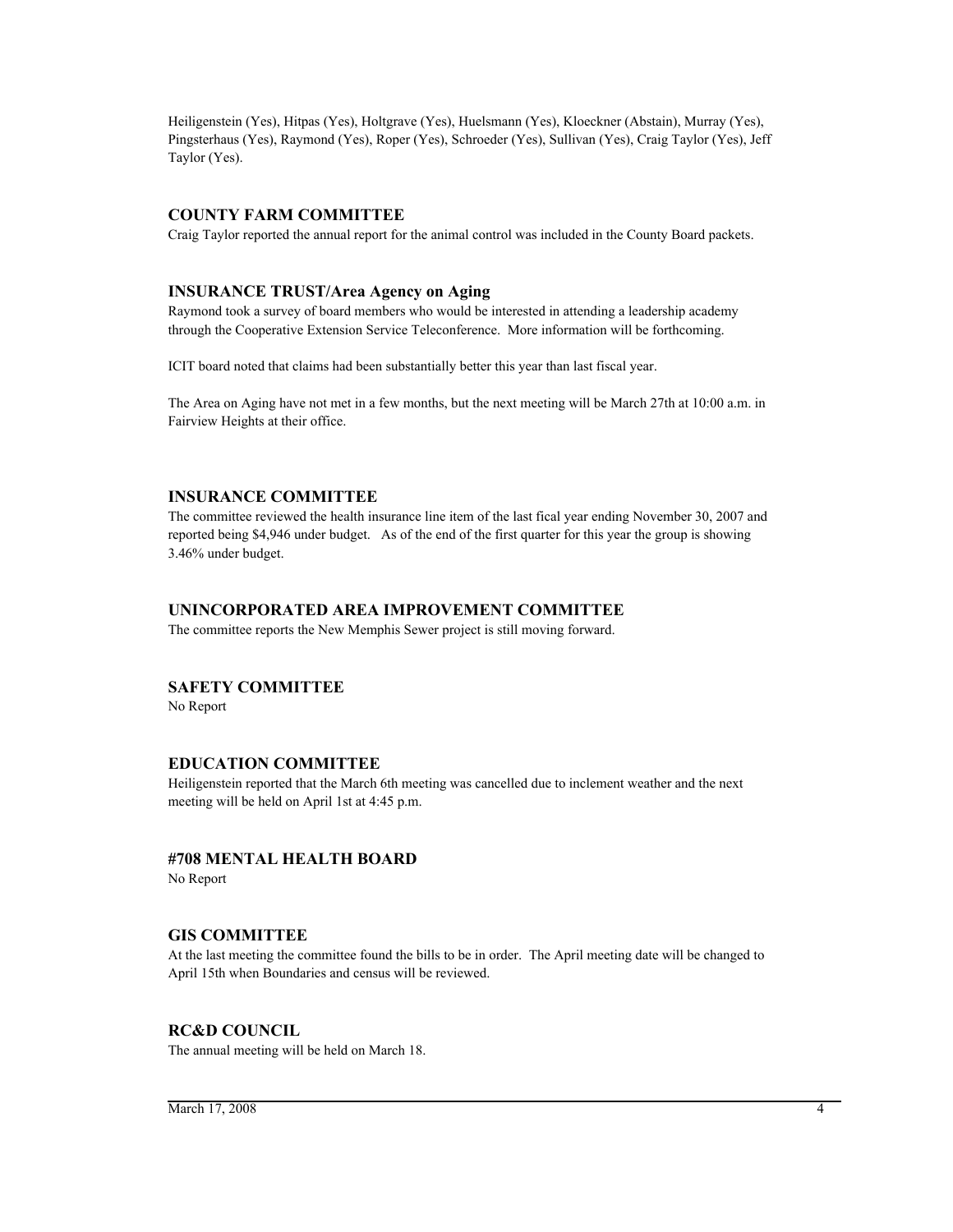Heiligenstein (Yes), Hitpas (Yes), Holtgrave (Yes), Huelsmann (Yes), Kloeckner (Abstain), Murray (Yes), Pingsterhaus (Yes), Raymond (Yes), Roper (Yes), Schroeder (Yes), Sullivan (Yes), Craig Taylor (Yes), Jeff Taylor (Yes).

## COUNTY FARM COMMITTEE

Craig Taylor reported the annual report for the animal control was included in the County Board packets.

## INSURANCE TRUST/Area Agency on Aging

Raymond took a survey of board members who would be interested in attending a leadership academy through the Cooperative Extension Service Teleconference. More information will be forthcoming.

ICIT board noted that claims had been substantially better this year than last fiscal year.

The Area on Aging have not met in a few months, but the next meeting will be March 27th at 10:00 a.m. in Fairview Heights at their office.

## INSURANCE COMMITTEE

The committee reviewed the health insurance line item of the last fical year ending November 30, 2007 and reported being $4,946 under budget. As of the end of the first quarter for this year the group is showing 3.46% under budget.

## UNINCORPORATED AREA IMPROVEMENT COMMITTEE

The committee reports the New Memphis Sewer project is still moving forward.

## SAFETY COMMITTEE

No Report

## EDUCATION COMMITTEE

Heiligenstein reported that the March 6th meeting was cancelled due to inclement weather and the next meeting will be held on April 1st at 4:45 p.m.

## #708 MENTAL HEALTH BOARD

No Report

## GIS COMMITTEE

At the last meeting the committee found the bills to be in order. The April meeting date will be changed to April 15th when Boundaries and census will be reviewed.

## RC&D COUNCIL

The annual meeting will be held on March 18.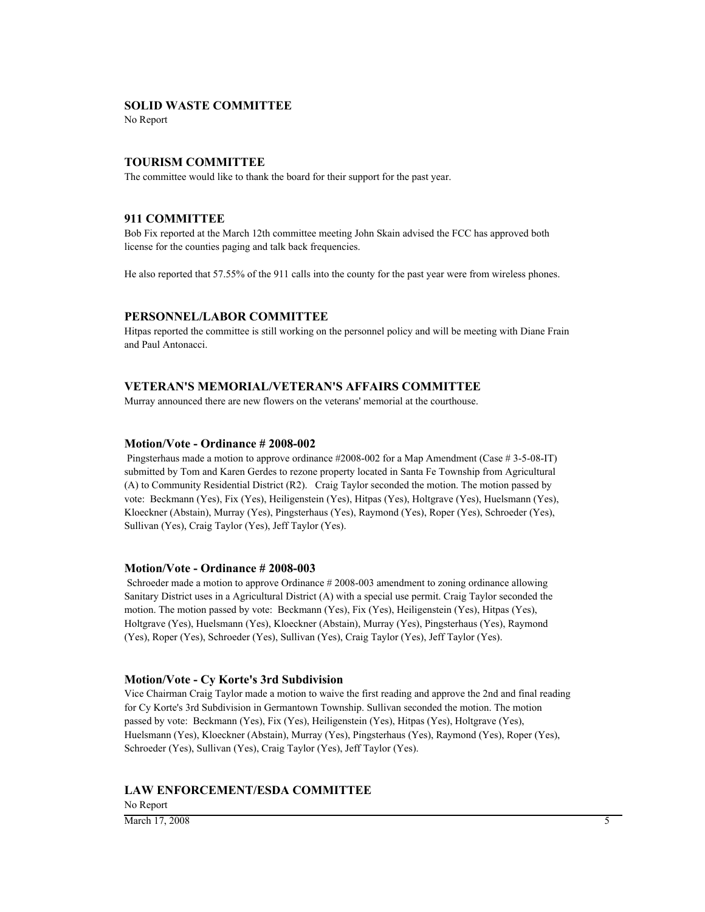### SOLID WASTE COMMITTEE

No Report

### TOURISM COMMITTEE

The committee would like to thank the board for their support for the past year.

### 911 COMMITTEE

Bob Fix reported at the March 12th committee meeting John Skain advised the FCC has approved both license for the counties paging and talk back frequencies.

He also reported that 57.55% of the 911 calls into the county for the past year were from wireless phones.

### PERSONNEL/LABOR COMMITTEE

Hitpas reported the committee is still working on the personnel policy and will be meeting with Diane Frain and Paul Antonacci.

### VETERAN'S MEMORIAL/VETERAN'S AFFAIRS COMMITTEE

Murray announced there are new flowers on the veterans' memorial at the courthouse.

### Motion/Vote - Ordinance # 2008-002

Pingsterhaus made a motion to approve ordinance #2008-002 for a Map Amendment (Case # 3-5-08-IT) submitted by Tom and Karen Gerdes to rezone property located in Santa Fe Township from Agricultural (A) to Community Residential District (R2). Craig Taylor seconded the motion. The motion passed by vote: Beckmann (Yes), Fix (Yes), Heiligenstein (Yes), Hitpas (Yes), Holtgrave (Yes), Huelsmann (Yes), Kloeckner (Abstain), Murray (Yes), Pingsterhaus (Yes), Raymond (Yes), Roper (Yes), Schroeder (Yes), Sullivan (Yes), Craig Taylor (Yes), Jeff Taylor (Yes).

### Motion/Vote - Ordinance # 2008-003

Schroeder made a motion to approve Ordinance # 2008-003 amendment to zoning ordinance allowing Sanitary District uses in a Agricultural District (A) with a special use permit. Craig Taylor seconded the motion. The motion passed by vote: Beckmann (Yes), Fix (Yes), Heiligenstein (Yes), Hitpas (Yes), Holtgrave (Yes), Huelsmann (Yes), Kloeckner (Abstain), Murray (Yes), Pingsterhaus (Yes), Raymond (Yes), Roper (Yes), Schroeder (Yes), Sullivan (Yes), Craig Taylor (Yes), Jeff Taylor (Yes).

### Motion/Vote - Cy Korte's 3rd Subdivision

Vice Chairman Craig Taylor made a motion to waive the first reading and approve the 2nd and final reading for Cy Korte's 3rd Subdivision in Germantown Township. Sullivan seconded the motion. The motion passed by vote: Beckmann (Yes), Fix (Yes), Heiligenstein (Yes), Hitpas (Yes), Holtgrave (Yes), Huelsmann (Yes), Kloeckner (Abstain), Murray (Yes), Pingsterhaus (Yes), Raymond (Yes), Roper (Yes), Schroeder (Yes), Sullivan (Yes), Craig Taylor (Yes), Jeff Taylor (Yes).

### LAW ENFORCEMENT/ESDA COMMITTEE

No Report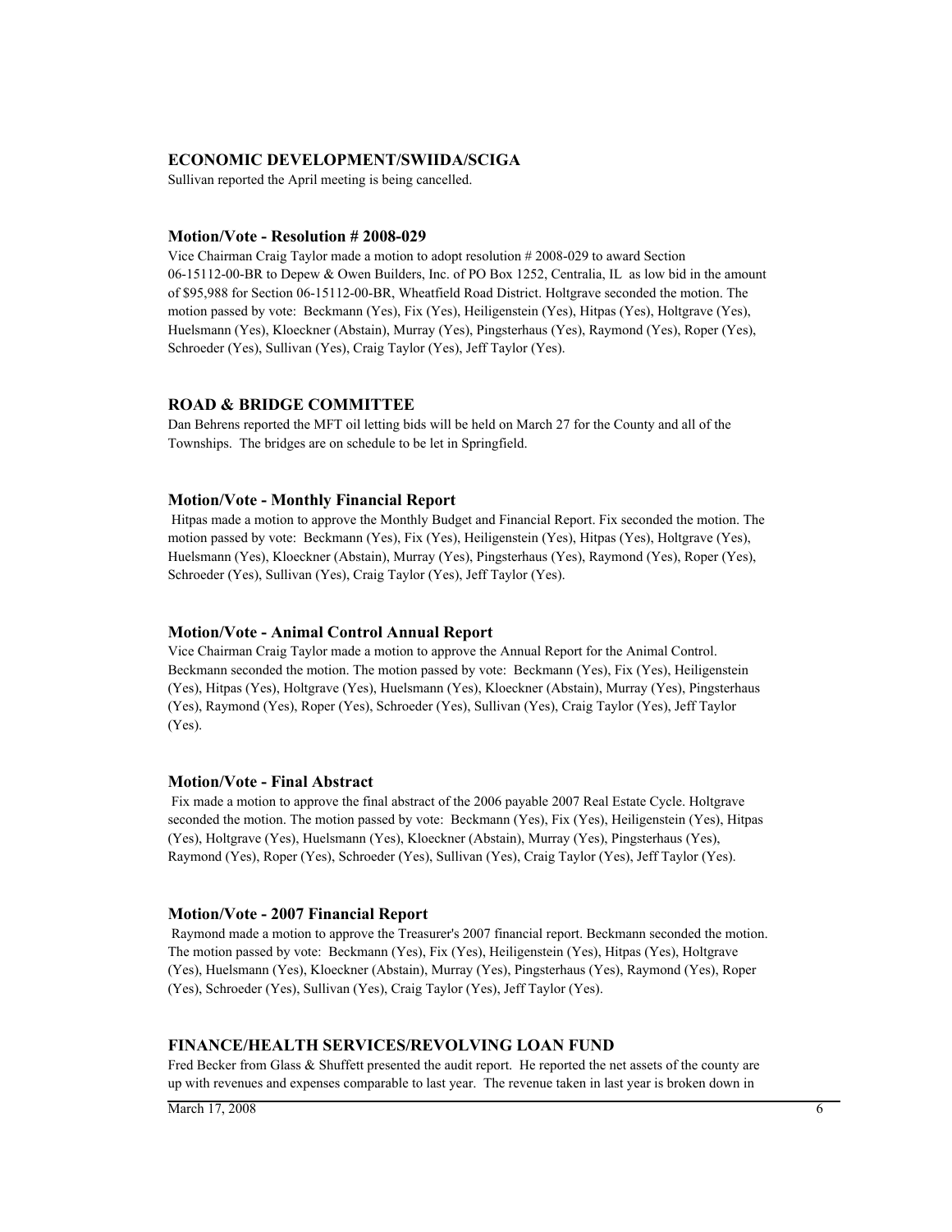### ECONOMIC DEVELOPMENT/SWIIDA/SCIGA

Sullivan reported the April meeting is being cancelled.

#### Motion/Vote - Resolution # 2008-029

Vice Chairman Craig Taylor made a motion to adopt resolution # 2008-029 to award Section 06-15112-00-BR to Depew & Owen Builders, Inc. of PO Box 1252, Centralia, IL as low bid in the amount of $95,988 for Section 06-15112-00-BR, Wheatfield Road District. Holtgrave seconded the motion. The motion passed by vote: Beckmann (Yes), Fix (Yes), Heiligenstein (Yes), Hitpas (Yes), Holtgrave (Yes), Huelsmann (Yes), Kloeckner (Abstain), Murray (Yes), Pingsterhaus (Yes), Raymond (Yes), Roper (Yes), Schroeder (Yes), Sullivan (Yes), Craig Taylor (Yes), Jeff Taylor (Yes).

### ROAD & BRIDGE COMMITTEE

Dan Behrens reported the MFT oil letting bids will be held on March 27 for the County and all of the Townships. The bridges are on schedule to be let in Springfield.

#### Motion/Vote - Monthly Financial Report

Hitpas made a motion to approve the Monthly Budget and Financial Report. Fix seconded the motion. The motion passed by vote: Beckmann (Yes), Fix (Yes), Heiligenstein (Yes), Hitpas (Yes), Holtgrave (Yes), Huelsmann (Yes), Kloeckner (Abstain), Murray (Yes), Pingsterhaus (Yes), Raymond (Yes), Roper (Yes), Schroeder (Yes), Sullivan (Yes), Craig Taylor (Yes), Jeff Taylor (Yes).

#### Motion/Vote - Animal Control Annual Report

Vice Chairman Craig Taylor made a motion to approve the Annual Report for the Animal Control. Beckmann seconded the motion. The motion passed by vote: Beckmann (Yes), Fix (Yes), Heiligenstein (Yes), Hitpas (Yes), Holtgrave (Yes), Huelsmann (Yes), Kloeckner (Abstain), Murray (Yes), Pingsterhaus (Yes), Raymond (Yes), Roper (Yes), Schroeder (Yes), Sullivan (Yes), Craig Taylor (Yes), Jeff Taylor (Yes).

#### Motion/Vote - Final Abstract

Fix made a motion to approve the final abstract of the 2006 payable 2007 Real Estate Cycle. Holtgrave seconded the motion. The motion passed by vote: Beckmann (Yes), Fix (Yes), Heiligenstein (Yes), Hitpas (Yes), Holtgrave (Yes), Huelsmann (Yes), Kloeckner (Abstain), Murray (Yes), Pingsterhaus (Yes), Raymond (Yes), Roper (Yes), Schroeder (Yes), Sullivan (Yes), Craig Taylor (Yes), Jeff Taylor (Yes).

#### Motion/Vote - 2007 Financial Report

Raymond made a motion to approve the Treasurer's 2007 financial report. Beckmann seconded the motion. The motion passed by vote: Beckmann (Yes), Fix (Yes), Heiligenstein (Yes), Hitpas (Yes), Holtgrave (Yes), Huelsmann (Yes), Kloeckner (Abstain), Murray (Yes), Pingsterhaus (Yes), Raymond (Yes), Roper (Yes), Schroeder (Yes), Sullivan (Yes), Craig Taylor (Yes), Jeff Taylor (Yes).

### FINANCE/HEALTH SERVICES/REVOLVING LOAN FUND

Fred Becker from Glass & Shuffett presented the audit report. He reported the net assets of the county are up with revenues and expenses comparable to last year. The revenue taken in last year is broken down in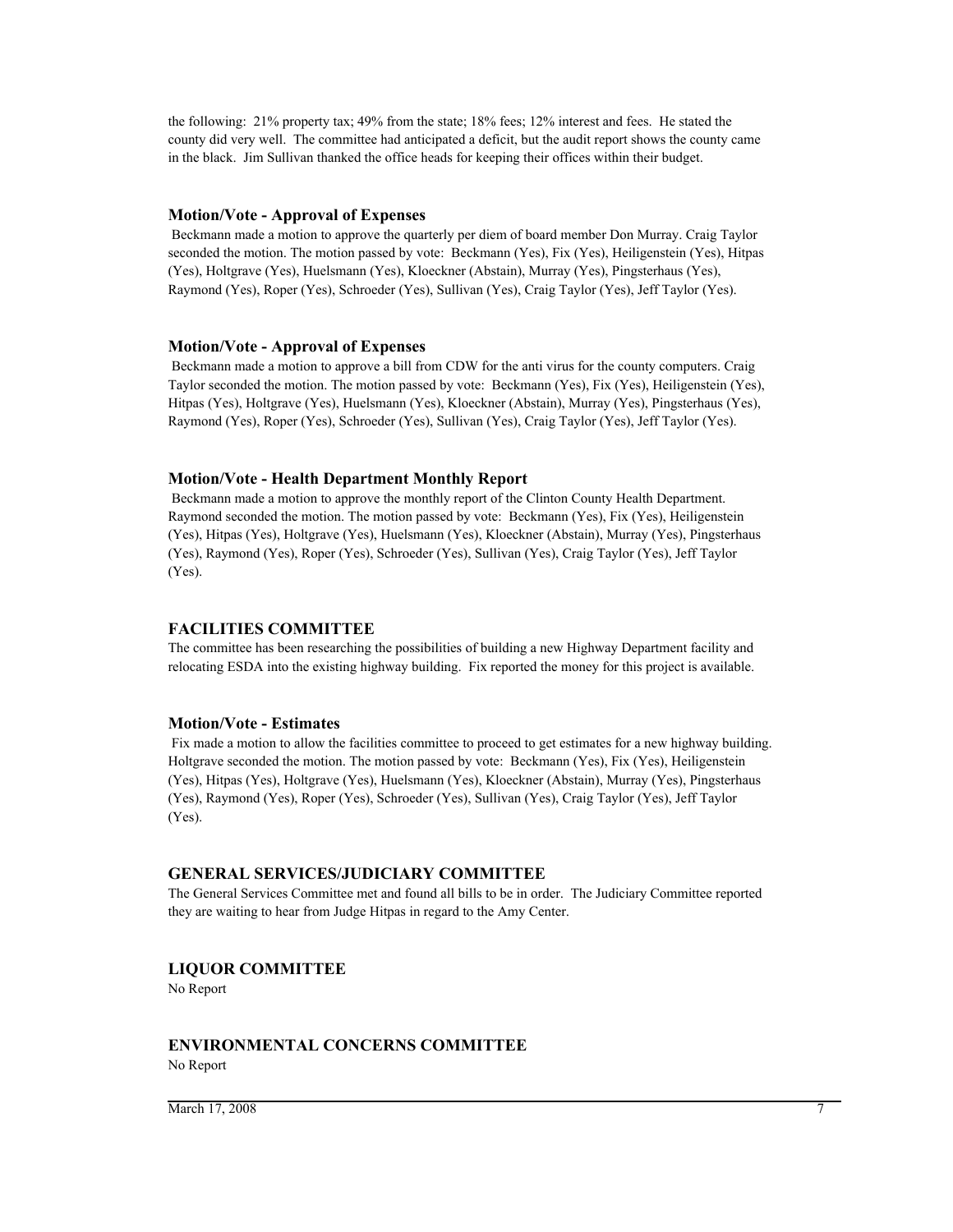the following: 21% property tax; 49% from the state; 18% fees; 12% interest and fees. He stated the county did very well. The committee had anticipated a deficit, but the audit report shows the county came in the black. Jim Sullivan thanked the office heads for keeping their offices within their budget.

### Motion/Vote - Approval of Expenses

Beckmann made a motion to approve the quarterly per diem of board member Don Murray. Craig Taylor seconded the motion. The motion passed by vote: Beckmann (Yes), Fix (Yes), Heiligenstein (Yes), Hitpas (Yes), Holtgrave (Yes), Huelsmann (Yes), Kloeckner (Abstain), Murray (Yes), Pingsterhaus (Yes), Raymond (Yes), Roper (Yes), Schroeder (Yes), Sullivan (Yes), Craig Taylor (Yes), Jeff Taylor (Yes).

### Motion/Vote - Approval of Expenses

Beckmann made a motion to approve a bill from CDW for the anti virus for the county computers. Craig Taylor seconded the motion. The motion passed by vote: Beckmann (Yes), Fix (Yes), Heiligenstein (Yes), Hitpas (Yes), Holtgrave (Yes), Huelsmann (Yes), Kloeckner (Abstain), Murray (Yes), Pingsterhaus (Yes), Raymond (Yes), Roper (Yes), Schroeder (Yes), Sullivan (Yes), Craig Taylor (Yes), Jeff Taylor (Yes).

### Motion/Vote - Health Department Monthly Report

Beckmann made a motion to approve the monthly report of the Clinton County Health Department. Raymond seconded the motion. The motion passed by vote: Beckmann (Yes), Fix (Yes), Heiligenstein (Yes), Hitpas (Yes), Holtgrave (Yes), Huelsmann (Yes), Kloeckner (Abstain), Murray (Yes), Pingsterhaus (Yes), Raymond (Yes), Roper (Yes), Schroeder (Yes), Sullivan (Yes), Craig Taylor (Yes), Jeff Taylor (Yes).

## FACILITIES COMMITTEE

The committee has been researching the possibilities of building a new Highway Department facility and relocating ESDA into the existing highway building. Fix reported the money for this project is available.

### Motion/Vote - Estimates

Fix made a motion to allow the facilities committee to proceed to get estimates for a new highway building. Holtgrave seconded the motion. The motion passed by vote: Beckmann (Yes), Fix (Yes), Heiligenstein (Yes), Hitpas (Yes), Holtgrave (Yes), Huelsmann (Yes), Kloeckner (Abstain), Murray (Yes), Pingsterhaus (Yes), Raymond (Yes), Roper (Yes), Schroeder (Yes), Sullivan (Yes), Craig Taylor (Yes), Jeff Taylor (Yes).

## GENERAL SERVICES/JUDICIARY COMMITTEE

The General Services Committee met and found all bills to be in order. The Judiciary Committee reported they are waiting to hear from Judge Hitpas in regard to the Amy Center.

## LIQUOR COMMITTEE

No Report

## ENVIRONMENTAL CONCERNS COMMITTEE

No Report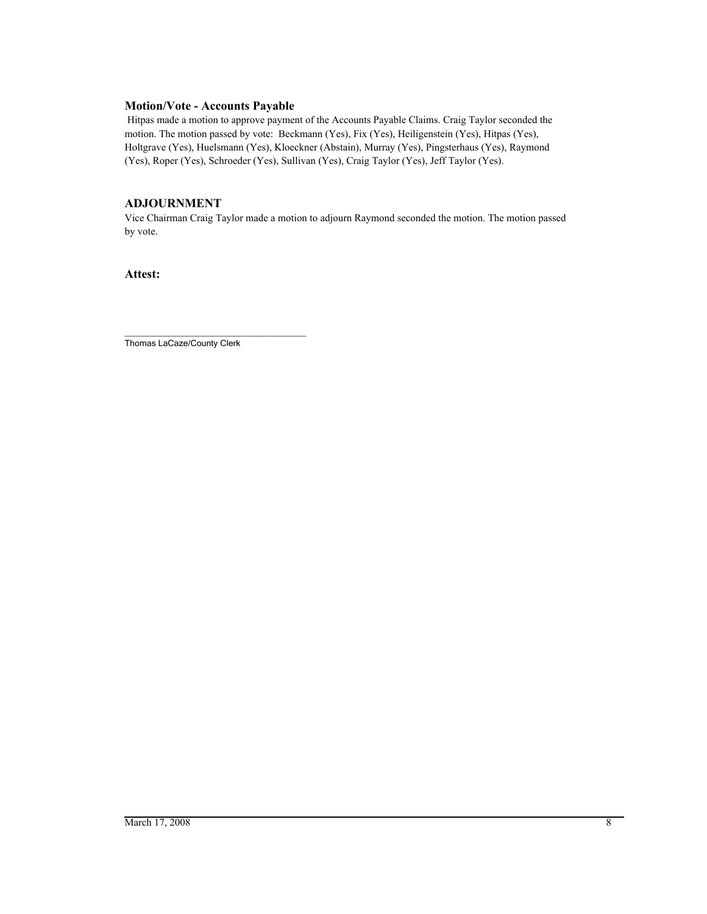### Motion/Vote - Accounts Payable

Hitpas made a motion to approve payment of the Accounts Payable Claims. Craig Taylor seconded the motion. The motion passed by vote: Beckmann (Yes), Fix (Yes), Heiligenstein (Yes), Hitpas (Yes), Holtgrave (Yes), Huelsmann (Yes), Kloeckner (Abstain), Murray (Yes), Pingsterhaus (Yes), Raymond (Yes), Roper (Yes), Schroeder (Yes), Sullivan (Yes), Craig Taylor (Yes), Jeff Taylor (Yes).

### ADJOURNMENT

Vice Chairman Craig Taylor made a motion to adjourn Raymond seconded the motion. The motion passed by vote.

**Attest:**

\_\_\_\_\_\_\_\_\_\_\_\_\_\_\_\_\_\_\_\_\_\_\_\_\_\_\_\_\_\_\_\_\_\_\_\_

Thomas LaCaze/County Clerk

March 17, 2008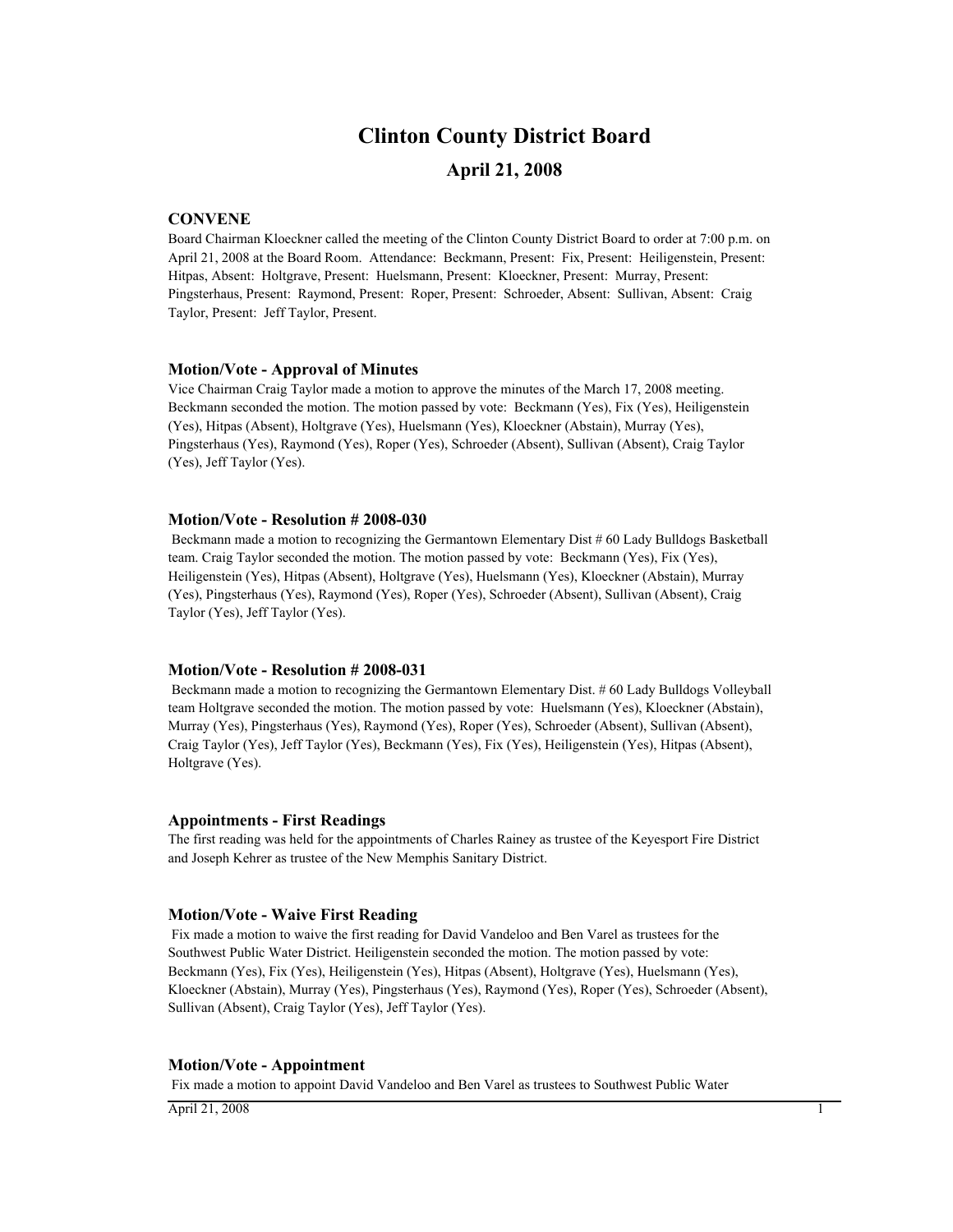# Clinton County District Board

## April 21, 2008

### CONVENE

Board Chairman Kloeckner called the meeting of the Clinton County District Board to order at 7:00 p.m. on April 21, 2008 at the Board Room. Attendance: Beckmann, Present: Fix, Present: Heiligenstein, Present: Hitpas, Absent: Holtgrave, Present: Huelsmann, Present: Kloeckner, Present: Murray, Present: Pingsterhaus, Present: Raymond, Present: Roper, Present: Schroeder, Absent: Sullivan, Absent: Craig Taylor, Present: Jeff Taylor, Present.

### Motion/Vote - Approval of Minutes

Vice Chairman Craig Taylor made a motion to approve the minutes of the March 17, 2008 meeting. Beckmann seconded the motion. The motion passed by vote: Beckmann (Yes), Fix (Yes), Heiligenstein (Yes), Hitpas (Absent), Holtgrave (Yes), Huelsmann (Yes), Kloeckner (Abstain), Murray (Yes), Pingsterhaus (Yes), Raymond (Yes), Roper (Yes), Schroeder (Absent), Sullivan (Absent), Craig Taylor (Yes), Jeff Taylor (Yes).

### Motion/Vote - Resolution # 2008-030

Beckmann made a motion to recognizing the Germantown Elementary Dist # 60 Lady Bulldogs Basketball team. Craig Taylor seconded the motion. The motion passed by vote: Beckmann (Yes), Fix (Yes), Heiligenstein (Yes), Hitpas (Absent), Holtgrave (Yes), Huelsmann (Yes), Kloeckner (Abstain), Murray (Yes), Pingsterhaus (Yes), Raymond (Yes), Roper (Yes), Schroeder (Absent), Sullivan (Absent), Craig Taylor (Yes), Jeff Taylor (Yes).

### Motion/Vote - Resolution # 2008-031

Beckmann made a motion to recognizing the Germantown Elementary Dist. # 60 Lady Bulldogs Volleyball team Holtgrave seconded the motion. The motion passed by vote: Huelsmann (Yes), Kloeckner (Abstain), Murray (Yes), Pingsterhaus (Yes), Raymond (Yes), Roper (Yes), Schroeder (Absent), Sullivan (Absent), Craig Taylor (Yes), Jeff Taylor (Yes), Beckmann (Yes), Fix (Yes), Heiligenstein (Yes), Hitpas (Absent), Holtgrave (Yes).

### Appointments - First Readings

The first reading was held for the appointments of Charles Rainey as trustee of the Keyesport Fire District and Joseph Kehrer as trustee of the New Memphis Sanitary District.

### Motion/Vote - Waive First Reading

Fix made a motion to waive the first reading for David Vandeloo and Ben Varel as trustees for the Southwest Public Water District. Heiligenstein seconded the motion. The motion passed by vote: Beckmann (Yes), Fix (Yes), Heiligenstein (Yes), Hitpas (Absent), Holtgrave (Yes), Huelsmann (Yes), Kloeckner (Abstain), Murray (Yes), Pingsterhaus (Yes), Raymond (Yes), Roper (Yes), Schroeder (Absent), Sullivan (Absent), Craig Taylor (Yes), Jeff Taylor (Yes).

### Motion/Vote - Appointment

Fix made a motion to appoint David Vandeloo and Ben Varel as trustees to Southwest Public Water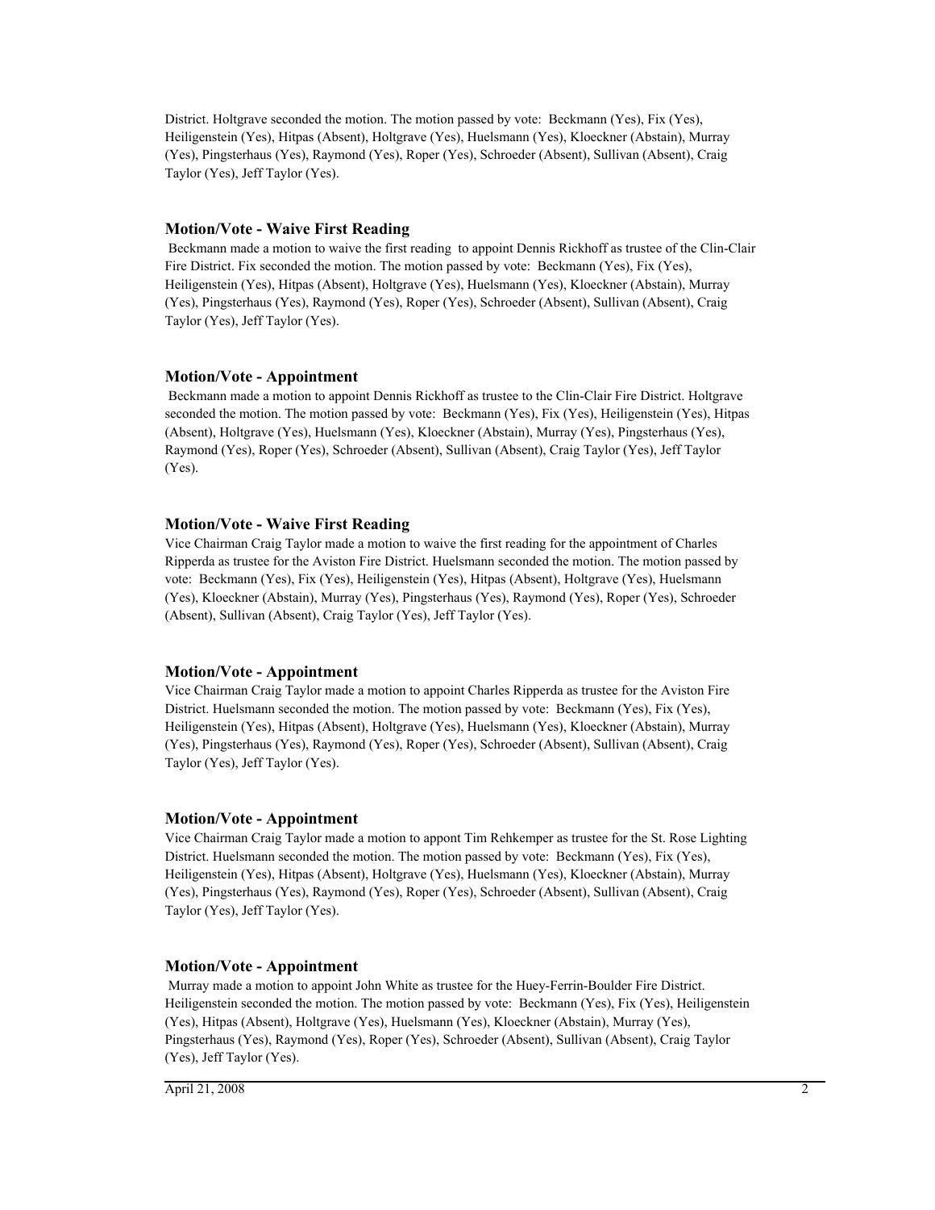District. Holtgrave seconded the motion. The motion passed by vote: Beckmann (Yes), Fix (Yes), Heiligenstein (Yes), Hitpas (Absent), Holtgrave (Yes), Huelsmann (Yes), Kloeckner (Abstain), Murray (Yes), Pingsterhaus (Yes), Raymond (Yes), Roper (Yes), Schroeder (Absent), Sullivan (Absent), Craig Taylor (Yes), Jeff Taylor (Yes).

### Motion/Vote - Waive First Reading

Beckmann made a motion to waive the first reading to appoint Dennis Rickhoff as trustee of the Clin-Clair Fire District. Fix seconded the motion. The motion passed by vote: Beckmann (Yes), Fix (Yes), Heiligenstein (Yes), Hitpas (Absent), Holtgrave (Yes), Huelsmann (Yes), Kloeckner (Abstain), Murray (Yes), Pingsterhaus (Yes), Raymond (Yes), Roper (Yes), Schroeder (Absent), Sullivan (Absent), Craig Taylor (Yes), Jeff Taylor (Yes).

### Motion/Vote - Appointment

Beckmann made a motion to appoint Dennis Rickhoff as trustee to the Clin-Clair Fire District. Holtgrave seconded the motion. The motion passed by vote: Beckmann (Yes), Fix (Yes), Heiligenstein (Yes), Hitpas (Absent), Holtgrave (Yes), Huelsmann (Yes), Kloeckner (Abstain), Murray (Yes), Pingsterhaus (Yes), Raymond (Yes), Roper (Yes), Schroeder (Absent), Sullivan (Absent), Craig Taylor (Yes), Jeff Taylor (Yes).

### Motion/Vote - Waive First Reading

Vice Chairman Craig Taylor made a motion to waive the first reading for the appointment of Charles Ripperda as trustee for the Aviston Fire District. Huelsmann seconded the motion. The motion passed by vote: Beckmann (Yes), Fix (Yes), Heiligenstein (Yes), Hitpas (Absent), Holtgrave (Yes), Huelsmann (Yes), Kloeckner (Abstain), Murray (Yes), Pingsterhaus (Yes), Raymond (Yes), Roper (Yes), Schroeder (Absent), Sullivan (Absent), Craig Taylor (Yes), Jeff Taylor (Yes).

### Motion/Vote - Appointment

Vice Chairman Craig Taylor made a motion to appoint Charles Ripperda as trustee for the Aviston Fire District. Huelsmann seconded the motion. The motion passed by vote: Beckmann (Yes), Fix (Yes), Heiligenstein (Yes), Hitpas (Absent), Holtgrave (Yes), Huelsmann (Yes), Kloeckner (Abstain), Murray (Yes), Pingsterhaus (Yes), Raymond (Yes), Roper (Yes), Schroeder (Absent), Sullivan (Absent), Craig Taylor (Yes), Jeff Taylor (Yes).

### Motion/Vote - Appointment

Vice Chairman Craig Taylor made a motion to appont Tim Rehkemper as trustee for the St. Rose Lighting District. Huelsmann seconded the motion. The motion passed by vote: Beckmann (Yes), Fix (Yes), Heiligenstein (Yes), Hitpas (Absent), Holtgrave (Yes), Huelsmann (Yes), Kloeckner (Abstain), Murray (Yes), Pingsterhaus (Yes), Raymond (Yes), Roper (Yes), Schroeder (Absent), Sullivan (Absent), Craig Taylor (Yes), Jeff Taylor (Yes).

### Motion/Vote - Appointment

Murray made a motion to appoint John White as trustee for the Huey-Ferrin-Boulder Fire District. Heiligenstein seconded the motion. The motion passed by vote: Beckmann (Yes), Fix (Yes), Heiligenstein (Yes), Hitpas (Absent), Holtgrave (Yes), Huelsmann (Yes), Kloeckner (Abstain), Murray (Yes), Pingsterhaus (Yes), Raymond (Yes), Roper (Yes), Schroeder (Absent), Sullivan (Absent), Craig Taylor (Yes), Jeff Taylor (Yes).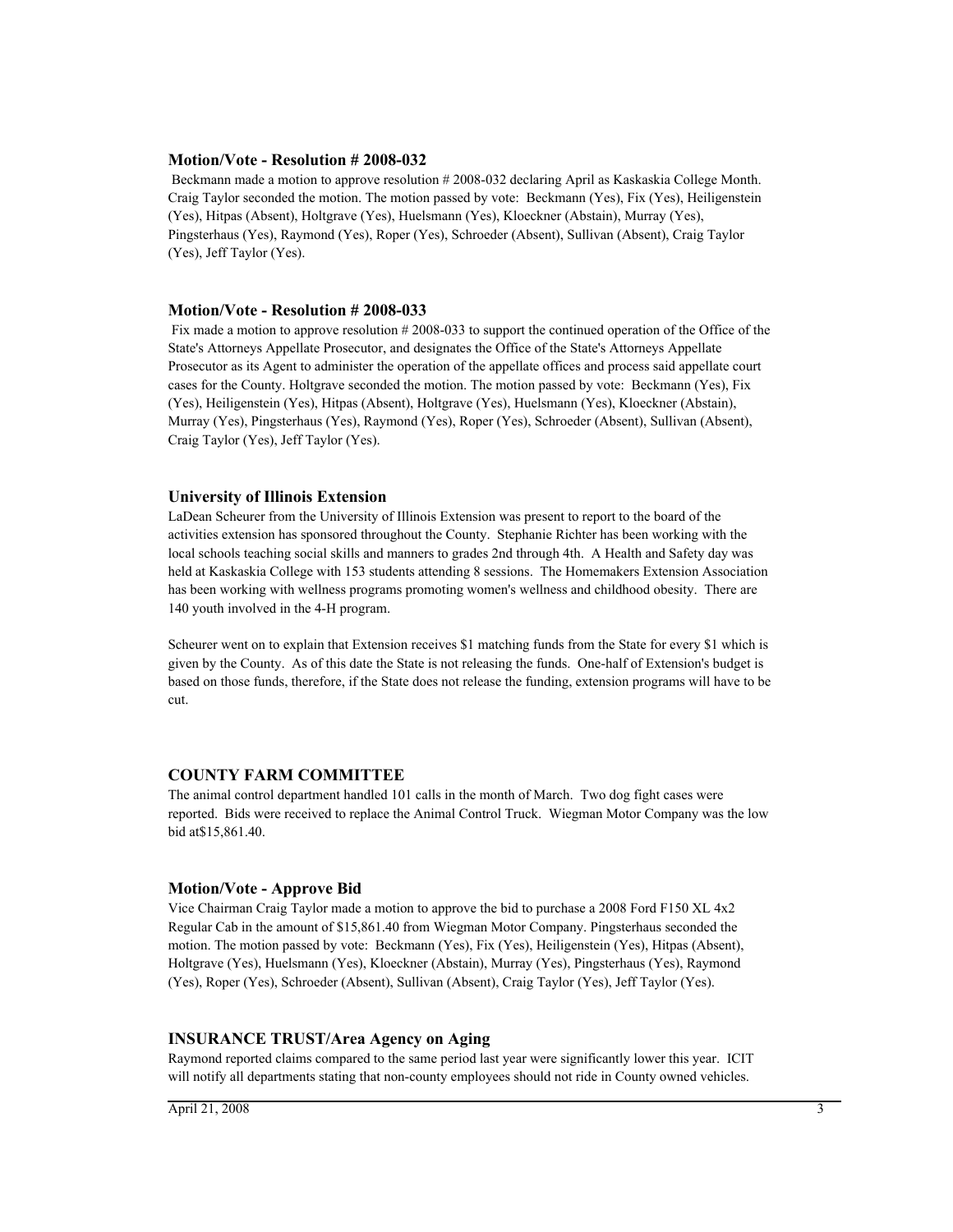### Motion/Vote - Resolution # 2008-032

Beckmann made a motion to approve resolution # 2008-032 declaring April as Kaskaskia College Month. Craig Taylor seconded the motion. The motion passed by vote: Beckmann (Yes), Fix (Yes), Heiligenstein (Yes), Hitpas (Absent), Holtgrave (Yes), Huelsmann (Yes), Kloeckner (Abstain), Murray (Yes), Pingsterhaus (Yes), Raymond (Yes), Roper (Yes), Schroeder (Absent), Sullivan (Absent), Craig Taylor (Yes), Jeff Taylor (Yes).

### Motion/Vote - Resolution # 2008-033

Fix made a motion to approve resolution # 2008-033 to support the continued operation of the Office of the State's Attorneys Appellate Prosecutor, and designates the Office of the State's Attorneys Appellate Prosecutor as its Agent to administer the operation of the appellate offices and process said appellate court cases for the County. Holtgrave seconded the motion. The motion passed by vote: Beckmann (Yes), Fix (Yes), Heiligenstein (Yes), Hitpas (Absent), Holtgrave (Yes), Huelsmann (Yes), Kloeckner (Abstain), Murray (Yes), Pingsterhaus (Yes), Raymond (Yes), Roper (Yes), Schroeder (Absent), Sullivan (Absent), Craig Taylor (Yes), Jeff Taylor (Yes).

### University of Illinois Extension

LaDean Scheurer from the University of Illinois Extension was present to report to the board of the activities extension has sponsored throughout the County. Stephanie Richter has been working with the local schools teaching social skills and manners to grades 2nd through 4th. A Health and Safety day was held at Kaskaskia College with 153 students attending 8 sessions. The Homemakers Extension Association has been working with wellness programs promoting women's wellness and childhood obesity. There are 140 youth involved in the 4-H program.

Scheurer went on to explain that Extension receives $1 matching funds from the State for every $1 which is given by the County. As of this date the State is not releasing the funds. One-half of Extension's budget is based on those funds, therefore, if the State does not release the funding, extension programs will have to be cut.

## COUNTY FARM COMMITTEE

The animal control department handled 101 calls in the month of March. Two dog fight cases were reported. Bids were received to replace the Animal Control Truck. Wiegman Motor Company was the low bid at$15,861.40.

### Motion/Vote - Approve Bid

Vice Chairman Craig Taylor made a motion to approve the bid to purchase a 2008 Ford F150 XL 4x2 Regular Cab in the amount of $15,861.40 from Wiegman Motor Company. Pingsterhaus seconded the motion. The motion passed by vote: Beckmann (Yes), Fix (Yes), Heiligenstein (Yes), Hitpas (Absent), Holtgrave (Yes), Huelsmann (Yes), Kloeckner (Abstain), Murray (Yes), Pingsterhaus (Yes), Raymond (Yes), Roper (Yes), Schroeder (Absent), Sullivan (Absent), Craig Taylor (Yes), Jeff Taylor (Yes).

## INSURANCE TRUST/Area Agency on Aging

Raymond reported claims compared to the same period last year were significantly lower this year. ICIT will notify all departments stating that non-county employees should not ride in County owned vehicles.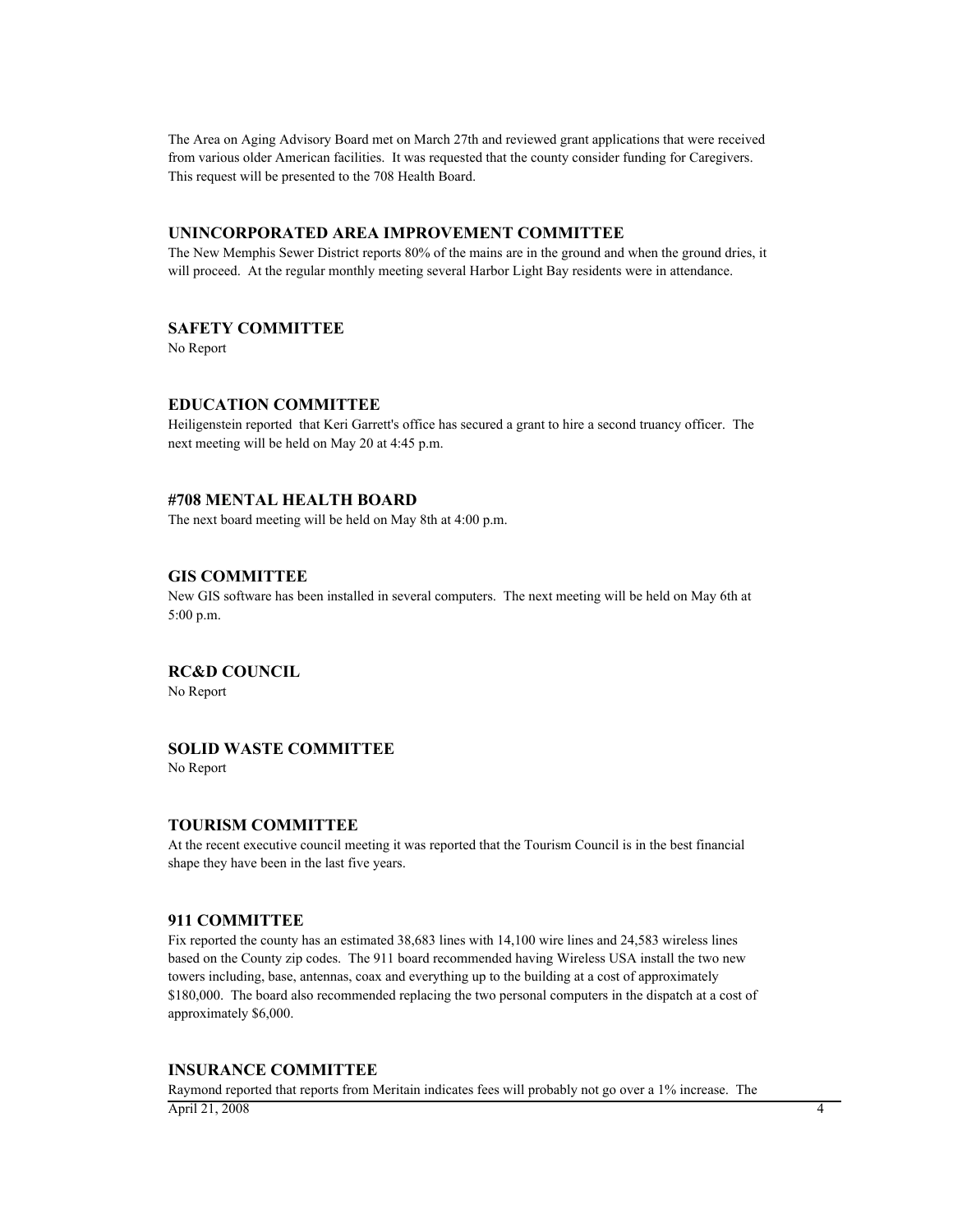The Area on Aging Advisory Board met on March 27th and reviewed grant applications that were received from various older American facilities. It was requested that the county consider funding for Caregivers. This request will be presented to the 708 Health Board.

## UNINCORPORATED AREA IMPROVEMENT COMMITTEE

The New Memphis Sewer District reports 80% of the mains are in the ground and when the ground dries, it will proceed. At the regular monthly meeting several Harbor Light Bay residents were in attendance.

## SAFETY COMMITTEE

No Report

## EDUCATION COMMITTEE

Heiligenstein reported that Keri Garrett's office has secured a grant to hire a second truancy officer. The next meeting will be held on May 20 at 4:45 p.m.

## #708 MENTAL HEALTH BOARD

The next board meeting will be held on May 8th at 4:00 p.m.

## GIS COMMITTEE

New GIS software has been installed in several computers. The next meeting will be held on May 6th at 5:00 p.m.

## RC&D COUNCIL

No Report

## SOLID WASTE COMMITTEE

No Report

## TOURISM COMMITTEE

At the recent executive council meeting it was reported that the Tourism Council is in the best financial shape they have been in the last five years.

## 911 COMMITTEE

Fix reported the county has an estimated 38,683 lines with 14,100 wire lines and 24,583 wireless lines based on the County zip codes. The 911 board recommended having Wireless USA install the two new towers including, base, antennas, coax and everything up to the building at a cost of approximately $180,000. The board also recommended replacing the two personal computers in the dispatch at a cost of approximately $6,000.

## INSURANCE COMMITTEE

Raymond reported that reports from Meritain indicates fees will probably not go over a 1% increase. The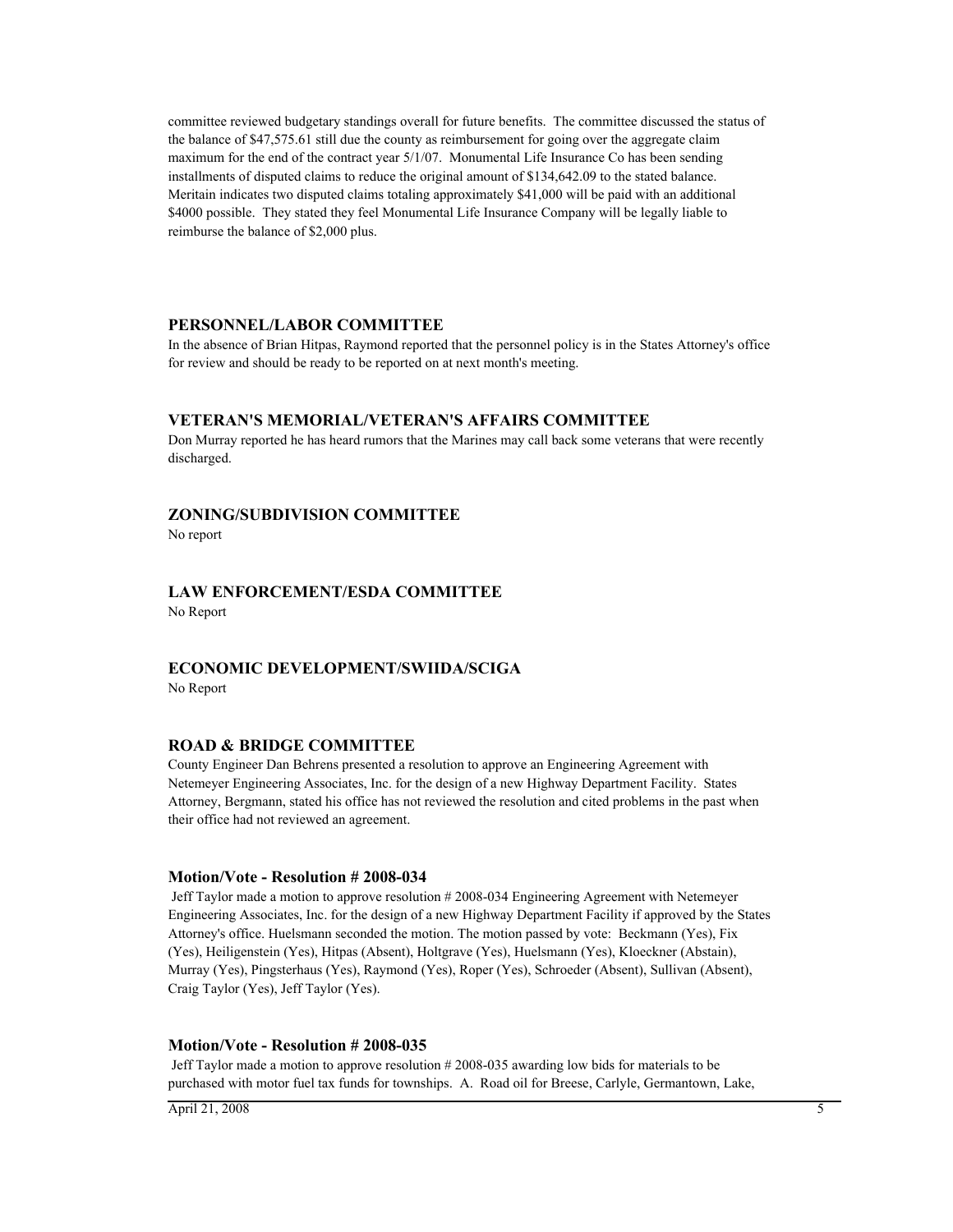committee reviewed budgetary standings overall for future benefits. The committee discussed the status of the balance of $47,575.61 still due the county as reimbursement for going over the aggregate claim maximum for the end of the contract year 5/1/07. Monumental Life Insurance Co has been sending installments of disputed claims to reduce the original amount of $134,642.09 to the stated balance. Meritain indicates two disputed claims totaling approximately $41,000 will be paid with an additional $4000 possible. They stated they feel Monumental Life Insurance Company will be legally liable to reimburse the balance of $2,000 plus.

## PERSONNEL/LABOR COMMITTEE

In the absence of Brian Hitpas, Raymond reported that the personnel policy is in the States Attorney's office for review and should be ready to be reported on at next month's meeting.

## VETERAN'S MEMORIAL/VETERAN'S AFFAIRS COMMITTEE

Don Murray reported he has heard rumors that the Marines may call back some veterans that were recently discharged.

## ZONING/SUBDIVISION COMMITTEE

No report

## LAW ENFORCEMENT/ESDA COMMITTEE

No Report

## ECONOMIC DEVELOPMENT/SWIIDA/SCIGA

No Report

## ROAD & BRIDGE COMMITTEE

County Engineer Dan Behrens presented a resolution to approve an Engineering Agreement with Netemeyer Engineering Associates, Inc. for the design of a new Highway Department Facility. States Attorney, Bergmann, stated his office has not reviewed the resolution and cited problems in the past when their office had not reviewed an agreement.

### Motion/Vote - Resolution # 2008-034

Jeff Taylor made a motion to approve resolution # 2008-034 Engineering Agreement with Netemeyer Engineering Associates, Inc. for the design of a new Highway Department Facility if approved by the States Attorney's office. Huelsmann seconded the motion. The motion passed by vote: Beckmann (Yes), Fix (Yes), Heiligenstein (Yes), Hitpas (Absent), Holtgrave (Yes), Huelsmann (Yes), Kloeckner (Abstain), Murray (Yes), Pingsterhaus (Yes), Raymond (Yes), Roper (Yes), Schroeder (Absent), Sullivan (Absent), Craig Taylor (Yes), Jeff Taylor (Yes).

### Motion/Vote - Resolution # 2008-035

Jeff Taylor made a motion to approve resolution # 2008-035 awarding low bids for materials to be purchased with motor fuel tax funds for townships. A. Road oil for Breese, Carlyle, Germantown, Lake,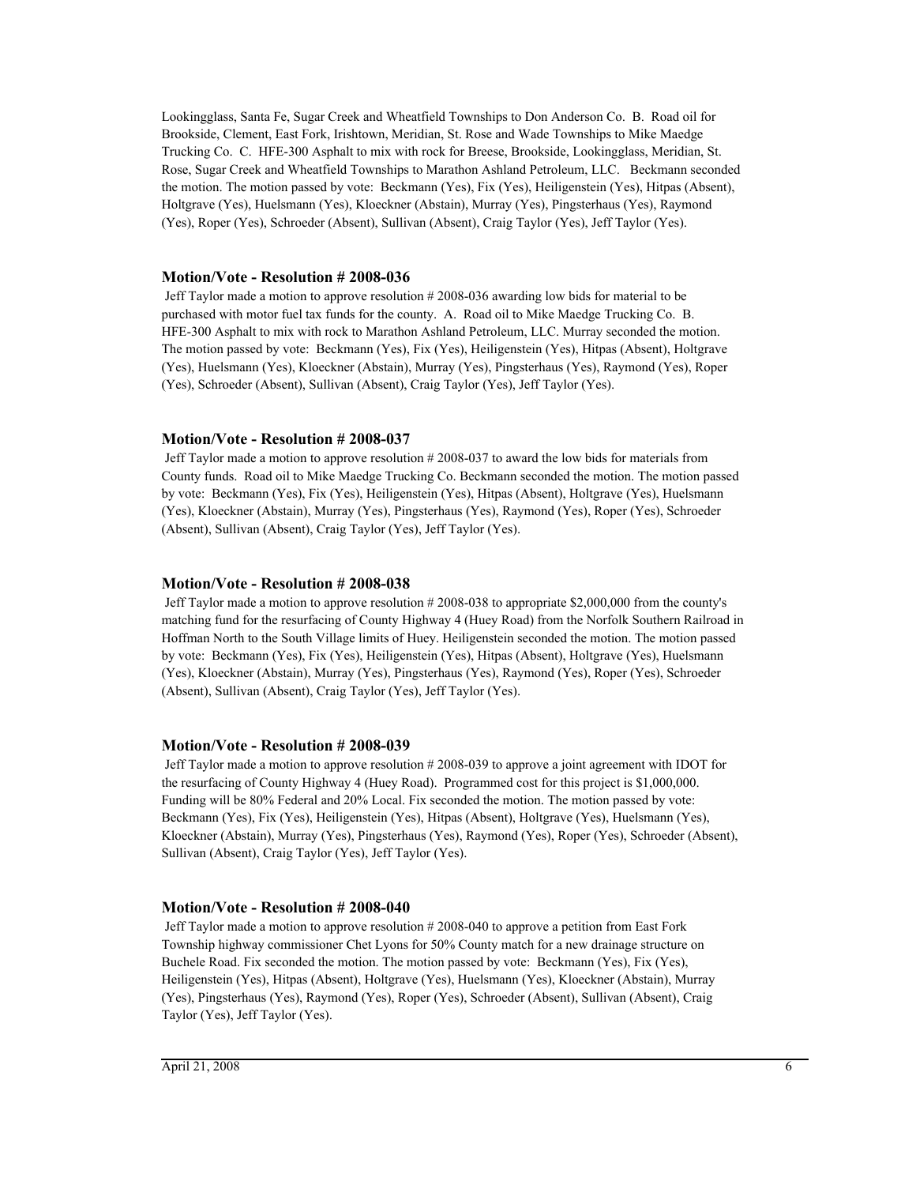Lookingglass, Santa Fe, Sugar Creek and Wheatfield Townships to Don Anderson Co. B. Road oil for Brookside, Clement, East Fork, Irishtown, Meridian, St. Rose and Wade Townships to Mike Maedge Trucking Co. C. HFE-300 Asphalt to mix with rock for Breese, Brookside, Lookingglass, Meridian, St. Rose, Sugar Creek and Wheatfield Townships to Marathon Ashland Petroleum, LLC. Beckmann seconded the motion. The motion passed by vote: Beckmann (Yes), Fix (Yes), Heiligenstein (Yes), Hitpas (Absent), Holtgrave (Yes), Huelsmann (Yes), Kloeckner (Abstain), Murray (Yes), Pingsterhaus (Yes), Raymond (Yes), Roper (Yes), Schroeder (Absent), Sullivan (Absent), Craig Taylor (Yes), Jeff Taylor (Yes).

### Motion/Vote - Resolution # 2008-036

Jeff Taylor made a motion to approve resolution # 2008-036 awarding low bids for material to be purchased with motor fuel tax funds for the county. A. Road oil to Mike Maedge Trucking Co. B. HFE-300 Asphalt to mix with rock to Marathon Ashland Petroleum, LLC. Murray seconded the motion. The motion passed by vote: Beckmann (Yes), Fix (Yes), Heiligenstein (Yes), Hitpas (Absent), Holtgrave (Yes), Huelsmann (Yes), Kloeckner (Abstain), Murray (Yes), Pingsterhaus (Yes), Raymond (Yes), Roper (Yes), Schroeder (Absent), Sullivan (Absent), Craig Taylor (Yes), Jeff Taylor (Yes).

### Motion/Vote - Resolution # 2008-037

Jeff Taylor made a motion to approve resolution # 2008-037 to award the low bids for materials from County funds. Road oil to Mike Maedge Trucking Co. Beckmann seconded the motion. The motion passed by vote: Beckmann (Yes), Fix (Yes), Heiligenstein (Yes), Hitpas (Absent), Holtgrave (Yes), Huelsmann (Yes), Kloeckner (Abstain), Murray (Yes), Pingsterhaus (Yes), Raymond (Yes), Roper (Yes), Schroeder (Absent), Sullivan (Absent), Craig Taylor (Yes), Jeff Taylor (Yes).

### Motion/Vote - Resolution # 2008-038

Jeff Taylor made a motion to approve resolution # 2008-038 to appropriate $2,000,000 from the county's matching fund for the resurfacing of County Highway 4 (Huey Road) from the Norfolk Southern Railroad in Hoffman North to the South Village limits of Huey. Heiligenstein seconded the motion. The motion passed by vote: Beckmann (Yes), Fix (Yes), Heiligenstein (Yes), Hitpas (Absent), Holtgrave (Yes), Huelsmann (Yes), Kloeckner (Abstain), Murray (Yes), Pingsterhaus (Yes), Raymond (Yes), Roper (Yes), Schroeder (Absent), Sullivan (Absent), Craig Taylor (Yes), Jeff Taylor (Yes).

### Motion/Vote - Resolution # 2008-039

Jeff Taylor made a motion to approve resolution # 2008-039 to approve a joint agreement with IDOT for the resurfacing of County Highway 4 (Huey Road). Programmed cost for this project is $1,000,000. Funding will be 80% Federal and 20% Local. Fix seconded the motion. The motion passed by vote: Beckmann (Yes), Fix (Yes), Heiligenstein (Yes), Hitpas (Absent), Holtgrave (Yes), Huelsmann (Yes), Kloeckner (Abstain), Murray (Yes), Pingsterhaus (Yes), Raymond (Yes), Roper (Yes), Schroeder (Absent), Sullivan (Absent), Craig Taylor (Yes), Jeff Taylor (Yes).

### Motion/Vote - Resolution # 2008-040

Jeff Taylor made a motion to approve resolution # 2008-040 to approve a petition from East Fork Township highway commissioner Chet Lyons for 50% County match for a new drainage structure on Buchele Road. Fix seconded the motion. The motion passed by vote: Beckmann (Yes), Fix (Yes), Heiligenstein (Yes), Hitpas (Absent), Holtgrave (Yes), Huelsmann (Yes), Kloeckner (Abstain), Murray (Yes), Pingsterhaus (Yes), Raymond (Yes), Roper (Yes), Schroeder (Absent), Sullivan (Absent), Craig Taylor (Yes), Jeff Taylor (Yes).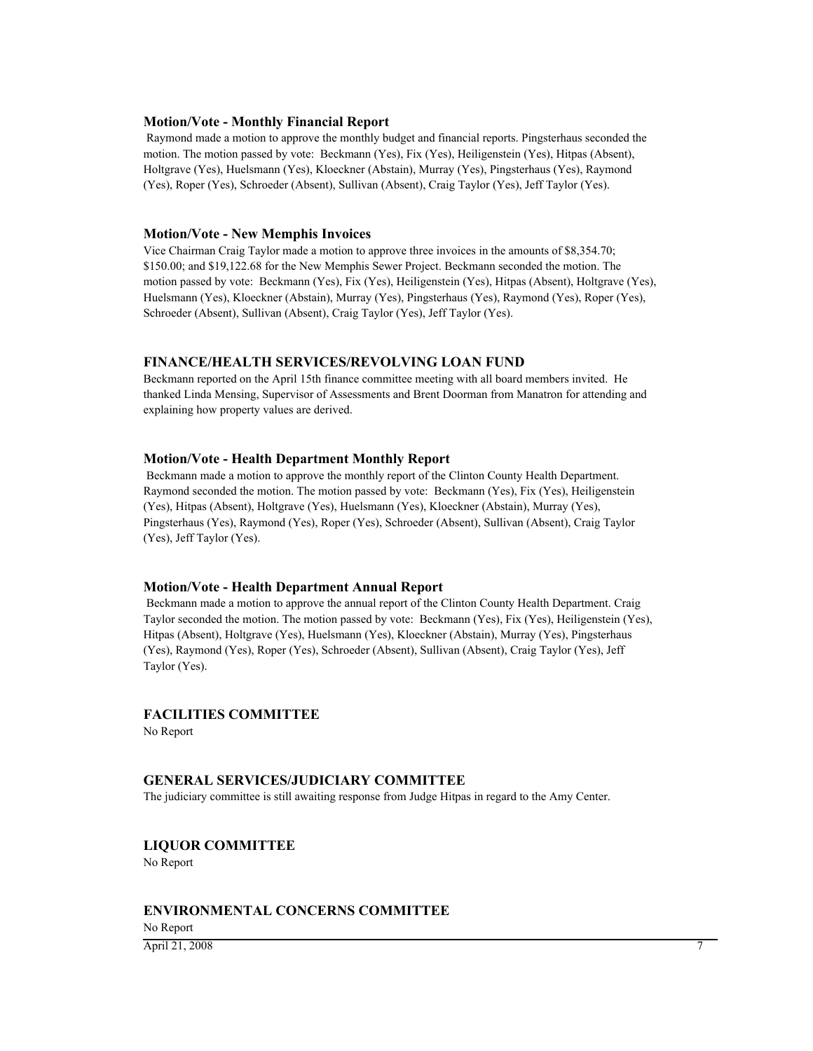**Motion/Vote - Monthly Financial Report**

Raymond made a motion to approve the monthly budget and financial reports. Pingsterhaus seconded the motion. The motion passed by vote: Beckmann (Yes), Fix (Yes), Heiligenstein (Yes), Hitpas (Absent), Holtgrave (Yes), Huelsmann (Yes), Kloeckner (Abstain), Murray (Yes), Pingsterhaus (Yes), Raymond (Yes), Roper (Yes), Schroeder (Absent), Sullivan (Absent), Craig Taylor (Yes), Jeff Taylor (Yes).

**Motion/Vote - New Memphis Invoices**

Vice Chairman Craig Taylor made a motion to approve three invoices in the amounts of $8,354.70; $150.00; and $19,122.68 for the New Memphis Sewer Project. Beckmann seconded the motion. The motion passed by vote: Beckmann (Yes), Fix (Yes), Heiligenstein (Yes), Hitpas (Absent), Holtgrave (Yes), Huelsmann (Yes), Kloeckner (Abstain), Murray (Yes), Pingsterhaus (Yes), Raymond (Yes), Roper (Yes), Schroeder (Absent), Sullivan (Absent), Craig Taylor (Yes), Jeff Taylor (Yes).

## FINANCE/HEALTH SERVICES/REVOLVING LOAN FUND

Beckmann reported on the April 15th finance committee meeting with all board members invited. He thanked Linda Mensing, Supervisor of Assessments and Brent Doorman from Manatron for attending and explaining how property values are derived.

**Motion/Vote - Health Department Monthly Report**

Beckmann made a motion to approve the monthly report of the Clinton County Health Department. Raymond seconded the motion. The motion passed by vote: Beckmann (Yes), Fix (Yes), Heiligenstein (Yes), Hitpas (Absent), Holtgrave (Yes), Huelsmann (Yes), Kloeckner (Abstain), Murray (Yes), Pingsterhaus (Yes), Raymond (Yes), Roper (Yes), Schroeder (Absent), Sullivan (Absent), Craig Taylor (Yes), Jeff Taylor (Yes).

**Motion/Vote - Health Department Annual Report**

Beckmann made a motion to approve the annual report of the Clinton County Health Department. Craig Taylor seconded the motion. The motion passed by vote: Beckmann (Yes), Fix (Yes), Heiligenstein (Yes), Hitpas (Absent), Holtgrave (Yes), Huelsmann (Yes), Kloeckner (Abstain), Murray (Yes), Pingsterhaus (Yes), Raymond (Yes), Roper (Yes), Schroeder (Absent), Sullivan (Absent), Craig Taylor (Yes), Jeff Taylor (Yes).

## FACILITIES COMMITTEE

No Report

## GENERAL SERVICES/JUDICIARY COMMITTEE

The judiciary committee is still awaiting response from Judge Hitpas in regard to the Amy Center.

## LIQUOR COMMITTEE

No Report

## ENVIRONMENTAL CONCERNS COMMITTEE

No Report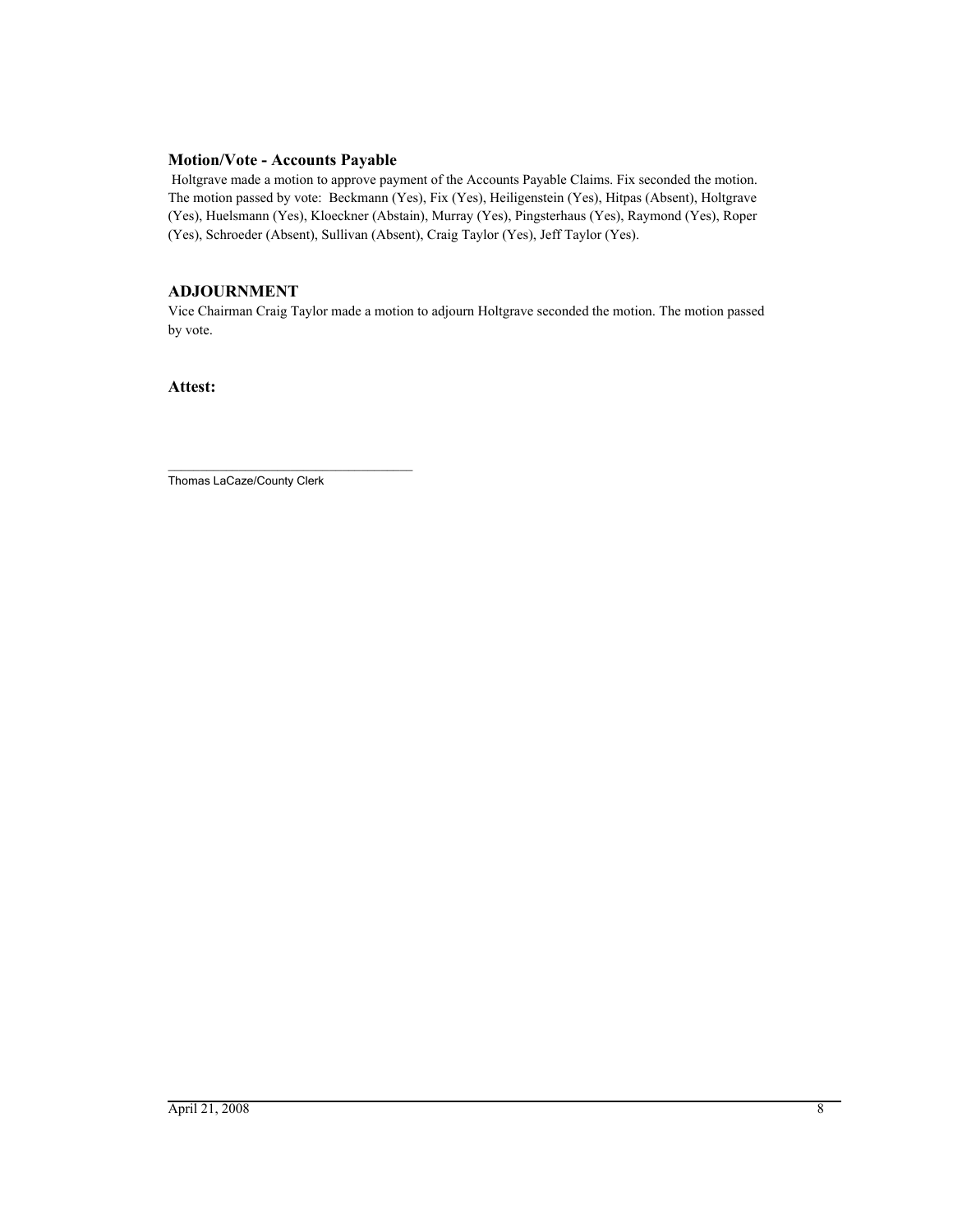### Motion/Vote - Accounts Payable

Holtgrave made a motion to approve payment of the Accounts Payable Claims. Fix seconded the motion. The motion passed by vote: Beckmann (Yes), Fix (Yes), Heiligenstein (Yes), Hitpas (Absent), Holtgrave (Yes), Huelsmann (Yes), Kloeckner (Abstain), Murray (Yes), Pingsterhaus (Yes), Raymond (Yes), Roper (Yes), Schroeder (Absent), Sullivan (Absent), Craig Taylor (Yes), Jeff Taylor (Yes).

### ADJOURNMENT

Vice Chairman Craig Taylor made a motion to adjourn Holtgrave seconded the motion. The motion passed by vote.

**Attest:**

\_\_\_\_\_\_\_\_\_\_\_\_\_\_\_\_\_\_\_\_\_\_\_\_\_\_\_\_\_\_\_\_\_\_

Thomas LaCaze/County Clerk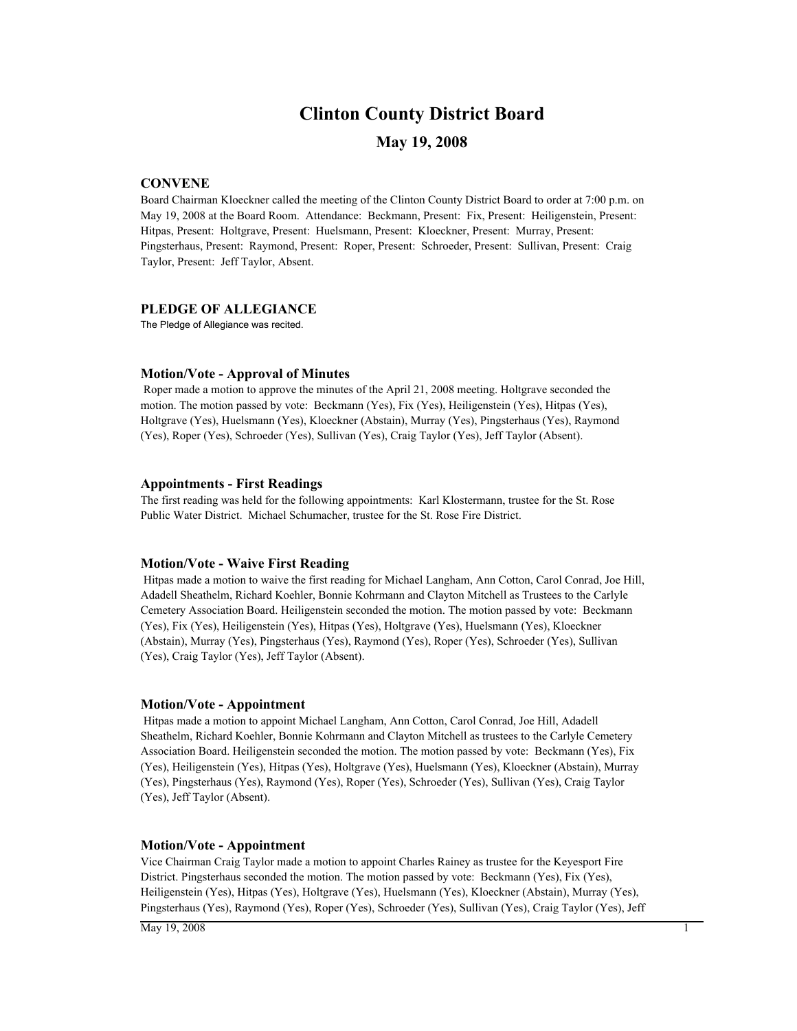# Clinton County District Board

## May 19, 2008

### CONVENE

Board Chairman Kloeckner called the meeting of the Clinton County District Board to order at 7:00 p.m. on May 19, 2008 at the Board Room. Attendance: Beckmann, Present: Fix, Present: Heiligenstein, Present: Hitpas, Present: Holtgrave, Present: Huelsmann, Present: Kloeckner, Present: Murray, Present: Pingsterhaus, Present: Raymond, Present: Roper, Present: Schroeder, Present: Sullivan, Present: Craig Taylor, Present: Jeff Taylor, Absent.

### PLEDGE OF ALLEGIANCE

The Pledge of Allegiance was recited.

### Motion/Vote - Approval of Minutes

Roper made a motion to approve the minutes of the April 21, 2008 meeting. Holtgrave seconded the motion. The motion passed by vote: Beckmann (Yes), Fix (Yes), Heiligenstein (Yes), Hitpas (Yes), Holtgrave (Yes), Huelsmann (Yes), Kloeckner (Abstain), Murray (Yes), Pingsterhaus (Yes), Raymond (Yes), Roper (Yes), Schroeder (Yes), Sullivan (Yes), Craig Taylor (Yes), Jeff Taylor (Absent).

### Appointments - First Readings

The first reading was held for the following appointments: Karl Klostermann, trustee for the St. Rose Public Water District. Michael Schumacher, trustee for the St. Rose Fire District.

### Motion/Vote - Waive First Reading

Hitpas made a motion to waive the first reading for Michael Langham, Ann Cotton, Carol Conrad, Joe Hill, Adadell Sheathelm, Richard Koehler, Bonnie Kohrmann and Clayton Mitchell as Trustees to the Carlyle Cemetery Association Board. Heiligenstein seconded the motion. The motion passed by vote: Beckmann (Yes), Fix (Yes), Heiligenstein (Yes), Hitpas (Yes), Holtgrave (Yes), Huelsmann (Yes), Kloeckner (Abstain), Murray (Yes), Pingsterhaus (Yes), Raymond (Yes), Roper (Yes), Schroeder (Yes), Sullivan (Yes), Craig Taylor (Yes), Jeff Taylor (Absent).

### Motion/Vote - Appointment

Hitpas made a motion to appoint Michael Langham, Ann Cotton, Carol Conrad, Joe Hill, Adadell Sheathelm, Richard Koehler, Bonnie Kohrmann and Clayton Mitchell as trustees to the Carlyle Cemetery Association Board. Heiligenstein seconded the motion. The motion passed by vote: Beckmann (Yes), Fix (Yes), Heiligenstein (Yes), Hitpas (Yes), Holtgrave (Yes), Huelsmann (Yes), Kloeckner (Abstain), Murray (Yes), Pingsterhaus (Yes), Raymond (Yes), Roper (Yes), Schroeder (Yes), Sullivan (Yes), Craig Taylor (Yes), Jeff Taylor (Absent).

### Motion/Vote - Appointment

Vice Chairman Craig Taylor made a motion to appoint Charles Rainey as trustee for the Keyesport Fire District. Pingsterhaus seconded the motion. The motion passed by vote: Beckmann (Yes), Fix (Yes), Heiligenstein (Yes), Hitpas (Yes), Holtgrave (Yes), Huelsmann (Yes), Kloeckner (Abstain), Murray (Yes), Pingsterhaus (Yes), Raymond (Yes), Roper (Yes), Schroeder (Yes), Sullivan (Yes), Craig Taylor (Yes), Jeff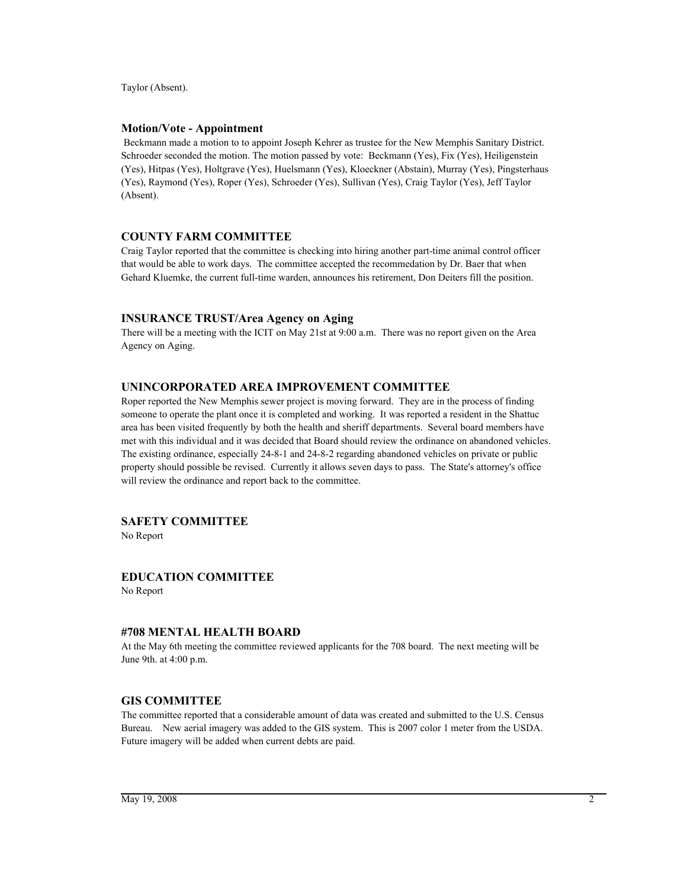Taylor (Absent).

### Motion/Vote - Appointment

Beckmann made a motion to to appoint Joseph Kehrer as trustee for the New Memphis Sanitary District. Schroeder seconded the motion. The motion passed by vote: Beckmann (Yes), Fix (Yes), Heiligenstein (Yes), Hitpas (Yes), Holtgrave (Yes), Huelsmann (Yes), Kloeckner (Abstain), Murray (Yes), Pingsterhaus (Yes), Raymond (Yes), Roper (Yes), Schroeder (Yes), Sullivan (Yes), Craig Taylor (Yes), Jeff Taylor (Absent).

### COUNTY FARM COMMITTEE

Craig Taylor reported that the committee is checking into hiring another part-time animal control officer that would be able to work days. The committee accepted the recommedation by Dr. Baer that when Gehard Kluemke, the current full-time warden, announces his retirement, Don Deiters fill the position.

### INSURANCE TRUST/Area Agency on Aging

There will be a meeting with the ICIT on May 21st at 9:00 a.m. There was no report given on the Area Agency on Aging.

### UNINCORPORATED AREA IMPROVEMENT COMMITTEE

Roper reported the New Memphis sewer project is moving forward. They are in the process of finding someone to operate the plant once it is completed and working. It was reported a resident in the Shattuc area has been visited frequently by both the health and sheriff departments. Several board members have met with this individual and it was decided that Board should review the ordinance on abandoned vehicles. The existing ordinance, especially 24-8-1 and 24-8-2 regarding abandoned vehicles on private or public property should possible be revised. Currently it allows seven days to pass. The State's attorney's office will review the ordinance and report back to the committee.

### SAFETY COMMITTEE

No Report

### EDUCATION COMMITTEE

No Report

### #708 MENTAL HEALTH BOARD

At the May 6th meeting the committee reviewed applicants for the 708 board. The next meeting will be June 9th. at 4:00 p.m.

### GIS COMMITTEE

The committee reported that a considerable amount of data was created and submitted to the U.S. Census Bureau. New aerial imagery was added to the GIS system. This is 2007 color 1 meter from the USDA. Future imagery will be added when current debts are paid.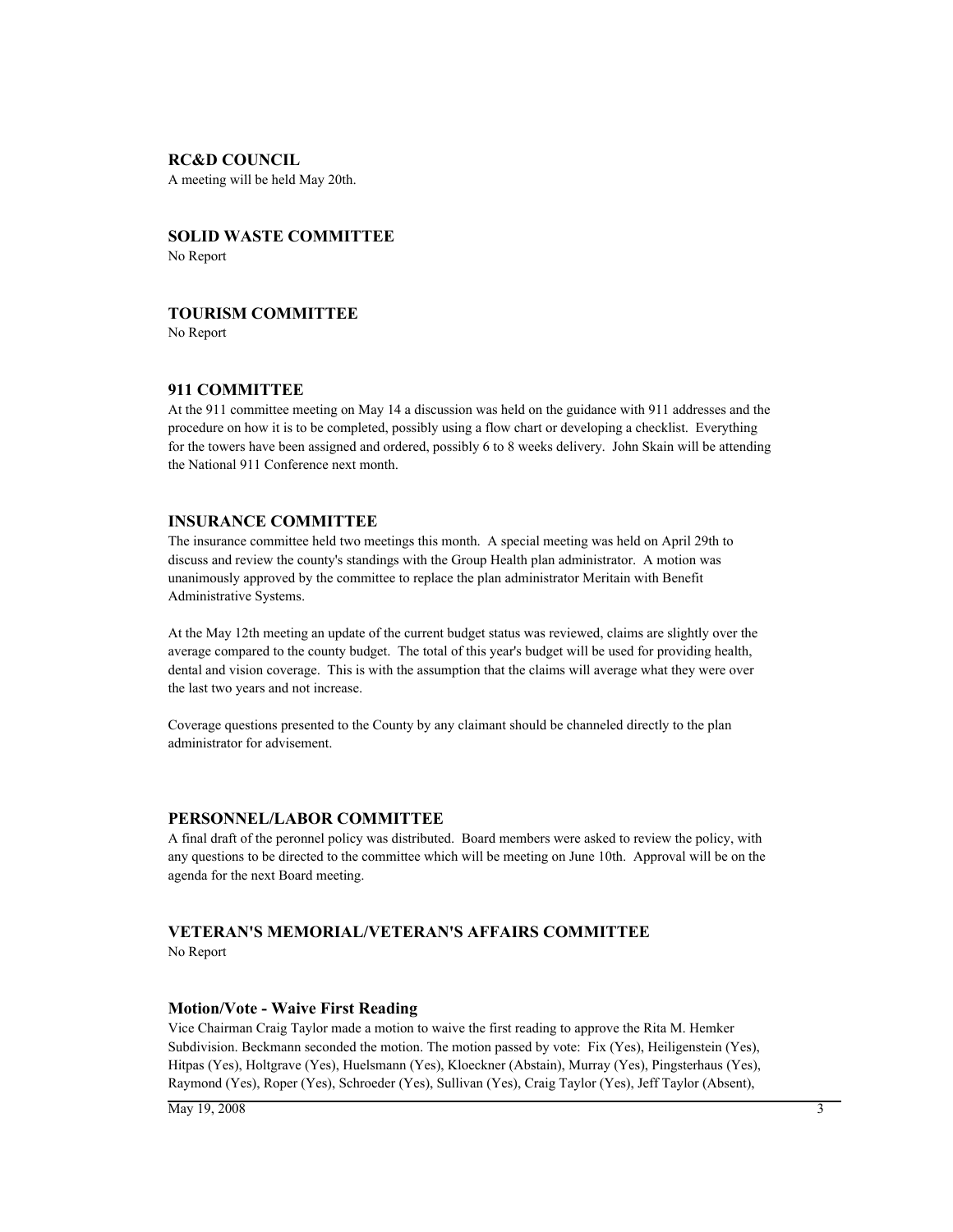### RC&D COUNCIL

A meeting will be held May 20th.

### SOLID WASTE COMMITTEE

No Report

### TOURISM COMMITTEE

No Report

### 911 COMMITTEE

At the 911 committee meeting on May 14 a discussion was held on the guidance with 911 addresses and the procedure on how it is to be completed, possibly using a flow chart or developing a checklist. Everything for the towers have been assigned and ordered, possibly 6 to 8 weeks delivery. John Skain will be attending the National 911 Conference next month.

### INSURANCE COMMITTEE

The insurance committee held two meetings this month. A special meeting was held on April 29th to discuss and review the county's standings with the Group Health plan administrator. A motion was unanimously approved by the committee to replace the plan administrator Meritain with Benefit Administrative Systems.

At the May 12th meeting an update of the current budget status was reviewed, claims are slightly over the average compared to the county budget. The total of this year's budget will be used for providing health, dental and vision coverage. This is with the assumption that the claims will average what they were over the last two years and not increase.

Coverage questions presented to the County by any claimant should be channeled directly to the plan administrator for advisement.

### PERSONNEL/LABOR COMMITTEE

A final draft of the peronnel policy was distributed. Board members were asked to review the policy, with any questions to be directed to the committee which will be meeting on June 10th. Approval will be on the agenda for the next Board meeting.

### VETERAN'S MEMORIAL/VETERAN'S AFFAIRS COMMITTEE

No Report

### Motion/Vote - Waive First Reading

Vice Chairman Craig Taylor made a motion to waive the first reading to approve the Rita M. Hemker Subdivision. Beckmann seconded the motion. The motion passed by vote: Fix (Yes), Heiligenstein (Yes), Hitpas (Yes), Holtgrave (Yes), Huelsmann (Yes), Kloeckner (Abstain), Murray (Yes), Pingsterhaus (Yes), Raymond (Yes), Roper (Yes), Schroeder (Yes), Sullivan (Yes), Craig Taylor (Yes), Jeff Taylor (Absent),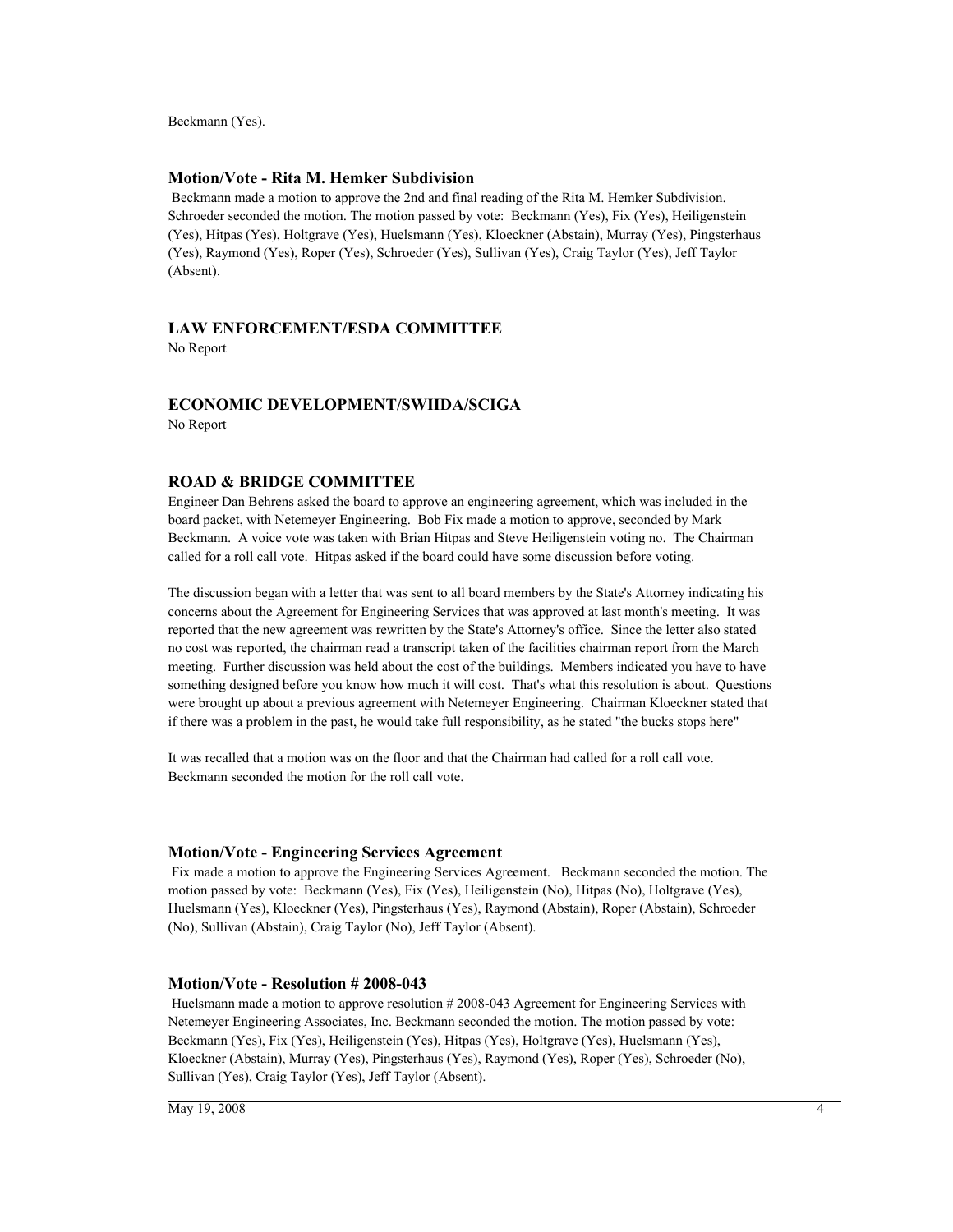Beckmann (Yes).

### Motion/Vote - Rita M. Hemker Subdivision

Beckmann made a motion to approve the 2nd and final reading of the Rita M. Hemker Subdivision. Schroeder seconded the motion. The motion passed by vote: Beckmann (Yes), Fix (Yes), Heiligenstein (Yes), Hitpas (Yes), Holtgrave (Yes), Huelsmann (Yes), Kloeckner (Abstain), Murray (Yes), Pingsterhaus (Yes), Raymond (Yes), Roper (Yes), Schroeder (Yes), Sullivan (Yes), Craig Taylor (Yes), Jeff Taylor (Absent).

## LAW ENFORCEMENT/ESDA COMMITTEE

No Report

## ECONOMIC DEVELOPMENT/SWIIDA/SCIGA

No Report

## ROAD & BRIDGE COMMITTEE

Engineer Dan Behrens asked the board to approve an engineering agreement, which was included in the board packet, with Netemeyer Engineering. Bob Fix made a motion to approve, seconded by Mark Beckmann. A voice vote was taken with Brian Hitpas and Steve Heiligenstein voting no. The Chairman called for a roll call vote. Hitpas asked if the board could have some discussion before voting.

The discussion began with a letter that was sent to all board members by the State's Attorney indicating his concerns about the Agreement for Engineering Services that was approved at last month's meeting. It was reported that the new agreement was rewritten by the State's Attorney's office. Since the letter also stated no cost was reported, the chairman read a transcript taken of the facilities chairman report from the March meeting. Further discussion was held about the cost of the buildings. Members indicated you have to have something designed before you know how much it will cost. That's what this resolution is about. Questions were brought up about a previous agreement with Netemeyer Engineering. Chairman Kloeckner stated that if there was a problem in the past, he would take full responsibility, as he stated "the bucks stops here"

It was recalled that a motion was on the floor and that the Chairman had called for a roll call vote. Beckmann seconded the motion for the roll call vote.

### Motion/Vote - Engineering Services Agreement

Fix made a motion to approve the Engineering Services Agreement. Beckmann seconded the motion. The motion passed by vote: Beckmann (Yes), Fix (Yes), Heiligenstein (No), Hitpas (No), Holtgrave (Yes), Huelsmann (Yes), Kloeckner (Yes), Pingsterhaus (Yes), Raymond (Abstain), Roper (Abstain), Schroeder (No), Sullivan (Abstain), Craig Taylor (No), Jeff Taylor (Absent).

### Motion/Vote - Resolution # 2008-043

Huelsmann made a motion to approve resolution # 2008-043 Agreement for Engineering Services with Netemeyer Engineering Associates, Inc. Beckmann seconded the motion. The motion passed by vote: Beckmann (Yes), Fix (Yes), Heiligenstein (Yes), Hitpas (Yes), Holtgrave (Yes), Huelsmann (Yes), Kloeckner (Abstain), Murray (Yes), Pingsterhaus (Yes), Raymond (Yes), Roper (Yes), Schroeder (No), Sullivan (Yes), Craig Taylor (Yes), Jeff Taylor (Absent).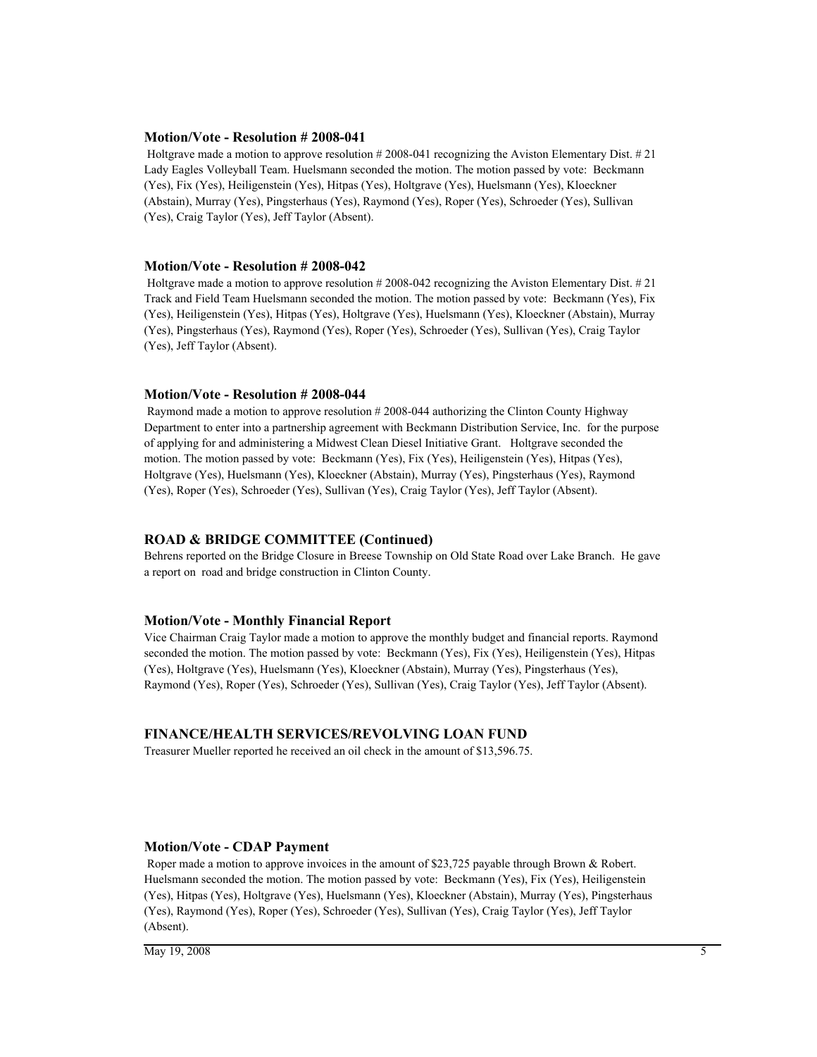### Motion/Vote - Resolution # 2008-041

Holtgrave made a motion to approve resolution # 2008-041 recognizing the Aviston Elementary Dist. # 21 Lady Eagles Volleyball Team. Huelsmann seconded the motion. The motion passed by vote: Beckmann (Yes), Fix (Yes), Heiligenstein (Yes), Hitpas (Yes), Holtgrave (Yes), Huelsmann (Yes), Kloeckner (Abstain), Murray (Yes), Pingsterhaus (Yes), Raymond (Yes), Roper (Yes), Schroeder (Yes), Sullivan (Yes), Craig Taylor (Yes), Jeff Taylor (Absent).

### Motion/Vote - Resolution # 2008-042

Holtgrave made a motion to approve resolution # 2008-042 recognizing the Aviston Elementary Dist. # 21 Track and Field Team Huelsmann seconded the motion. The motion passed by vote: Beckmann (Yes), Fix (Yes), Heiligenstein (Yes), Hitpas (Yes), Holtgrave (Yes), Huelsmann (Yes), Kloeckner (Abstain), Murray (Yes), Pingsterhaus (Yes), Raymond (Yes), Roper (Yes), Schroeder (Yes), Sullivan (Yes), Craig Taylor (Yes), Jeff Taylor (Absent).

### Motion/Vote - Resolution # 2008-044

Raymond made a motion to approve resolution # 2008-044 authorizing the Clinton County Highway Department to enter into a partnership agreement with Beckmann Distribution Service, Inc. for the purpose of applying for and administering a Midwest Clean Diesel Initiative Grant. Holtgrave seconded the motion. The motion passed by vote: Beckmann (Yes), Fix (Yes), Heiligenstein (Yes), Hitpas (Yes), Holtgrave (Yes), Huelsmann (Yes), Kloeckner (Abstain), Murray (Yes), Pingsterhaus (Yes), Raymond (Yes), Roper (Yes), Schroeder (Yes), Sullivan (Yes), Craig Taylor (Yes), Jeff Taylor (Absent).

### ROAD & BRIDGE COMMITTEE (Continued)

Behrens reported on the Bridge Closure in Breese Township on Old State Road over Lake Branch. He gave a report on road and bridge construction in Clinton County.

### Motion/Vote - Monthly Financial Report

Vice Chairman Craig Taylor made a motion to approve the monthly budget and financial reports. Raymond seconded the motion. The motion passed by vote: Beckmann (Yes), Fix (Yes), Heiligenstein (Yes), Hitpas (Yes), Holtgrave (Yes), Huelsmann (Yes), Kloeckner (Abstain), Murray (Yes), Pingsterhaus (Yes), Raymond (Yes), Roper (Yes), Schroeder (Yes), Sullivan (Yes), Craig Taylor (Yes), Jeff Taylor (Absent).

### FINANCE/HEALTH SERVICES/REVOLVING LOAN FUND

Treasurer Mueller reported he received an oil check in the amount of $13,596.75.

### Motion/Vote - CDAP Payment

Roper made a motion to approve invoices in the amount of $23,725 payable through Brown & Robert. Huelsmann seconded the motion. The motion passed by vote: Beckmann (Yes), Fix (Yes), Heiligenstein (Yes), Hitpas (Yes), Holtgrave (Yes), Huelsmann (Yes), Kloeckner (Abstain), Murray (Yes), Pingsterhaus (Yes), Raymond (Yes), Roper (Yes), Schroeder (Yes), Sullivan (Yes), Craig Taylor (Yes), Jeff Taylor (Absent).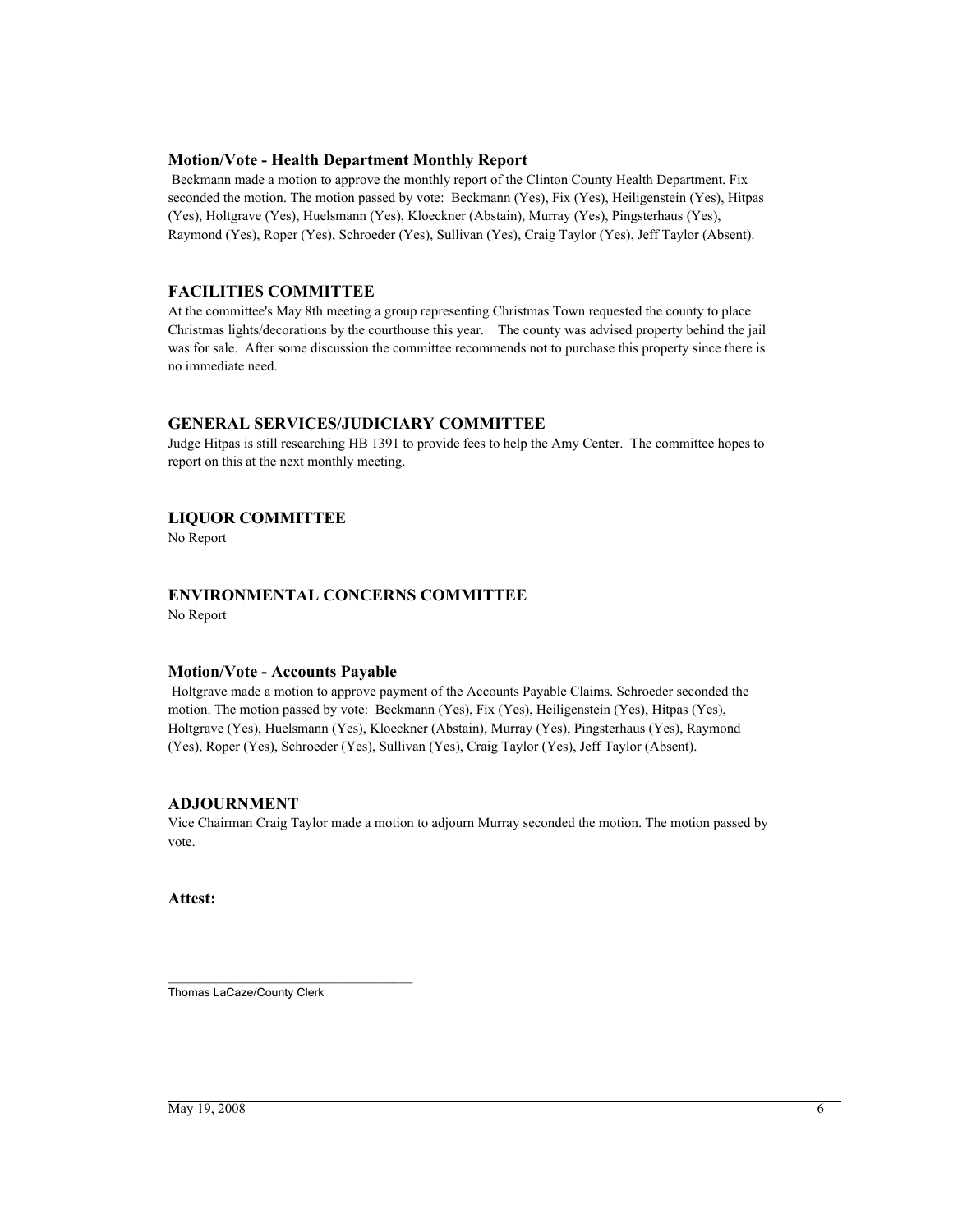### Motion/Vote - Health Department Monthly Report

Beckmann made a motion to approve the monthly report of the Clinton County Health Department. Fix seconded the motion. The motion passed by vote: Beckmann (Yes), Fix (Yes), Heiligenstein (Yes), Hitpas (Yes), Holtgrave (Yes), Huelsmann (Yes), Kloeckner (Abstain), Murray (Yes), Pingsterhaus (Yes), Raymond (Yes), Roper (Yes), Schroeder (Yes), Sullivan (Yes), Craig Taylor (Yes), Jeff Taylor (Absent).

### FACILITIES COMMITTEE

At the committee's May 8th meeting a group representing Christmas Town requested the county to place Christmas lights/decorations by the courthouse this year. The county was advised property behind the jail was for sale. After some discussion the committee recommends not to purchase this property since there is no immediate need.

### GENERAL SERVICES/JUDICIARY COMMITTEE

Judge Hitpas is still researching HB 1391 to provide fees to help the Amy Center. The committee hopes to report on this at the next monthly meeting.

### LIQUOR COMMITTEE

No Report

### ENVIRONMENTAL CONCERNS COMMITTEE

No Report

### Motion/Vote - Accounts Payable

Holtgrave made a motion to approve payment of the Accounts Payable Claims. Schroeder seconded the motion. The motion passed by vote: Beckmann (Yes), Fix (Yes), Heiligenstein (Yes), Hitpas (Yes), Holtgrave (Yes), Huelsmann (Yes), Kloeckner (Abstain), Murray (Yes), Pingsterhaus (Yes), Raymond (Yes), Roper (Yes), Schroeder (Yes), Sullivan (Yes), Craig Taylor (Yes), Jeff Taylor (Absent).

### ADJOURNMENT

Vice Chairman Craig Taylor made a motion to adjourn Murray seconded the motion. The motion passed by vote.

**Attest:**

\_\_\_\_\_\_\_\_\_\_\_\_\_\_\_\_\_\_\_\_\_\_\_\_\_\_\_\_\_\_\_\_\_\_\_\_

Thomas LaCaze/County Clerk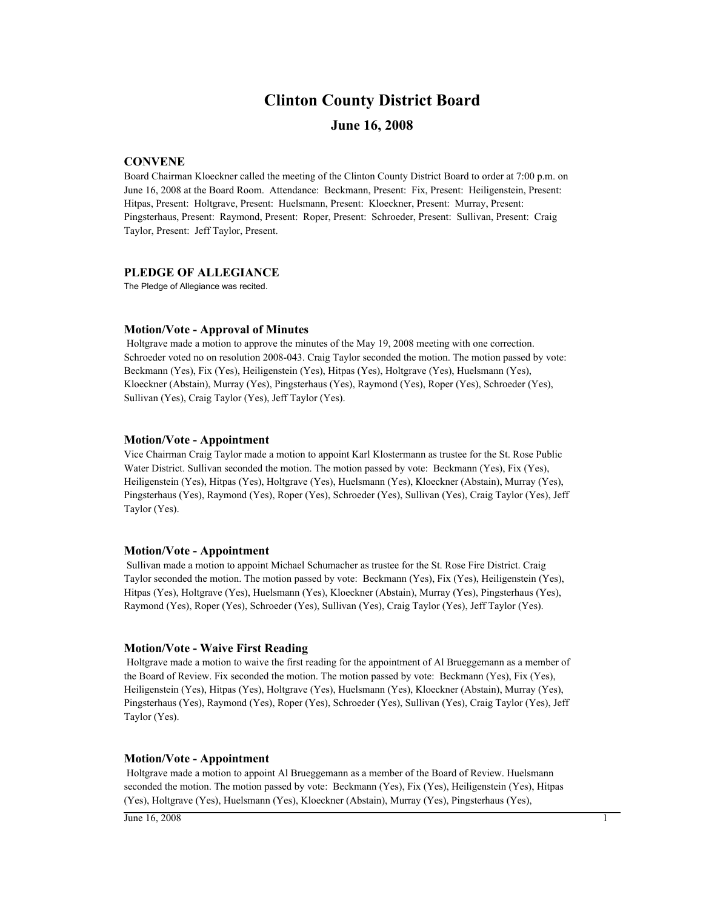# Clinton County District Board

## June 16, 2008

### CONVENE

Board Chairman Kloeckner called the meeting of the Clinton County District Board to order at 7:00 p.m. on June 16, 2008 at the Board Room. Attendance: Beckmann, Present: Fix, Present: Heiligenstein, Present: Hitpas, Present: Holtgrave, Present: Huelsmann, Present: Kloeckner, Present: Murray, Present: Pingsterhaus, Present: Raymond, Present: Roper, Present: Schroeder, Present: Sullivan, Present: Craig Taylor, Present: Jeff Taylor, Present.

### PLEDGE OF ALLEGIANCE

The Pledge of Allegiance was recited.

### Motion/Vote - Approval of Minutes

Holtgrave made a motion to approve the minutes of the May 19, 2008 meeting with one correction. Schroeder voted no on resolution 2008-043. Craig Taylor seconded the motion. The motion passed by vote: Beckmann (Yes), Fix (Yes), Heiligenstein (Yes), Hitpas (Yes), Holtgrave (Yes), Huelsmann (Yes), Kloeckner (Abstain), Murray (Yes), Pingsterhaus (Yes), Raymond (Yes), Roper (Yes), Schroeder (Yes), Sullivan (Yes), Craig Taylor (Yes), Jeff Taylor (Yes).

### Motion/Vote - Appointment

Vice Chairman Craig Taylor made a motion to appoint Karl Klostermann as trustee for the St. Rose Public Water District. Sullivan seconded the motion. The motion passed by vote: Beckmann (Yes), Fix (Yes), Heiligenstein (Yes), Hitpas (Yes), Holtgrave (Yes), Huelsmann (Yes), Kloeckner (Abstain), Murray (Yes), Pingsterhaus (Yes), Raymond (Yes), Roper (Yes), Schroeder (Yes), Sullivan (Yes), Craig Taylor (Yes), Jeff Taylor (Yes).

### Motion/Vote - Appointment

Sullivan made a motion to appoint Michael Schumacher as trustee for the St. Rose Fire District. Craig Taylor seconded the motion. The motion passed by vote: Beckmann (Yes), Fix (Yes), Heiligenstein (Yes), Hitpas (Yes), Holtgrave (Yes), Huelsmann (Yes), Kloeckner (Abstain), Murray (Yes), Pingsterhaus (Yes), Raymond (Yes), Roper (Yes), Schroeder (Yes), Sullivan (Yes), Craig Taylor (Yes), Jeff Taylor (Yes).

### Motion/Vote - Waive First Reading

Holtgrave made a motion to waive the first reading for the appointment of Al Brueggemann as a member of the Board of Review. Fix seconded the motion. The motion passed by vote: Beckmann (Yes), Fix (Yes), Heiligenstein (Yes), Hitpas (Yes), Holtgrave (Yes), Huelsmann (Yes), Kloeckner (Abstain), Murray (Yes), Pingsterhaus (Yes), Raymond (Yes), Roper (Yes), Schroeder (Yes), Sullivan (Yes), Craig Taylor (Yes), Jeff Taylor (Yes).

### Motion/Vote - Appointment

Holtgrave made a motion to appoint Al Brueggemann as a member of the Board of Review. Huelsmann seconded the motion. The motion passed by vote: Beckmann (Yes), Fix (Yes), Heiligenstein (Yes), Hitpas (Yes), Holtgrave (Yes), Huelsmann (Yes), Kloeckner (Abstain), Murray (Yes), Pingsterhaus (Yes),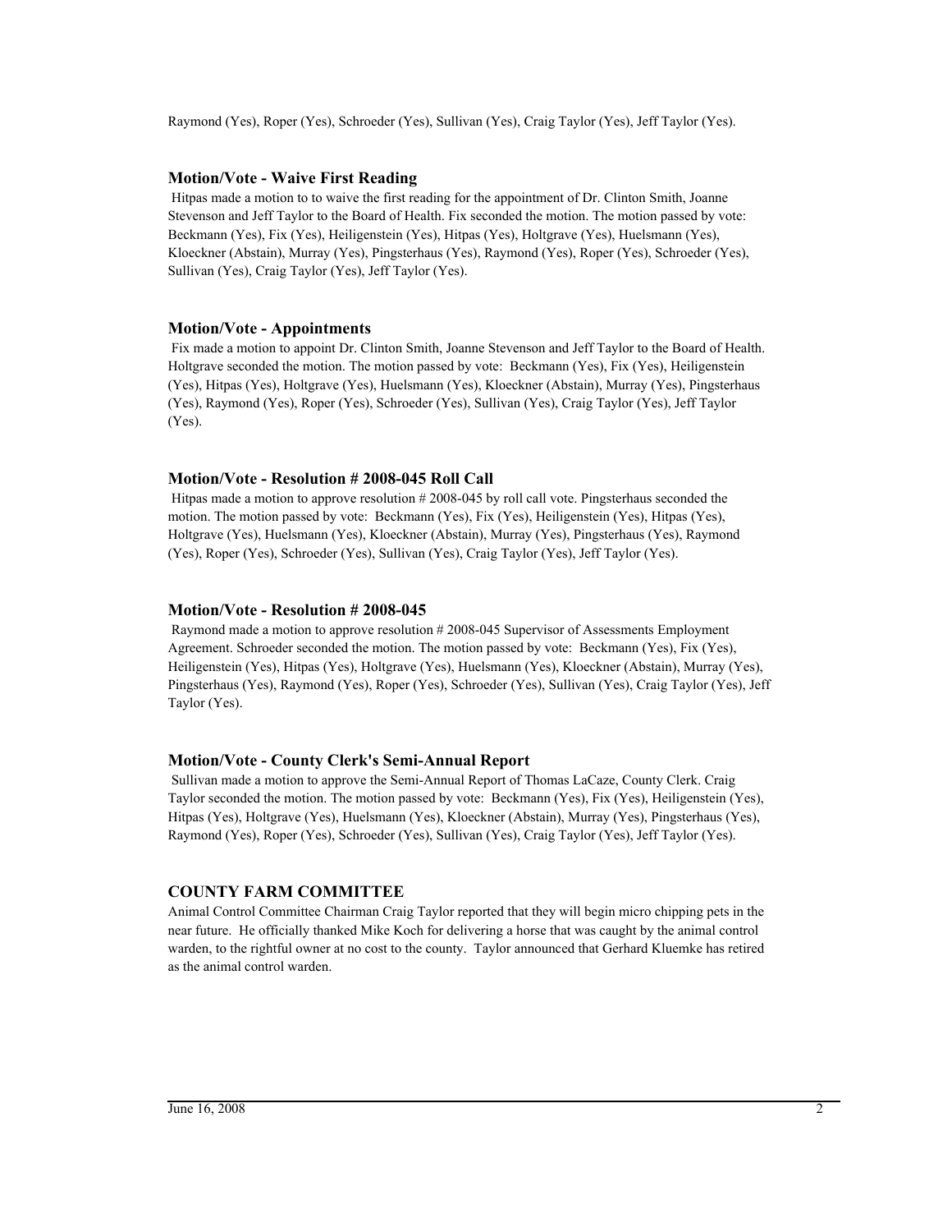Raymond (Yes), Roper (Yes), Schroeder (Yes), Sullivan (Yes), Craig Taylor (Yes), Jeff Taylor (Yes).

### Motion/Vote - Waive First Reading

Hitpas made a motion to to waive the first reading for the appointment of Dr. Clinton Smith, Joanne Stevenson and Jeff Taylor to the Board of Health. Fix seconded the motion. The motion passed by vote: Beckmann (Yes), Fix (Yes), Heiligenstein (Yes), Hitpas (Yes), Holtgrave (Yes), Huelsmann (Yes), Kloeckner (Abstain), Murray (Yes), Pingsterhaus (Yes), Raymond (Yes), Roper (Yes), Schroeder (Yes), Sullivan (Yes), Craig Taylor (Yes), Jeff Taylor (Yes).

### Motion/Vote - Appointments

Fix made a motion to appoint Dr. Clinton Smith, Joanne Stevenson and Jeff Taylor to the Board of Health. Holtgrave seconded the motion. The motion passed by vote: Beckmann (Yes), Fix (Yes), Heiligenstein (Yes), Hitpas (Yes), Holtgrave (Yes), Huelsmann (Yes), Kloeckner (Abstain), Murray (Yes), Pingsterhaus (Yes), Raymond (Yes), Roper (Yes), Schroeder (Yes), Sullivan (Yes), Craig Taylor (Yes), Jeff Taylor (Yes).

### Motion/Vote - Resolution # 2008-045 Roll Call

Hitpas made a motion to approve resolution # 2008-045 by roll call vote. Pingsterhaus seconded the motion. The motion passed by vote: Beckmann (Yes), Fix (Yes), Heiligenstein (Yes), Hitpas (Yes), Holtgrave (Yes), Huelsmann (Yes), Kloeckner (Abstain), Murray (Yes), Pingsterhaus (Yes), Raymond (Yes), Roper (Yes), Schroeder (Yes), Sullivan (Yes), Craig Taylor (Yes), Jeff Taylor (Yes).

### Motion/Vote - Resolution # 2008-045

Raymond made a motion to approve resolution # 2008-045 Supervisor of Assessments Employment Agreement. Schroeder seconded the motion. The motion passed by vote: Beckmann (Yes), Fix (Yes), Heiligenstein (Yes), Hitpas (Yes), Holtgrave (Yes), Huelsmann (Yes), Kloeckner (Abstain), Murray (Yes), Pingsterhaus (Yes), Raymond (Yes), Roper (Yes), Schroeder (Yes), Sullivan (Yes), Craig Taylor (Yes), Jeff Taylor (Yes).

### Motion/Vote - County Clerk's Semi-Annual Report

Sullivan made a motion to approve the Semi-Annual Report of Thomas LaCaze, County Clerk. Craig Taylor seconded the motion. The motion passed by vote: Beckmann (Yes), Fix (Yes), Heiligenstein (Yes), Hitpas (Yes), Holtgrave (Yes), Huelsmann (Yes), Kloeckner (Abstain), Murray (Yes), Pingsterhaus (Yes), Raymond (Yes), Roper (Yes), Schroeder (Yes), Sullivan (Yes), Craig Taylor (Yes), Jeff Taylor (Yes).

## COUNTY FARM COMMITTEE

Animal Control Committee Chairman Craig Taylor reported that they will begin micro chipping pets in the near future. He officially thanked Mike Koch for delivering a horse that was caught by the animal control warden, to the rightful owner at no cost to the county. Taylor announced that Gerhard Kluemke has retired as the animal control warden.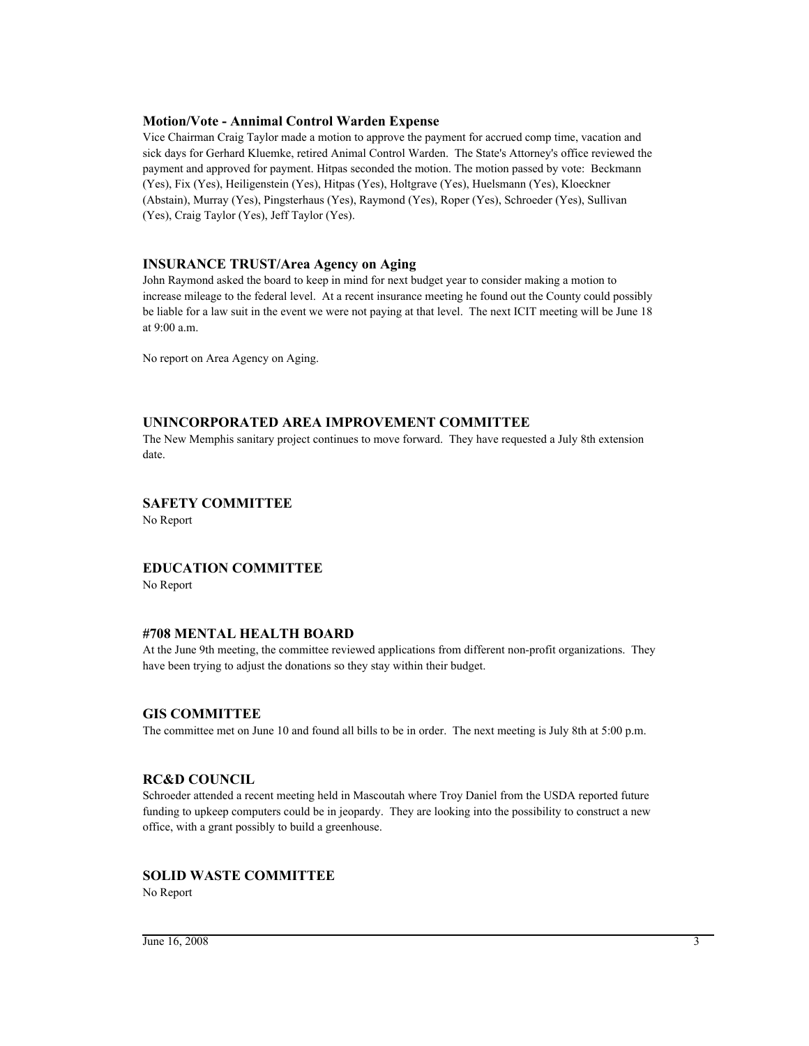## Motion/Vote - Annimal Control Warden Expense

Vice Chairman Craig Taylor made a motion to approve the payment for accrued comp time, vacation and sick days for Gerhard Kluemke, retired Animal Control Warden. The State's Attorney's office reviewed the payment and approved for payment. Hitpas seconded the motion. The motion passed by vote: Beckmann (Yes), Fix (Yes), Heiligenstein (Yes), Hitpas (Yes), Holtgrave (Yes), Huelsmann (Yes), Kloeckner (Abstain), Murray (Yes), Pingsterhaus (Yes), Raymond (Yes), Roper (Yes), Schroeder (Yes), Sullivan (Yes), Craig Taylor (Yes), Jeff Taylor (Yes).

## INSURANCE TRUST/Area Agency on Aging

John Raymond asked the board to keep in mind for next budget year to consider making a motion to increase mileage to the federal level. At a recent insurance meeting he found out the County could possibly be liable for a law suit in the event we were not paying at that level. The next ICIT meeting will be June 18 at 9:00 a.m.

No report on Area Agency on Aging.

## UNINCORPORATED AREA IMPROVEMENT COMMITTEE

The New Memphis sanitary project continues to move forward. They have requested a July 8th extension date.

## SAFETY COMMITTEE

No Report

## EDUCATION COMMITTEE

No Report

## #708 MENTAL HEALTH BOARD

At the June 9th meeting, the committee reviewed applications from different non-profit organizations. They have been trying to adjust the donations so they stay within their budget.

## GIS COMMITTEE

The committee met on June 10 and found all bills to be in order. The next meeting is July 8th at 5:00 p.m.

## RC&D COUNCIL

Schroeder attended a recent meeting held in Mascoutah where Troy Daniel from the USDA reported future funding to upkeep computers could be in jeopardy. They are looking into the possibility to construct a new office, with a grant possibly to build a greenhouse.

## SOLID WASTE COMMITTEE

No Report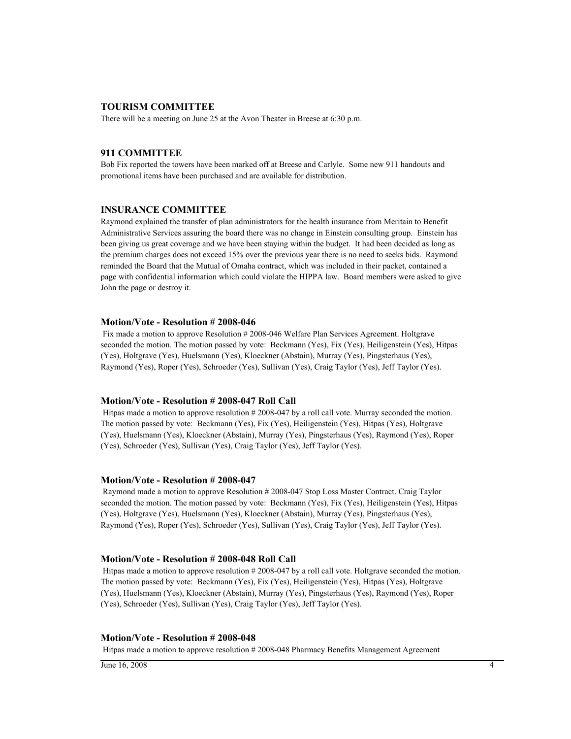## TOURISM COMMITTEE

There will be a meeting on June 25 at the Avon Theater in Breese at 6:30 p.m.

## 911 COMMITTEE

Bob Fix reported the towers have been marked off at Breese and Carlyle. Some new 911 handouts and promotional items have been purchased and are available for distribution.

## INSURANCE COMMITTEE

Raymond explained the transfer of plan administrators for the health insurance from Meritain to Benefit Administrative Services assuring the board there was no change in Einstein consulting group. Einstein has been giving us great coverage and we have been staying within the budget. It had been decided as long as the premium charges does not exceed 15% over the previous year there is no need to seeks bids. Raymond reminded the Board that the Mutual of Omaha contract, which was included in their packet, contained a page with confidential information which could violate the HIPPA law. Board members were asked to give John the page or destroy it.

### Motion/Vote - Resolution # 2008-046

Fix made a motion to approve Resolution # 2008-046 Welfare Plan Services Agreement. Holtgrave seconded the motion. The motion passed by vote: Beckmann (Yes), Fix (Yes), Heiligenstein (Yes), Hitpas (Yes), Holtgrave (Yes), Huelsmann (Yes), Kloeckner (Abstain), Murray (Yes), Pingsterhaus (Yes), Raymond (Yes), Roper (Yes), Schroeder (Yes), Sullivan (Yes), Craig Taylor (Yes), Jeff Taylor (Yes).

### Motion/Vote - Resolution # 2008-047 Roll Call

Hitpas made a motion to approve resolution # 2008-047 by a roll call vote. Murray seconded the motion. The motion passed by vote: Beckmann (Yes), Fix (Yes), Heiligenstein (Yes), Hitpas (Yes), Holtgrave (Yes), Huelsmann (Yes), Kloeckner (Abstain), Murray (Yes), Pingsterhaus (Yes), Raymond (Yes), Roper (Yes), Schroeder (Yes), Sullivan (Yes), Craig Taylor (Yes), Jeff Taylor (Yes).

### Motion/Vote - Resolution # 2008-047

Raymond made a motion to approve Resolution # 2008-047 Stop Loss Master Contract. Craig Taylor seconded the motion. The motion passed by vote: Beckmann (Yes), Fix (Yes), Heiligenstein (Yes), Hitpas (Yes), Holtgrave (Yes), Huelsmann (Yes), Kloeckner (Abstain), Murray (Yes), Pingsterhaus (Yes), Raymond (Yes), Roper (Yes), Schroeder (Yes), Sullivan (Yes), Craig Taylor (Yes), Jeff Taylor (Yes).

### Motion/Vote - Resolution # 2008-048 Roll Call

Hitpas made a motion to approve resolution # 2008-047 by a roll call vote. Holtgrave seconded the motion. The motion passed by vote: Beckmann (Yes), Fix (Yes), Heiligenstein (Yes), Hitpas (Yes), Holtgrave (Yes), Huelsmann (Yes), Kloeckner (Abstain), Murray (Yes), Pingsterhaus (Yes), Raymond (Yes), Roper (Yes), Schroeder (Yes), Sullivan (Yes), Craig Taylor (Yes), Jeff Taylor (Yes).

### Motion/Vote - Resolution # 2008-048

Hitpas made a motion to approve resolution # 2008-048 Pharmacy Benefits Management Agreement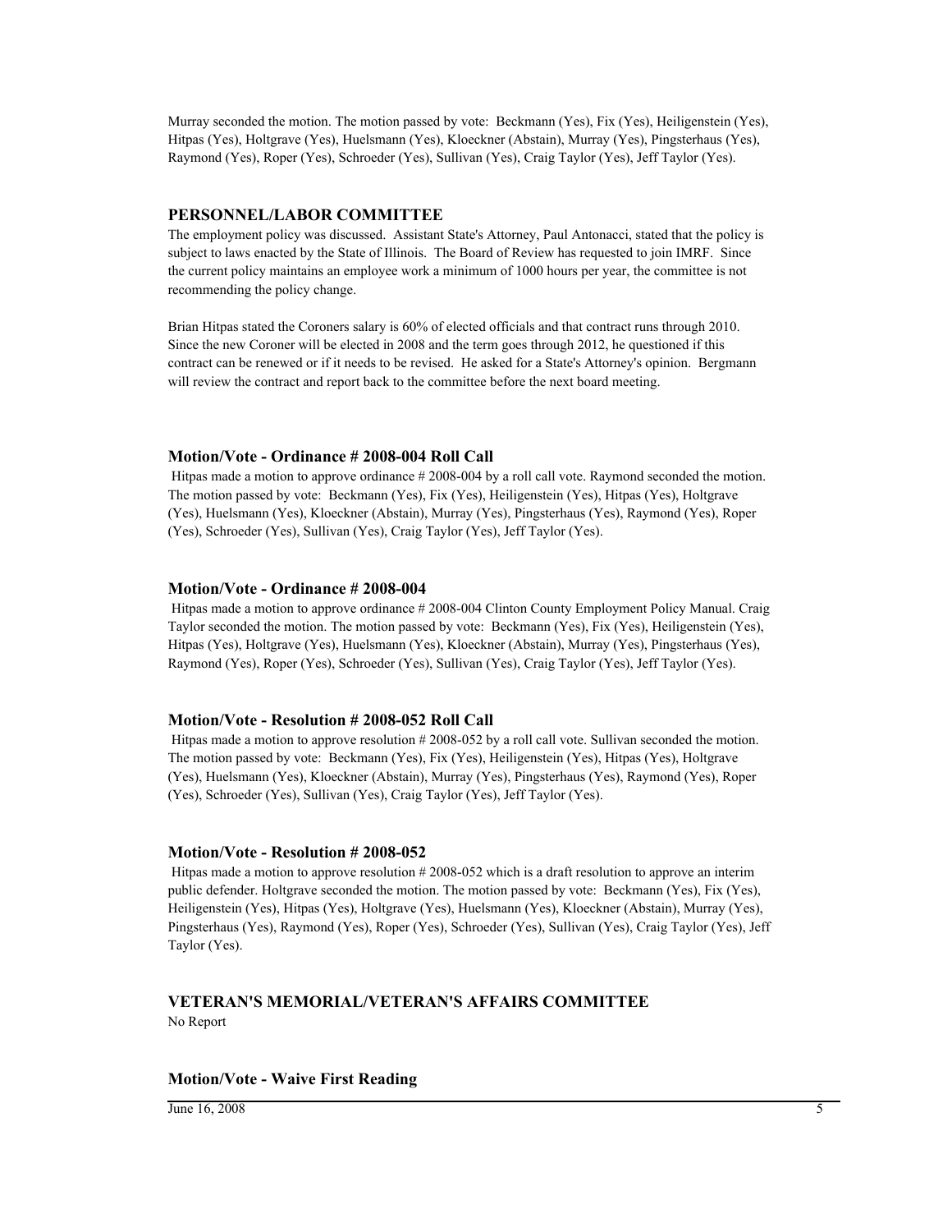Murray seconded the motion. The motion passed by vote: Beckmann (Yes), Fix (Yes), Heiligenstein (Yes), Hitpas (Yes), Holtgrave (Yes), Huelsmann (Yes), Kloeckner (Abstain), Murray (Yes), Pingsterhaus (Yes), Raymond (Yes), Roper (Yes), Schroeder (Yes), Sullivan (Yes), Craig Taylor (Yes), Jeff Taylor (Yes).

## PERSONNEL/LABOR COMMITTEE

The employment policy was discussed. Assistant State's Attorney, Paul Antonacci, stated that the policy is subject to laws enacted by the State of Illinois. The Board of Review has requested to join IMRF. Since the current policy maintains an employee work a minimum of 1000 hours per year, the committee is not recommending the policy change.

Brian Hitpas stated the Coroners salary is 60% of elected officials and that contract runs through 2010. Since the new Coroner will be elected in 2008 and the term goes through 2012, he questioned if this contract can be renewed or if it needs to be revised. He asked for a State's Attorney's opinion. Bergmann will review the contract and report back to the committee before the next board meeting.

### Motion/Vote - Ordinance # 2008-004 Roll Call

Hitpas made a motion to approve ordinance # 2008-004 by a roll call vote. Raymond seconded the motion. The motion passed by vote: Beckmann (Yes), Fix (Yes), Heiligenstein (Yes), Hitpas (Yes), Holtgrave (Yes), Huelsmann (Yes), Kloeckner (Abstain), Murray (Yes), Pingsterhaus (Yes), Raymond (Yes), Roper (Yes), Schroeder (Yes), Sullivan (Yes), Craig Taylor (Yes), Jeff Taylor (Yes).

### Motion/Vote - Ordinance # 2008-004

Hitpas made a motion to approve ordinance # 2008-004 Clinton County Employment Policy Manual. Craig Taylor seconded the motion. The motion passed by vote: Beckmann (Yes), Fix (Yes), Heiligenstein (Yes), Hitpas (Yes), Holtgrave (Yes), Huelsmann (Yes), Kloeckner (Abstain), Murray (Yes), Pingsterhaus (Yes), Raymond (Yes), Roper (Yes), Schroeder (Yes), Sullivan (Yes), Craig Taylor (Yes), Jeff Taylor (Yes).

### Motion/Vote - Resolution # 2008-052 Roll Call

Hitpas made a motion to approve resolution # 2008-052 by a roll call vote. Sullivan seconded the motion. The motion passed by vote: Beckmann (Yes), Fix (Yes), Heiligenstein (Yes), Hitpas (Yes), Holtgrave (Yes), Huelsmann (Yes), Kloeckner (Abstain), Murray (Yes), Pingsterhaus (Yes), Raymond (Yes), Roper (Yes), Schroeder (Yes), Sullivan (Yes), Craig Taylor (Yes), Jeff Taylor (Yes).

### Motion/Vote - Resolution # 2008-052

Hitpas made a motion to approve resolution # 2008-052 which is a draft resolution to approve an interim public defender. Holtgrave seconded the motion. The motion passed by vote: Beckmann (Yes), Fix (Yes), Heiligenstein (Yes), Hitpas (Yes), Holtgrave (Yes), Huelsmann (Yes), Kloeckner (Abstain), Murray (Yes), Pingsterhaus (Yes), Raymond (Yes), Roper (Yes), Schroeder (Yes), Sullivan (Yes), Craig Taylor (Yes), Jeff Taylor (Yes).

## VETERAN'S MEMORIAL/VETERAN'S AFFAIRS COMMITTEE

No Report

### Motion/Vote - Waive First Reading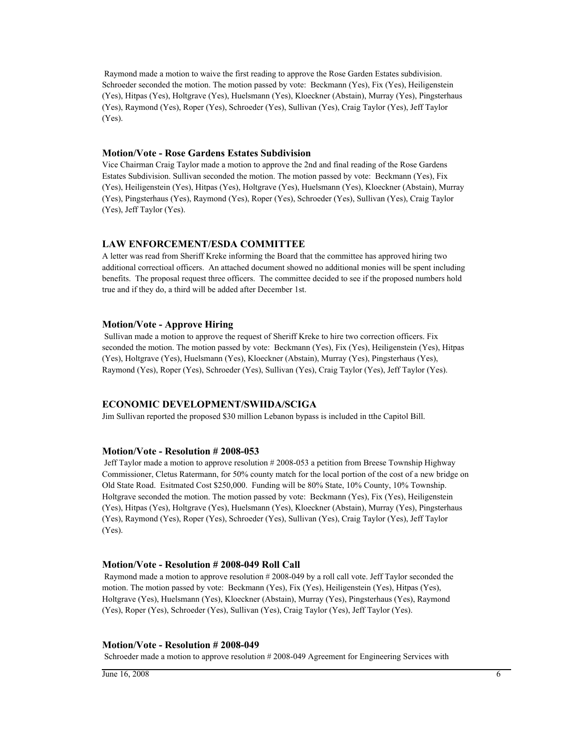Raymond made a motion to waive the first reading to approve the Rose Garden Estates subdivision. Schroeder seconded the motion. The motion passed by vote: Beckmann (Yes), Fix (Yes), Heiligenstein (Yes), Hitpas (Yes), Holtgrave (Yes), Huelsmann (Yes), Kloeckner (Abstain), Murray (Yes), Pingsterhaus (Yes), Raymond (Yes), Roper (Yes), Schroeder (Yes), Sullivan (Yes), Craig Taylor (Yes), Jeff Taylor (Yes).

### Motion/Vote - Rose Gardens Estates Subdivision

Vice Chairman Craig Taylor made a motion to approve the 2nd and final reading of the Rose Gardens Estates Subdivision. Sullivan seconded the motion. The motion passed by vote: Beckmann (Yes), Fix (Yes), Heiligenstein (Yes), Hitpas (Yes), Holtgrave (Yes), Huelsmann (Yes), Kloeckner (Abstain), Murray (Yes), Pingsterhaus (Yes), Raymond (Yes), Roper (Yes), Schroeder (Yes), Sullivan (Yes), Craig Taylor (Yes), Jeff Taylor (Yes).

## LAW ENFORCEMENT/ESDA COMMITTEE

A letter was read from Sheriff Kreke informing the Board that the committee has approved hiring two additional correctioal officers. An attached document showed no additional monies will be spent including benefits. The proposal request three officers. The committee decided to see if the proposed numbers hold true and if they do, a third will be added after December 1st.

### Motion/Vote - Approve Hiring

Sullivan made a motion to approve the request of Sheriff Kreke to hire two correction officers. Fix seconded the motion. The motion passed by vote: Beckmann (Yes), Fix (Yes), Heiligenstein (Yes), Hitpas (Yes), Holtgrave (Yes), Huelsmann (Yes), Kloeckner (Abstain), Murray (Yes), Pingsterhaus (Yes), Raymond (Yes), Roper (Yes), Schroeder (Yes), Sullivan (Yes), Craig Taylor (Yes), Jeff Taylor (Yes).

## ECONOMIC DEVELOPMENT/SWIIDA/SCIGA

Jim Sullivan reported the proposed $30 million Lebanon bypass is included in tthe Capitol Bill.

### Motion/Vote - Resolution # 2008-053

Jeff Taylor made a motion to approve resolution # 2008-053 a petition from Breese Township Highway Commissioner, Cletus Ratermann, for 50% county match for the local portion of the cost of a new bridge on Old State Road. Esitmated Cost $250,000. Funding will be 80% State, 10% County, 10% Township. Holtgrave seconded the motion. The motion passed by vote: Beckmann (Yes), Fix (Yes), Heiligenstein (Yes), Hitpas (Yes), Holtgrave (Yes), Huelsmann (Yes), Kloeckner (Abstain), Murray (Yes), Pingsterhaus (Yes), Raymond (Yes), Roper (Yes), Schroeder (Yes), Sullivan (Yes), Craig Taylor (Yes), Jeff Taylor (Yes).

### Motion/Vote - Resolution # 2008-049 Roll Call

Raymond made a motion to approve resolution # 2008-049 by a roll call vote. Jeff Taylor seconded the motion. The motion passed by vote: Beckmann (Yes), Fix (Yes), Heiligenstein (Yes), Hitpas (Yes), Holtgrave (Yes), Huelsmann (Yes), Kloeckner (Abstain), Murray (Yes), Pingsterhaus (Yes), Raymond (Yes), Roper (Yes), Schroeder (Yes), Sullivan (Yes), Craig Taylor (Yes), Jeff Taylor (Yes).

### Motion/Vote - Resolution # 2008-049

Schroeder made a motion to approve resolution # 2008-049 Agreement for Engineering Services with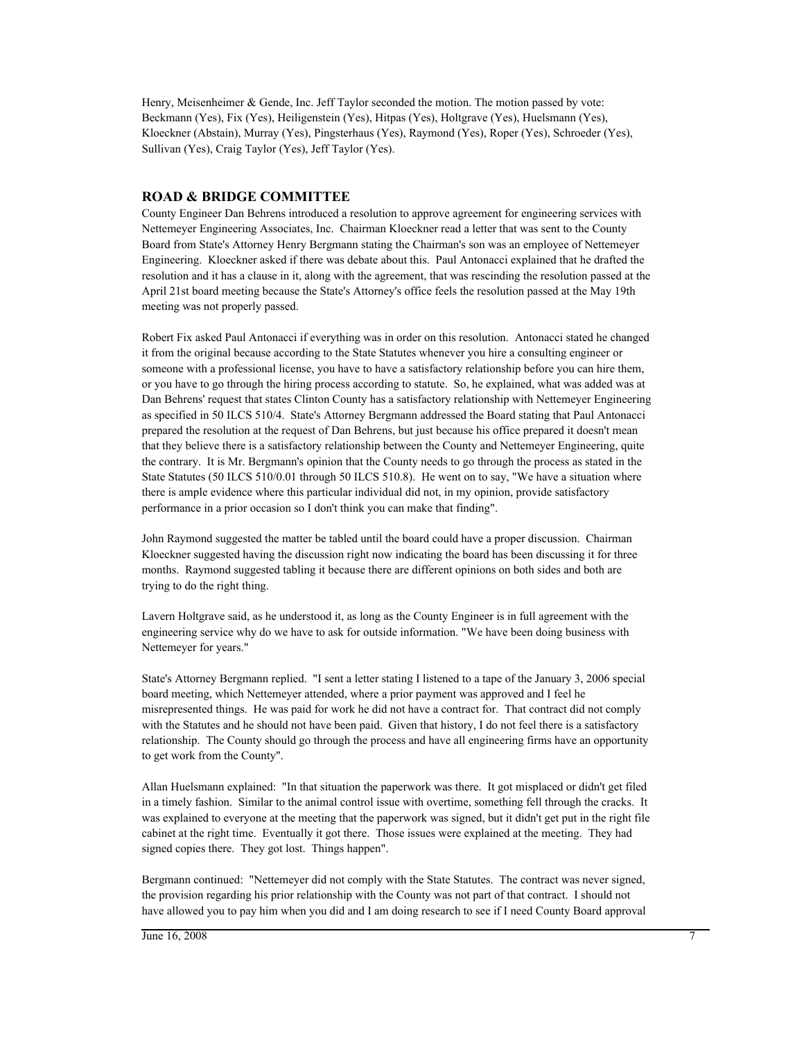Henry, Meisenheimer & Gende, Inc. Jeff Taylor seconded the motion. The motion passed by vote: Beckmann (Yes), Fix (Yes), Heiligenstein (Yes), Hitpas (Yes), Holtgrave (Yes), Huelsmann (Yes), Kloeckner (Abstain), Murray (Yes), Pingsterhaus (Yes), Raymond (Yes), Roper (Yes), Schroeder (Yes), Sullivan (Yes), Craig Taylor (Yes), Jeff Taylor (Yes).

## ROAD & BRIDGE COMMITTEE

County Engineer Dan Behrens introduced a resolution to approve agreement for engineering services with Nettemeyer Engineering Associates, Inc. Chairman Kloeckner read a letter that was sent to the County Board from State's Attorney Henry Bergmann stating the Chairman's son was an employee of Nettemeyer Engineering. Kloeckner asked if there was debate about this. Paul Antonacci explained that he drafted the resolution and it has a clause in it, along with the agreement, that was rescinding the resolution passed at the April 21st board meeting because the State's Attorney's office feels the resolution passed at the May 19th meeting was not properly passed.

Robert Fix asked Paul Antonacci if everything was in order on this resolution. Antonacci stated he changed it from the original because according to the State Statutes whenever you hire a consulting engineer or someone with a professional license, you have to have a satisfactory relationship before you can hire them, or you have to go through the hiring process according to statute. So, he explained, what was added was at Dan Behrens' request that states Clinton County has a satisfactory relationship with Nettemeyer Engineering as specified in 50 ILCS 510/4. State's Attorney Bergmann addressed the Board stating that Paul Antonacci prepared the resolution at the request of Dan Behrens, but just because his office prepared it doesn't mean that they believe there is a satisfactory relationship between the County and Nettemeyer Engineering, quite the contrary. It is Mr. Bergmann's opinion that the County needs to go through the process as stated in the State Statutes (50 ILCS 510/0.01 through 50 ILCS 510.8). He went on to say, "We have a situation where there is ample evidence where this particular individual did not, in my opinion, provide satisfactory performance in a prior occasion so I don't think you can make that finding".

John Raymond suggested the matter be tabled until the board could have a proper discussion. Chairman Kloeckner suggested having the discussion right now indicating the board has been discussing it for three months. Raymond suggested tabling it because there are different opinions on both sides and both are trying to do the right thing.

Lavern Holtgrave said, as he understood it, as long as the County Engineer is in full agreement with the engineering service why do we have to ask for outside information. "We have been doing business with Nettemeyer for years."

State's Attorney Bergmann replied. "I sent a letter stating I listened to a tape of the January 3, 2006 special board meeting, which Nettemeyer attended, where a prior payment was approved and I feel he misrepresented things. He was paid for work he did not have a contract for. That contract did not comply with the Statutes and he should not have been paid. Given that history, I do not feel there is a satisfactory relationship. The County should go through the process and have all engineering firms have an opportunity to get work from the County".

Allan Huelsmann explained: "In that situation the paperwork was there. It got misplaced or didn't get filed in a timely fashion. Similar to the animal control issue with overtime, something fell through the cracks. It was explained to everyone at the meeting that the paperwork was signed, but it didn't get put in the right file cabinet at the right time. Eventually it got there. Those issues were explained at the meeting. They had signed copies there. They got lost. Things happen".

Bergmann continued: "Nettemeyer did not comply with the State Statutes. The contract was never signed, the provision regarding his prior relationship with the County was not part of that contract. I should not have allowed you to pay him when you did and I am doing research to see if I need County Board approval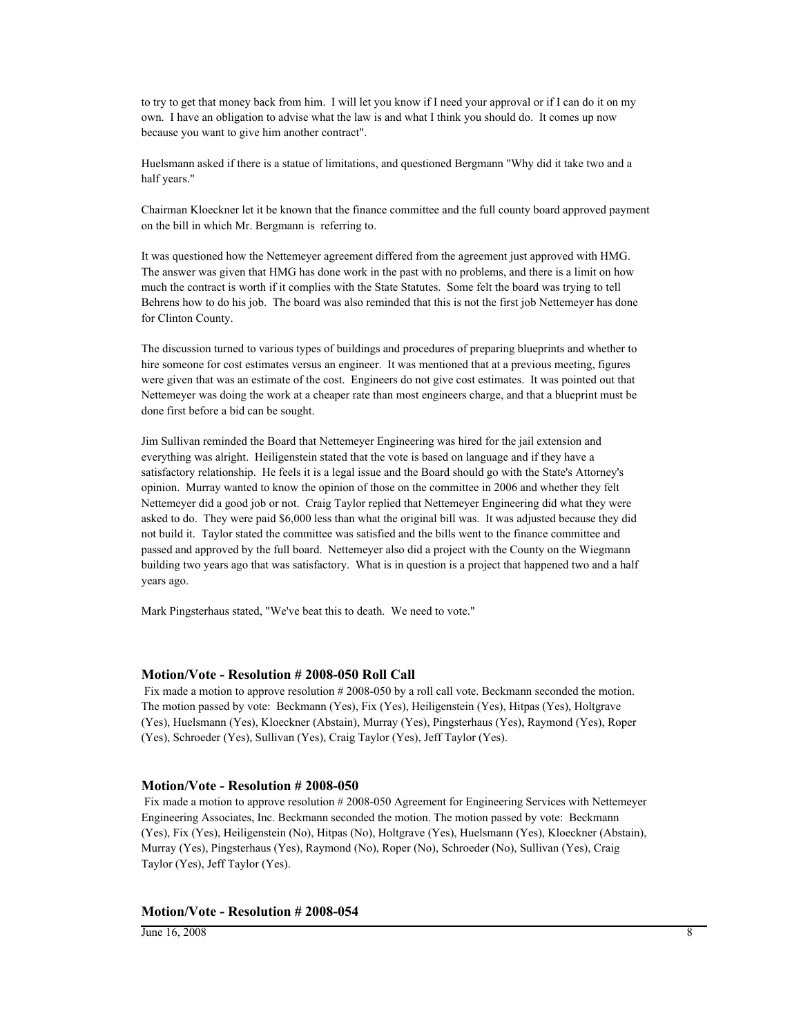to try to get that money back from him. I will let you know if I need your approval or if I can do it on my own. I have an obligation to advise what the law is and what I think you should do. It comes up now because you want to give him another contract".

Huelsmann asked if there is a statue of limitations, and questioned Bergmann "Why did it take two and a half years."

Chairman Kloeckner let it be known that the finance committee and the full county board approved payment on the bill in which Mr. Bergmann is referring to.

It was questioned how the Nettemeyer agreement differed from the agreement just approved with HMG. The answer was given that HMG has done work in the past with no problems, and there is a limit on how much the contract is worth if it complies with the State Statutes. Some felt the board was trying to tell Behrens how to do his job. The board was also reminded that this is not the first job Nettemeyer has done for Clinton County.

The discussion turned to various types of buildings and procedures of preparing blueprints and whether to hire someone for cost estimates versus an engineer. It was mentioned that at a previous meeting, figures were given that was an estimate of the cost. Engineers do not give cost estimates. It was pointed out that Nettemeyer was doing the work at a cheaper rate than most engineers charge, and that a blueprint must be done first before a bid can be sought.

Jim Sullivan reminded the Board that Nettemeyer Engineering was hired for the jail extension and everything was alright. Heiligenstein stated that the vote is based on language and if they have a satisfactory relationship. He feels it is a legal issue and the Board should go with the State's Attorney's opinion. Murray wanted to know the opinion of those on the committee in 2006 and whether they felt Nettemeyer did a good job or not. Craig Taylor replied that Nettemeyer Engineering did what they were asked to do. They were paid $6,000 less than what the original bill was. It was adjusted because they did not build it. Taylor stated the committee was satisfied and the bills went to the finance committee and passed and approved by the full board. Nettemeyer also did a project with the County on the Wiegmann building two years ago that was satisfactory. What is in question is a project that happened two and a half years ago.

Mark Pingsterhaus stated, "We've beat this to death. We need to vote."

### Motion/Vote - Resolution # 2008-050 Roll Call

Fix made a motion to approve resolution # 2008-050 by a roll call vote. Beckmann seconded the motion. The motion passed by vote: Beckmann (Yes), Fix (Yes), Heiligenstein (Yes), Hitpas (Yes), Holtgrave (Yes), Huelsmann (Yes), Kloeckner (Abstain), Murray (Yes), Pingsterhaus (Yes), Raymond (Yes), Roper (Yes), Schroeder (Yes), Sullivan (Yes), Craig Taylor (Yes), Jeff Taylor (Yes).

### Motion/Vote - Resolution # 2008-050

Fix made a motion to approve resolution # 2008-050 Agreement for Engineering Services with Nettemeyer Engineering Associates, Inc. Beckmann seconded the motion. The motion passed by vote: Beckmann (Yes), Fix (Yes), Heiligenstein (No), Hitpas (No), Holtgrave (Yes), Huelsmann (Yes), Kloeckner (Abstain), Murray (Yes), Pingsterhaus (Yes), Raymond (No), Roper (No), Schroeder (No), Sullivan (Yes), Craig Taylor (Yes), Jeff Taylor (Yes).

### Motion/Vote - Resolution # 2008-054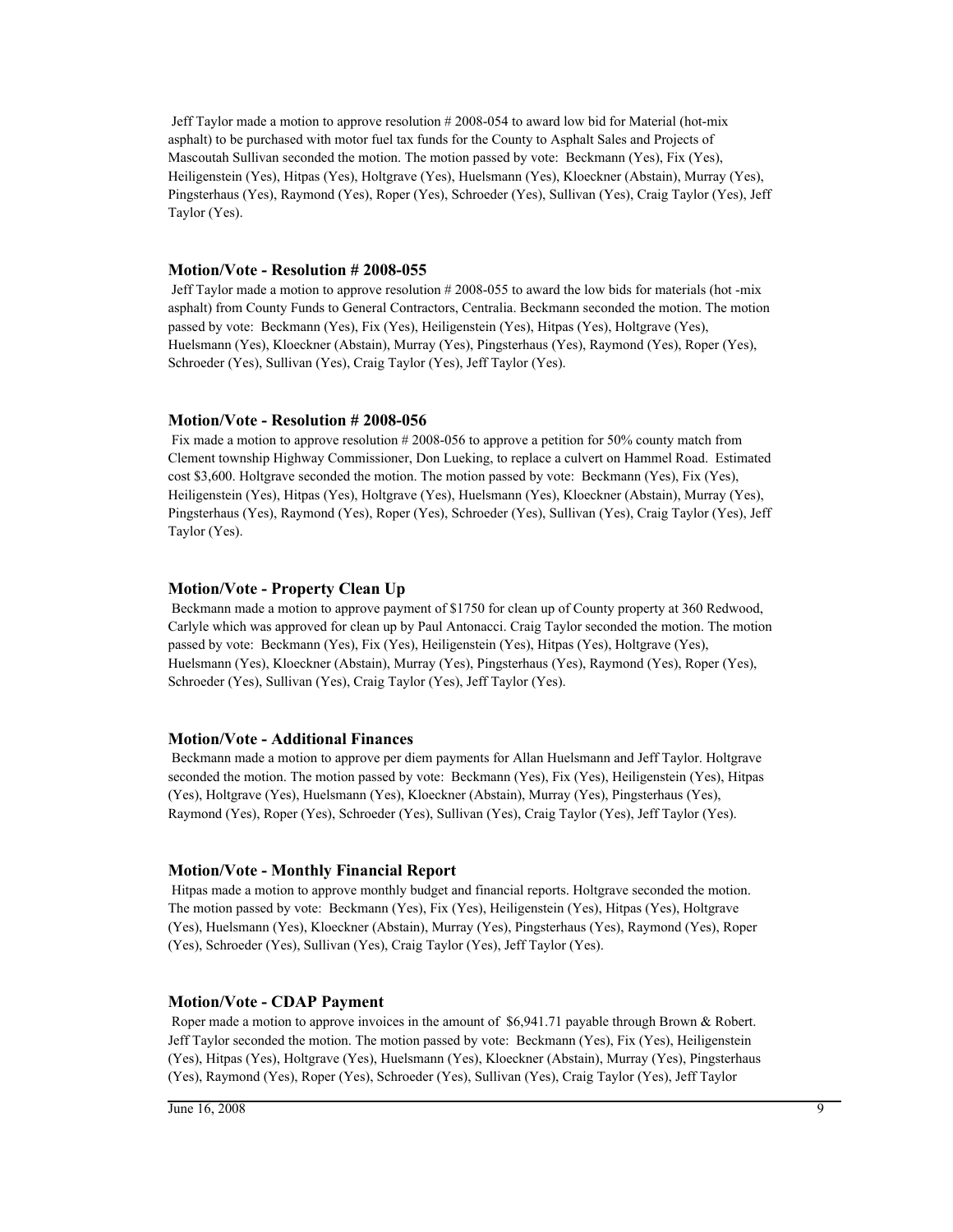Jeff Taylor made a motion to approve resolution # 2008-054 to award low bid for Material (hot-mix asphalt) to be purchased with motor fuel tax funds for the County to Asphalt Sales and Projects of Mascoutah Sullivan seconded the motion. The motion passed by vote: Beckmann (Yes), Fix (Yes), Heiligenstein (Yes), Hitpas (Yes), Holtgrave (Yes), Huelsmann (Yes), Kloeckner (Abstain), Murray (Yes), Pingsterhaus (Yes), Raymond (Yes), Roper (Yes), Schroeder (Yes), Sullivan (Yes), Craig Taylor (Yes), Jeff Taylor (Yes).

### Motion/Vote - Resolution # 2008-055

Jeff Taylor made a motion to approve resolution # 2008-055 to award the low bids for materials (hot -mix asphalt) from County Funds to General Contractors, Centralia. Beckmann seconded the motion. The motion passed by vote: Beckmann (Yes), Fix (Yes), Heiligenstein (Yes), Hitpas (Yes), Holtgrave (Yes), Huelsmann (Yes), Kloeckner (Abstain), Murray (Yes), Pingsterhaus (Yes), Raymond (Yes), Roper (Yes), Schroeder (Yes), Sullivan (Yes), Craig Taylor (Yes), Jeff Taylor (Yes).

### Motion/Vote - Resolution # 2008-056

Fix made a motion to approve resolution # 2008-056 to approve a petition for 50% county match from Clement township Highway Commissioner, Don Lueking, to replace a culvert on Hammel Road. Estimated cost $3,600. Holtgrave seconded the motion. The motion passed by vote: Beckmann (Yes), Fix (Yes), Heiligenstein (Yes), Hitpas (Yes), Holtgrave (Yes), Huelsmann (Yes), Kloeckner (Abstain), Murray (Yes), Pingsterhaus (Yes), Raymond (Yes), Roper (Yes), Schroeder (Yes), Sullivan (Yes), Craig Taylor (Yes), Jeff Taylor (Yes).

### Motion/Vote - Property Clean Up

Beckmann made a motion to approve payment of $1750 for clean up of County property at 360 Redwood, Carlyle which was approved for clean up by Paul Antonacci. Craig Taylor seconded the motion. The motion passed by vote: Beckmann (Yes), Fix (Yes), Heiligenstein (Yes), Hitpas (Yes), Holtgrave (Yes), Huelsmann (Yes), Kloeckner (Abstain), Murray (Yes), Pingsterhaus (Yes), Raymond (Yes), Roper (Yes), Schroeder (Yes), Sullivan (Yes), Craig Taylor (Yes), Jeff Taylor (Yes).

### Motion/Vote - Additional Finances

Beckmann made a motion to approve per diem payments for Allan Huelsmann and Jeff Taylor. Holtgrave seconded the motion. The motion passed by vote: Beckmann (Yes), Fix (Yes), Heiligenstein (Yes), Hitpas (Yes), Holtgrave (Yes), Huelsmann (Yes), Kloeckner (Abstain), Murray (Yes), Pingsterhaus (Yes), Raymond (Yes), Roper (Yes), Schroeder (Yes), Sullivan (Yes), Craig Taylor (Yes), Jeff Taylor (Yes).

### Motion/Vote - Monthly Financial Report

Hitpas made a motion to approve monthly budget and financial reports. Holtgrave seconded the motion. The motion passed by vote: Beckmann (Yes), Fix (Yes), Heiligenstein (Yes), Hitpas (Yes), Holtgrave (Yes), Huelsmann (Yes), Kloeckner (Abstain), Murray (Yes), Pingsterhaus (Yes), Raymond (Yes), Roper (Yes), Schroeder (Yes), Sullivan (Yes), Craig Taylor (Yes), Jeff Taylor (Yes).

### Motion/Vote - CDAP Payment

Roper made a motion to approve invoices in the amount of $6,941.71 payable through Brown & Robert. Jeff Taylor seconded the motion. The motion passed by vote: Beckmann (Yes), Fix (Yes), Heiligenstein (Yes), Hitpas (Yes), Holtgrave (Yes), Huelsmann (Yes), Kloeckner (Abstain), Murray (Yes), Pingsterhaus (Yes), Raymond (Yes), Roper (Yes), Schroeder (Yes), Sullivan (Yes), Craig Taylor (Yes), Jeff Taylor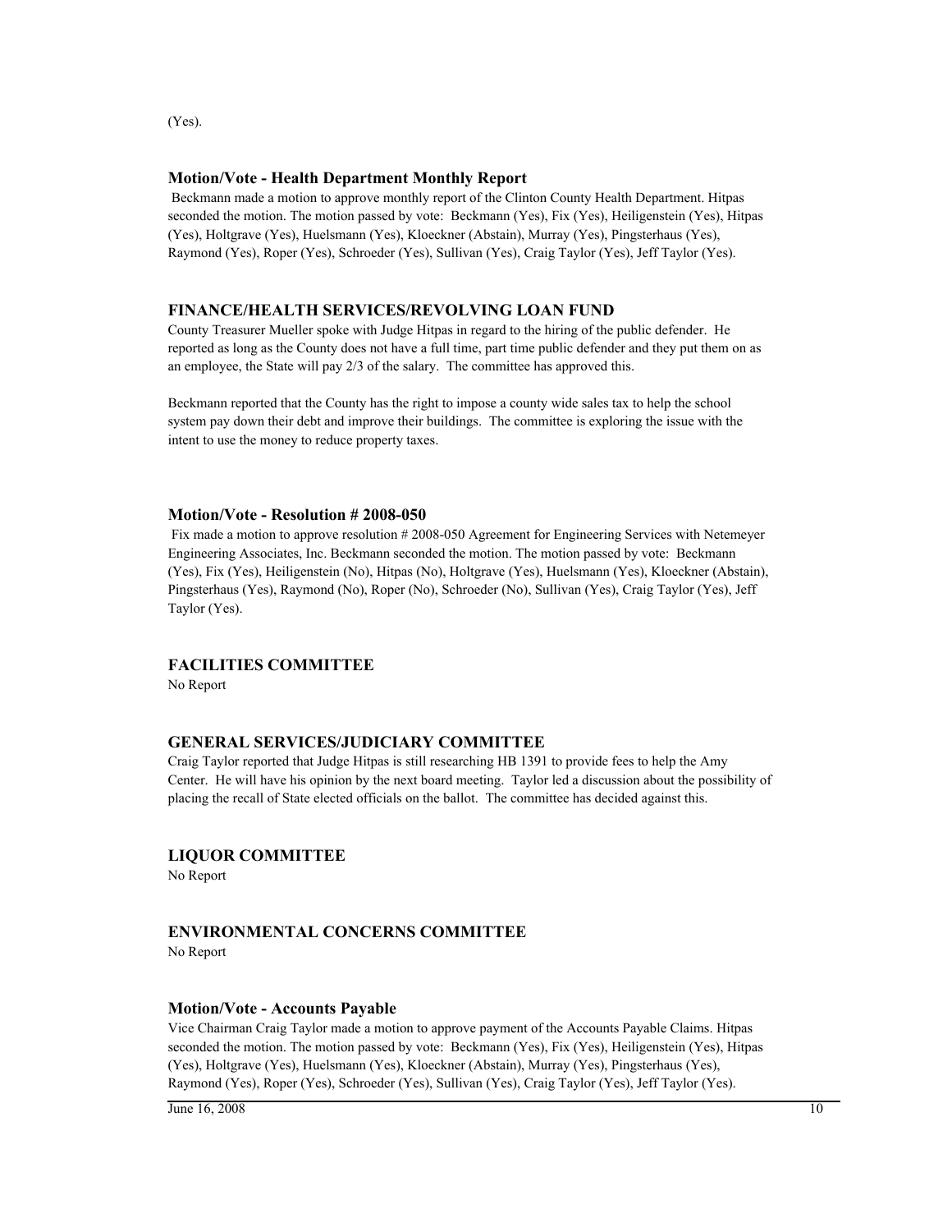(Yes).

### Motion/Vote - Health Department Monthly Report

Beckmann made a motion to approve monthly report of the Clinton County Health Department. Hitpas seconded the motion. The motion passed by vote: Beckmann (Yes), Fix (Yes), Heiligenstein (Yes), Hitpas (Yes), Holtgrave (Yes), Huelsmann (Yes), Kloeckner (Abstain), Murray (Yes), Pingsterhaus (Yes), Raymond (Yes), Roper (Yes), Schroeder (Yes), Sullivan (Yes), Craig Taylor (Yes), Jeff Taylor (Yes).

## FINANCE/HEALTH SERVICES/REVOLVING LOAN FUND

County Treasurer Mueller spoke with Judge Hitpas in regard to the hiring of the public defender. He reported as long as the County does not have a full time, part time public defender and they put them on as an employee, the State will pay 2/3 of the salary. The committee has approved this.

Beckmann reported that the County has the right to impose a county wide sales tax to help the school system pay down their debt and improve their buildings. The committee is exploring the issue with the intent to use the money to reduce property taxes.

### Motion/Vote - Resolution # 2008-050

Fix made a motion to approve resolution # 2008-050 Agreement for Engineering Services with Netemeyer Engineering Associates, Inc. Beckmann seconded the motion. The motion passed by vote: Beckmann (Yes), Fix (Yes), Heiligenstein (No), Hitpas (No), Holtgrave (Yes), Huelsmann (Yes), Kloeckner (Abstain), Pingsterhaus (Yes), Raymond (No), Roper (No), Schroeder (No), Sullivan (Yes), Craig Taylor (Yes), Jeff Taylor (Yes).

## FACILITIES COMMITTEE

No Report

## GENERAL SERVICES/JUDICIARY COMMITTEE

Craig Taylor reported that Judge Hitpas is still researching HB 1391 to provide fees to help the Amy Center. He will have his opinion by the next board meeting. Taylor led a discussion about the possibility of placing the recall of State elected officials on the ballot. The committee has decided against this.

## LIQUOR COMMITTEE

No Report

## ENVIRONMENTAL CONCERNS COMMITTEE

No Report

### Motion/Vote - Accounts Payable

Vice Chairman Craig Taylor made a motion to approve payment of the Accounts Payable Claims. Hitpas seconded the motion. The motion passed by vote: Beckmann (Yes), Fix (Yes), Heiligenstein (Yes), Hitpas (Yes), Holtgrave (Yes), Huelsmann (Yes), Kloeckner (Abstain), Murray (Yes), Pingsterhaus (Yes), Raymond (Yes), Roper (Yes), Schroeder (Yes), Sullivan (Yes), Craig Taylor (Yes), Jeff Taylor (Yes).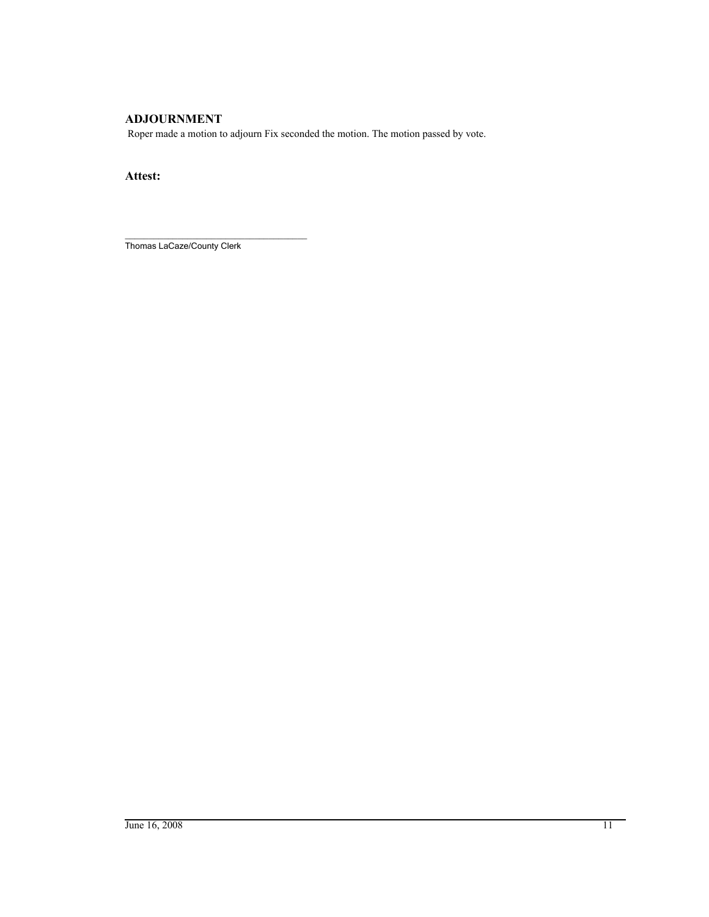## ADJOURNMENT

Roper made a motion to adjourn Fix seconded the motion. The motion passed by vote.

**Attest:**

___________________________________

Thomas LaCaze/County Clerk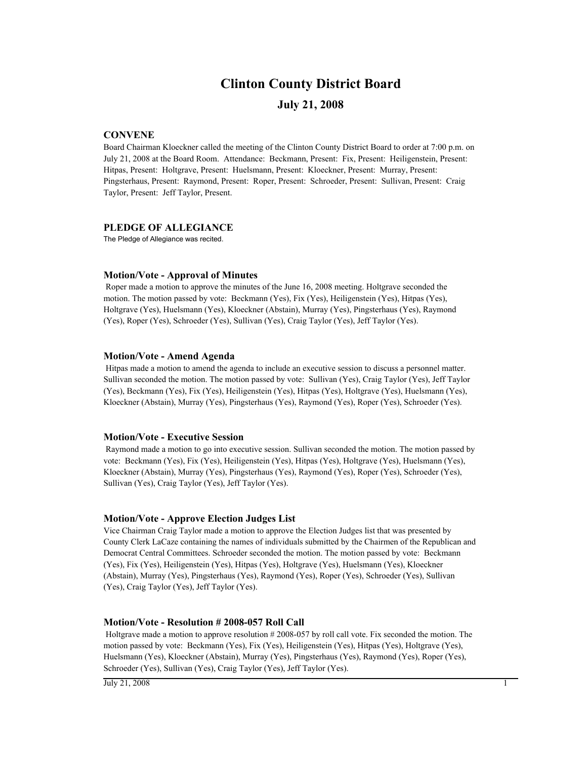# Clinton County District Board

## July 21, 2008

### CONVENE

Board Chairman Kloeckner called the meeting of the Clinton County District Board to order at 7:00 p.m. on July 21, 2008 at the Board Room. Attendance: Beckmann, Present: Fix, Present: Heiligenstein, Present: Hitpas, Present: Holtgrave, Present: Huelsmann, Present: Kloeckner, Present: Murray, Present: Pingsterhaus, Present: Raymond, Present: Roper, Present: Schroeder, Present: Sullivan, Present: Craig Taylor, Present: Jeff Taylor, Present.

### PLEDGE OF ALLEGIANCE

The Pledge of Allegiance was recited.

### Motion/Vote - Approval of Minutes

Roper made a motion to approve the minutes of the June 16, 2008 meeting. Holtgrave seconded the motion. The motion passed by vote: Beckmann (Yes), Fix (Yes), Heiligenstein (Yes), Hitpas (Yes), Holtgrave (Yes), Huelsmann (Yes), Kloeckner (Abstain), Murray (Yes), Pingsterhaus (Yes), Raymond (Yes), Roper (Yes), Schroeder (Yes), Sullivan (Yes), Craig Taylor (Yes), Jeff Taylor (Yes).

### Motion/Vote - Amend Agenda

Hitpas made a motion to amend the agenda to include an executive session to discuss a personnel matter. Sullivan seconded the motion. The motion passed by vote: Sullivan (Yes), Craig Taylor (Yes), Jeff Taylor (Yes), Beckmann (Yes), Fix (Yes), Heiligenstein (Yes), Hitpas (Yes), Holtgrave (Yes), Huelsmann (Yes), Kloeckner (Abstain), Murray (Yes), Pingsterhaus (Yes), Raymond (Yes), Roper (Yes), Schroeder (Yes).

### Motion/Vote - Executive Session

Raymond made a motion to go into executive session. Sullivan seconded the motion. The motion passed by vote: Beckmann (Yes), Fix (Yes), Heiligenstein (Yes), Hitpas (Yes), Holtgrave (Yes), Huelsmann (Yes), Kloeckner (Abstain), Murray (Yes), Pingsterhaus (Yes), Raymond (Yes), Roper (Yes), Schroeder (Yes), Sullivan (Yes), Craig Taylor (Yes), Jeff Taylor (Yes).

### Motion/Vote - Approve Election Judges List

Vice Chairman Craig Taylor made a motion to approve the Election Judges list that was presented by County Clerk LaCaze containing the names of individuals submitted by the Chairmen of the Republican and Democrat Central Committees. Schroeder seconded the motion. The motion passed by vote: Beckmann (Yes), Fix (Yes), Heiligenstein (Yes), Hitpas (Yes), Holtgrave (Yes), Huelsmann (Yes), Kloeckner (Abstain), Murray (Yes), Pingsterhaus (Yes), Raymond (Yes), Roper (Yes), Schroeder (Yes), Sullivan (Yes), Craig Taylor (Yes), Jeff Taylor (Yes).

### Motion/Vote - Resolution # 2008-057 Roll Call

Holtgrave made a motion to approve resolution # 2008-057 by roll call vote. Fix seconded the motion. The motion passed by vote: Beckmann (Yes), Fix (Yes), Heiligenstein (Yes), Hitpas (Yes), Holtgrave (Yes), Huelsmann (Yes), Kloeckner (Abstain), Murray (Yes), Pingsterhaus (Yes), Raymond (Yes), Roper (Yes), Schroeder (Yes), Sullivan (Yes), Craig Taylor (Yes), Jeff Taylor (Yes).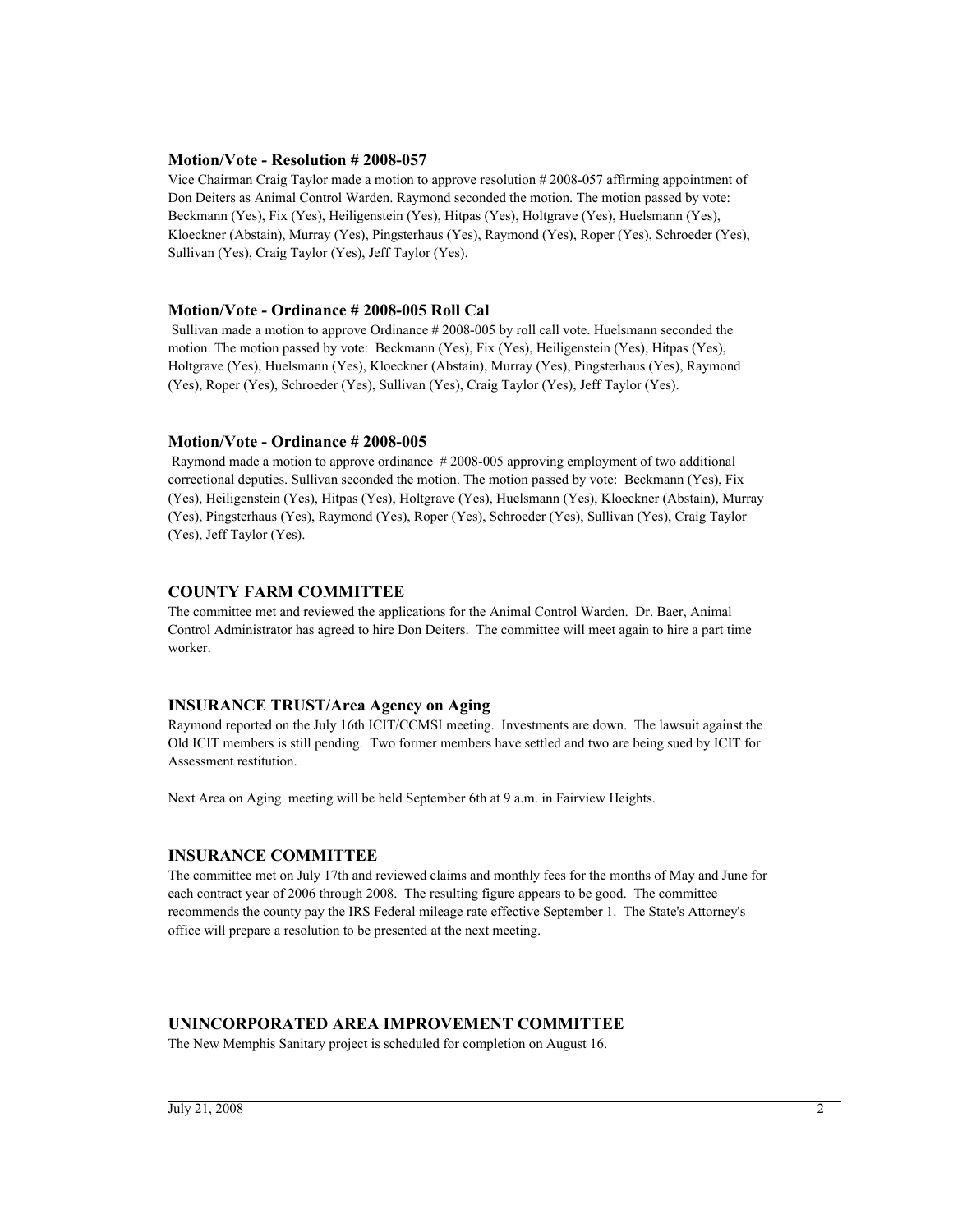#### Motion/Vote - Resolution # 2008-057

Vice Chairman Craig Taylor made a motion to approve resolution # 2008-057 affirming appointment of Don Deiters as Animal Control Warden. Raymond seconded the motion. The motion passed by vote: Beckmann (Yes), Fix (Yes), Heiligenstein (Yes), Hitpas (Yes), Holtgrave (Yes), Huelsmann (Yes), Kloeckner (Abstain), Murray (Yes), Pingsterhaus (Yes), Raymond (Yes), Roper (Yes), Schroeder (Yes), Sullivan (Yes), Craig Taylor (Yes), Jeff Taylor (Yes).

#### Motion/Vote - Ordinance # 2008-005 Roll Cal

Sullivan made a motion to approve Ordinance # 2008-005 by roll call vote. Huelsmann seconded the motion. The motion passed by vote: Beckmann (Yes), Fix (Yes), Heiligenstein (Yes), Hitpas (Yes), Holtgrave (Yes), Huelsmann (Yes), Kloeckner (Abstain), Murray (Yes), Pingsterhaus (Yes), Raymond (Yes), Roper (Yes), Schroeder (Yes), Sullivan (Yes), Craig Taylor (Yes), Jeff Taylor (Yes).

#### Motion/Vote - Ordinance # 2008-005

Raymond made a motion to approve ordinance # 2008-005 approving employment of two additional correctional deputies. Sullivan seconded the motion. The motion passed by vote: Beckmann (Yes), Fix (Yes), Heiligenstein (Yes), Hitpas (Yes), Holtgrave (Yes), Huelsmann (Yes), Kloeckner (Abstain), Murray (Yes), Pingsterhaus (Yes), Raymond (Yes), Roper (Yes), Schroeder (Yes), Sullivan (Yes), Craig Taylor (Yes), Jeff Taylor (Yes).

### COUNTY FARM COMMITTEE

The committee met and reviewed the applications for the Animal Control Warden. Dr. Baer, Animal Control Administrator has agreed to hire Don Deiters. The committee will meet again to hire a part time worker.

### INSURANCE TRUST/Area Agency on Aging

Raymond reported on the July 16th ICIT/CCMSI meeting. Investments are down. The lawsuit against the Old ICIT members is still pending. Two former members have settled and two are being sued by ICIT for Assessment restitution.

Next Area on Aging meeting will be held September 6th at 9 a.m. in Fairview Heights.

### INSURANCE COMMITTEE

The committee met on July 17th and reviewed claims and monthly fees for the months of May and June for each contract year of 2006 through 2008. The resulting figure appears to be good. The committee recommends the county pay the IRS Federal mileage rate effective September 1. The State's Attorney's office will prepare a resolution to be presented at the next meeting.

### UNINCORPORATED AREA IMPROVEMENT COMMITTEE

The New Memphis Sanitary project is scheduled for completion on August 16.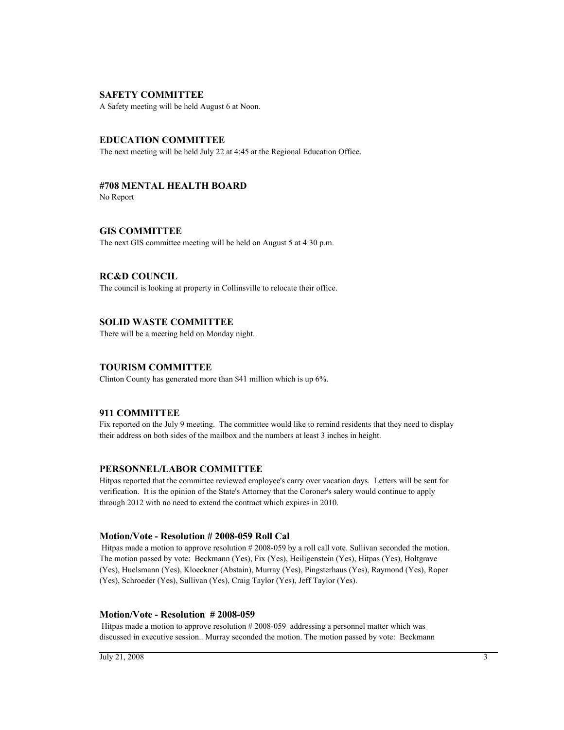## SAFETY COMMITTEE

A Safety meeting will be held August 6 at Noon.

## EDUCATION COMMITTEE

The next meeting will be held July 22 at 4:45 at the Regional Education Office.

## #708 MENTAL HEALTH BOARD

No Report

## GIS COMMITTEE

The next GIS committee meeting will be held on August 5 at 4:30 p.m.

## RC&D COUNCIL

The council is looking at property in Collinsville to relocate their office.

## SOLID WASTE COMMITTEE

There will be a meeting held on Monday night.

## TOURISM COMMITTEE

Clinton County has generated more than $41 million which is up 6%.

## 911 COMMITTEE

Fix reported on the July 9 meeting. The committee would like to remind residents that they need to display their address on both sides of the mailbox and the numbers at least 3 inches in height.

## PERSONNEL/LABOR COMMITTEE

Hitpas reported that the committee reviewed employee's carry over vacation days. Letters will be sent for verification. It is the opinion of the State's Attorney that the Coroner's salery would continue to apply through 2012 with no need to extend the contract which expires in 2010.

### Motion/Vote - Resolution # 2008-059 Roll Cal

Hitpas made a motion to approve resolution # 2008-059 by a roll call vote. Sullivan seconded the motion. The motion passed by vote: Beckmann (Yes), Fix (Yes), Heiligenstein (Yes), Hitpas (Yes), Holtgrave (Yes), Huelsmann (Yes), Kloeckner (Abstain), Murray (Yes), Pingsterhaus (Yes), Raymond (Yes), Roper (Yes), Schroeder (Yes), Sullivan (Yes), Craig Taylor (Yes), Jeff Taylor (Yes).

### Motion/Vote - Resolution # 2008-059

Hitpas made a motion to approve resolution # 2008-059 addressing a personnel matter which was discussed in executive session.. Murray seconded the motion. The motion passed by vote: Beckmann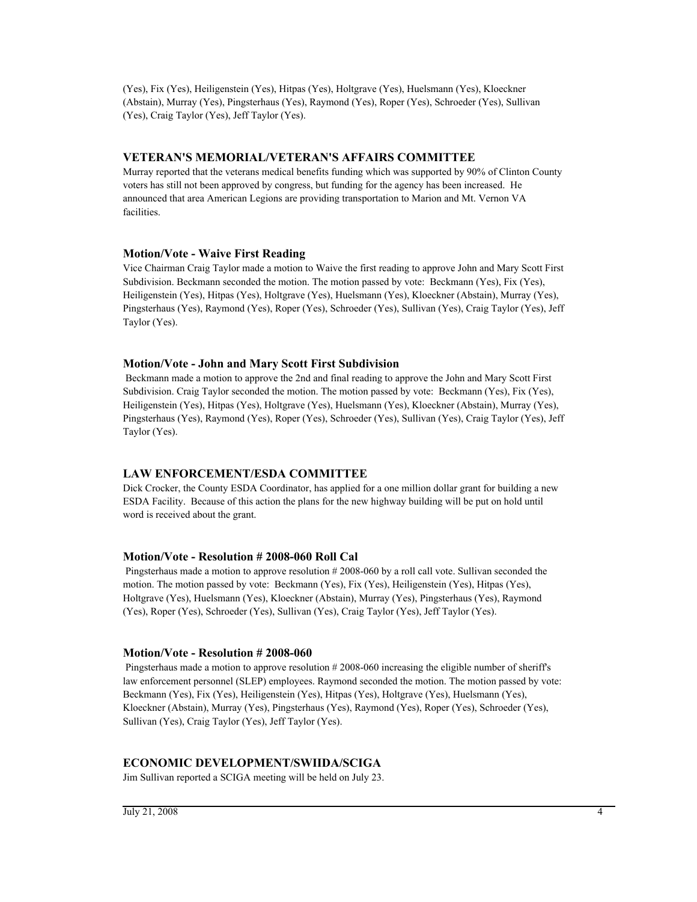(Yes), Fix (Yes), Heiligenstein (Yes), Hitpas (Yes), Holtgrave (Yes), Huelsmann (Yes), Kloeckner (Abstain), Murray (Yes), Pingsterhaus (Yes), Raymond (Yes), Roper (Yes), Schroeder (Yes), Sullivan (Yes), Craig Taylor (Yes), Jeff Taylor (Yes).

### VETERAN'S MEMORIAL/VETERAN'S AFFAIRS COMMITTEE

Murray reported that the veterans medical benefits funding which was supported by 90% of Clinton County voters has still not been approved by congress, but funding for the agency has been increased. He announced that area American Legions are providing transportation to Marion and Mt. Vernon VA facilities.

#### Motion/Vote - Waive First Reading

Vice Chairman Craig Taylor made a motion to Waive the first reading to approve John and Mary Scott First Subdivision. Beckmann seconded the motion. The motion passed by vote: Beckmann (Yes), Fix (Yes), Heiligenstein (Yes), Hitpas (Yes), Holtgrave (Yes), Huelsmann (Yes), Kloeckner (Abstain), Murray (Yes), Pingsterhaus (Yes), Raymond (Yes), Roper (Yes), Schroeder (Yes), Sullivan (Yes), Craig Taylor (Yes), Jeff Taylor (Yes).

#### Motion/Vote - John and Mary Scott First Subdivision

Beckmann made a motion to approve the 2nd and final reading to approve the John and Mary Scott First Subdivision. Craig Taylor seconded the motion. The motion passed by vote: Beckmann (Yes), Fix (Yes), Heiligenstein (Yes), Hitpas (Yes), Holtgrave (Yes), Huelsmann (Yes), Kloeckner (Abstain), Murray (Yes), Pingsterhaus (Yes), Raymond (Yes), Roper (Yes), Schroeder (Yes), Sullivan (Yes), Craig Taylor (Yes), Jeff Taylor (Yes).

### LAW ENFORCEMENT/ESDA COMMITTEE

Dick Crocker, the County ESDA Coordinator, has applied for a one million dollar grant for building a new ESDA Facility. Because of this action the plans for the new highway building will be put on hold until word is received about the grant.

#### Motion/Vote - Resolution # 2008-060 Roll Cal

Pingsterhaus made a motion to approve resolution # 2008-060 by a roll call vote. Sullivan seconded the motion. The motion passed by vote: Beckmann (Yes), Fix (Yes), Heiligenstein (Yes), Hitpas (Yes), Holtgrave (Yes), Huelsmann (Yes), Kloeckner (Abstain), Murray (Yes), Pingsterhaus (Yes), Raymond (Yes), Roper (Yes), Schroeder (Yes), Sullivan (Yes), Craig Taylor (Yes), Jeff Taylor (Yes).

#### Motion/Vote - Resolution # 2008-060

Pingsterhaus made a motion to approve resolution # 2008-060 increasing the eligible number of sheriff's law enforcement personnel (SLEP) employees. Raymond seconded the motion. The motion passed by vote: Beckmann (Yes), Fix (Yes), Heiligenstein (Yes), Hitpas (Yes), Holtgrave (Yes), Huelsmann (Yes), Kloeckner (Abstain), Murray (Yes), Pingsterhaus (Yes), Raymond (Yes), Roper (Yes), Schroeder (Yes), Sullivan (Yes), Craig Taylor (Yes), Jeff Taylor (Yes).

### ECONOMIC DEVELOPMENT/SWIIDA/SCIGA

Jim Sullivan reported a SCIGA meeting will be held on July 23.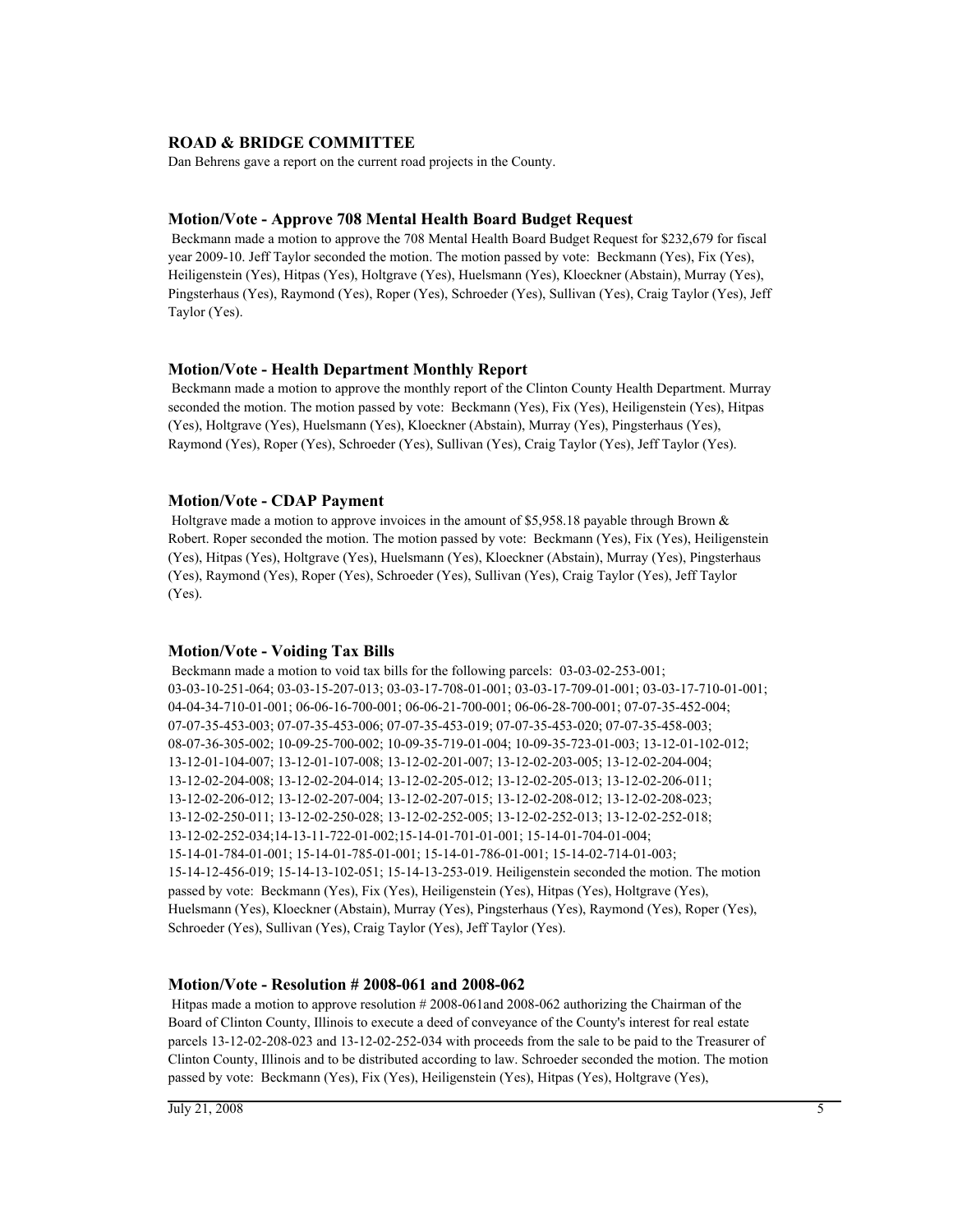**ROAD & BRIDGE COMMITTEE**

Dan Behrens gave a report on the current road projects in the County.

**Motion/Vote - Approve 708 Mental Health Board Budget Request**

Beckmann made a motion to approve the 708 Mental Health Board Budget Request for $232,679 for fiscal year 2009-10. Jeff Taylor seconded the motion. The motion passed by vote: Beckmann (Yes), Fix (Yes), Heiligenstein (Yes), Hitpas (Yes), Holtgrave (Yes), Huelsmann (Yes), Kloeckner (Abstain), Murray (Yes), Pingsterhaus (Yes), Raymond (Yes), Roper (Yes), Schroeder (Yes), Sullivan (Yes), Craig Taylor (Yes), Jeff Taylor (Yes).

**Motion/Vote - Health Department Monthly Report**

Beckmann made a motion to approve the monthly report of the Clinton County Health Department. Murray seconded the motion. The motion passed by vote: Beckmann (Yes), Fix (Yes), Heiligenstein (Yes), Hitpas (Yes), Holtgrave (Yes), Huelsmann (Yes), Kloeckner (Abstain), Murray (Yes), Pingsterhaus (Yes), Raymond (Yes), Roper (Yes), Schroeder (Yes), Sullivan (Yes), Craig Taylor (Yes), Jeff Taylor (Yes).

**Motion/Vote - CDAP Payment**

Holtgrave made a motion to approve invoices in the amount of $5,958.18 payable through Brown & Robert. Roper seconded the motion. The motion passed by vote: Beckmann (Yes), Fix (Yes), Heiligenstein (Yes), Hitpas (Yes), Holtgrave (Yes), Huelsmann (Yes), Kloeckner (Abstain), Murray (Yes), Pingsterhaus (Yes), Raymond (Yes), Roper (Yes), Schroeder (Yes), Sullivan (Yes), Craig Taylor (Yes), Jeff Taylor (Yes).

**Motion/Vote - Voiding Tax Bills**

Beckmann made a motion to void tax bills for the following parcels: 03-03-02-253-001; 03-03-10-251-064; 03-03-15-207-013; 03-03-17-708-01-001; 03-03-17-709-01-001; 03-03-17-710-01-001; 04-04-34-710-01-001; 06-06-16-700-001; 06-06-21-700-001; 06-06-28-700-001; 07-07-35-452-004; 07-07-35-453-003; 07-07-35-453-006; 07-07-35-453-019; 07-07-35-453-020; 07-07-35-458-003; 08-07-36-305-002; 10-09-25-700-002; 10-09-35-719-01-004; 10-09-35-723-01-003; 13-12-01-102-012; 13-12-01-104-007; 13-12-01-107-008; 13-12-02-201-007; 13-12-02-203-005; 13-12-02-204-004; 13-12-02-204-008; 13-12-02-204-014; 13-12-02-205-012; 13-12-02-205-013; 13-12-02-206-011; 13-12-02-206-012; 13-12-02-207-004; 13-12-02-207-015; 13-12-02-208-012; 13-12-02-208-023; 13-12-02-250-011; 13-12-02-250-028; 13-12-02-252-005; 13-12-02-252-013; 13-12-02-252-018; 13-12-02-252-034;14-13-11-722-01-002;15-14-01-701-01-001; 15-14-01-704-01-004; 15-14-01-784-01-001; 15-14-01-785-01-001; 15-14-01-786-01-001; 15-14-02-714-01-003; 15-14-12-456-019; 15-14-13-102-051; 15-14-13-253-019. Heiligenstein seconded the motion. The motion passed by vote: Beckmann (Yes), Fix (Yes), Heiligenstein (Yes), Hitpas (Yes), Holtgrave (Yes), Huelsmann (Yes), Kloeckner (Abstain), Murray (Yes), Pingsterhaus (Yes), Raymond (Yes), Roper (Yes), Schroeder (Yes), Sullivan (Yes), Craig Taylor (Yes), Jeff Taylor (Yes).

**Motion/Vote - Resolution # 2008-061 and 2008-062**

Hitpas made a motion to approve resolution # 2008-061and 2008-062 authorizing the Chairman of the Board of Clinton County, Illinois to execute a deed of conveyance of the County's interest for real estate parcels 13-12-02-208-023 and 13-12-02-252-034 with proceeds from the sale to be paid to the Treasurer of Clinton County, Illinois and to be distributed according to law. Schroeder seconded the motion. The motion passed by vote: Beckmann (Yes), Fix (Yes), Heiligenstein (Yes), Hitpas (Yes), Holtgrave (Yes),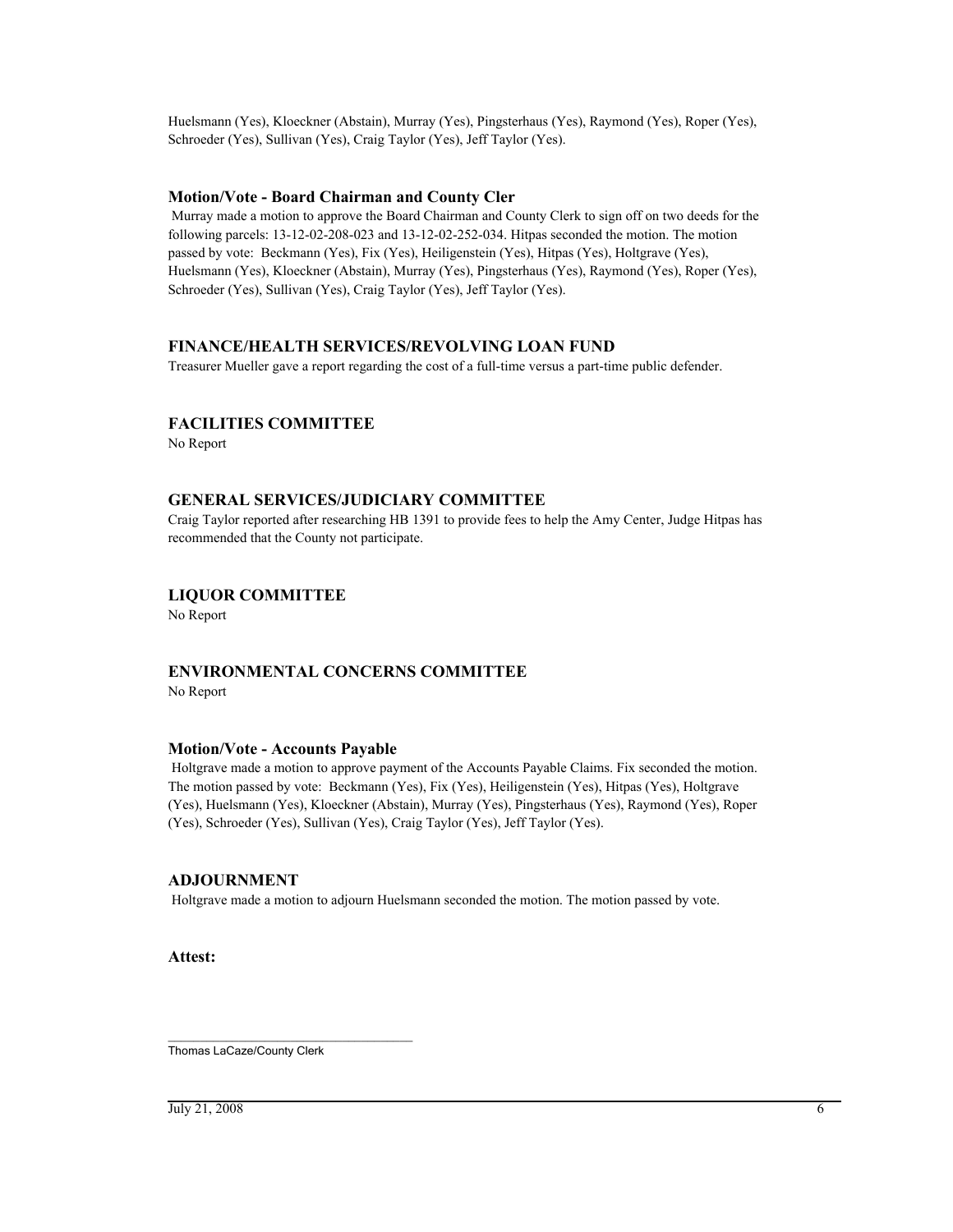Huelsmann (Yes), Kloeckner (Abstain), Murray (Yes), Pingsterhaus (Yes), Raymond (Yes), Roper (Yes), Schroeder (Yes), Sullivan (Yes), Craig Taylor (Yes), Jeff Taylor (Yes).

### Motion/Vote - Board Chairman and County Cler

Murray made a motion to approve the Board Chairman and County Clerk to sign off on two deeds for the following parcels: 13-12-02-208-023 and 13-12-02-252-034. Hitpas seconded the motion. The motion passed by vote: Beckmann (Yes), Fix (Yes), Heiligenstein (Yes), Hitpas (Yes), Holtgrave (Yes), Huelsmann (Yes), Kloeckner (Abstain), Murray (Yes), Pingsterhaus (Yes), Raymond (Yes), Roper (Yes), Schroeder (Yes), Sullivan (Yes), Craig Taylor (Yes), Jeff Taylor (Yes).

## FINANCE/HEALTH SERVICES/REVOLVING LOAN FUND

Treasurer Mueller gave a report regarding the cost of a full-time versus a part-time public defender.

## FACILITIES COMMITTEE

No Report

## GENERAL SERVICES/JUDICIARY COMMITTEE

Craig Taylor reported after researching HB 1391 to provide fees to help the Amy Center, Judge Hitpas has recommended that the County not participate.

## LIQUOR COMMITTEE

No Report

## ENVIRONMENTAL CONCERNS COMMITTEE

No Report

### Motion/Vote - Accounts Payable

Holtgrave made a motion to approve payment of the Accounts Payable Claims. Fix seconded the motion. The motion passed by vote: Beckmann (Yes), Fix (Yes), Heiligenstein (Yes), Hitpas (Yes), Holtgrave (Yes), Huelsmann (Yes), Kloeckner (Abstain), Murray (Yes), Pingsterhaus (Yes), Raymond (Yes), Roper (Yes), Schroeder (Yes), Sullivan (Yes), Craig Taylor (Yes), Jeff Taylor (Yes).

## ADJOURNMENT

Holtgrave made a motion to adjourn Huelsmann seconded the motion. The motion passed by vote.

**Attest:**

\_\_\_\_\_\_\_\_\_\_\_\_\_\_\_\_\_\_\_\_\_\_\_\_\_\_\_\_\_\_\_\_\_\_\_\_

Thomas LaCaze/County Clerk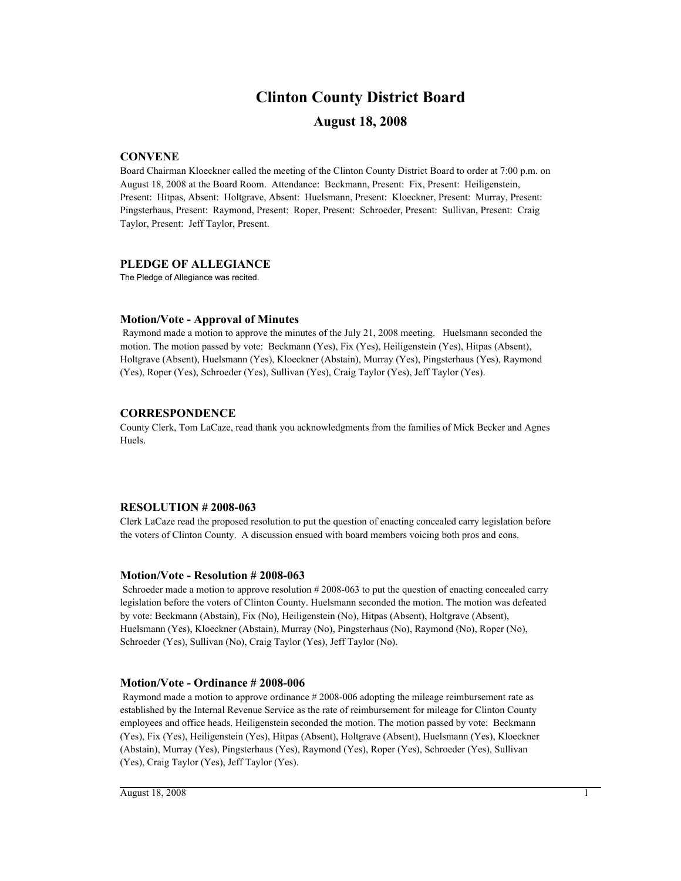# Clinton County District Board

## August 18, 2008

### CONVENE

Board Chairman Kloeckner called the meeting of the Clinton County District Board to order at 7:00 p.m. on August 18, 2008 at the Board Room. Attendance: Beckmann, Present: Fix, Present: Heiligenstein, Present: Hitpas, Absent: Holtgrave, Absent: Huelsmann, Present: Kloeckner, Present: Murray, Present: Pingsterhaus, Present: Raymond, Present: Roper, Present: Schroeder, Present: Sullivan, Present: Craig Taylor, Present: Jeff Taylor, Present.

### PLEDGE OF ALLEGIANCE

The Pledge of Allegiance was recited.

### Motion/Vote - Approval of Minutes

Raymond made a motion to approve the minutes of the July 21, 2008 meeting. Huelsmann seconded the motion. The motion passed by vote: Beckmann (Yes), Fix (Yes), Heiligenstein (Yes), Hitpas (Absent), Holtgrave (Absent), Huelsmann (Yes), Kloeckner (Abstain), Murray (Yes), Pingsterhaus (Yes), Raymond (Yes), Roper (Yes), Schroeder (Yes), Sullivan (Yes), Craig Taylor (Yes), Jeff Taylor (Yes).

### CORRESPONDENCE

County Clerk, Tom LaCaze, read thank you acknowledgments from the families of Mick Becker and Agnes Huels.

### RESOLUTION # 2008-063

Clerk LaCaze read the proposed resolution to put the question of enacting concealed carry legislation before the voters of Clinton County. A discussion ensued with board members voicing both pros and cons.

### Motion/Vote - Resolution # 2008-063

Schroeder made a motion to approve resolution # 2008-063 to put the question of enacting concealed carry legislation before the voters of Clinton County. Huelsmann seconded the motion. The motion was defeated by vote: Beckmann (Abstain), Fix (No), Heiligenstein (No), Hitpas (Absent), Holtgrave (Absent), Huelsmann (Yes), Kloeckner (Abstain), Murray (No), Pingsterhaus (No), Raymond (No), Roper (No), Schroeder (Yes), Sullivan (No), Craig Taylor (Yes), Jeff Taylor (No).

### Motion/Vote - Ordinance # 2008-006

Raymond made a motion to approve ordinance # 2008-006 adopting the mileage reimbursement rate as established by the Internal Revenue Service as the rate of reimbursement for mileage for Clinton County employees and office heads. Heiligenstein seconded the motion. The motion passed by vote: Beckmann (Yes), Fix (Yes), Heiligenstein (Yes), Hitpas (Absent), Holtgrave (Absent), Huelsmann (Yes), Kloeckner (Abstain), Murray (Yes), Pingsterhaus (Yes), Raymond (Yes), Roper (Yes), Schroeder (Yes), Sullivan (Yes), Craig Taylor (Yes), Jeff Taylor (Yes).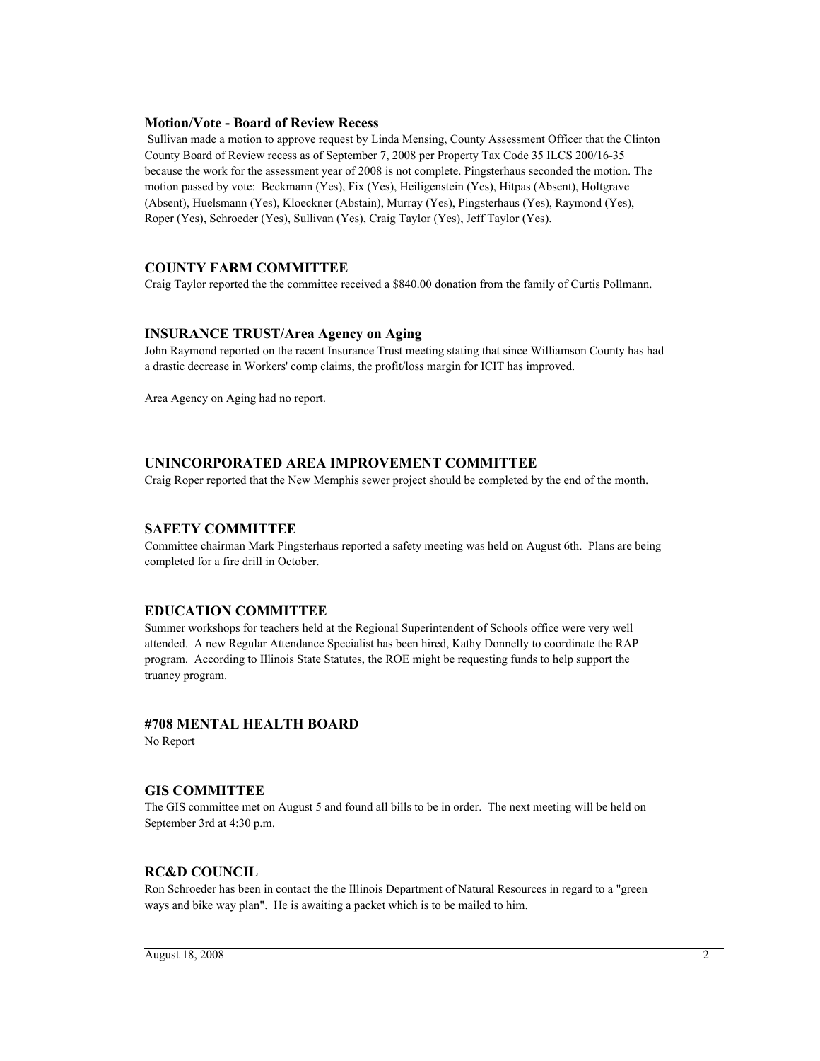### Motion/Vote - Board of Review Recess

Sullivan made a motion to approve request by Linda Mensing, County Assessment Officer that the Clinton County Board of Review recess as of September 7, 2008 per Property Tax Code 35 ILCS 200/16-35 because the work for the assessment year of 2008 is not complete. Pingsterhaus seconded the motion. The motion passed by vote: Beckmann (Yes), Fix (Yes), Heiligenstein (Yes), Hitpas (Absent), Holtgrave (Absent), Huelsmann (Yes), Kloeckner (Abstain), Murray (Yes), Pingsterhaus (Yes), Raymond (Yes), Roper (Yes), Schroeder (Yes), Sullivan (Yes), Craig Taylor (Yes), Jeff Taylor (Yes).

### COUNTY FARM COMMITTEE

Craig Taylor reported the the committee received a $840.00 donation from the family of Curtis Pollmann.

### INSURANCE TRUST/Area Agency on Aging

John Raymond reported on the recent Insurance Trust meeting stating that since Williamson County has had a drastic decrease in Workers' comp claims, the profit/loss margin for ICIT has improved.

Area Agency on Aging had no report.

### UNINCORPORATED AREA IMPROVEMENT COMMITTEE

Craig Roper reported that the New Memphis sewer project should be completed by the end of the month.

### SAFETY COMMITTEE

Committee chairman Mark Pingsterhaus reported a safety meeting was held on August 6th. Plans are being completed for a fire drill in October.

### EDUCATION COMMITTEE

Summer workshops for teachers held at the Regional Superintendent of Schools office were very well attended. A new Regular Attendance Specialist has been hired, Kathy Donnelly to coordinate the RAP program. According to Illinois State Statutes, the ROE might be requesting funds to help support the truancy program.

### #708 MENTAL HEALTH BOARD

No Report

### GIS COMMITTEE

The GIS committee met on August 5 and found all bills to be in order. The next meeting will be held on September 3rd at 4:30 p.m.

### RC&D COUNCIL

Ron Schroeder has been in contact the the Illinois Department of Natural Resources in regard to a "green ways and bike way plan". He is awaiting a packet which is to be mailed to him.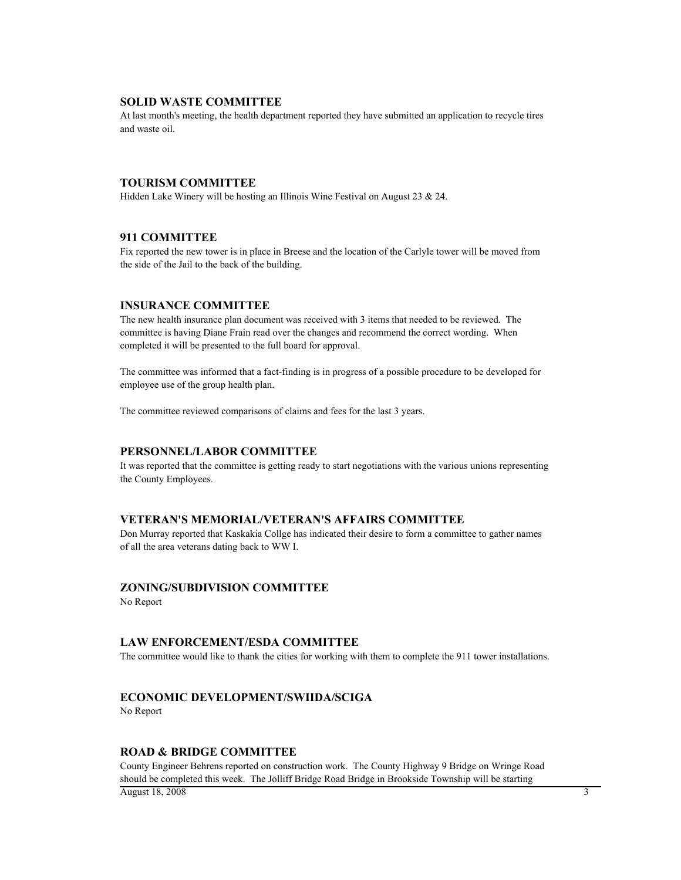## SOLID WASTE COMMITTEE

At last month's meeting, the health department reported they have submitted an application to recycle tires and waste oil.

## TOURISM COMMITTEE

Hidden Lake Winery will be hosting an Illinois Wine Festival on August 23 & 24.

## 911 COMMITTEE

Fix reported the new tower is in place in Breese and the location of the Carlyle tower will be moved from the side of the Jail to the back of the building.

## INSURANCE COMMITTEE

The new health insurance plan document was received with 3 items that needed to be reviewed. The committee is having Diane Frain read over the changes and recommend the correct wording. When completed it will be presented to the full board for approval.

The committee was informed that a fact-finding is in progress of a possible procedure to be developed for employee use of the group health plan.

The committee reviewed comparisons of claims and fees for the last 3 years.

## PERSONNEL/LABOR COMMITTEE

It was reported that the committee is getting ready to start negotiations with the various unions representing the County Employees.

## VETERAN'S MEMORIAL/VETERAN'S AFFAIRS COMMITTEE

Don Murray reported that Kaskakia Collge has indicated their desire to form a committee to gather names of all the area veterans dating back to WW I.

## ZONING/SUBDIVISION COMMITTEE

No Report

## LAW ENFORCEMENT/ESDA COMMITTEE

The committee would like to thank the cities for working with them to complete the 911 tower installations.

## ECONOMIC DEVELOPMENT/SWIIDA/SCIGA

No Report

## ROAD & BRIDGE COMMITTEE

County Engineer Behrens reported on construction work. The County Highway 9 Bridge on Wringe Road should be completed this week. The Jolliff Bridge Road Bridge in Brookside Township will be starting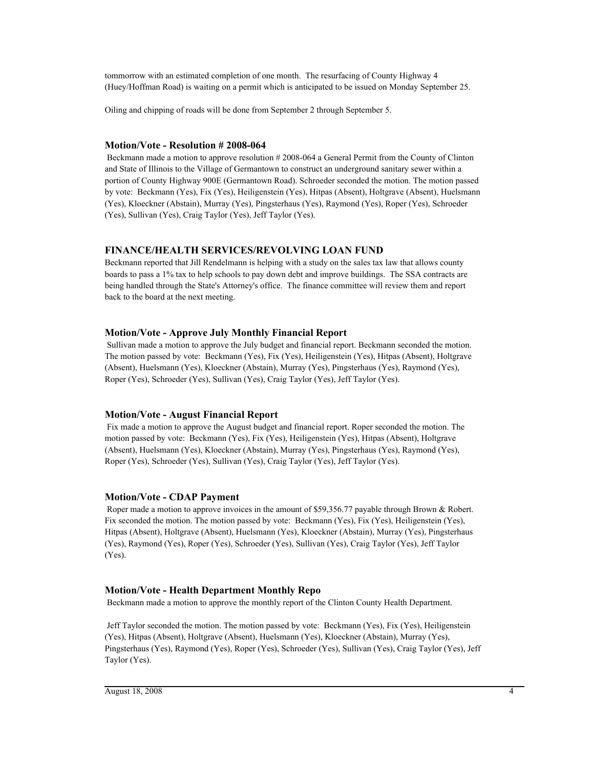tommorrow with an estimated completion of one month. The resurfacing of County Highway 4 (Huey/Hoffman Road) is waiting on a permit which is anticipated to be issued on Monday September 25.

Oiling and chipping of roads will be done from September 2 through September 5.

### Motion/Vote - Resolution # 2008-064

Beckmann made a motion to approve resolution # 2008-064 a General Permit from the County of Clinton and State of Illinois to the Village of Germantown to construct an underground sanitary sewer within a portion of County Highway 900E (Germantown Road). Schroeder seconded the motion. The motion passed by vote: Beckmann (Yes), Fix (Yes), Heiligenstein (Yes), Hitpas (Absent), Holtgrave (Absent), Huelsmann (Yes), Kloeckner (Abstain), Murray (Yes), Pingsterhaus (Yes), Raymond (Yes), Roper (Yes), Schroeder (Yes), Sullivan (Yes), Craig Taylor (Yes), Jeff Taylor (Yes).

## FINANCE/HEALTH SERVICES/REVOLVING LOAN FUND

Beckmann reported that Jill Rendelmann is helping with a study on the sales tax law that allows county boards to pass a 1% tax to help schools to pay down debt and improve buildings. The SSA contracts are being handled through the State's Attorney's office. The finance committee will review them and report back to the board at the next meeting.

### Motion/Vote - Approve July Monthly Financial Report

Sullivan made a motion to approve the July budget and financial report. Beckmann seconded the motion. The motion passed by vote: Beckmann (Yes), Fix (Yes), Heiligenstein (Yes), Hitpas (Absent), Holtgrave (Absent), Huelsmann (Yes), Kloeckner (Abstain), Murray (Yes), Pingsterhaus (Yes), Raymond (Yes), Roper (Yes), Schroeder (Yes), Sullivan (Yes), Craig Taylor (Yes), Jeff Taylor (Yes).

### Motion/Vote - August Financial Report

Fix made a motion to approve the August budget and financial report. Roper seconded the motion. The motion passed by vote: Beckmann (Yes), Fix (Yes), Heiligenstein (Yes), Hitpas (Absent), Holtgrave (Absent), Huelsmann (Yes), Kloeckner (Abstain), Murray (Yes), Pingsterhaus (Yes), Raymond (Yes), Roper (Yes), Schroeder (Yes), Sullivan (Yes), Craig Taylor (Yes), Jeff Taylor (Yes).

### Motion/Vote - CDAP Payment

Roper made a motion to approve invoices in the amount of $59,356.77 payable through Brown & Robert. Fix seconded the motion. The motion passed by vote: Beckmann (Yes), Fix (Yes), Heiligenstein (Yes), Hitpas (Absent), Holtgrave (Absent), Huelsmann (Yes), Kloeckner (Abstain), Murray (Yes), Pingsterhaus (Yes), Raymond (Yes), Roper (Yes), Schroeder (Yes), Sullivan (Yes), Craig Taylor (Yes), Jeff Taylor (Yes).

### Motion/Vote - Health Department Monthly Repo

Beckmann made a motion to approve the monthly report of the Clinton County Health Department.

Jeff Taylor seconded the motion. The motion passed by vote: Beckmann (Yes), Fix (Yes), Heiligenstein (Yes), Hitpas (Absent), Holtgrave (Absent), Huelsmann (Yes), Kloeckner (Abstain), Murray (Yes), Pingsterhaus (Yes), Raymond (Yes), Roper (Yes), Schroeder (Yes), Sullivan (Yes), Craig Taylor (Yes), Jeff Taylor (Yes).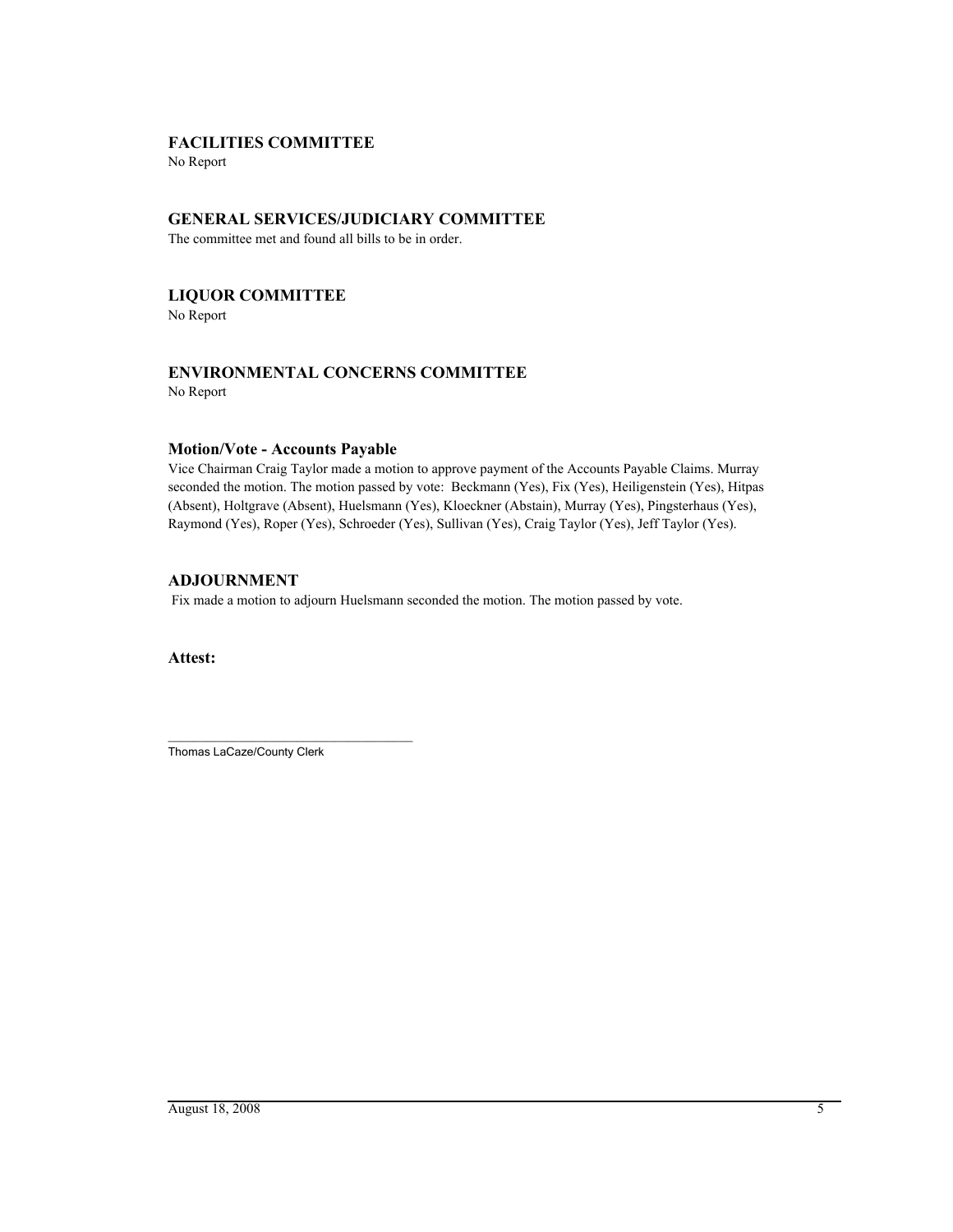## FACILITIES COMMITTEE

No Report

## GENERAL SERVICES/JUDICIARY COMMITTEE

The committee met and found all bills to be in order.

## LIQUOR COMMITTEE

No Report

## ENVIRONMENTAL CONCERNS COMMITTEE

No Report

### Motion/Vote - Accounts Payable

Vice Chairman Craig Taylor made a motion to approve payment of the Accounts Payable Claims. Murray seconded the motion. The motion passed by vote: Beckmann (Yes), Fix (Yes), Heiligenstein (Yes), Hitpas (Absent), Holtgrave (Absent), Huelsmann (Yes), Kloeckner (Abstain), Murray (Yes), Pingsterhaus (Yes), Raymond (Yes), Roper (Yes), Schroeder (Yes), Sullivan (Yes), Craig Taylor (Yes), Jeff Taylor (Yes).

## ADJOURNMENT

Fix made a motion to adjourn Huelsmann seconded the motion. The motion passed by vote.

**Attest:**

\_\_\_\_\_\_\_\_\_\_\_\_\_\_\_\_\_\_\_\_\_\_\_\_\_\_\_\_\_\_\_\_\_\_\_

Thomas LaCaze/County Clerk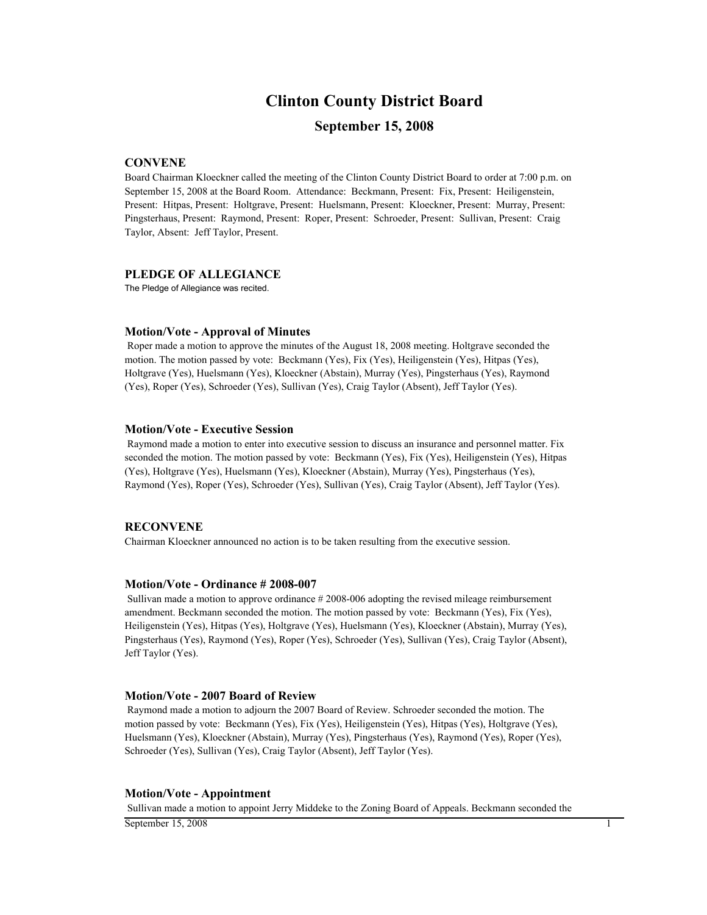# Clinton County District Board

## September 15, 2008

### CONVENE

Board Chairman Kloeckner called the meeting of the Clinton County District Board to order at 7:00 p.m. on September 15, 2008 at the Board Room. Attendance: Beckmann, Present: Fix, Present: Heiligenstein, Present: Hitpas, Present: Holtgrave, Present: Huelsmann, Present: Kloeckner, Present: Murray, Present: Pingsterhaus, Present: Raymond, Present: Roper, Present: Schroeder, Present: Sullivan, Present: Craig Taylor, Absent: Jeff Taylor, Present.

### PLEDGE OF ALLEGIANCE

The Pledge of Allegiance was recited.

### Motion/Vote - Approval of Minutes

Roper made a motion to approve the minutes of the August 18, 2008 meeting. Holtgrave seconded the motion. The motion passed by vote: Beckmann (Yes), Fix (Yes), Heiligenstein (Yes), Hitpas (Yes), Holtgrave (Yes), Huelsmann (Yes), Kloeckner (Abstain), Murray (Yes), Pingsterhaus (Yes), Raymond (Yes), Roper (Yes), Schroeder (Yes), Sullivan (Yes), Craig Taylor (Absent), Jeff Taylor (Yes).

### Motion/Vote - Executive Session

Raymond made a motion to enter into executive session to discuss an insurance and personnel matter. Fix seconded the motion. The motion passed by vote: Beckmann (Yes), Fix (Yes), Heiligenstein (Yes), Hitpas (Yes), Holtgrave (Yes), Huelsmann (Yes), Kloeckner (Abstain), Murray (Yes), Pingsterhaus (Yes), Raymond (Yes), Roper (Yes), Schroeder (Yes), Sullivan (Yes), Craig Taylor (Absent), Jeff Taylor (Yes).

### RECONVENE

Chairman Kloeckner announced no action is to be taken resulting from the executive session.

### Motion/Vote - Ordinance # 2008-007

Sullivan made a motion to approve ordinance # 2008-006 adopting the revised mileage reimbursement amendment. Beckmann seconded the motion. The motion passed by vote: Beckmann (Yes), Fix (Yes), Heiligenstein (Yes), Hitpas (Yes), Holtgrave (Yes), Huelsmann (Yes), Kloeckner (Abstain), Murray (Yes), Pingsterhaus (Yes), Raymond (Yes), Roper (Yes), Schroeder (Yes), Sullivan (Yes), Craig Taylor (Absent), Jeff Taylor (Yes).

### Motion/Vote - 2007 Board of Review

Raymond made a motion to adjourn the 2007 Board of Review. Schroeder seconded the motion. The motion passed by vote: Beckmann (Yes), Fix (Yes), Heiligenstein (Yes), Hitpas (Yes), Holtgrave (Yes), Huelsmann (Yes), Kloeckner (Abstain), Murray (Yes), Pingsterhaus (Yes), Raymond (Yes), Roper (Yes), Schroeder (Yes), Sullivan (Yes), Craig Taylor (Absent), Jeff Taylor (Yes).

### Motion/Vote - Appointment

Sullivan made a motion to appoint Jerry Middeke to the Zoning Board of Appeals. Beckmann seconded the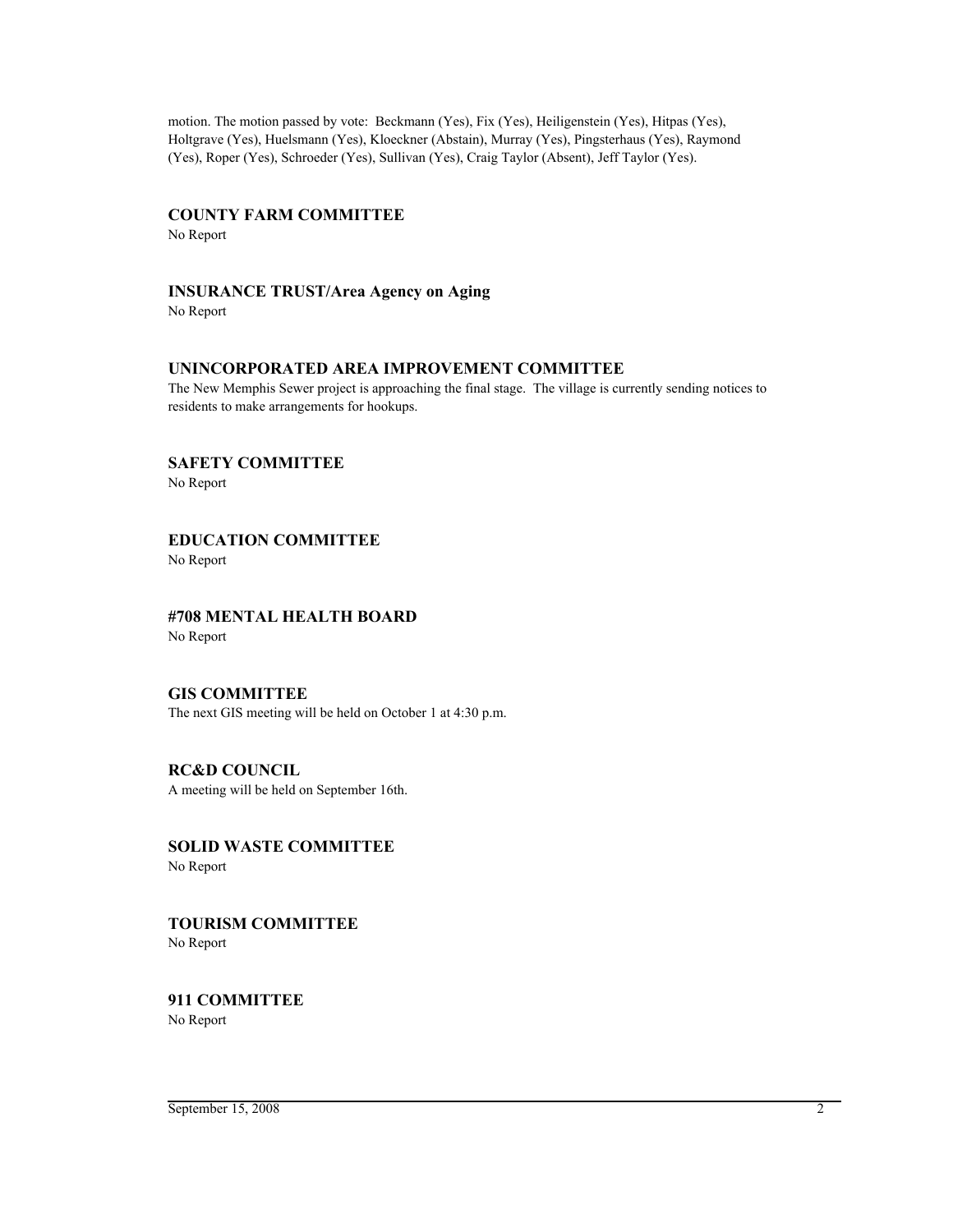motion. The motion passed by vote: Beckmann (Yes), Fix (Yes), Heiligenstein (Yes), Hitpas (Yes), Holtgrave (Yes), Huelsmann (Yes), Kloeckner (Abstain), Murray (Yes), Pingsterhaus (Yes), Raymond (Yes), Roper (Yes), Schroeder (Yes), Sullivan (Yes), Craig Taylor (Absent), Jeff Taylor (Yes).

### COUNTY FARM COMMITTEE

No Report

### INSURANCE TRUST/Area Agency on Aging

No Report

### UNINCORPORATED AREA IMPROVEMENT COMMITTEE

The New Memphis Sewer project is approaching the final stage. The village is currently sending notices to residents to make arrangements for hookups.

### SAFETY COMMITTEE

No Report

### EDUCATION COMMITTEE

No Report

### #708 MENTAL HEALTH BOARD

No Report

### GIS COMMITTEE

The next GIS meeting will be held on October 1 at 4:30 p.m.

### RC&D COUNCIL

A meeting will be held on September 16th.

### SOLID WASTE COMMITTEE

No Report

### TOURISM COMMITTEE

No Report

### 911 COMMITTEE

No Report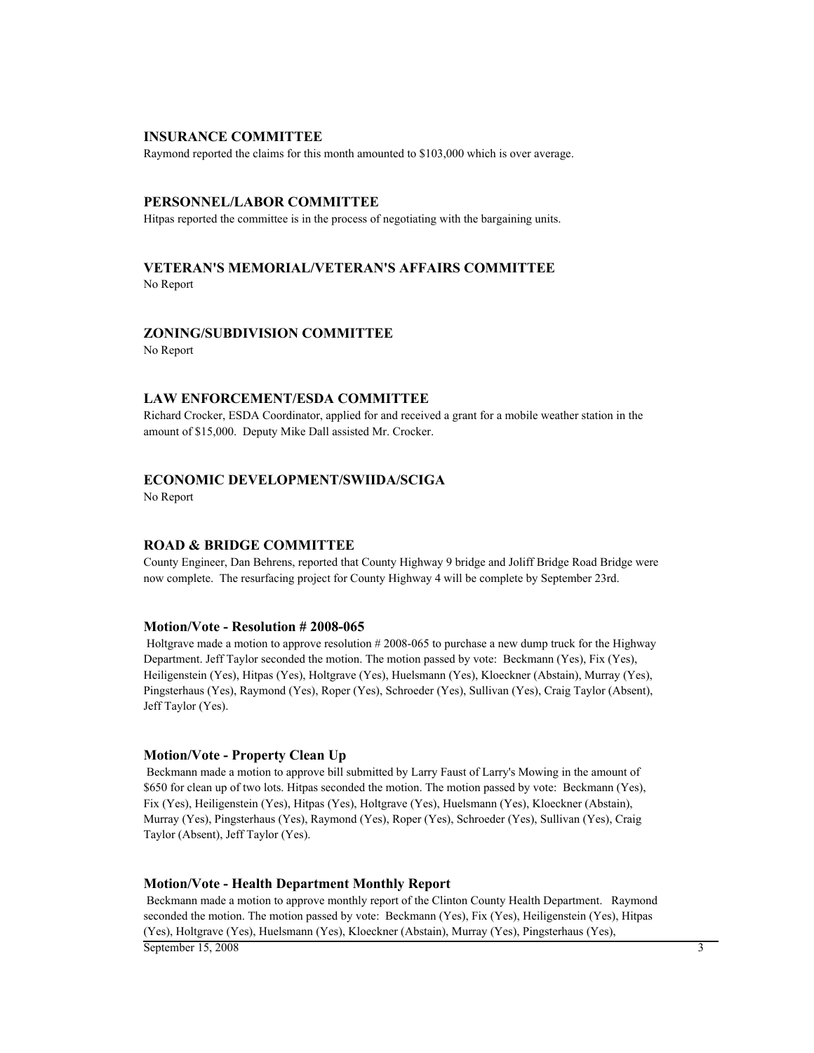## INSURANCE COMMITTEE

Raymond reported the claims for this month amounted to $103,000 which is over average.

## PERSONNEL/LABOR COMMITTEE

Hitpas reported the committee is in the process of negotiating with the bargaining units.

## VETERAN'S MEMORIAL/VETERAN'S AFFAIRS COMMITTEE

No Report

## ZONING/SUBDIVISION COMMITTEE

No Report

## LAW ENFORCEMENT/ESDA COMMITTEE

Richard Crocker, ESDA Coordinator, applied for and received a grant for a mobile weather station in the amount of $15,000. Deputy Mike Dall assisted Mr. Crocker.

## ECONOMIC DEVELOPMENT/SWIIDA/SCIGA

No Report

## ROAD & BRIDGE COMMITTEE

County Engineer, Dan Behrens, reported that County Highway 9 bridge and Joliff Bridge Road Bridge were now complete. The resurfacing project for County Highway 4 will be complete by September 23rd.

### Motion/Vote - Resolution # 2008-065

Holtgrave made a motion to approve resolution # 2008-065 to purchase a new dump truck for the Highway Department. Jeff Taylor seconded the motion. The motion passed by vote: Beckmann (Yes), Fix (Yes), Heiligenstein (Yes), Hitpas (Yes), Holtgrave (Yes), Huelsmann (Yes), Kloeckner (Abstain), Murray (Yes), Pingsterhaus (Yes), Raymond (Yes), Roper (Yes), Schroeder (Yes), Sullivan (Yes), Craig Taylor (Absent), Jeff Taylor (Yes).

### Motion/Vote - Property Clean Up

Beckmann made a motion to approve bill submitted by Larry Faust of Larry's Mowing in the amount of $650 for clean up of two lots. Hitpas seconded the motion. The motion passed by vote: Beckmann (Yes), Fix (Yes), Heiligenstein (Yes), Hitpas (Yes), Holtgrave (Yes), Huelsmann (Yes), Kloeckner (Abstain), Murray (Yes), Pingsterhaus (Yes), Raymond (Yes), Roper (Yes), Schroeder (Yes), Sullivan (Yes), Craig Taylor (Absent), Jeff Taylor (Yes).

### Motion/Vote - Health Department Monthly Report

Beckmann made a motion to approve monthly report of the Clinton County Health Department. Raymond seconded the motion. The motion passed by vote: Beckmann (Yes), Fix (Yes), Heiligenstein (Yes), Hitpas (Yes), Holtgrave (Yes), Huelsmann (Yes), Kloeckner (Abstain), Murray (Yes), Pingsterhaus (Yes),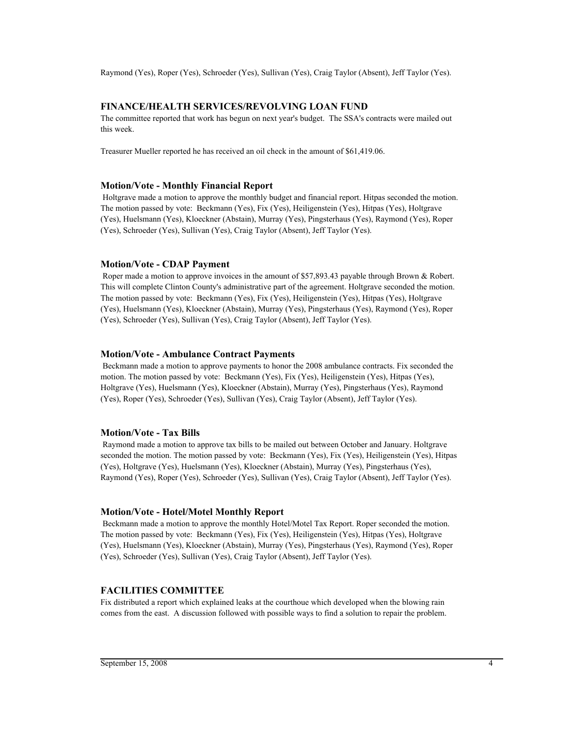Raymond (Yes), Roper (Yes), Schroeder (Yes), Sullivan (Yes), Craig Taylor (Absent), Jeff Taylor (Yes).

## FINANCE/HEALTH SERVICES/REVOLVING LOAN FUND

The committee reported that work has begun on next year's budget. The SSA's contracts were mailed out this week.

Treasurer Mueller reported he has received an oil check in the amount of $61,419.06.

### Motion/Vote - Monthly Financial Report

Holtgrave made a motion to approve the monthly budget and financial report. Hitpas seconded the motion. The motion passed by vote: Beckmann (Yes), Fix (Yes), Heiligenstein (Yes), Hitpas (Yes), Holtgrave (Yes), Huelsmann (Yes), Kloeckner (Abstain), Murray (Yes), Pingsterhaus (Yes), Raymond (Yes), Roper (Yes), Schroeder (Yes), Sullivan (Yes), Craig Taylor (Absent), Jeff Taylor (Yes).

### Motion/Vote - CDAP Payment

Roper made a motion to approve invoices in the amount of $57,893.43 payable through Brown & Robert. This will complete Clinton County's administrative part of the agreement. Holtgrave seconded the motion. The motion passed by vote: Beckmann (Yes), Fix (Yes), Heiligenstein (Yes), Hitpas (Yes), Holtgrave (Yes), Huelsmann (Yes), Kloeckner (Abstain), Murray (Yes), Pingsterhaus (Yes), Raymond (Yes), Roper (Yes), Schroeder (Yes), Sullivan (Yes), Craig Taylor (Absent), Jeff Taylor (Yes).

### Motion/Vote - Ambulance Contract Payments

Beckmann made a motion to approve payments to honor the 2008 ambulance contracts. Fix seconded the motion. The motion passed by vote: Beckmann (Yes), Fix (Yes), Heiligenstein (Yes), Hitpas (Yes), Holtgrave (Yes), Huelsmann (Yes), Kloeckner (Abstain), Murray (Yes), Pingsterhaus (Yes), Raymond (Yes), Roper (Yes), Schroeder (Yes), Sullivan (Yes), Craig Taylor (Absent), Jeff Taylor (Yes).

### Motion/Vote - Tax Bills

Raymond made a motion to approve tax bills to be mailed out between October and January. Holtgrave seconded the motion. The motion passed by vote: Beckmann (Yes), Fix (Yes), Heiligenstein (Yes), Hitpas (Yes), Holtgrave (Yes), Huelsmann (Yes), Kloeckner (Abstain), Murray (Yes), Pingsterhaus (Yes), Raymond (Yes), Roper (Yes), Schroeder (Yes), Sullivan (Yes), Craig Taylor (Absent), Jeff Taylor (Yes).

### Motion/Vote - Hotel/Motel Monthly Report

Beckmann made a motion to approve the monthly Hotel/Motel Tax Report. Roper seconded the motion. The motion passed by vote: Beckmann (Yes), Fix (Yes), Heiligenstein (Yes), Hitpas (Yes), Holtgrave (Yes), Huelsmann (Yes), Kloeckner (Abstain), Murray (Yes), Pingsterhaus (Yes), Raymond (Yes), Roper (Yes), Schroeder (Yes), Sullivan (Yes), Craig Taylor (Absent), Jeff Taylor (Yes).

## FACILITIES COMMITTEE

Fix distributed a report which explained leaks at the courthoue which developed when the blowing rain comes from the east. A discussion followed with possible ways to find a solution to repair the problem.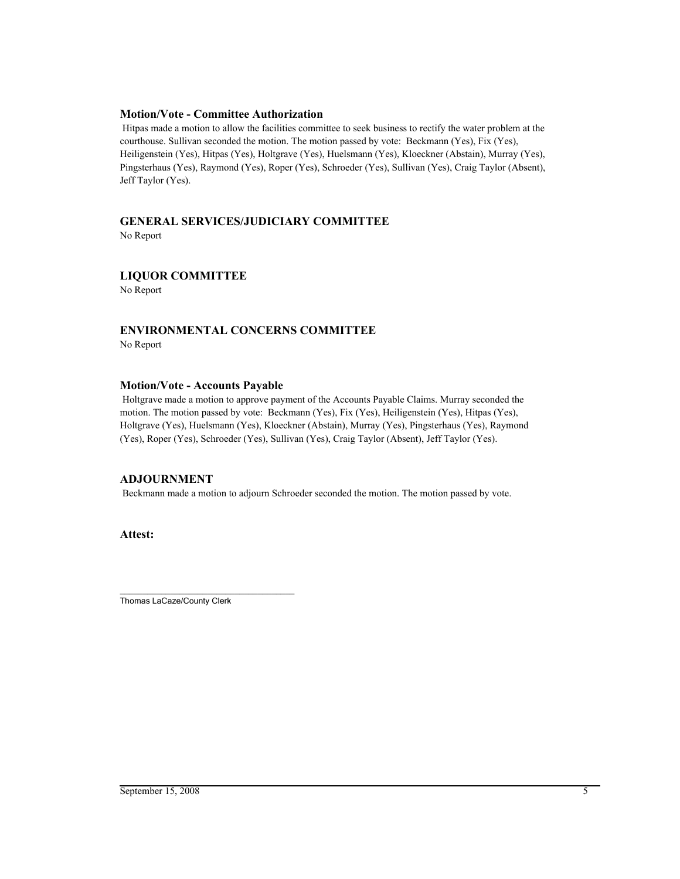### Motion/Vote - Committee Authorization

Hitpas made a motion to allow the facilities committee to seek business to rectify the water problem at the courthouse. Sullivan seconded the motion. The motion passed by vote: Beckmann (Yes), Fix (Yes), Heiligenstein (Yes), Hitpas (Yes), Holtgrave (Yes), Huelsmann (Yes), Kloeckner (Abstain), Murray (Yes), Pingsterhaus (Yes), Raymond (Yes), Roper (Yes), Schroeder (Yes), Sullivan (Yes), Craig Taylor (Absent), Jeff Taylor (Yes).

## GENERAL SERVICES/JUDICIARY COMMITTEE

No Report

## LIQUOR COMMITTEE

No Report

## ENVIRONMENTAL CONCERNS COMMITTEE

No Report

### Motion/Vote - Accounts Payable

Holtgrave made a motion to approve payment of the Accounts Payable Claims. Murray seconded the motion. The motion passed by vote: Beckmann (Yes), Fix (Yes), Heiligenstein (Yes), Hitpas (Yes), Holtgrave (Yes), Huelsmann (Yes), Kloeckner (Abstain), Murray (Yes), Pingsterhaus (Yes), Raymond (Yes), Roper (Yes), Schroeder (Yes), Sullivan (Yes), Craig Taylor (Absent), Jeff Taylor (Yes).

## ADJOURNMENT

Beckmann made a motion to adjourn Schroeder seconded the motion. The motion passed by vote.

**Attest:**

\_\_\_\_\_\_\_\_\_\_\_\_\_\_\_\_\_\_\_\_\_\_\_\_\_\_\_\_\_\_\_\_\_\_\_\_

Thomas LaCaze/County Clerk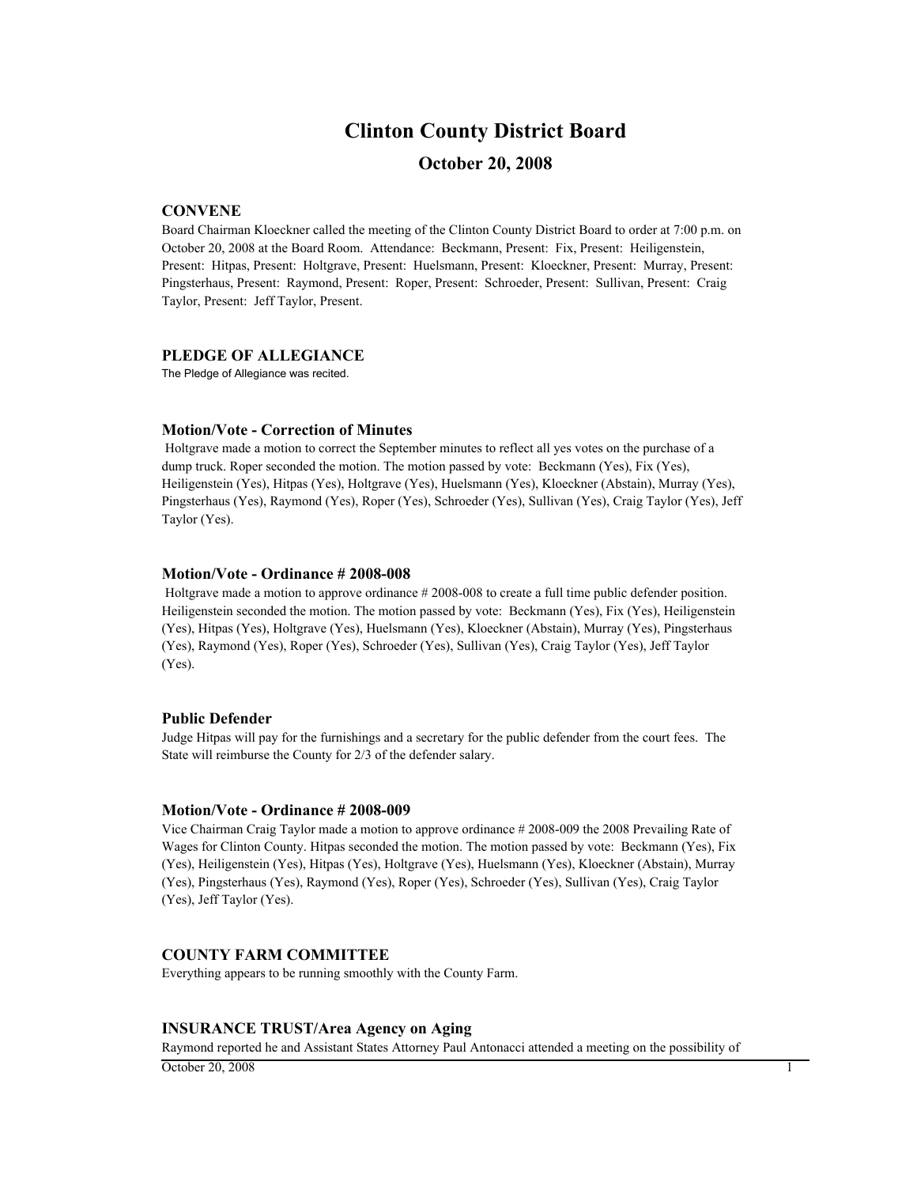# Clinton County District Board

## October 20, 2008

### CONVENE

Board Chairman Kloeckner called the meeting of the Clinton County District Board to order at 7:00 p.m. on October 20, 2008 at the Board Room. Attendance: Beckmann, Present: Fix, Present: Heiligenstein, Present: Hitpas, Present: Holtgrave, Present: Huelsmann, Present: Kloeckner, Present: Murray, Present: Pingsterhaus, Present: Raymond, Present: Roper, Present: Schroeder, Present: Sullivan, Present: Craig Taylor, Present: Jeff Taylor, Present.

### PLEDGE OF ALLEGIANCE

The Pledge of Allegiance was recited.

### Motion/Vote - Correction of Minutes

Holtgrave made a motion to correct the September minutes to reflect all yes votes on the purchase of a dump truck. Roper seconded the motion. The motion passed by vote: Beckmann (Yes), Fix (Yes), Heiligenstein (Yes), Hitpas (Yes), Holtgrave (Yes), Huelsmann (Yes), Kloeckner (Abstain), Murray (Yes), Pingsterhaus (Yes), Raymond (Yes), Roper (Yes), Schroeder (Yes), Sullivan (Yes), Craig Taylor (Yes), Jeff Taylor (Yes).

### Motion/Vote - Ordinance # 2008-008

Holtgrave made a motion to approve ordinance # 2008-008 to create a full time public defender position. Heiligenstein seconded the motion. The motion passed by vote: Beckmann (Yes), Fix (Yes), Heiligenstein (Yes), Hitpas (Yes), Holtgrave (Yes), Huelsmann (Yes), Kloeckner (Abstain), Murray (Yes), Pingsterhaus (Yes), Raymond (Yes), Roper (Yes), Schroeder (Yes), Sullivan (Yes), Craig Taylor (Yes), Jeff Taylor (Yes).

### Public Defender

Judge Hitpas will pay for the furnishings and a secretary for the public defender from the court fees. The State will reimburse the County for 2/3 of the defender salary.

### Motion/Vote - Ordinance # 2008-009

Vice Chairman Craig Taylor made a motion to approve ordinance # 2008-009 the 2008 Prevailing Rate of Wages for Clinton County. Hitpas seconded the motion. The motion passed by vote: Beckmann (Yes), Fix (Yes), Heiligenstein (Yes), Hitpas (Yes), Holtgrave (Yes), Huelsmann (Yes), Kloeckner (Abstain), Murray (Yes), Pingsterhaus (Yes), Raymond (Yes), Roper (Yes), Schroeder (Yes), Sullivan (Yes), Craig Taylor (Yes), Jeff Taylor (Yes).

### COUNTY FARM COMMITTEE

Everything appears to be running smoothly with the County Farm.

### INSURANCE TRUST/Area Agency on Aging

Raymond reported he and Assistant States Attorney Paul Antonacci attended a meeting on the possibility of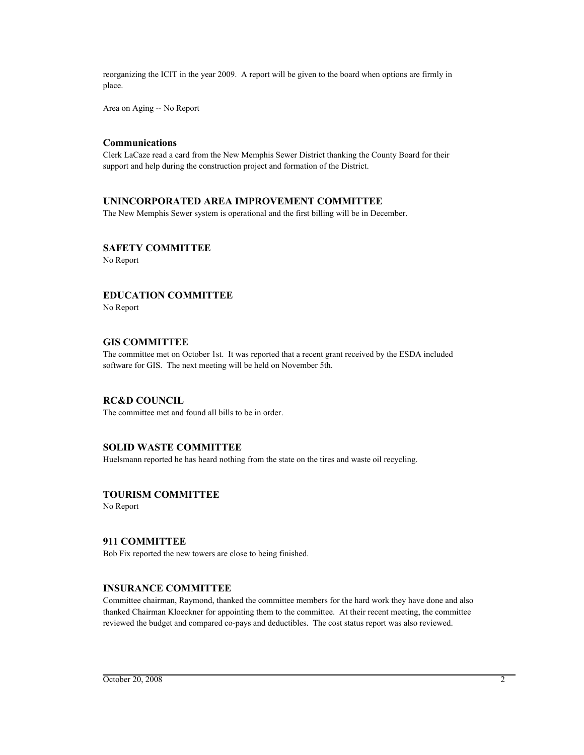reorganizing the ICIT in the year 2009. A report will be given to the board when options are firmly in place.

Area on Aging -- No Report

### Communications

Clerk LaCaze read a card from the New Memphis Sewer District thanking the County Board for their support and help during the construction project and formation of the District.

### UNINCORPORATED AREA IMPROVEMENT COMMITTEE

The New Memphis Sewer system is operational and the first billing will be in December.

### SAFETY COMMITTEE

No Report

### EDUCATION COMMITTEE

No Report

### GIS COMMITTEE

The committee met on October 1st. It was reported that a recent grant received by the ESDA included software for GIS. The next meeting will be held on November 5th.

### RC&D COUNCIL

The committee met and found all bills to be in order.

### SOLID WASTE COMMITTEE

Huelsmann reported he has heard nothing from the state on the tires and waste oil recycling.

### TOURISM COMMITTEE

No Report

### 911 COMMITTEE

Bob Fix reported the new towers are close to being finished.

### INSURANCE COMMITTEE

Committee chairman, Raymond, thanked the committee members for the hard work they have done and also thanked Chairman Kloeckner for appointing them to the committee. At their recent meeting, the committee reviewed the budget and compared co-pays and deductibles. The cost status report was also reviewed.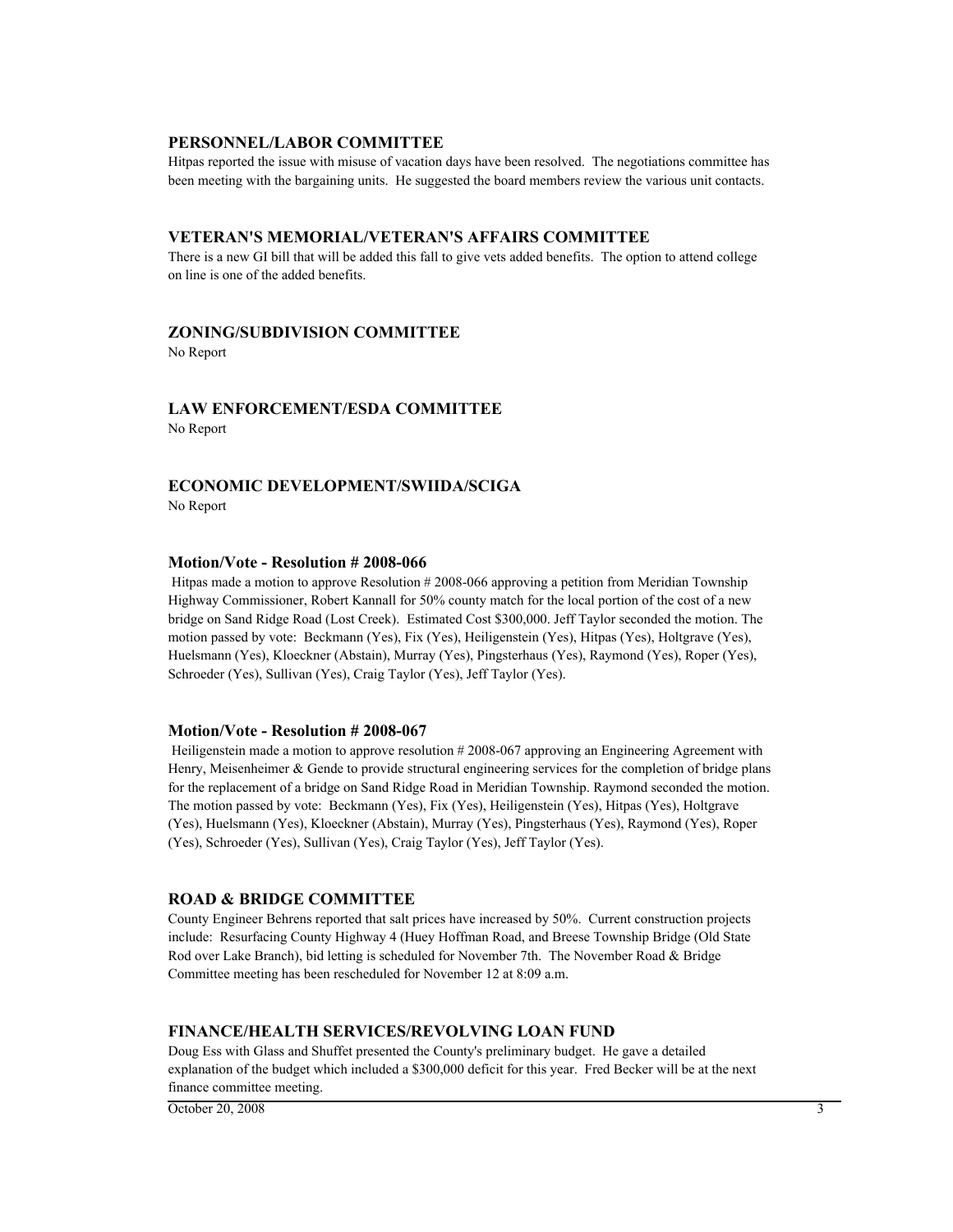## PERSONNEL/LABOR COMMITTEE

Hitpas reported the issue with misuse of vacation days have been resolved. The negotiations committee has been meeting with the bargaining units. He suggested the board members review the various unit contacts.

## VETERAN'S MEMORIAL/VETERAN'S AFFAIRS COMMITTEE

There is a new GI bill that will be added this fall to give vets added benefits. The option to attend college on line is one of the added benefits.

## ZONING/SUBDIVISION COMMITTEE

No Report

## LAW ENFORCEMENT/ESDA COMMITTEE

No Report

## ECONOMIC DEVELOPMENT/SWIIDA/SCIGA

No Report

### Motion/Vote - Resolution # 2008-066

Hitpas made a motion to approve Resolution # 2008-066 approving a petition from Meridian Township Highway Commissioner, Robert Kannall for 50% county match for the local portion of the cost of a new bridge on Sand Ridge Road (Lost Creek). Estimated Cost $300,000. Jeff Taylor seconded the motion. The motion passed by vote: Beckmann (Yes), Fix (Yes), Heiligenstein (Yes), Hitpas (Yes), Holtgrave (Yes), Huelsmann (Yes), Kloeckner (Abstain), Murray (Yes), Pingsterhaus (Yes), Raymond (Yes), Roper (Yes), Schroeder (Yes), Sullivan (Yes), Craig Taylor (Yes), Jeff Taylor (Yes).

### Motion/Vote - Resolution # 2008-067

Heiligenstein made a motion to approve resolution # 2008-067 approving an Engineering Agreement with Henry, Meisenheimer & Gende to provide structural engineering services for the completion of bridge plans for the replacement of a bridge on Sand Ridge Road in Meridian Township. Raymond seconded the motion. The motion passed by vote: Beckmann (Yes), Fix (Yes), Heiligenstein (Yes), Hitpas (Yes), Holtgrave (Yes), Huelsmann (Yes), Kloeckner (Abstain), Murray (Yes), Pingsterhaus (Yes), Raymond (Yes), Roper (Yes), Schroeder (Yes), Sullivan (Yes), Craig Taylor (Yes), Jeff Taylor (Yes).

## ROAD & BRIDGE COMMITTEE

County Engineer Behrens reported that salt prices have increased by 50%. Current construction projects include: Resurfacing County Highway 4 (Huey Hoffman Road, and Breese Township Bridge (Old State Rod over Lake Branch), bid letting is scheduled for November 7th. The November Road & Bridge Committee meeting has been rescheduled for November 12 at 8:09 a.m.

## FINANCE/HEALTH SERVICES/REVOLVING LOAN FUND

Doug Ess with Glass and Shuffet presented the County's preliminary budget. He gave a detailed explanation of the budget which included a $300,000 deficit for this year. Fred Becker will be at the next finance committee meeting.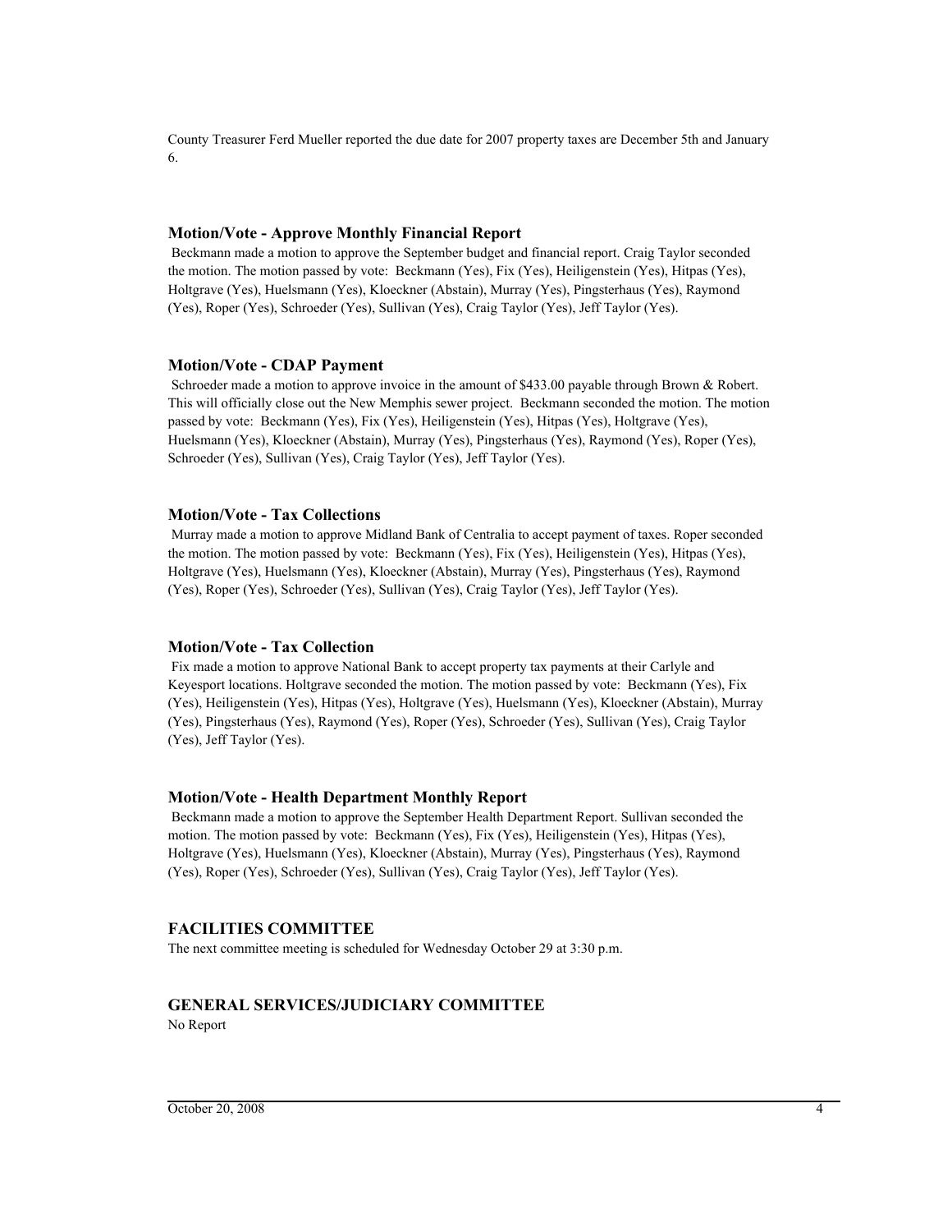County Treasurer Ferd Mueller reported the due date for 2007 property taxes are December 5th and January 6.

### Motion/Vote - Approve Monthly Financial Report

Beckmann made a motion to approve the September budget and financial report. Craig Taylor seconded the motion. The motion passed by vote: Beckmann (Yes), Fix (Yes), Heiligenstein (Yes), Hitpas (Yes), Holtgrave (Yes), Huelsmann (Yes), Kloeckner (Abstain), Murray (Yes), Pingsterhaus (Yes), Raymond (Yes), Roper (Yes), Schroeder (Yes), Sullivan (Yes), Craig Taylor (Yes), Jeff Taylor (Yes).

### Motion/Vote - CDAP Payment

Schroeder made a motion to approve invoice in the amount of $433.00 payable through Brown & Robert. This will officially close out the New Memphis sewer project. Beckmann seconded the motion. The motion passed by vote: Beckmann (Yes), Fix (Yes), Heiligenstein (Yes), Hitpas (Yes), Holtgrave (Yes), Huelsmann (Yes), Kloeckner (Abstain), Murray (Yes), Pingsterhaus (Yes), Raymond (Yes), Roper (Yes), Schroeder (Yes), Sullivan (Yes), Craig Taylor (Yes), Jeff Taylor (Yes).

### Motion/Vote - Tax Collections

Murray made a motion to approve Midland Bank of Centralia to accept payment of taxes. Roper seconded the motion. The motion passed by vote: Beckmann (Yes), Fix (Yes), Heiligenstein (Yes), Hitpas (Yes), Holtgrave (Yes), Huelsmann (Yes), Kloeckner (Abstain), Murray (Yes), Pingsterhaus (Yes), Raymond (Yes), Roper (Yes), Schroeder (Yes), Sullivan (Yes), Craig Taylor (Yes), Jeff Taylor (Yes).

### Motion/Vote - Tax Collection

Fix made a motion to approve National Bank to accept property tax payments at their Carlyle and Keyesport locations. Holtgrave seconded the motion. The motion passed by vote: Beckmann (Yes), Fix (Yes), Heiligenstein (Yes), Hitpas (Yes), Holtgrave (Yes), Huelsmann (Yes), Kloeckner (Abstain), Murray (Yes), Pingsterhaus (Yes), Raymond (Yes), Roper (Yes), Schroeder (Yes), Sullivan (Yes), Craig Taylor (Yes), Jeff Taylor (Yes).

### Motion/Vote - Health Department Monthly Report

Beckmann made a motion to approve the September Health Department Report. Sullivan seconded the motion. The motion passed by vote: Beckmann (Yes), Fix (Yes), Heiligenstein (Yes), Hitpas (Yes), Holtgrave (Yes), Huelsmann (Yes), Kloeckner (Abstain), Murray (Yes), Pingsterhaus (Yes), Raymond (Yes), Roper (Yes), Schroeder (Yes), Sullivan (Yes), Craig Taylor (Yes), Jeff Taylor (Yes).

## FACILITIES COMMITTEE

The next committee meeting is scheduled for Wednesday October 29 at 3:30 p.m.

## GENERAL SERVICES/JUDICIARY COMMITTEE

No Report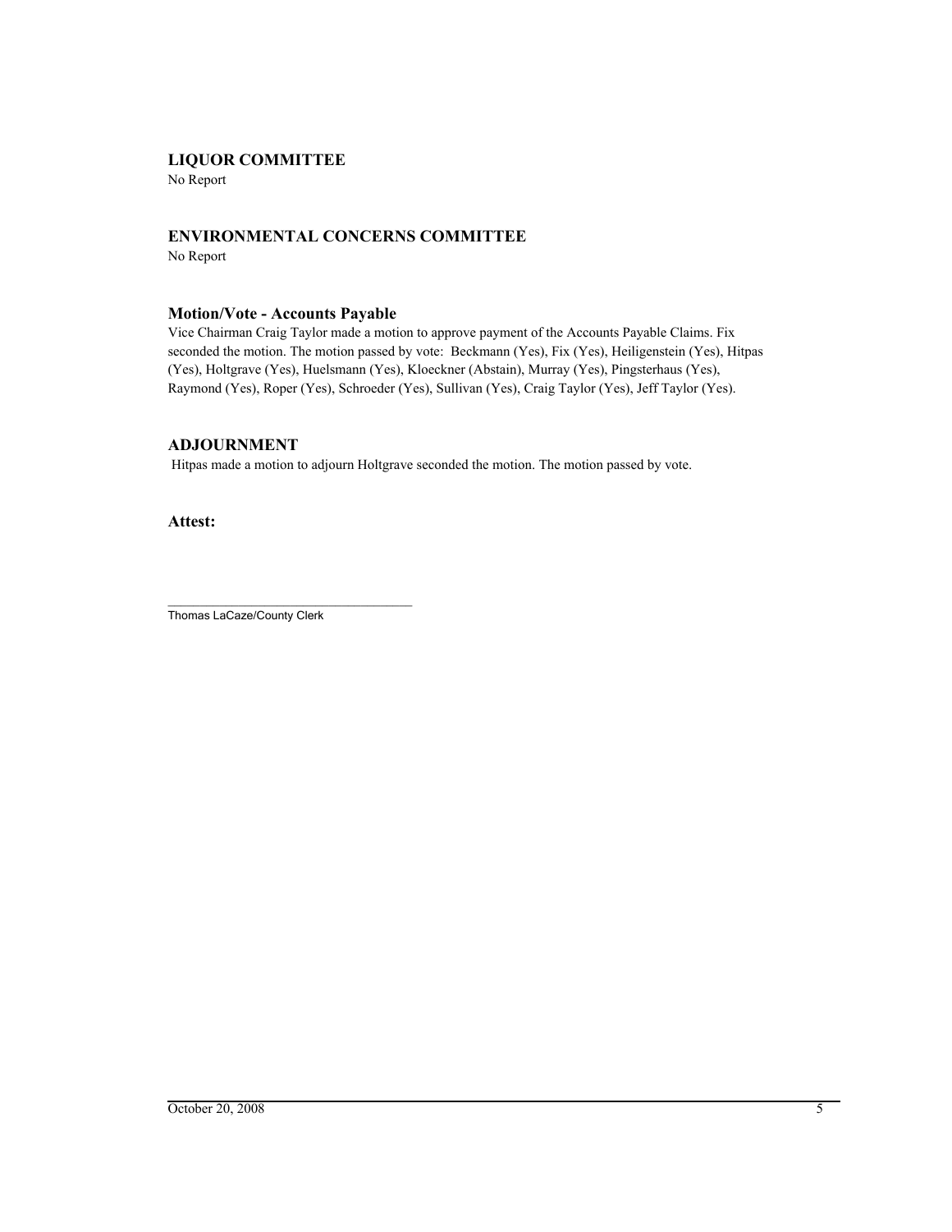## LIQUOR COMMITTEE

No Report

## ENVIRONMENTAL CONCERNS COMMITTEE

No Report

### Motion/Vote - Accounts Payable

Vice Chairman Craig Taylor made a motion to approve payment of the Accounts Payable Claims. Fix seconded the motion. The motion passed by vote: Beckmann (Yes), Fix (Yes), Heiligenstein (Yes), Hitpas (Yes), Holtgrave (Yes), Huelsmann (Yes), Kloeckner (Abstain), Murray (Yes), Pingsterhaus (Yes), Raymond (Yes), Roper (Yes), Schroeder (Yes), Sullivan (Yes), Craig Taylor (Yes), Jeff Taylor (Yes).

## ADJOURNMENT

Hitpas made a motion to adjourn Holtgrave seconded the motion. The motion passed by vote.

**Attest:**

\_\_\_\_\_\_\_\_\_\_\_\_\_\_\_\_\_\_\_\_\_\_\_\_\_\_\_\_\_\_\_\_\_\_\_

Thomas LaCaze/County Clerk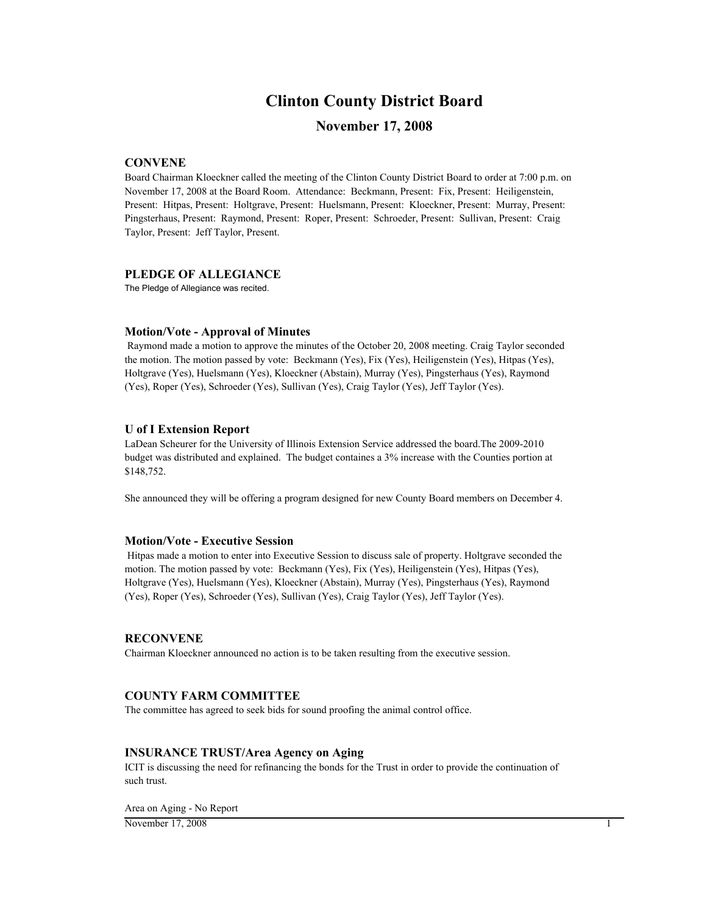# Clinton County District Board

## November 17, 2008

### CONVENE

Board Chairman Kloeckner called the meeting of the Clinton County District Board to order at 7:00 p.m. on November 17, 2008 at the Board Room. Attendance: Beckmann, Present: Fix, Present: Heiligenstein, Present: Hitpas, Present: Holtgrave, Present: Huelsmann, Present: Kloeckner, Present: Murray, Present: Pingsterhaus, Present: Raymond, Present: Roper, Present: Schroeder, Present: Sullivan, Present: Craig Taylor, Present: Jeff Taylor, Present.

### PLEDGE OF ALLEGIANCE

The Pledge of Allegiance was recited.

### Motion/Vote - Approval of Minutes

Raymond made a motion to approve the minutes of the October 20, 2008 meeting. Craig Taylor seconded the motion. The motion passed by vote: Beckmann (Yes), Fix (Yes), Heiligenstein (Yes), Hitpas (Yes), Holtgrave (Yes), Huelsmann (Yes), Kloeckner (Abstain), Murray (Yes), Pingsterhaus (Yes), Raymond (Yes), Roper (Yes), Schroeder (Yes), Sullivan (Yes), Craig Taylor (Yes), Jeff Taylor (Yes).

### U of I Extension Report

LaDean Scheurer for the University of Illinois Extension Service addressed the board.The 2009-2010 budget was distributed and explained. The budget containes a 3% increase with the Counties portion at $148,752.

She announced they will be offering a program designed for new County Board members on December 4.

### Motion/Vote - Executive Session

Hitpas made a motion to enter into Executive Session to discuss sale of property. Holtgrave seconded the motion. The motion passed by vote: Beckmann (Yes), Fix (Yes), Heiligenstein (Yes), Hitpas (Yes), Holtgrave (Yes), Huelsmann (Yes), Kloeckner (Abstain), Murray (Yes), Pingsterhaus (Yes), Raymond (Yes), Roper (Yes), Schroeder (Yes), Sullivan (Yes), Craig Taylor (Yes), Jeff Taylor (Yes).

### RECONVENE

Chairman Kloeckner announced no action is to be taken resulting from the executive session.

### COUNTY FARM COMMITTEE

The committee has agreed to seek bids for sound proofing the animal control office.

### INSURANCE TRUST/Area Agency on Aging

ICIT is discussing the need for refinancing the bonds for the Trust in order to provide the continuation of such trust.

Area on Aging - No Report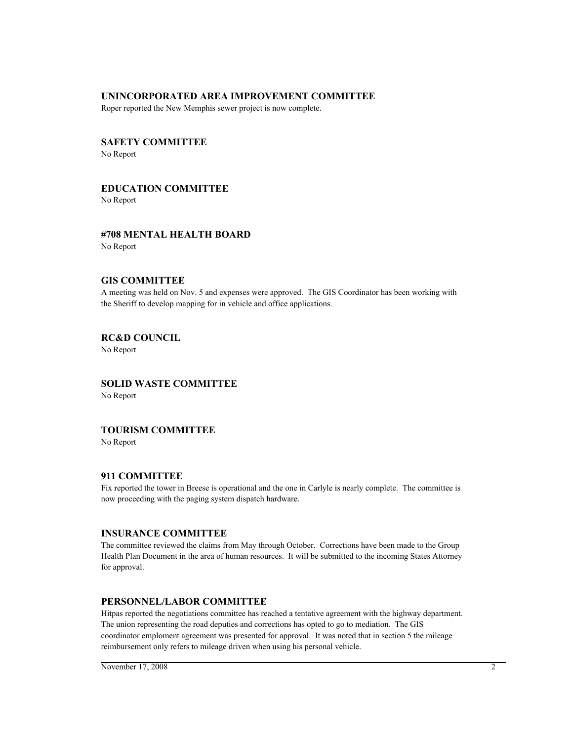## UNINCORPORATED AREA IMPROVEMENT COMMITTEE

Roper reported the New Memphis sewer project is now complete.

## SAFETY COMMITTEE

No Report

## EDUCATION COMMITTEE

No Report

## #708 MENTAL HEALTH BOARD

No Report

## GIS COMMITTEE

A meeting was held on Nov. 5 and expenses were approved. The GIS Coordinator has been working with the Sheriff to develop mapping for in vehicle and office applications.

## RC&D COUNCIL

No Report

## SOLID WASTE COMMITTEE

No Report

## TOURISM COMMITTEE

No Report

## 911 COMMITTEE

Fix reported the tower in Breese is operational and the one in Carlyle is nearly complete. The committee is now proceeding with the paging system dispatch hardware.

## INSURANCE COMMITTEE

The committee reviewed the claims from May through October. Corrections have been made to the Group Health Plan Document in the area of human resources. It will be submitted to the incoming States Attorney for approval.

## PERSONNEL/LABOR COMMITTEE

Hitpas reported the negotiations committee has reached a tentative agreement with the highway department. The union representing the road deputies and corrections has opted to go to mediation. The GIS coordinator emploment agreement was presented for approval. It was noted that in section 5 the mileage reimbursement only refers to mileage driven when using his personal vehicle.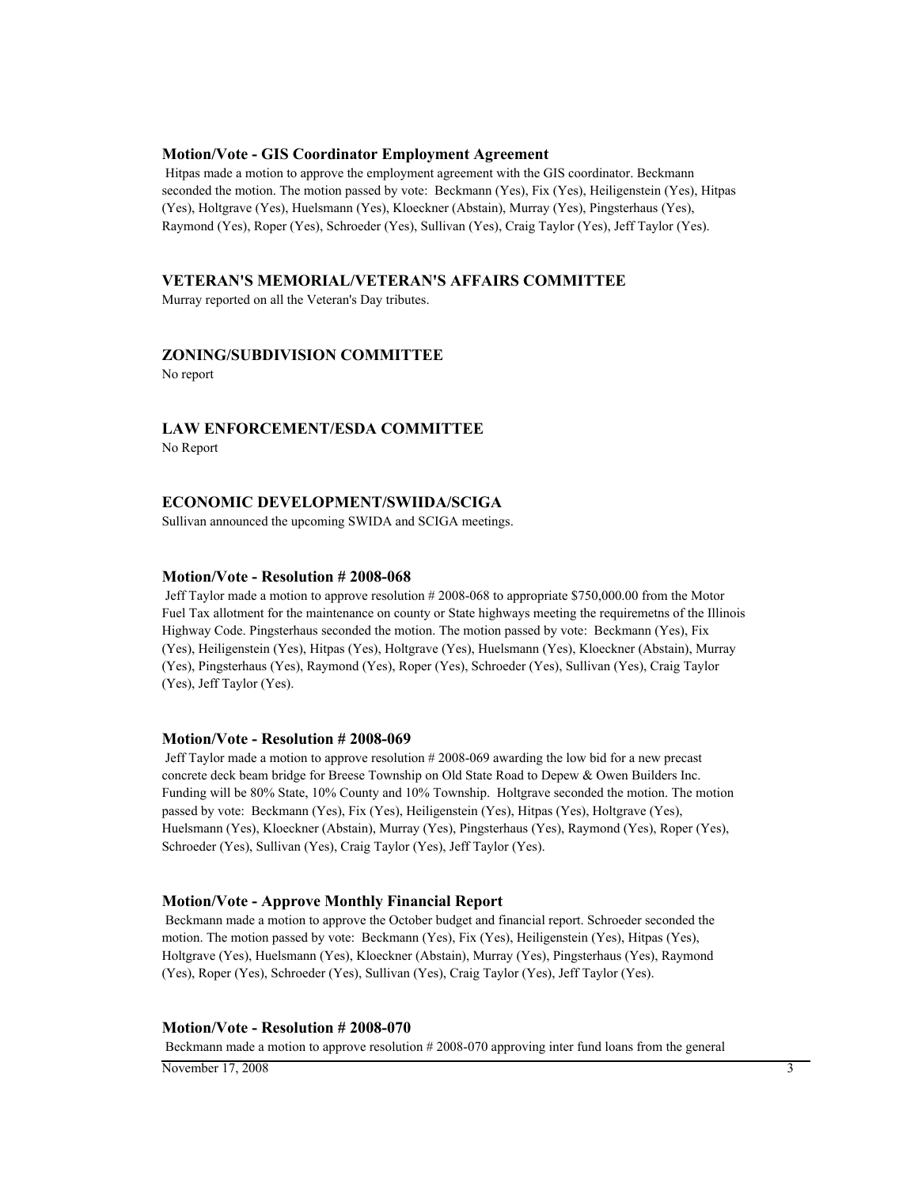### Motion/Vote - GIS Coordinator Employment Agreement

Hitpas made a motion to approve the employment agreement with the GIS coordinator. Beckmann seconded the motion. The motion passed by vote: Beckmann (Yes), Fix (Yes), Heiligenstein (Yes), Hitpas (Yes), Holtgrave (Yes), Huelsmann (Yes), Kloeckner (Abstain), Murray (Yes), Pingsterhaus (Yes), Raymond (Yes), Roper (Yes), Schroeder (Yes), Sullivan (Yes), Craig Taylor (Yes), Jeff Taylor (Yes).

### VETERAN'S MEMORIAL/VETERAN'S AFFAIRS COMMITTEE

Murray reported on all the Veteran's Day tributes.

### ZONING/SUBDIVISION COMMITTEE

No report

### LAW ENFORCEMENT/ESDA COMMITTEE

No Report

### ECONOMIC DEVELOPMENT/SWIIDA/SCIGA

Sullivan announced the upcoming SWIDA and SCIGA meetings.

### Motion/Vote - Resolution # 2008-068

Jeff Taylor made a motion to approve resolution # 2008-068 to appropriate $750,000.00 from the Motor Fuel Tax allotment for the maintenance on county or State highways meeting the requiremetns of the Illinois Highway Code. Pingsterhaus seconded the motion. The motion passed by vote: Beckmann (Yes), Fix (Yes), Heiligenstein (Yes), Hitpas (Yes), Holtgrave (Yes), Huelsmann (Yes), Kloeckner (Abstain), Murray (Yes), Pingsterhaus (Yes), Raymond (Yes), Roper (Yes), Schroeder (Yes), Sullivan (Yes), Craig Taylor (Yes), Jeff Taylor (Yes).

### Motion/Vote - Resolution # 2008-069

Jeff Taylor made a motion to approve resolution # 2008-069 awarding the low bid for a new precast concrete deck beam bridge for Breese Township on Old State Road to Depew & Owen Builders Inc. Funding will be 80% State, 10% County and 10% Township. Holtgrave seconded the motion. The motion passed by vote: Beckmann (Yes), Fix (Yes), Heiligenstein (Yes), Hitpas (Yes), Holtgrave (Yes), Huelsmann (Yes), Kloeckner (Abstain), Murray (Yes), Pingsterhaus (Yes), Raymond (Yes), Roper (Yes), Schroeder (Yes), Sullivan (Yes), Craig Taylor (Yes), Jeff Taylor (Yes).

### Motion/Vote - Approve Monthly Financial Report

Beckmann made a motion to approve the October budget and financial report. Schroeder seconded the motion. The motion passed by vote: Beckmann (Yes), Fix (Yes), Heiligenstein (Yes), Hitpas (Yes), Holtgrave (Yes), Huelsmann (Yes), Kloeckner (Abstain), Murray (Yes), Pingsterhaus (Yes), Raymond (Yes), Roper (Yes), Schroeder (Yes), Sullivan (Yes), Craig Taylor (Yes), Jeff Taylor (Yes).

### Motion/Vote - Resolution # 2008-070

Beckmann made a motion to approve resolution # 2008-070 approving inter fund loans from the general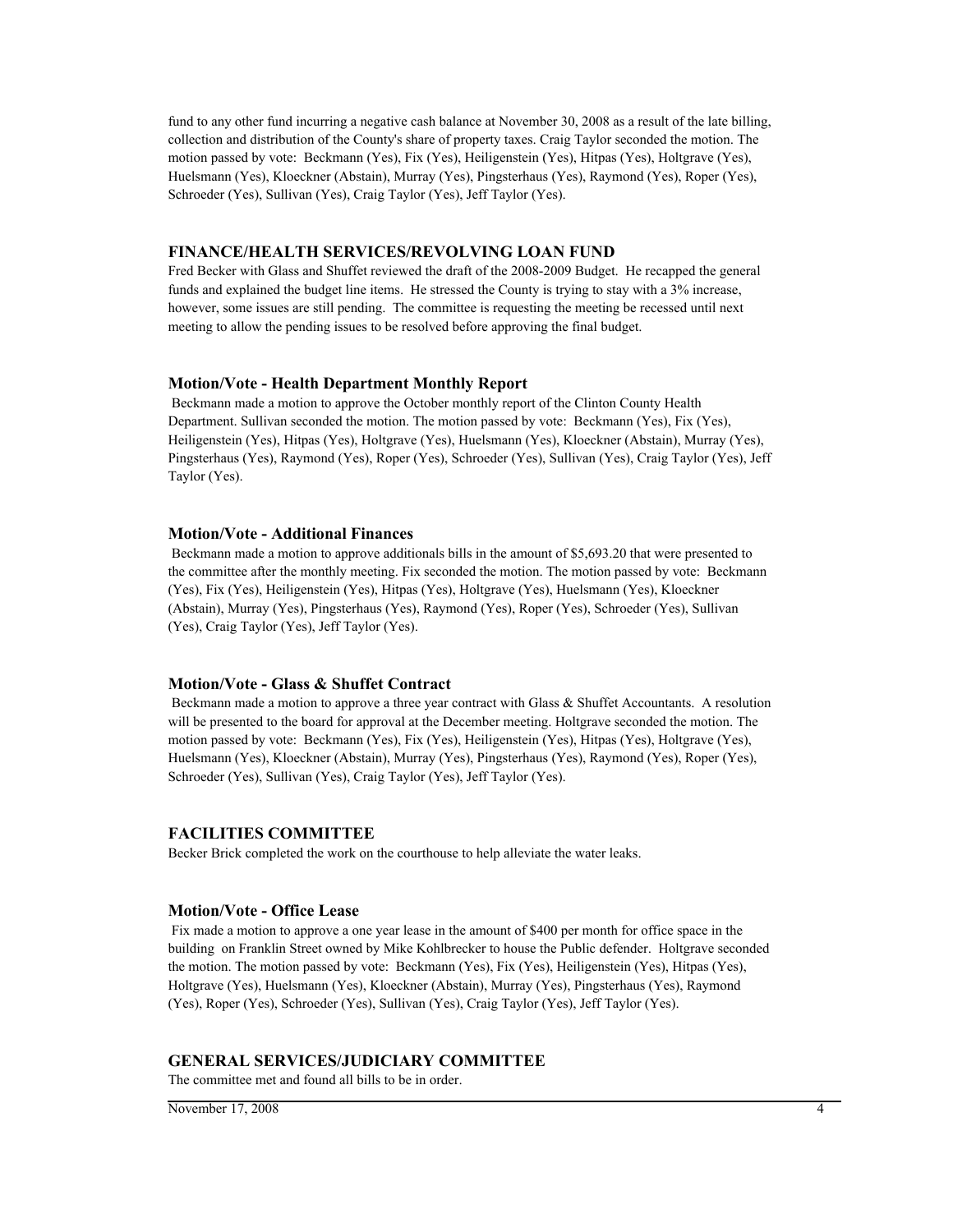fund to any other fund incurring a negative cash balance at November 30, 2008 as a result of the late billing, collection and distribution of the County's share of property taxes. Craig Taylor seconded the motion. The motion passed by vote: Beckmann (Yes), Fix (Yes), Heiligenstein (Yes), Hitpas (Yes), Holtgrave (Yes), Huelsmann (Yes), Kloeckner (Abstain), Murray (Yes), Pingsterhaus (Yes), Raymond (Yes), Roper (Yes), Schroeder (Yes), Sullivan (Yes), Craig Taylor (Yes), Jeff Taylor (Yes).

## FINANCE/HEALTH SERVICES/REVOLVING LOAN FUND

Fred Becker with Glass and Shuffet reviewed the draft of the 2008-2009 Budget. He recapped the general funds and explained the budget line items. He stressed the County is trying to stay with a 3% increase, however, some issues are still pending. The committee is requesting the meeting be recessed until next meeting to allow the pending issues to be resolved before approving the final budget.

### Motion/Vote - Health Department Monthly Report

Beckmann made a motion to approve the October monthly report of the Clinton County Health Department. Sullivan seconded the motion. The motion passed by vote: Beckmann (Yes), Fix (Yes), Heiligenstein (Yes), Hitpas (Yes), Holtgrave (Yes), Huelsmann (Yes), Kloeckner (Abstain), Murray (Yes), Pingsterhaus (Yes), Raymond (Yes), Roper (Yes), Schroeder (Yes), Sullivan (Yes), Craig Taylor (Yes), Jeff Taylor (Yes).

### Motion/Vote - Additional Finances

Beckmann made a motion to approve additionals bills in the amount of $5,693.20 that were presented to the committee after the monthly meeting. Fix seconded the motion. The motion passed by vote: Beckmann (Yes), Fix (Yes), Heiligenstein (Yes), Hitpas (Yes), Holtgrave (Yes), Huelsmann (Yes), Kloeckner (Abstain), Murray (Yes), Pingsterhaus (Yes), Raymond (Yes), Roper (Yes), Schroeder (Yes), Sullivan (Yes), Craig Taylor (Yes), Jeff Taylor (Yes).

### Motion/Vote - Glass & Shuffet Contract

Beckmann made a motion to approve a three year contract with Glass & Shuffet Accountants. A resolution will be presented to the board for approval at the December meeting. Holtgrave seconded the motion. The motion passed by vote: Beckmann (Yes), Fix (Yes), Heiligenstein (Yes), Hitpas (Yes), Holtgrave (Yes), Huelsmann (Yes), Kloeckner (Abstain), Murray (Yes), Pingsterhaus (Yes), Raymond (Yes), Roper (Yes), Schroeder (Yes), Sullivan (Yes), Craig Taylor (Yes), Jeff Taylor (Yes).

## FACILITIES COMMITTEE

Becker Brick completed the work on the courthouse to help alleviate the water leaks.

### Motion/Vote - Office Lease

Fix made a motion to approve a one year lease in the amount of $400 per month for office space in the building on Franklin Street owned by Mike Kohlbrecker to house the Public defender. Holtgrave seconded the motion. The motion passed by vote: Beckmann (Yes), Fix (Yes), Heiligenstein (Yes), Hitpas (Yes), Holtgrave (Yes), Huelsmann (Yes), Kloeckner (Abstain), Murray (Yes), Pingsterhaus (Yes), Raymond (Yes), Roper (Yes), Schroeder (Yes), Sullivan (Yes), Craig Taylor (Yes), Jeff Taylor (Yes).

## GENERAL SERVICES/JUDICIARY COMMITTEE

The committee met and found all bills to be in order.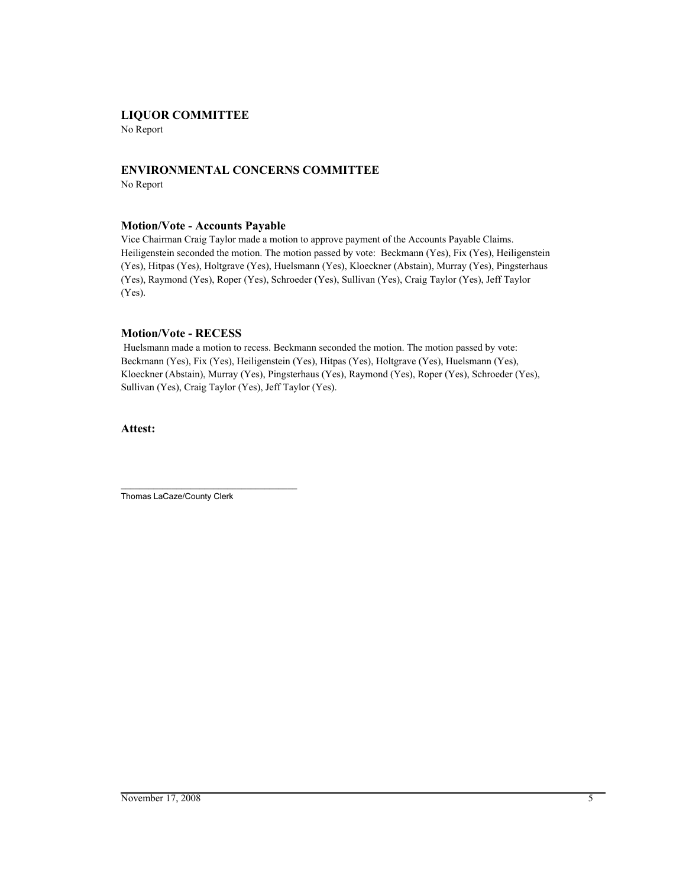### LIQUOR COMMITTEE

No Report

### ENVIRONMENTAL CONCERNS COMMITTEE

No Report

### Motion/Vote - Accounts Payable

Vice Chairman Craig Taylor made a motion to approve payment of the Accounts Payable Claims. Heiligenstein seconded the motion. The motion passed by vote: Beckmann (Yes), Fix (Yes), Heiligenstein (Yes), Hitpas (Yes), Holtgrave (Yes), Huelsmann (Yes), Kloeckner (Abstain), Murray (Yes), Pingsterhaus (Yes), Raymond (Yes), Roper (Yes), Schroeder (Yes), Sullivan (Yes), Craig Taylor (Yes), Jeff Taylor (Yes).

### Motion/Vote - RECESS

Huelsmann made a motion to recess. Beckmann seconded the motion. The motion passed by vote: Beckmann (Yes), Fix (Yes), Heiligenstein (Yes), Hitpas (Yes), Holtgrave (Yes), Huelsmann (Yes), Kloeckner (Abstain), Murray (Yes), Pingsterhaus (Yes), Raymond (Yes), Roper (Yes), Schroeder (Yes), Sullivan (Yes), Craig Taylor (Yes), Jeff Taylor (Yes).

### Attest:

\_\_\_\_\_\_\_\_\_\_\_\_\_\_\_\_\_\_\_\_\_\_\_\_\_\_\_\_\_\_\_\_\_\_\_\_

Thomas LaCaze/County Clerk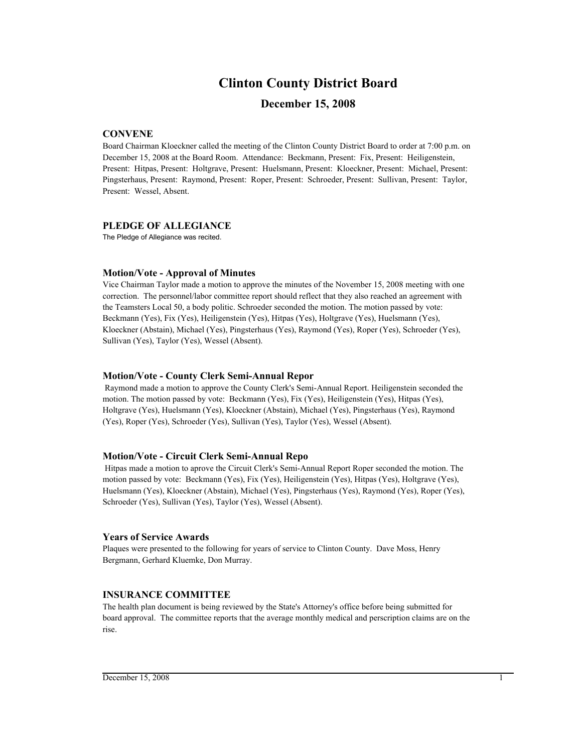# Clinton County District Board

## December 15, 2008

### CONVENE

Board Chairman Kloeckner called the meeting of the Clinton County District Board to order at 7:00 p.m. on December 15, 2008 at the Board Room. Attendance: Beckmann, Present: Fix, Present: Heiligenstein, Present: Hitpas, Present: Holtgrave, Present: Huelsmann, Present: Kloeckner, Present: Michael, Present: Pingsterhaus, Present: Raymond, Present: Roper, Present: Schroeder, Present: Sullivan, Present: Taylor, Present: Wessel, Absent.

### PLEDGE OF ALLEGIANCE

The Pledge of Allegiance was recited.

### Motion/Vote - Approval of Minutes

Vice Chairman Taylor made a motion to approve the minutes of the November 15, 2008 meeting with one correction. The personnel/labor committee report should reflect that they also reached an agreement with the Teamsters Local 50, a body politic. Schroeder seconded the motion. The motion passed by vote: Beckmann (Yes), Fix (Yes), Heiligenstein (Yes), Hitpas (Yes), Holtgrave (Yes), Huelsmann (Yes), Kloeckner (Abstain), Michael (Yes), Pingsterhaus (Yes), Raymond (Yes), Roper (Yes), Schroeder (Yes), Sullivan (Yes), Taylor (Yes), Wessel (Absent).

### Motion/Vote - County Clerk Semi-Annual Repor

Raymond made a motion to approve the County Clerk's Semi-Annual Report. Heiligenstein seconded the motion. The motion passed by vote: Beckmann (Yes), Fix (Yes), Heiligenstein (Yes), Hitpas (Yes), Holtgrave (Yes), Huelsmann (Yes), Kloeckner (Abstain), Michael (Yes), Pingsterhaus (Yes), Raymond (Yes), Roper (Yes), Schroeder (Yes), Sullivan (Yes), Taylor (Yes), Wessel (Absent).

### Motion/Vote - Circuit Clerk Semi-Annual Repo

Hitpas made a motion to aprove the Circuit Clerk's Semi-Annual Report Roper seconded the motion. The motion passed by vote: Beckmann (Yes), Fix (Yes), Heiligenstein (Yes), Hitpas (Yes), Holtgrave (Yes), Huelsmann (Yes), Kloeckner (Abstain), Michael (Yes), Pingsterhaus (Yes), Raymond (Yes), Roper (Yes), Schroeder (Yes), Sullivan (Yes), Taylor (Yes), Wessel (Absent).

### Years of Service Awards

Plaques were presented to the following for years of service to Clinton County. Dave Moss, Henry Bergmann, Gerhard Kluemke, Don Murray.

### INSURANCE COMMITTEE

The health plan document is being reviewed by the State's Attorney's office before being submitted for board approval. The committee reports that the average monthly medical and perscription claims are on the rise.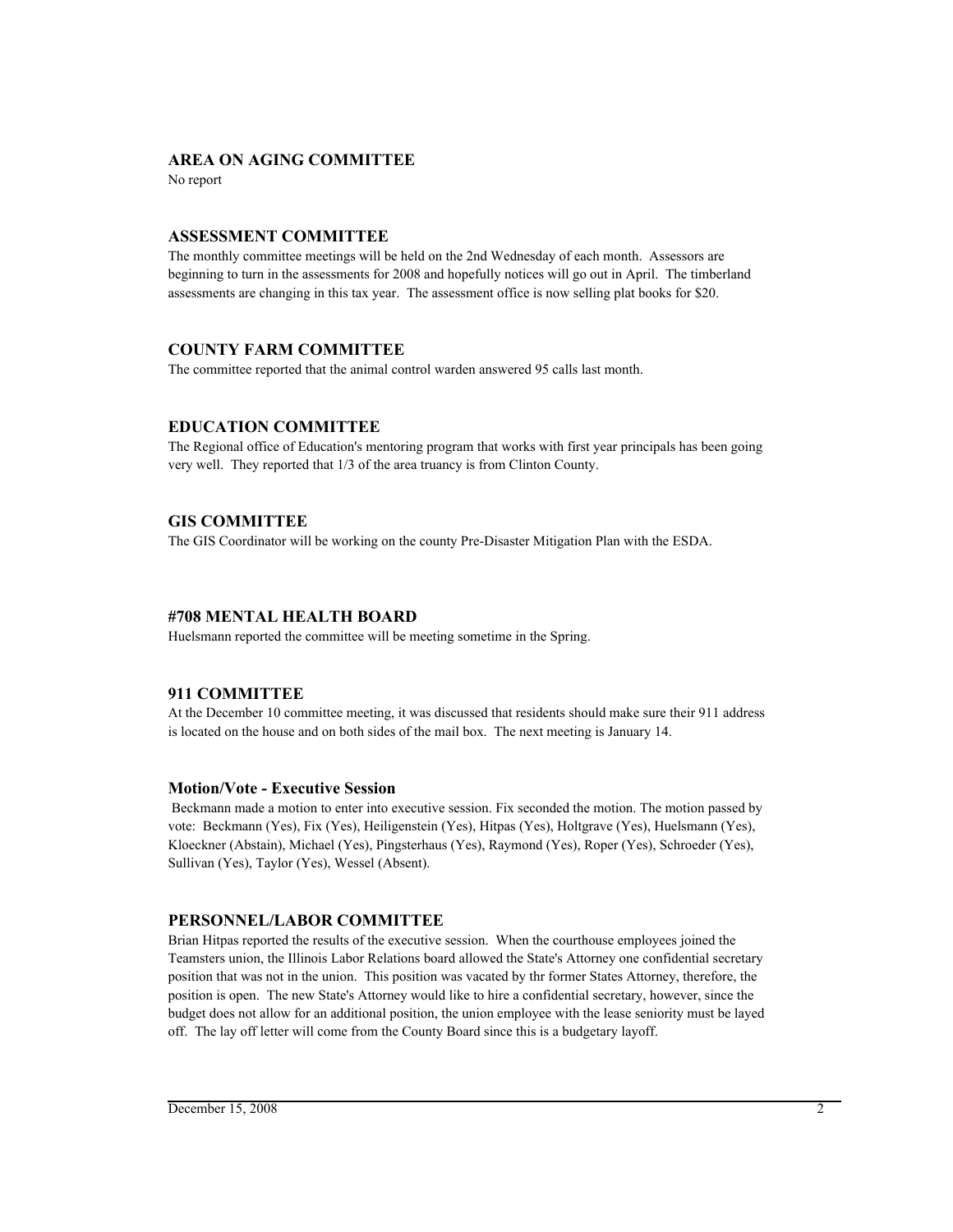## AREA ON AGING COMMITTEE

No report

## ASSESSMENT COMMITTEE

The monthly committee meetings will be held on the 2nd Wednesday of each month. Assessors are beginning to turn in the assessments for 2008 and hopefully notices will go out in April. The timberland assessments are changing in this tax year. The assessment office is now selling plat books for $20.

## COUNTY FARM COMMITTEE

The committee reported that the animal control warden answered 95 calls last month.

## EDUCATION COMMITTEE

The Regional office of Education's mentoring program that works with first year principals has been going very well. They reported that 1/3 of the area truancy is from Clinton County.

## GIS COMMITTEE

The GIS Coordinator will be working on the county Pre-Disaster Mitigation Plan with the ESDA.

## #708 MENTAL HEALTH BOARD

Huelsmann reported the committee will be meeting sometime in the Spring.

## 911 COMMITTEE

At the December 10 committee meeting, it was discussed that residents should make sure their 911 address is located on the house and on both sides of the mail box. The next meeting is January 14.

### Motion/Vote - Executive Session

Beckmann made a motion to enter into executive session. Fix seconded the motion. The motion passed by vote: Beckmann (Yes), Fix (Yes), Heiligenstein (Yes), Hitpas (Yes), Holtgrave (Yes), Huelsmann (Yes), Kloeckner (Abstain), Michael (Yes), Pingsterhaus (Yes), Raymond (Yes), Roper (Yes), Schroeder (Yes), Sullivan (Yes), Taylor (Yes), Wessel (Absent).

## PERSONNEL/LABOR COMMITTEE

Brian Hitpas reported the results of the executive session. When the courthouse employees joined the Teamsters union, the Illinois Labor Relations board allowed the State's Attorney one confidential secretary position that was not in the union. This position was vacated by thr former States Attorney, therefore, the position is open. The new State's Attorney would like to hire a confidential secretary, however, since the budget does not allow for an additional position, the union employee with the lease seniority must be layed off. The lay off letter will come from the County Board since this is a budgetary layoff.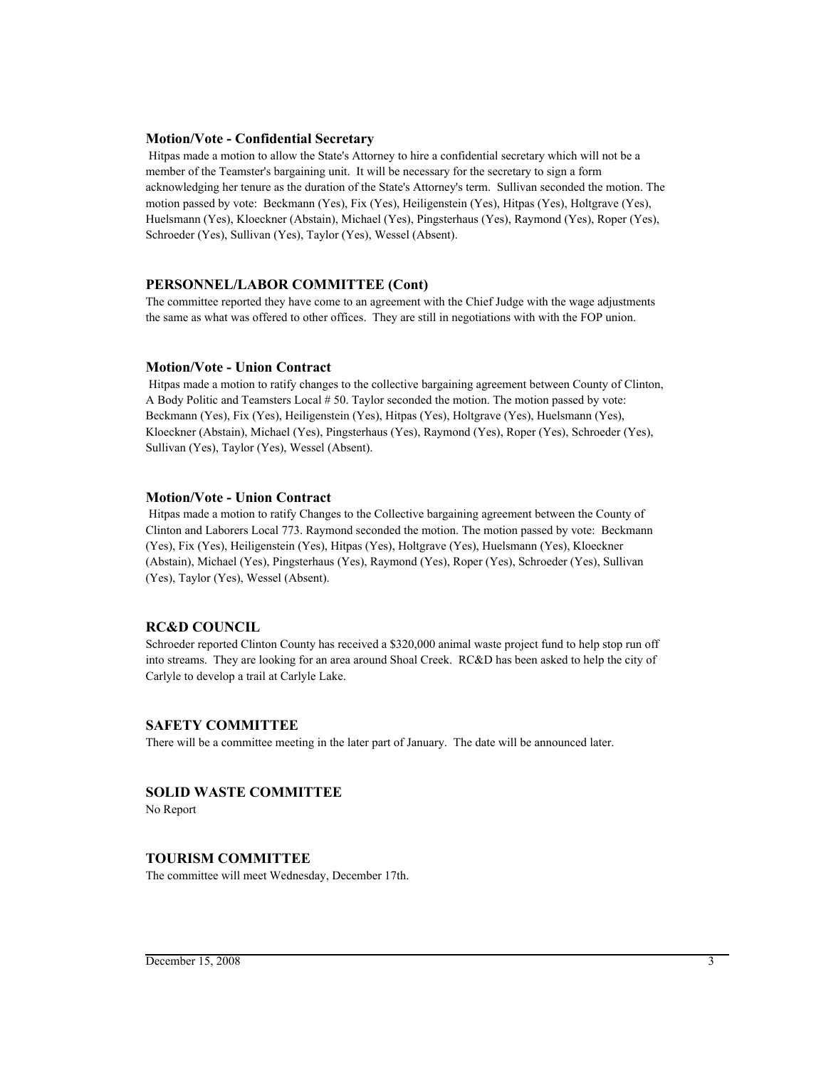### Motion/Vote - Confidential Secretary

Hitpas made a motion to allow the State's Attorney to hire a confidential secretary which will not be a member of the Teamster's bargaining unit. It will be necessary for the secretary to sign a form acknowledging her tenure as the duration of the State's Attorney's term. Sullivan seconded the motion. The motion passed by vote: Beckmann (Yes), Fix (Yes), Heiligenstein (Yes), Hitpas (Yes), Holtgrave (Yes), Huelsmann (Yes), Kloeckner (Abstain), Michael (Yes), Pingsterhaus (Yes), Raymond (Yes), Roper (Yes), Schroeder (Yes), Sullivan (Yes), Taylor (Yes), Wessel (Absent).

## PERSONNEL/LABOR COMMITTEE (Cont)

The committee reported they have come to an agreement with the Chief Judge with the wage adjustments the same as what was offered to other offices. They are still in negotiations with with the FOP union.

### Motion/Vote - Union Contract

Hitpas made a motion to ratify changes to the collective bargaining agreement between County of Clinton, A Body Politic and Teamsters Local # 50. Taylor seconded the motion. The motion passed by vote: Beckmann (Yes), Fix (Yes), Heiligenstein (Yes), Hitpas (Yes), Holtgrave (Yes), Huelsmann (Yes), Kloeckner (Abstain), Michael (Yes), Pingsterhaus (Yes), Raymond (Yes), Roper (Yes), Schroeder (Yes), Sullivan (Yes), Taylor (Yes), Wessel (Absent).

### Motion/Vote - Union Contract

Hitpas made a motion to ratify Changes to the Collective bargaining agreement between the County of Clinton and Laborers Local 773. Raymond seconded the motion. The motion passed by vote: Beckmann (Yes), Fix (Yes), Heiligenstein (Yes), Hitpas (Yes), Holtgrave (Yes), Huelsmann (Yes), Kloeckner (Abstain), Michael (Yes), Pingsterhaus (Yes), Raymond (Yes), Roper (Yes), Schroeder (Yes), Sullivan (Yes), Taylor (Yes), Wessel (Absent).

## RC&D COUNCIL

Schroeder reported Clinton County has received a $320,000 animal waste project fund to help stop run off into streams. They are looking for an area around Shoal Creek. RC&D has been asked to help the city of Carlyle to develop a trail at Carlyle Lake.

## SAFETY COMMITTEE

There will be a committee meeting in the later part of January. The date will be announced later.

## SOLID WASTE COMMITTEE

No Report

## TOURISM COMMITTEE

The committee will meet Wednesday, December 17th.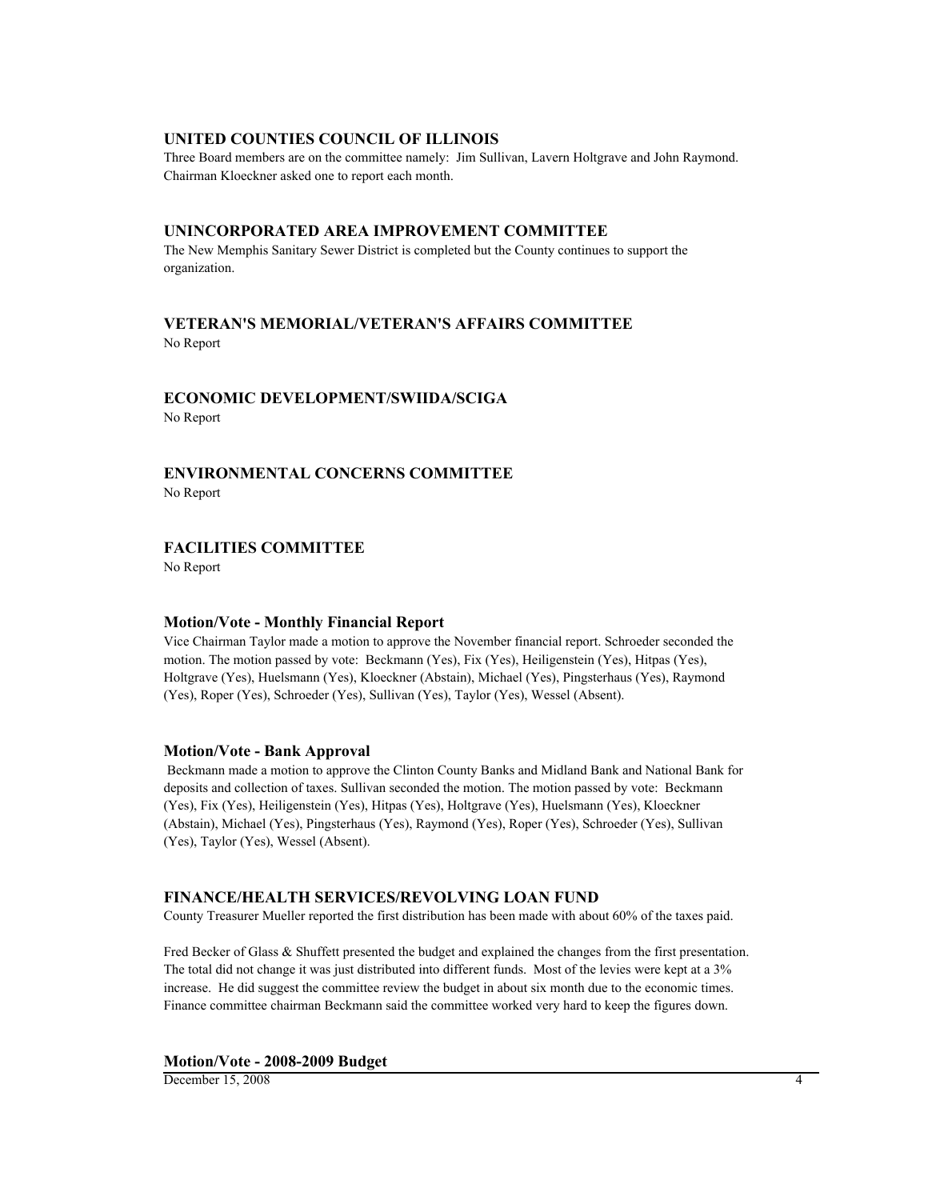## UNITED COUNTIES COUNCIL OF ILLINOIS

Three Board members are on the committee namely: Jim Sullivan, Lavern Holtgrave and John Raymond. Chairman Kloeckner asked one to report each month.

## UNINCORPORATED AREA IMPROVEMENT COMMITTEE

The New Memphis Sanitary Sewer District is completed but the County continues to support the organization.

## VETERAN'S MEMORIAL/VETERAN'S AFFAIRS COMMITTEE

No Report

## ECONOMIC DEVELOPMENT/SWIIDA/SCIGA

No Report

## ENVIRONMENTAL CONCERNS COMMITTEE

No Report

## FACILITIES COMMITTEE

No Report

### Motion/Vote - Monthly Financial Report

Vice Chairman Taylor made a motion to approve the November financial report. Schroeder seconded the motion. The motion passed by vote: Beckmann (Yes), Fix (Yes), Heiligenstein (Yes), Hitpas (Yes), Holtgrave (Yes), Huelsmann (Yes), Kloeckner (Abstain), Michael (Yes), Pingsterhaus (Yes), Raymond (Yes), Roper (Yes), Schroeder (Yes), Sullivan (Yes), Taylor (Yes), Wessel (Absent).

### Motion/Vote - Bank Approval

Beckmann made a motion to approve the Clinton County Banks and Midland Bank and National Bank for deposits and collection of taxes. Sullivan seconded the motion. The motion passed by vote: Beckmann (Yes), Fix (Yes), Heiligenstein (Yes), Hitpas (Yes), Holtgrave (Yes), Huelsmann (Yes), Kloeckner (Abstain), Michael (Yes), Pingsterhaus (Yes), Raymond (Yes), Roper (Yes), Schroeder (Yes), Sullivan (Yes), Taylor (Yes), Wessel (Absent).

## FINANCE/HEALTH SERVICES/REVOLVING LOAN FUND

County Treasurer Mueller reported the first distribution has been made with about 60% of the taxes paid.

Fred Becker of Glass & Shuffett presented the budget and explained the changes from the first presentation. The total did not change it was just distributed into different funds. Most of the levies were kept at a 3% increase. He did suggest the committee review the budget in about six month due to the economic times. Finance committee chairman Beckmann said the committee worked very hard to keep the figures down.

### Motion/Vote - 2008-2009 Budget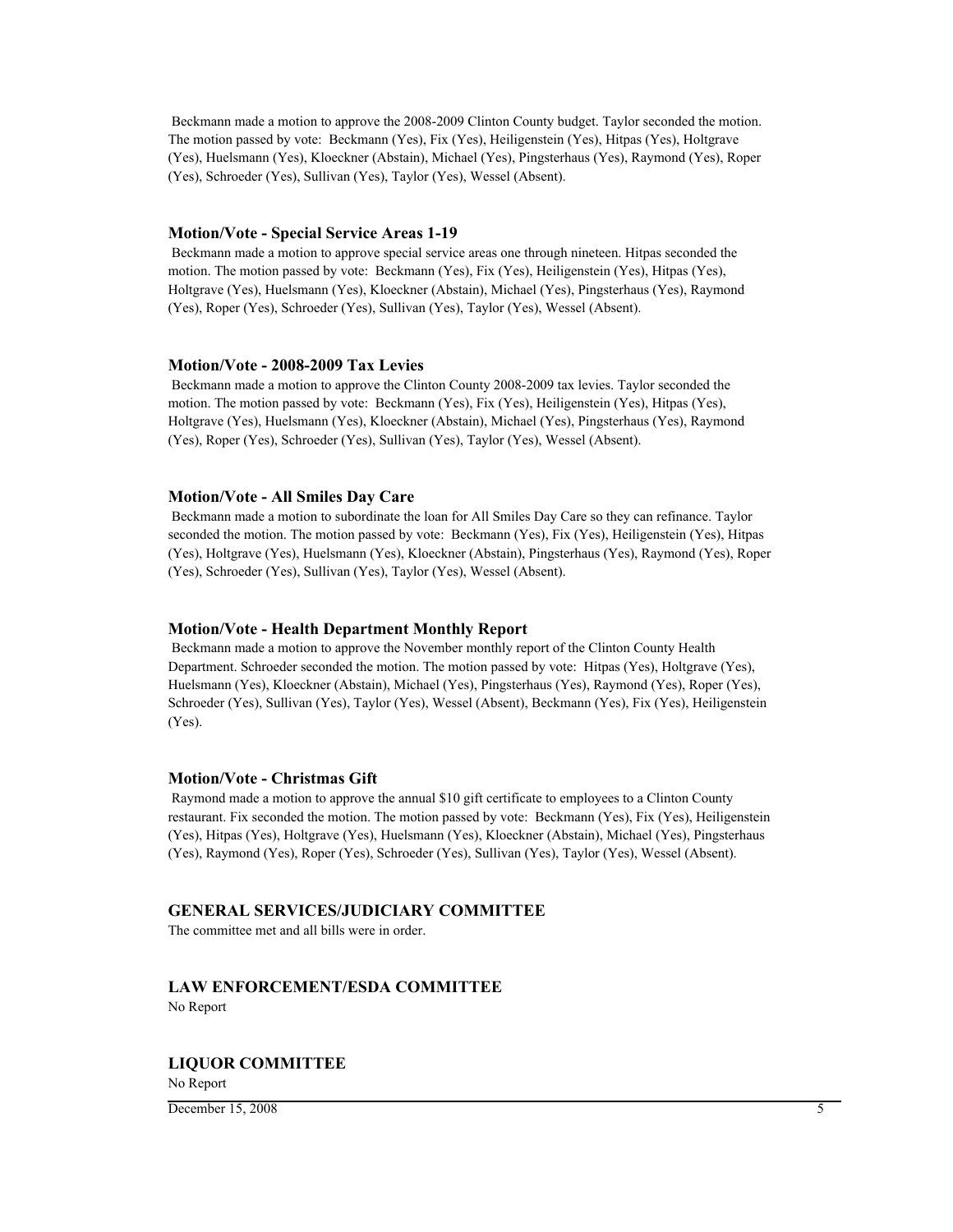Beckmann made a motion to approve the 2008-2009 Clinton County budget. Taylor seconded the motion. The motion passed by vote: Beckmann (Yes), Fix (Yes), Heiligenstein (Yes), Hitpas (Yes), Holtgrave (Yes), Huelsmann (Yes), Kloeckner (Abstain), Michael (Yes), Pingsterhaus (Yes), Raymond (Yes), Roper (Yes), Schroeder (Yes), Sullivan (Yes), Taylor (Yes), Wessel (Absent).

### Motion/Vote - Special Service Areas 1-19

Beckmann made a motion to approve special service areas one through nineteen. Hitpas seconded the motion. The motion passed by vote: Beckmann (Yes), Fix (Yes), Heiligenstein (Yes), Hitpas (Yes), Holtgrave (Yes), Huelsmann (Yes), Kloeckner (Abstain), Michael (Yes), Pingsterhaus (Yes), Raymond (Yes), Roper (Yes), Schroeder (Yes), Sullivan (Yes), Taylor (Yes), Wessel (Absent).

### Motion/Vote - 2008-2009 Tax Levies

Beckmann made a motion to approve the Clinton County 2008-2009 tax levies. Taylor seconded the motion. The motion passed by vote: Beckmann (Yes), Fix (Yes), Heiligenstein (Yes), Hitpas (Yes), Holtgrave (Yes), Huelsmann (Yes), Kloeckner (Abstain), Michael (Yes), Pingsterhaus (Yes), Raymond (Yes), Roper (Yes), Schroeder (Yes), Sullivan (Yes), Taylor (Yes), Wessel (Absent).

### Motion/Vote - All Smiles Day Care

Beckmann made a motion to subordinate the loan for All Smiles Day Care so they can refinance. Taylor seconded the motion. The motion passed by vote: Beckmann (Yes), Fix (Yes), Heiligenstein (Yes), Hitpas (Yes), Holtgrave (Yes), Huelsmann (Yes), Kloeckner (Abstain), Pingsterhaus (Yes), Raymond (Yes), Roper (Yes), Schroeder (Yes), Sullivan (Yes), Taylor (Yes), Wessel (Absent).

### Motion/Vote - Health Department Monthly Report

Beckmann made a motion to approve the November monthly report of the Clinton County Health Department. Schroeder seconded the motion. The motion passed by vote: Hitpas (Yes), Holtgrave (Yes), Huelsmann (Yes), Kloeckner (Abstain), Michael (Yes), Pingsterhaus (Yes), Raymond (Yes), Roper (Yes), Schroeder (Yes), Sullivan (Yes), Taylor (Yes), Wessel (Absent), Beckmann (Yes), Fix (Yes), Heiligenstein (Yes).

### Motion/Vote - Christmas Gift

Raymond made a motion to approve the annual $10 gift certificate to employees to a Clinton County restaurant. Fix seconded the motion. The motion passed by vote: Beckmann (Yes), Fix (Yes), Heiligenstein (Yes), Hitpas (Yes), Holtgrave (Yes), Huelsmann (Yes), Kloeckner (Abstain), Michael (Yes), Pingsterhaus (Yes), Raymond (Yes), Roper (Yes), Schroeder (Yes), Sullivan (Yes), Taylor (Yes), Wessel (Absent).

## GENERAL SERVICES/JUDICIARY COMMITTEE

The committee met and all bills were in order.

## LAW ENFORCEMENT/ESDA COMMITTEE

No Report

## LIQUOR COMMITTEE

No Report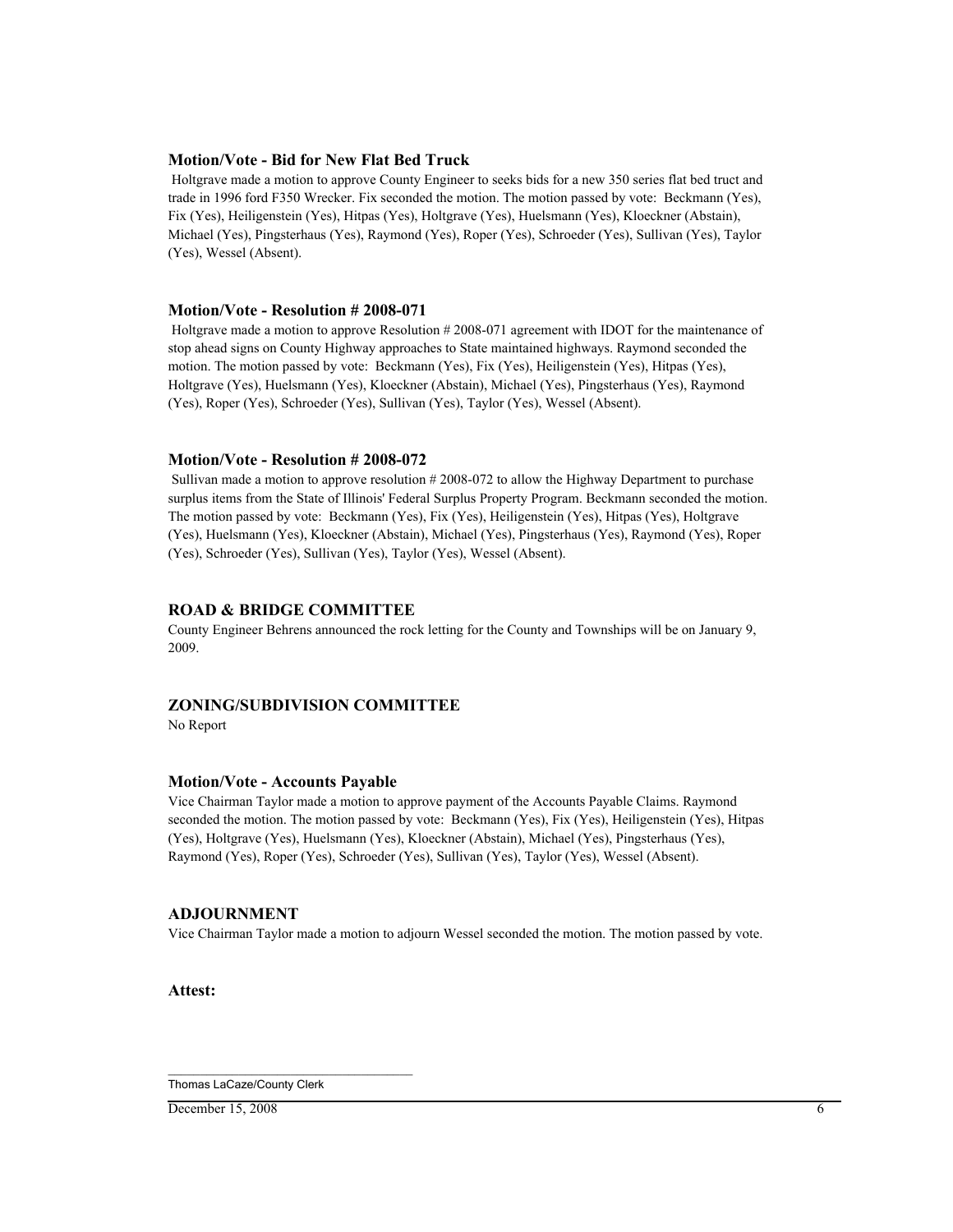### Motion/Vote - Bid for New Flat Bed Truck

Holtgrave made a motion to approve County Engineer to seeks bids for a new 350 series flat bed truct and trade in 1996 ford F350 Wrecker. Fix seconded the motion. The motion passed by vote: Beckmann (Yes), Fix (Yes), Heiligenstein (Yes), Hitpas (Yes), Holtgrave (Yes), Huelsmann (Yes), Kloeckner (Abstain), Michael (Yes), Pingsterhaus (Yes), Raymond (Yes), Roper (Yes), Schroeder (Yes), Sullivan (Yes), Taylor (Yes), Wessel (Absent).

### Motion/Vote - Resolution # 2008-071

Holtgrave made a motion to approve Resolution # 2008-071 agreement with IDOT for the maintenance of stop ahead signs on County Highway approaches to State maintained highways. Raymond seconded the motion. The motion passed by vote: Beckmann (Yes), Fix (Yes), Heiligenstein (Yes), Hitpas (Yes), Holtgrave (Yes), Huelsmann (Yes), Kloeckner (Abstain), Michael (Yes), Pingsterhaus (Yes), Raymond (Yes), Roper (Yes), Schroeder (Yes), Sullivan (Yes), Taylor (Yes), Wessel (Absent).

### Motion/Vote - Resolution # 2008-072

Sullivan made a motion to approve resolution # 2008-072 to allow the Highway Department to purchase surplus items from the State of Illinois' Federal Surplus Property Program. Beckmann seconded the motion. The motion passed by vote: Beckmann (Yes), Fix (Yes), Heiligenstein (Yes), Hitpas (Yes), Holtgrave (Yes), Huelsmann (Yes), Kloeckner (Abstain), Michael (Yes), Pingsterhaus (Yes), Raymond (Yes), Roper (Yes), Schroeder (Yes), Sullivan (Yes), Taylor (Yes), Wessel (Absent).

## ROAD & BRIDGE COMMITTEE

County Engineer Behrens announced the rock letting for the County and Townships will be on January 9, 2009.

## ZONING/SUBDIVISION COMMITTEE

No Report

### Motion/Vote - Accounts Payable

Vice Chairman Taylor made a motion to approve payment of the Accounts Payable Claims. Raymond seconded the motion. The motion passed by vote: Beckmann (Yes), Fix (Yes), Heiligenstein (Yes), Hitpas (Yes), Holtgrave (Yes), Huelsmann (Yes), Kloeckner (Abstain), Michael (Yes), Pingsterhaus (Yes), Raymond (Yes), Roper (Yes), Schroeder (Yes), Sullivan (Yes), Taylor (Yes), Wessel (Absent).

## ADJOURNMENT

Vice Chairman Taylor made a motion to adjourn Wessel seconded the motion. The motion passed by vote.

**Attest:**

\_\_\_\_\_\_\_\_\_\_\_\_\_\_\_\_\_\_\_\_\_\_\_\_\_\_\_\_\_\_\_\_\_\_\_\_

Thomas LaCaze/County Clerk

December 15, 2008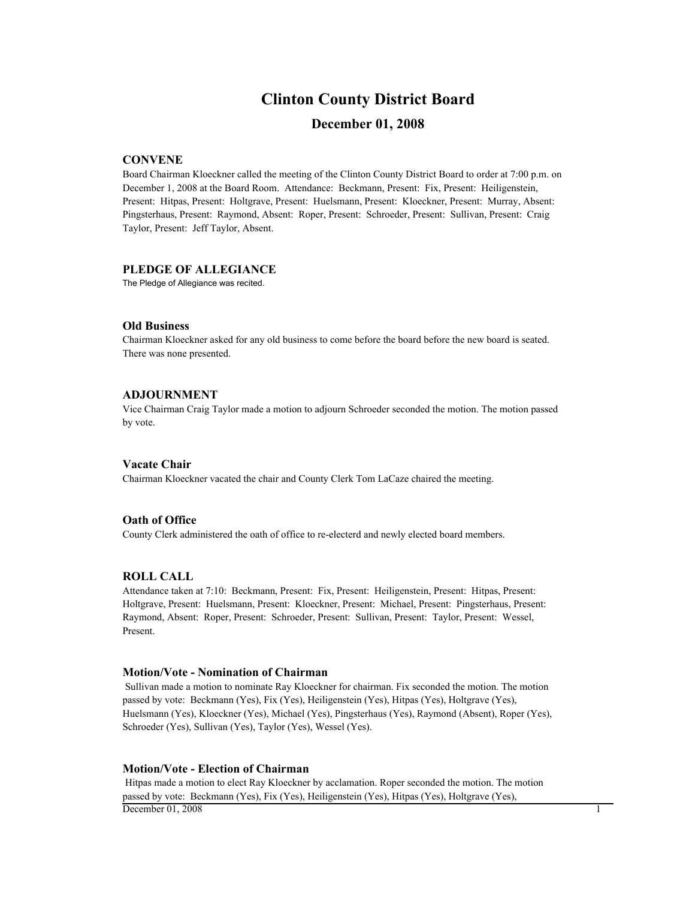# Clinton County District Board

## December 01, 2008

### CONVENE

Board Chairman Kloeckner called the meeting of the Clinton County District Board to order at 7:00 p.m. on December 1, 2008 at the Board Room. Attendance: Beckmann, Present: Fix, Present: Heiligenstein, Present: Hitpas, Present: Holtgrave, Present: Huelsmann, Present: Kloeckner, Present: Murray, Absent: Pingsterhaus, Present: Raymond, Absent: Roper, Present: Schroeder, Present: Sullivan, Present: Craig Taylor, Present: Jeff Taylor, Absent.

### PLEDGE OF ALLEGIANCE

The Pledge of Allegiance was recited.

### Old Business

Chairman Kloeckner asked for any old business to come before the board before the new board is seated. There was none presented.

### ADJOURNMENT

Vice Chairman Craig Taylor made a motion to adjourn Schroeder seconded the motion. The motion passed by vote.

### Vacate Chair

Chairman Kloeckner vacated the chair and County Clerk Tom LaCaze chaired the meeting.

### Oath of Office

County Clerk administered the oath of office to re-electerd and newly elected board members.

### ROLL CALL

Attendance taken at 7:10: Beckmann, Present: Fix, Present: Heiligenstein, Present: Hitpas, Present: Holtgrave, Present: Huelsmann, Present: Kloeckner, Present: Michael, Present: Pingsterhaus, Present: Raymond, Absent: Roper, Present: Schroeder, Present: Sullivan, Present: Taylor, Present: Wessel, Present.

### Motion/Vote - Nomination of Chairman

Sullivan made a motion to nominate Ray Kloeckner for chairman. Fix seconded the motion. The motion passed by vote: Beckmann (Yes), Fix (Yes), Heiligenstein (Yes), Hitpas (Yes), Holtgrave (Yes), Huelsmann (Yes), Kloeckner (Yes), Michael (Yes), Pingsterhaus (Yes), Raymond (Absent), Roper (Yes), Schroeder (Yes), Sullivan (Yes), Taylor (Yes), Wessel (Yes).

### Motion/Vote - Election of Chairman

Hitpas made a motion to elect Ray Kloeckner by acclamation. Roper seconded the motion. The motion passed by vote: Beckmann (Yes), Fix (Yes), Heiligenstein (Yes), Hitpas (Yes), Holtgrave (Yes),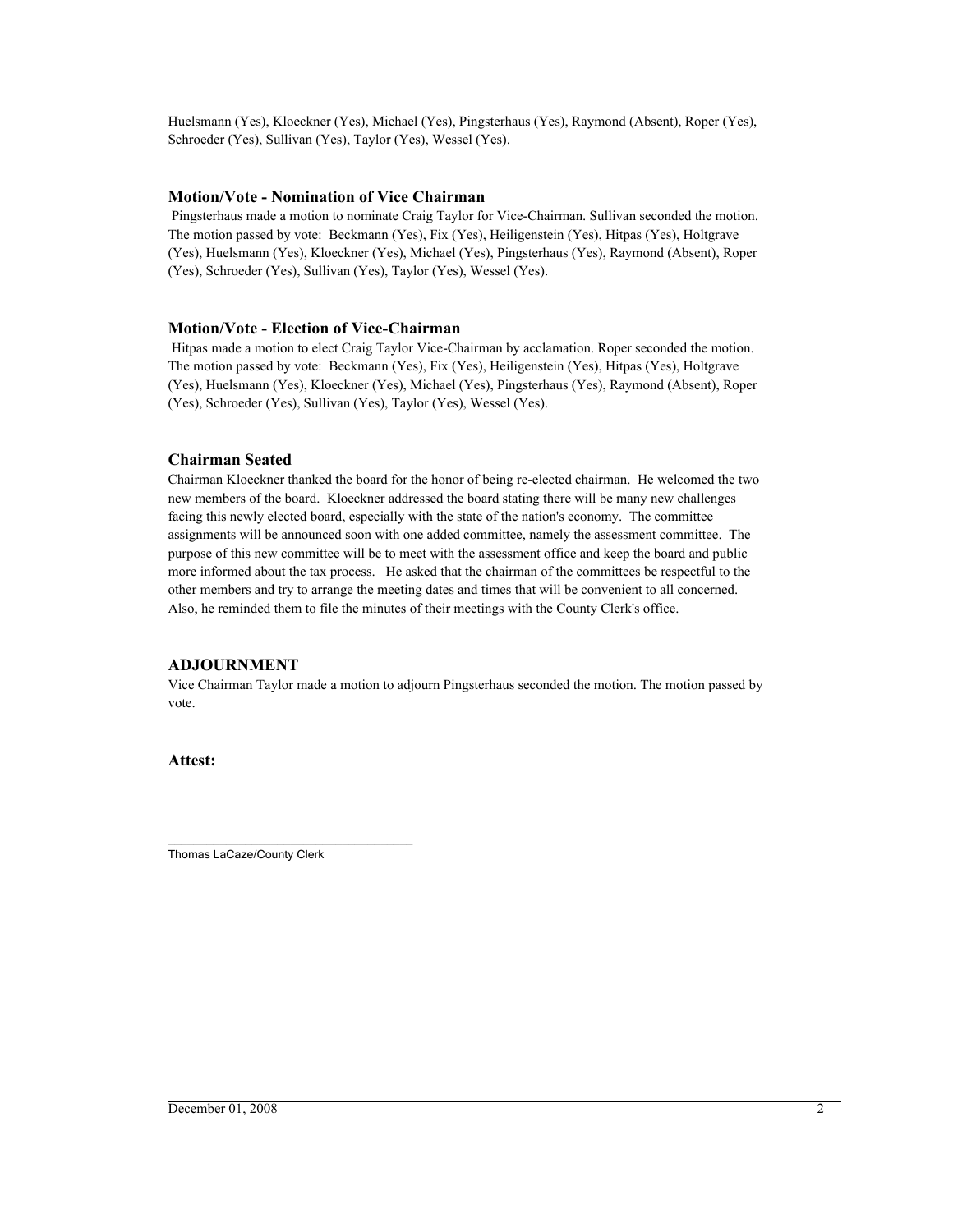Huelsmann (Yes), Kloeckner (Yes), Michael (Yes), Pingsterhaus (Yes), Raymond (Absent), Roper (Yes), Schroeder (Yes), Sullivan (Yes), Taylor (Yes), Wessel (Yes).

### Motion/Vote - Nomination of Vice Chairman

Pingsterhaus made a motion to nominate Craig Taylor for Vice-Chairman. Sullivan seconded the motion. The motion passed by vote: Beckmann (Yes), Fix (Yes), Heiligenstein (Yes), Hitpas (Yes), Holtgrave (Yes), Huelsmann (Yes), Kloeckner (Yes), Michael (Yes), Pingsterhaus (Yes), Raymond (Absent), Roper (Yes), Schroeder (Yes), Sullivan (Yes), Taylor (Yes), Wessel (Yes).

### Motion/Vote - Election of Vice-Chairman

Hitpas made a motion to elect Craig Taylor Vice-Chairman by acclamation. Roper seconded the motion. The motion passed by vote: Beckmann (Yes), Fix (Yes), Heiligenstein (Yes), Hitpas (Yes), Holtgrave (Yes), Huelsmann (Yes), Kloeckner (Yes), Michael (Yes), Pingsterhaus (Yes), Raymond (Absent), Roper (Yes), Schroeder (Yes), Sullivan (Yes), Taylor (Yes), Wessel (Yes).

### Chairman Seated

Chairman Kloeckner thanked the board for the honor of being re-elected chairman. He welcomed the two new members of the board. Kloeckner addressed the board stating there will be many new challenges facing this newly elected board, especially with the state of the nation's economy. The committee assignments will be announced soon with one added committee, namely the assessment committee. The purpose of this new committee will be to meet with the assessment office and keep the board and public more informed about the tax process. He asked that the chairman of the committees be respectful to the other members and try to arrange the meeting dates and times that will be convenient to all concerned. Also, he reminded them to file the minutes of their meetings with the County Clerk's office.

### ADJOURNMENT

Vice Chairman Taylor made a motion to adjourn Pingsterhaus seconded the motion. The motion passed by vote.

**Attest:**

\_\_\_\_\_\_\_\_\_\_\_\_\_\_\_\_\_\_\_\_\_\_\_\_\_\_\_\_\_\_\_\_\_\_\_

Thomas LaCaze/County Clerk

December 01, 2008